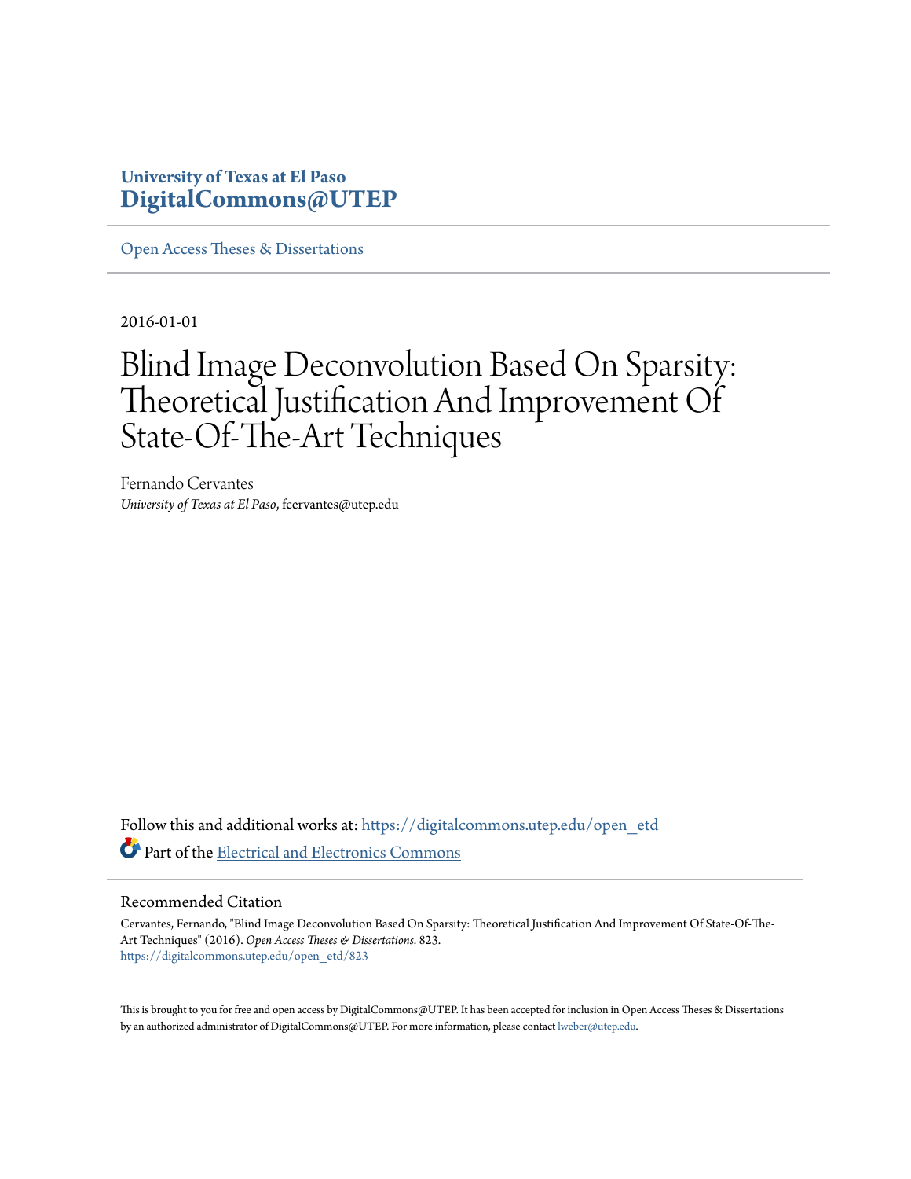**University of Texas at El Paso**
**DigitalCommons@UTEP**

Open Access Theses & Dissertations

2016-01-01

# Blind Image Deconvolution Based On Sparsity: Theoretical Justification And Improvement Of State-Of-The-Art Techniques

Fernando Cervantes
*University of Texas at El Paso*, fcervantes@utep.edu

Follow this and additional works at: https://digitalcommons.utep.edu/open_etd

Part of the Electrical and Electronics Commons

## Recommended Citation

Cervantes, Fernando, "Blind Image Deconvolution Based On Sparsity: Theoretical Justification And Improvement Of State-Of-The-Art Techniques" (2016). *Open Access Theses & Dissertations*. 823.
https://digitalcommons.utep.edu/open_etd/823

This is brought to you for free and open access by DigitalCommons@UTEP. It has been accepted for inclusion in Open Access Theses & Dissertations by an authorized administrator of DigitalCommons@UTEP. For more information, please contact lweber@utep.edu.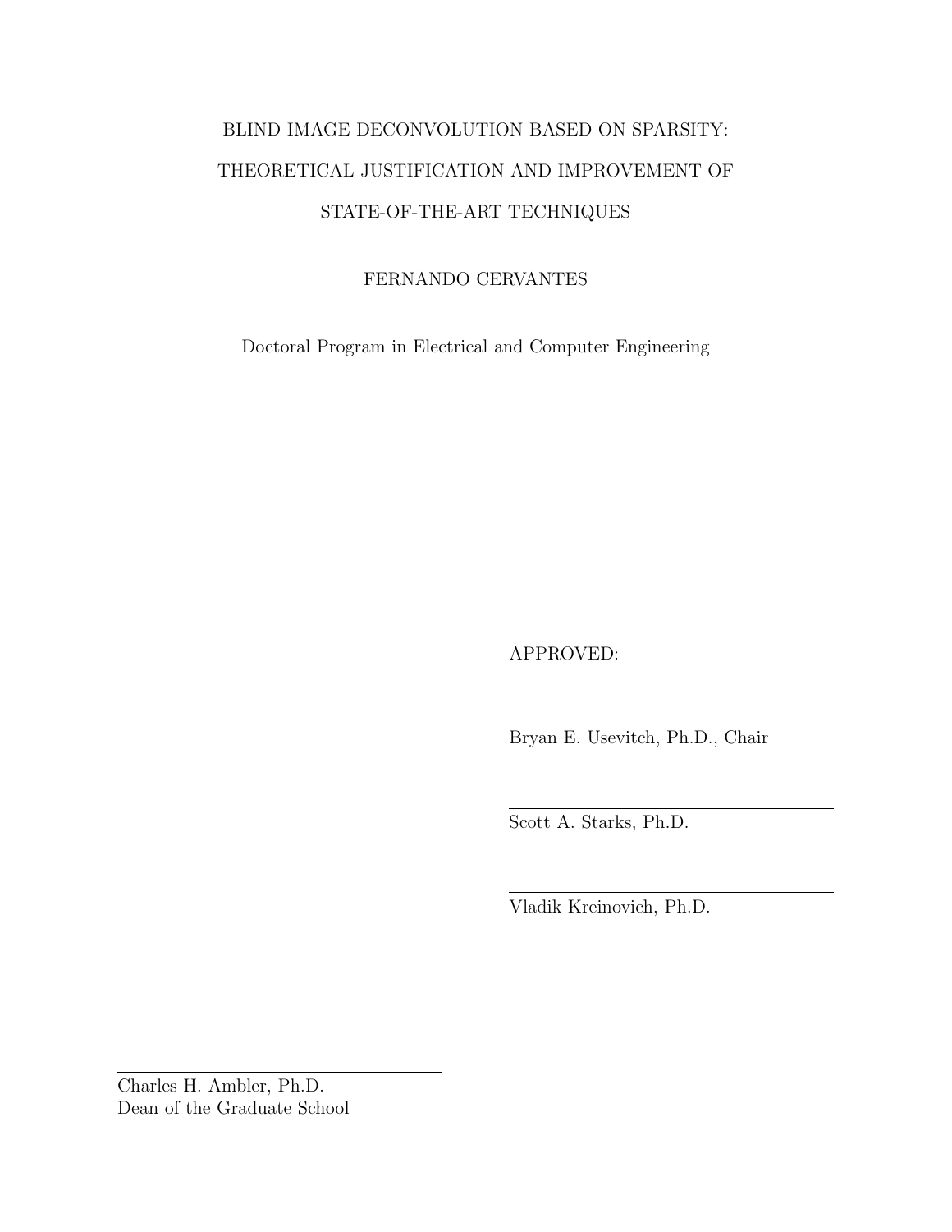BLIND IMAGE DECONVOLUTION BASED ON SPARSITY:

THEORETICAL JUSTIFICATION AND IMPROVEMENT OF

STATE-OF-THE-ART TECHNIQUES

FERNANDO CERVANTES

Doctoral Program in Electrical and Computer Engineering

APPROVED:

Bryan E. Usevitch, Ph.D., Chair

Scott A. Starks, Ph.D.

Vladik Kreinovich, Ph.D.

Charles H. Ambler, Ph.D.
Dean of the Graduate School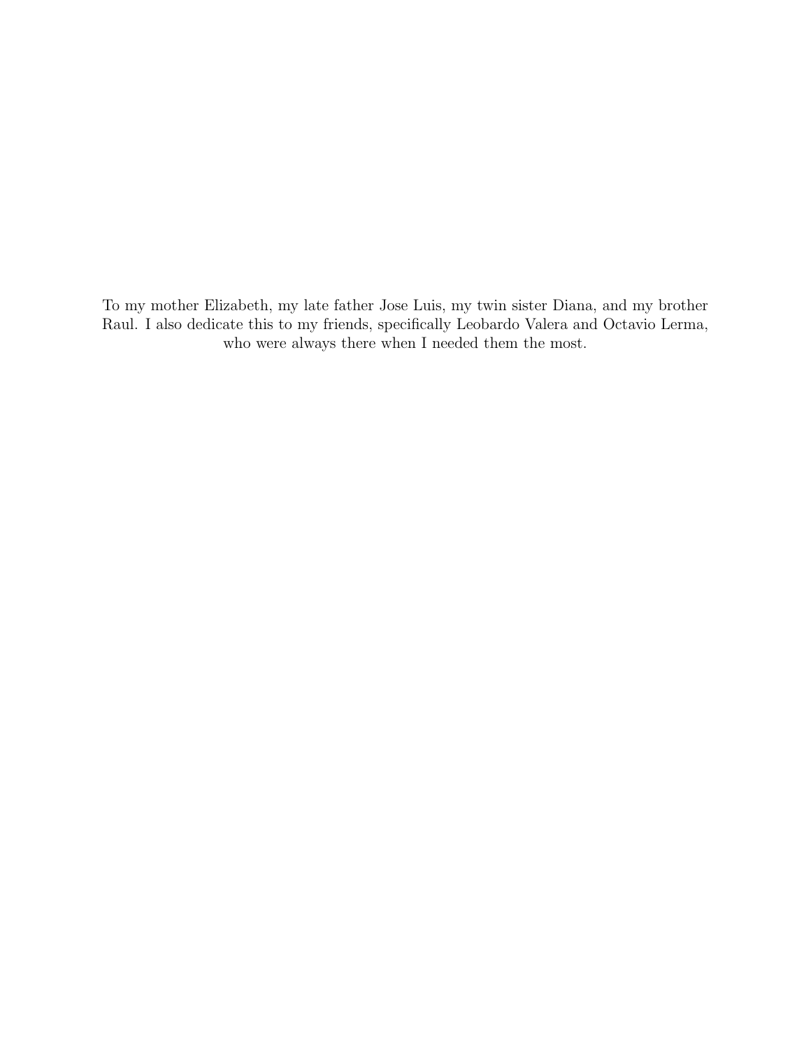To my mother Elizabeth, my late father Jose Luis, my twin sister Diana, and my brother Raul. I also dedicate this to my friends, specifically Leobardo Valera and Octavio Lerma, who were always there when I needed them the most.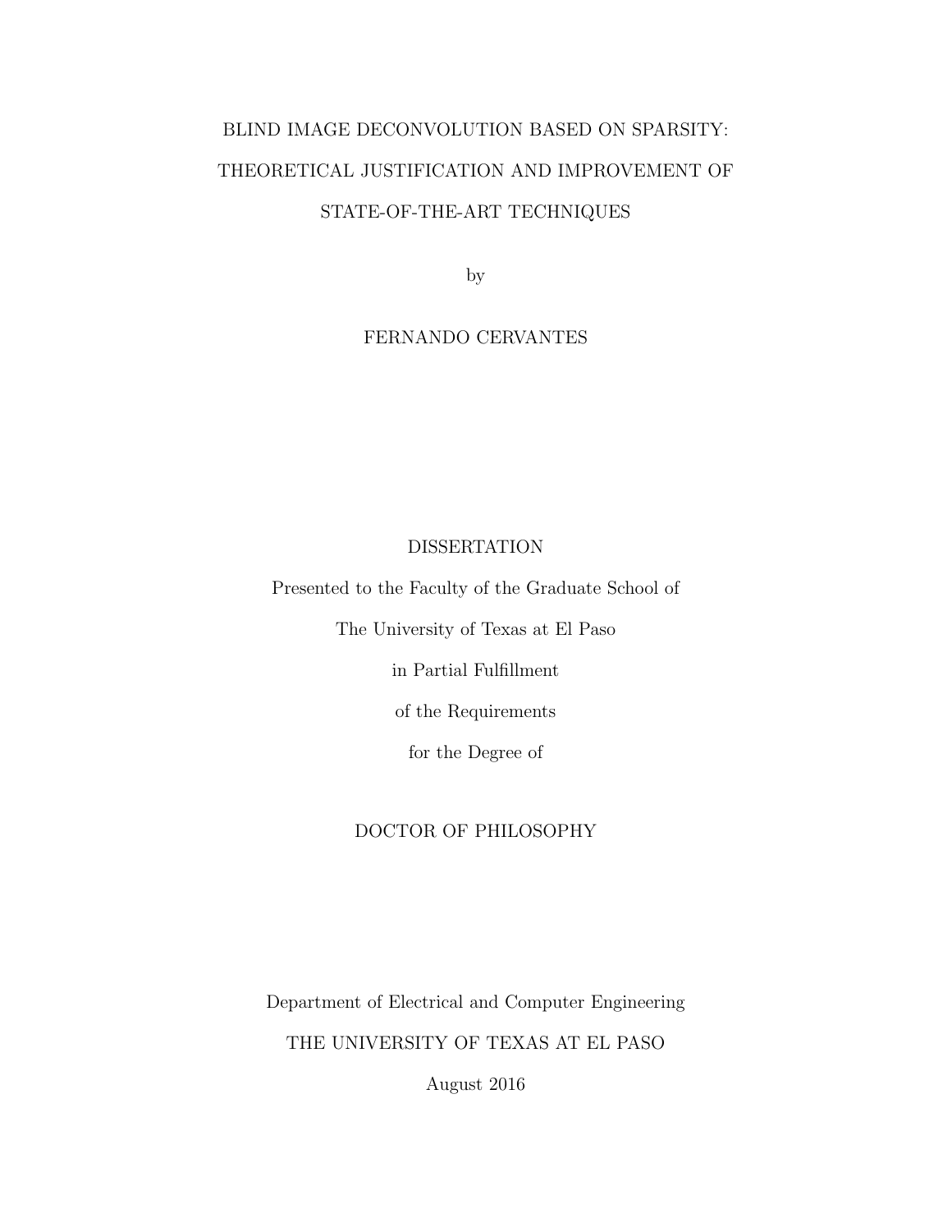# BLIND IMAGE DECONVOLUTION BASED ON SPARSITY: THEORETICAL JUSTIFICATION AND IMPROVEMENT OF STATE-OF-THE-ART TECHNIQUES

by

FERNANDO CERVANTES

DISSERTATION

Presented to the Faculty of the Graduate School of

The University of Texas at El Paso

in Partial Fulfillment

of the Requirements

for the Degree of

DOCTOR OF PHILOSOPHY

Department of Electrical and Computer Engineering

THE UNIVERSITY OF TEXAS AT EL PASO

August 2016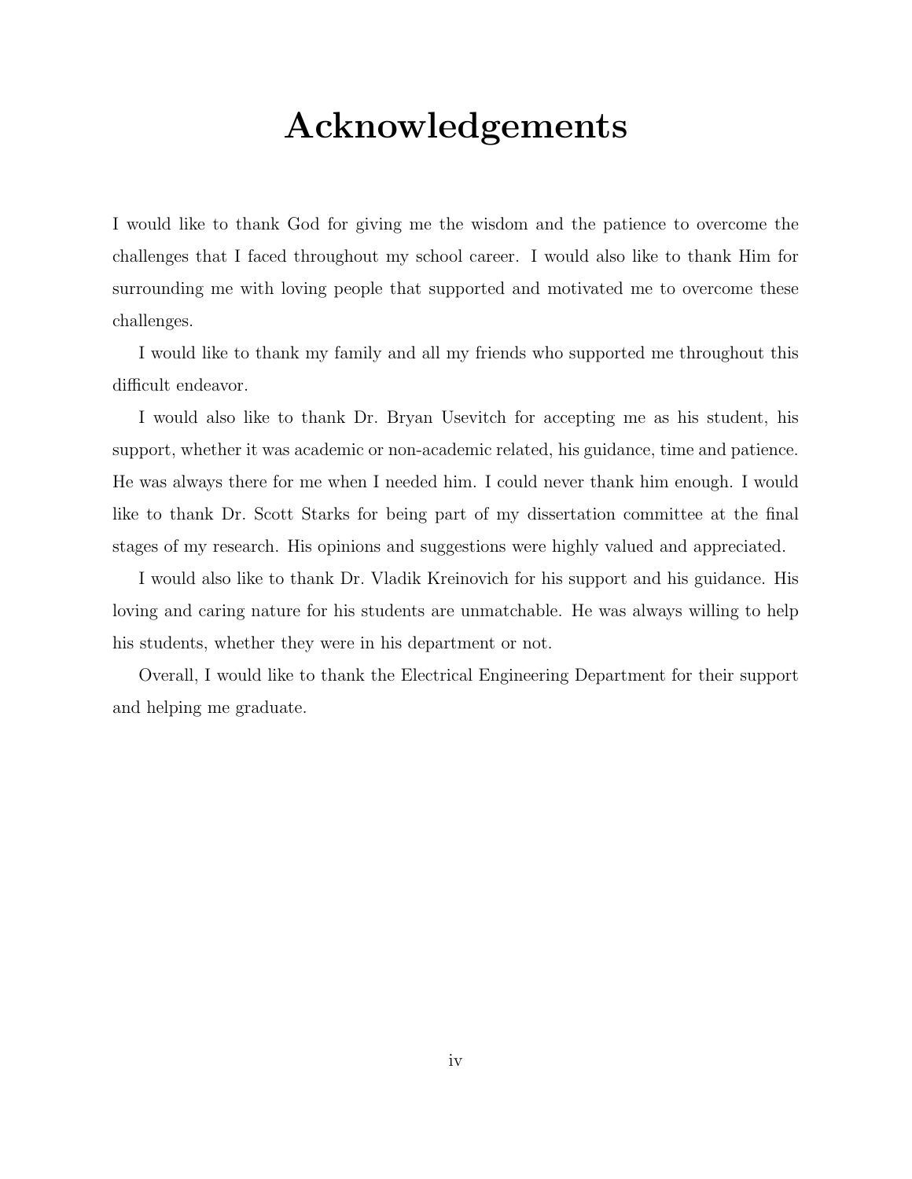# Acknowledgements

I would like to thank God for giving me the wisdom and the patience to overcome the challenges that I faced throughout my school career. I would also like to thank Him for surrounding me with loving people that supported and motivated me to overcome these challenges.

I would like to thank my family and all my friends who supported me throughout this difficult endeavor.

I would also like to thank Dr. Bryan Usevitch for accepting me as his student, his support, whether it was academic or non-academic related, his guidance, time and patience. He was always there for me when I needed him. I could never thank him enough. I would like to thank Dr. Scott Starks for being part of my dissertation committee at the final stages of my research. His opinions and suggestions were highly valued and appreciated.

I would also like to thank Dr. Vladik Kreinovich for his support and his guidance. His loving and caring nature for his students are unmatchable. He was always willing to help his students, whether they were in his department or not.

Overall, I would like to thank the Electrical Engineering Department for their support and helping me graduate.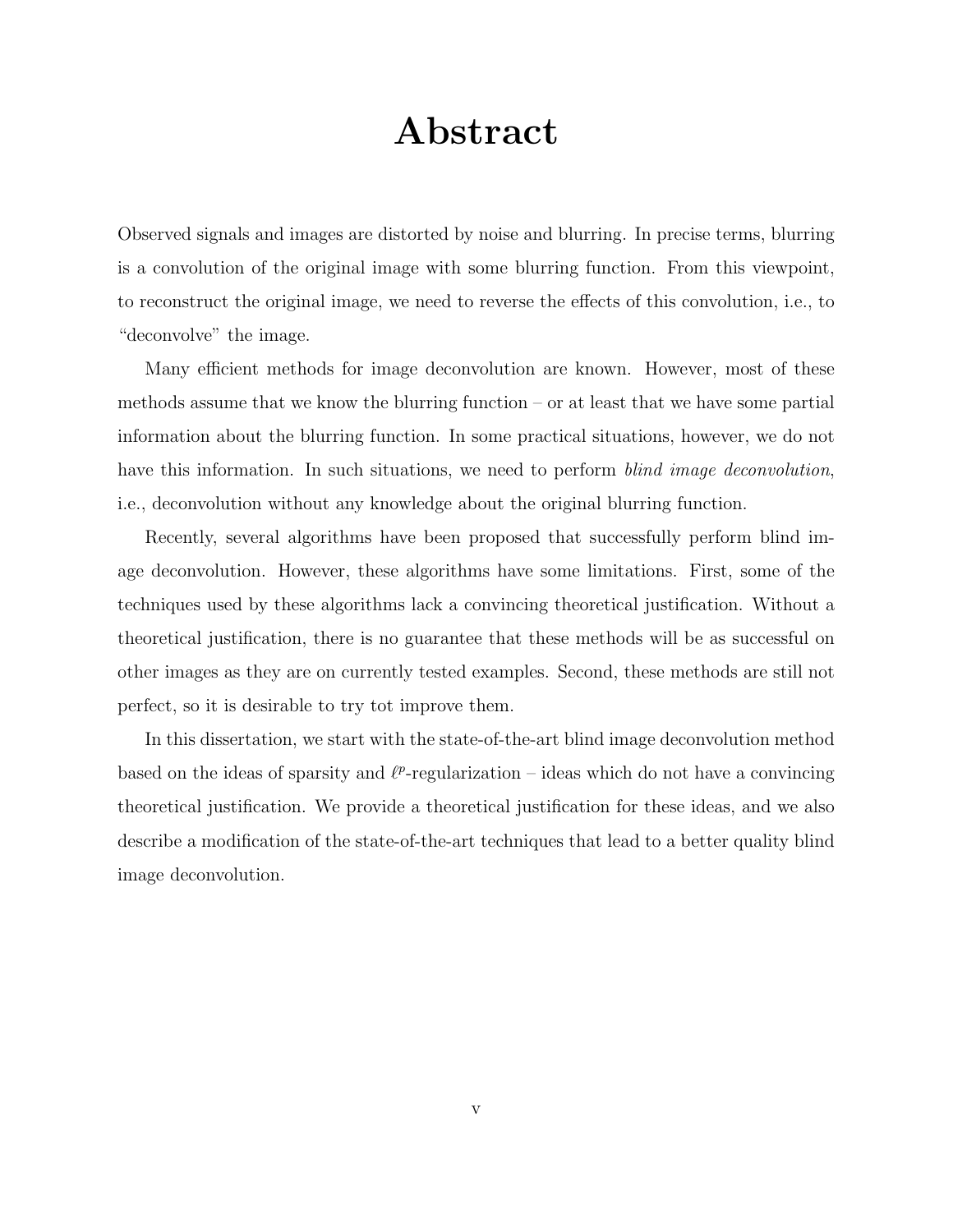# Abstract

Observed signals and images are distorted by noise and blurring. In precise terms, blurring is a convolution of the original image with some blurring function. From this viewpoint, to reconstruct the original image, we need to reverse the effects of this convolution, i.e., to "deconvolve" the image.

Many efficient methods for image deconvolution are known. However, most of these methods assume that we know the blurring function – or at least that we have some partial information about the blurring function. In some practical situations, however, we do not have this information. In such situations, we need to perform *blind image deconvolution*, i.e., deconvolution without any knowledge about the original blurring function.

Recently, several algorithms have been proposed that successfully perform blind image deconvolution. However, these algorithms have some limitations. First, some of the techniques used by these algorithms lack a convincing theoretical justification. Without a theoretical justification, there is no guarantee that these methods will be as successful on other images as they are on currently tested examples. Second, these methods are still not perfect, so it is desirable to try tot improve them.

In this dissertation, we start with the state-of-the-art blind image deconvolution method based on the ideas of sparsity and $\ell^p$-regularization – ideas which do not have a convincing theoretical justification. We provide a theoretical justification for these ideas, and we also describe a modification of the state-of-the-art techniques that lead to a better quality blind image deconvolution.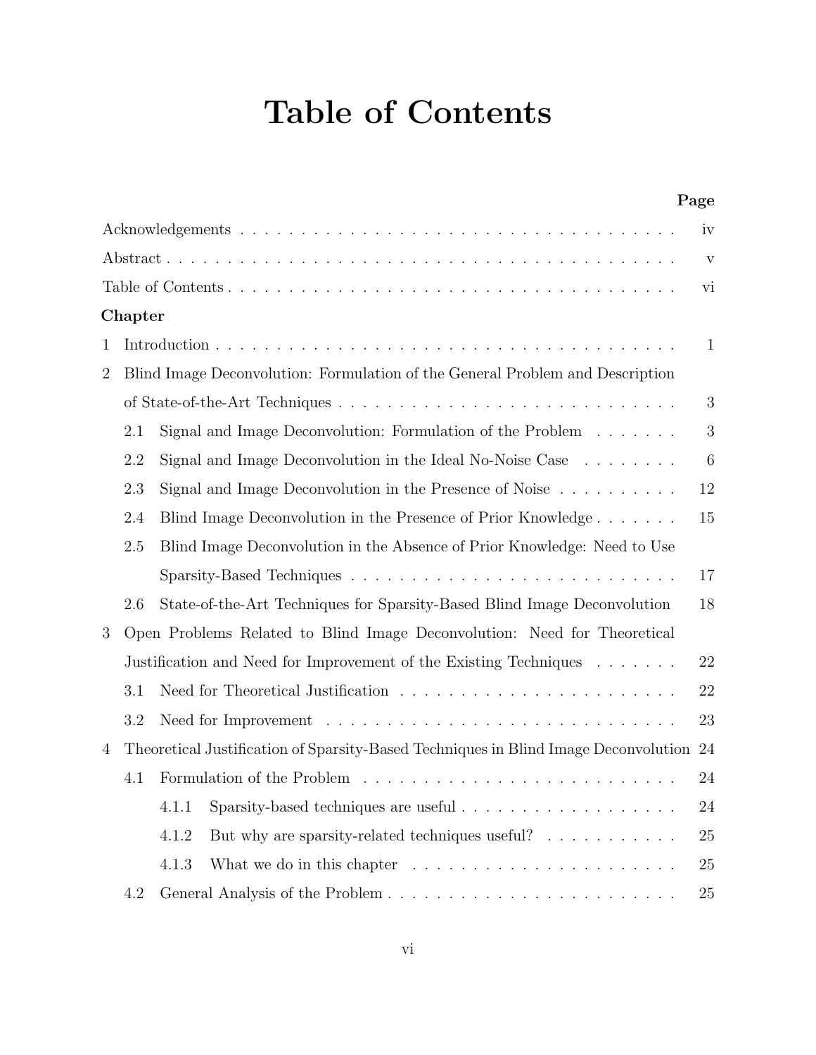# Table of Contents

| | Page |
|---|---|
| Acknowledgements | iv |
| Abstract | v |
| Table of Contents | vi |
| **Chapter** | |
| 1 Introduction | 1 |
| 2 Blind Image Deconvolution: Formulation of the General Problem and Description of State-of-the-Art Techniques | 3 |
| 2.1 Signal and Image Deconvolution: Formulation of the Problem | 3 |
| 2.2 Signal and Image Deconvolution in the Ideal No-Noise Case | 6 |
| 2.3 Signal and Image Deconvolution in the Presence of Noise | 12 |
| 2.4 Blind Image Deconvolution in the Presence of Prior Knowledge | 15 |
| 2.5 Blind Image Deconvolution in the Absence of Prior Knowledge: Need to Use Sparsity-Based Techniques | 17 |
| 2.6 State-of-the-Art Techniques for Sparsity-Based Blind Image Deconvolution | 18 |
| 3 Open Problems Related to Blind Image Deconvolution: Need for Theoretical Justification and Need for Improvement of the Existing Techniques | 22 |
| 3.1 Need for Theoretical Justification | 22 |
| 3.2 Need for Improvement | 23 |
| 4 Theoretical Justification of Sparsity-Based Techniques in Blind Image Deconvolution | 24 |
| 4.1 Formulation of the Problem | 24 |
| 4.1.1 Sparsity-based techniques are useful | 24 |
| 4.1.2 But why are sparsity-related techniques useful? | 25 |
| 4.1.3 What we do in this chapter | 25 |
| 4.2 General Analysis of the Problem | 25 |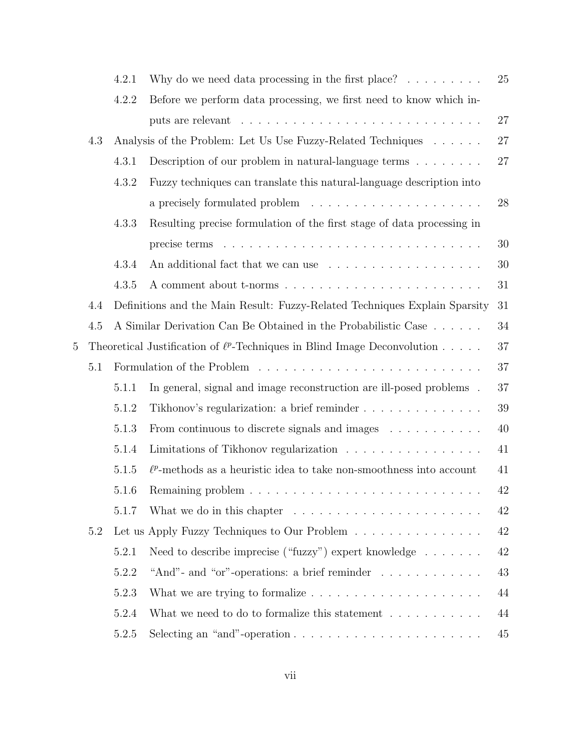- 4.2.1 Why do we need data processing in the first place? . . . . . . . . . 25
- 4.2.2 Before we perform data processing, we first need to know which inputs are relevant . . . . . . . . . . . . . . . . . . . . . . . . . . 27

4.3 Analysis of the Problem: Let Us Use Fuzzy-Related Techniques . . . . . . 27

- 4.3.1 Description of our problem in natural-language terms . . . . . . . . 27
- 4.3.2 Fuzzy techniques can translate this natural-language description into a precisely formulated problem . . . . . . . . . . . . . . . . . . . . 28
- 4.3.3 Resulting precise formulation of the first stage of data processing in precise terms . . . . . . . . . . . . . . . . . . . . . . . . . . . . . 30
- 4.3.4 An additional fact that we can use . . . . . . . . . . . . . . . . . . 30
- 4.3.5 A comment about t-norms . . . . . . . . . . . . . . . . . . . . . . . 31

4.4 Definitions and the Main Result: Fuzzy-Related Techniques Explain Sparsity 31

4.5 A Similar Derivation Can Be Obtained in the Probabilistic Case . . . . . . 34

5 Theoretical Justification of $\ell^p$-Techniques in Blind Image Deconvolution . . . . . 37

5.1 Formulation of the Problem . . . . . . . . . . . . . . . . . . . . . . . . . . 37

- 5.1.1 In general, signal and image reconstruction are ill-posed problems . 37
- 5.1.2 Tikhonov's regularization: a brief reminder . . . . . . . . . . . . . . 39
- 5.1.3 From continuous to discrete signals and images . . . . . . . . . . . 40
- 5.1.4 Limitations of Tikhonov regularization . . . . . . . . . . . . . . . . 41
- 5.1.5 $\ell^p$-methods as a heuristic idea to take non-smoothness into account 41
- 5.1.6 Remaining problem . . . . . . . . . . . . . . . . . . . . . . . . . . . 42
- 5.1.7 What we do in this chapter . . . . . . . . . . . . . . . . . . . . . . 42

5.2 Let us Apply Fuzzy Techniques to Our Problem . . . . . . . . . . . . . . . 42

- 5.2.1 Need to describe imprecise ("fuzzy") expert knowledge . . . . . . . 42
- 5.2.2 "And"- and "or"-operations: a brief reminder . . . . . . . . . . . . 43
- 5.2.3 What we are trying to formalize . . . . . . . . . . . . . . . . . . . . 44
- 5.2.4 What we need to do to formalize this statement . . . . . . . . . . . 44
- 5.2.5 Selecting an "and"-operation . . . . . . . . . . . . . . . . . . . . . . 45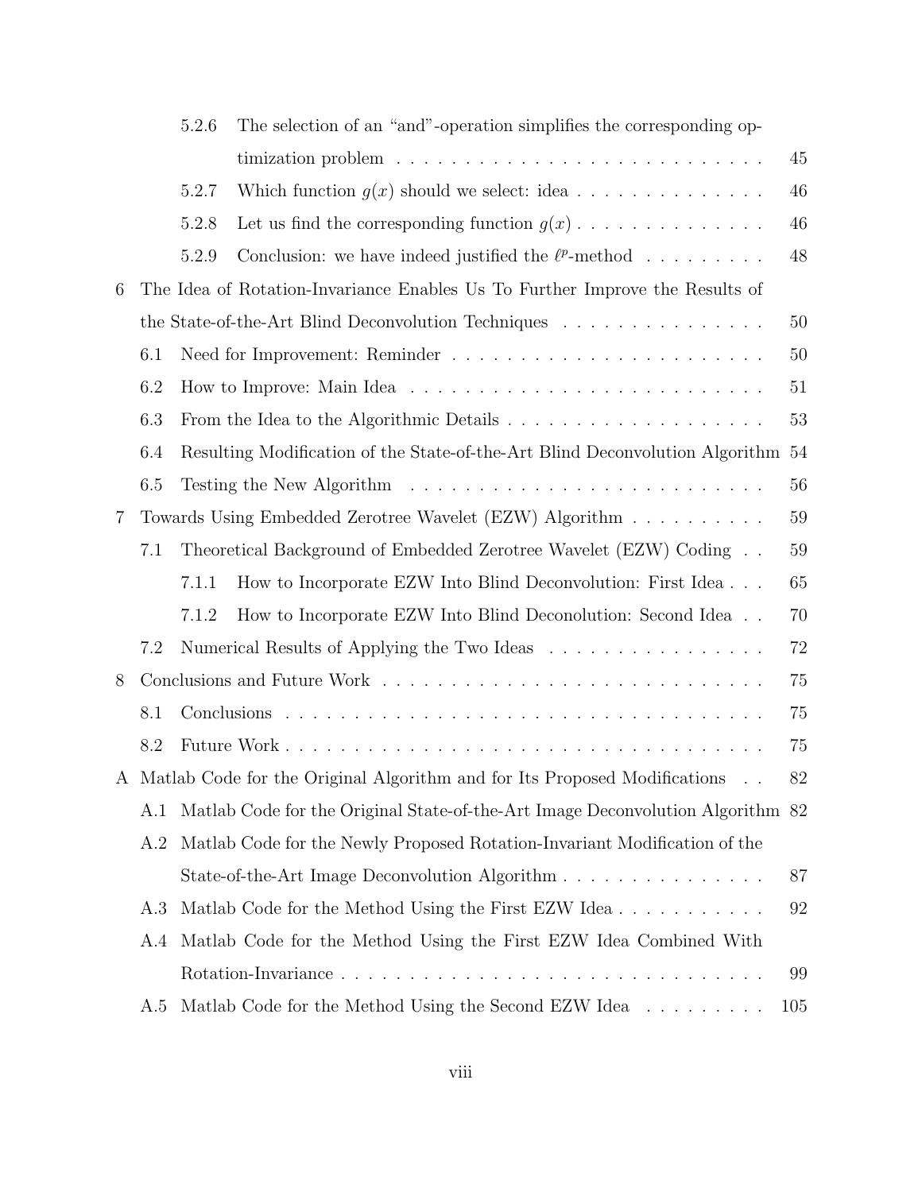- 5.2.6 The selection of an "and"-operation simplifies the corresponding optimization problem . . . . . 45
- 5.2.7 Which function $g(x)$ should we select: idea . . . . . 46
- 5.2.8 Let us find the corresponding function $g(x)$ . . . . . 46
- 5.2.9 Conclusion: we have indeed justified the $\ell^p$-method . . . . . 48

6 The Idea of Rotation-Invariance Enables Us To Further Improve the Results of the State-of-the-Art Blind Deconvolution Techniques . . . . . 50

- 6.1 Need for Improvement: Reminder . . . . . 50
- 6.2 How to Improve: Main Idea . . . . . 51
- 6.3 From the Idea to the Algorithmic Details . . . . . 53
- 6.4 Resulting Modification of the State-of-the-Art Blind Deconvolution Algorithm 54
- 6.5 Testing the New Algorithm . . . . . 56

7 Towards Using Embedded Zerotree Wavelet (EZW) Algorithm . . . . . 59

- 7.1 Theoretical Background of Embedded Zerotree Wavelet (EZW) Coding . . 59
  - 7.1.1 How to Incorporate EZW Into Blind Deconvolution: First Idea . . . 65
  - 7.1.2 How to Incorporate EZW Into Blind Deconolution: Second Idea . . 70
- 7.2 Numerical Results of Applying the Two Ideas . . . . . 72

8 Conclusions and Future Work . . . . . 75

- 8.1 Conclusions . . . . . 75
- 8.2 Future Work . . . . . 75

A Matlab Code for the Original Algorithm and for Its Proposed Modifications . . 82

- A.1 Matlab Code for the Original State-of-the-Art Image Deconvolution Algorithm 82
- A.2 Matlab Code for the Newly Proposed Rotation-Invariant Modification of the State-of-the-Art Image Deconvolution Algorithm . . . . . 87
- A.3 Matlab Code for the Method Using the First EZW Idea . . . . . 92
- A.4 Matlab Code for the Method Using the First EZW Idea Combined With Rotation-Invariance . . . . . 99
- A.5 Matlab Code for the Method Using the Second EZW Idea . . . . . 105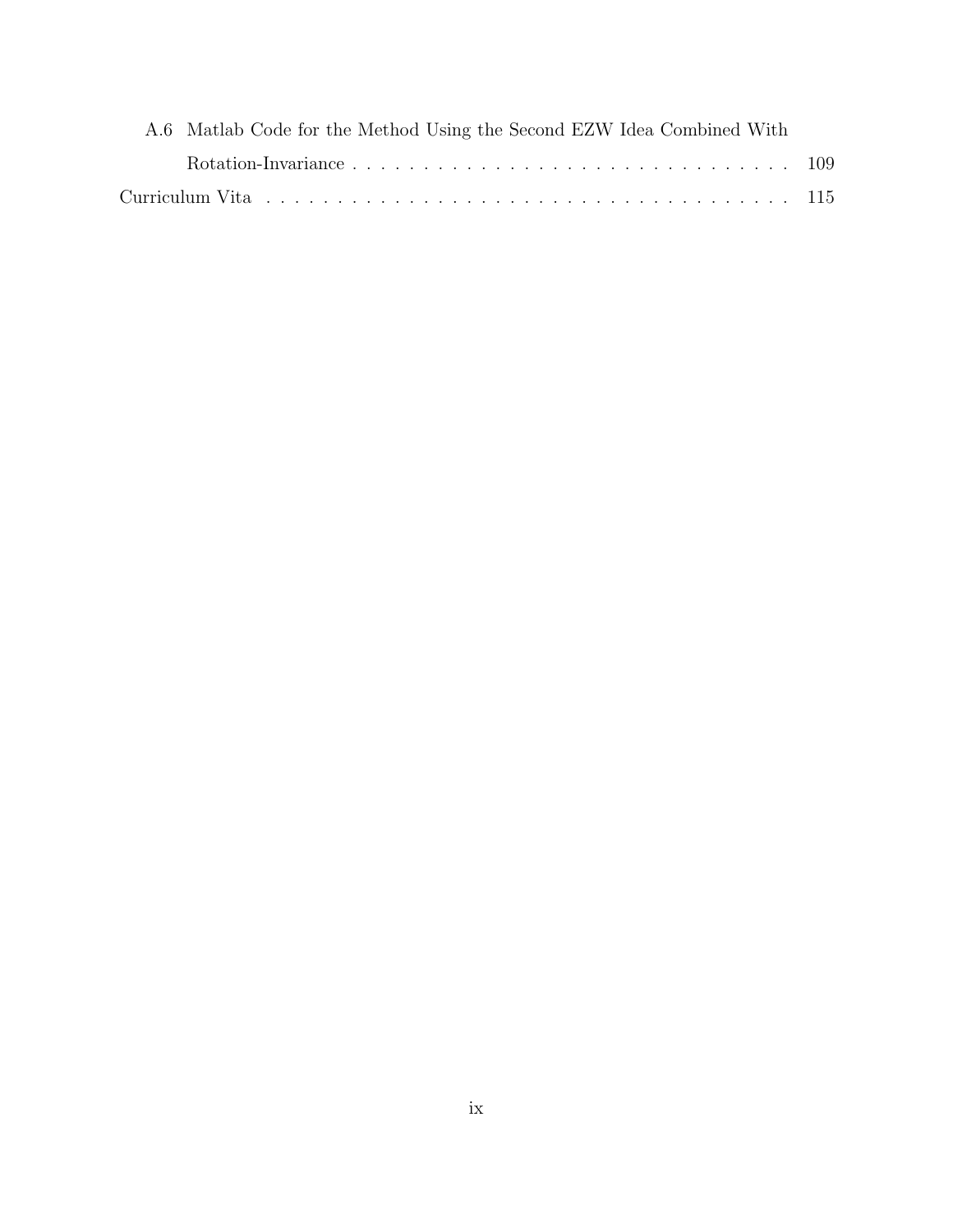A.6 Matlab Code for the Method Using the Second EZW Idea Combined With Rotation-Invariance . . . . . . . . . . . . . . . . . . . . . . . . . . . . . . . . 109

Curriculum Vita . . . . . . . . . . . . . . . . . . . . . . . . . . . . . . . . . . . . . . 115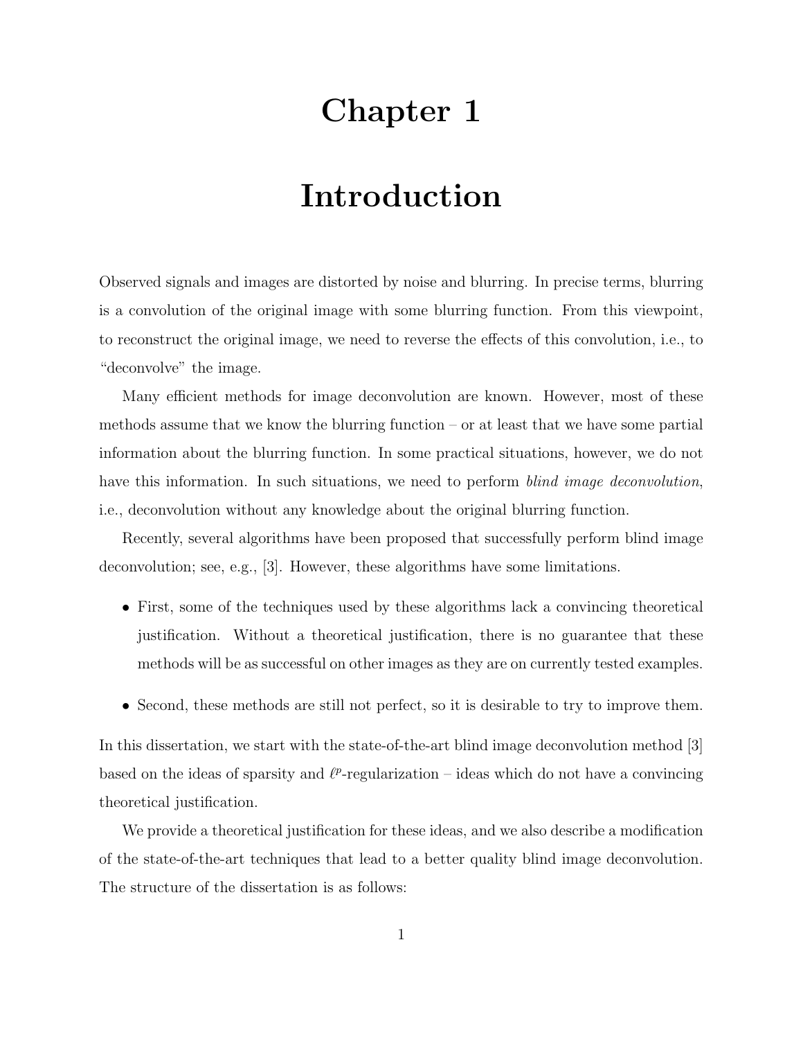# Chapter 1

# Introduction

Observed signals and images are distorted by noise and blurring. In precise terms, blurring is a convolution of the original image with some blurring function. From this viewpoint, to reconstruct the original image, we need to reverse the effects of this convolution, i.e., to "deconvolve" the image.

Many efficient methods for image deconvolution are known. However, most of these methods assume that we know the blurring function – or at least that we have some partial information about the blurring function. In some practical situations, however, we do not have this information. In such situations, we need to perform *blind image deconvolution*, i.e., deconvolution without any knowledge about the original blurring function.

Recently, several algorithms have been proposed that successfully perform blind image deconvolution; see, e.g., [3]. However, these algorithms have some limitations.

- First, some of the techniques used by these algorithms lack a convincing theoretical justification. Without a theoretical justification, there is no guarantee that these methods will be as successful on other images as they are on currently tested examples.
- Second, these methods are still not perfect, so it is desirable to try to improve them.

In this dissertation, we start with the state-of-the-art blind image deconvolution method [3] based on the ideas of sparsity and $\ell^p$-regularization – ideas which do not have a convincing theoretical justification.

We provide a theoretical justification for these ideas, and we also describe a modification of the state-of-the-art techniques that lead to a better quality blind image deconvolution. The structure of the dissertation is as follows: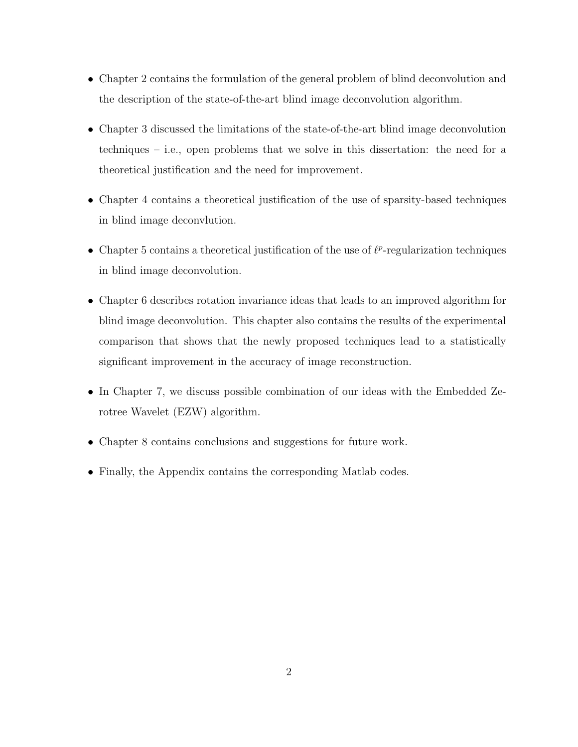- Chapter 2 contains the formulation of the general problem of blind deconvolution and the description of the state-of-the-art blind image deconvolution algorithm.
- Chapter 3 discussed the limitations of the state-of-the-art blind image deconvolution techniques – i.e., open problems that we solve in this dissertation: the need for a theoretical justification and the need for improvement.
- Chapter 4 contains a theoretical justification of the use of sparsity-based techniques in blind image deconvlution.
- Chapter 5 contains a theoretical justification of the use of $\ell^p$-regularization techniques in blind image deconvolution.
- Chapter 6 describes rotation invariance ideas that leads to an improved algorithm for blind image deconvolution. This chapter also contains the results of the experimental comparison that shows that the newly proposed techniques lead to a statistically significant improvement in the accuracy of image reconstruction.
- In Chapter 7, we discuss possible combination of our ideas with the Embedded Zerotree Wavelet (EZW) algorithm.
- Chapter 8 contains conclusions and suggestions for future work.
- Finally, the Appendix contains the corresponding Matlab codes.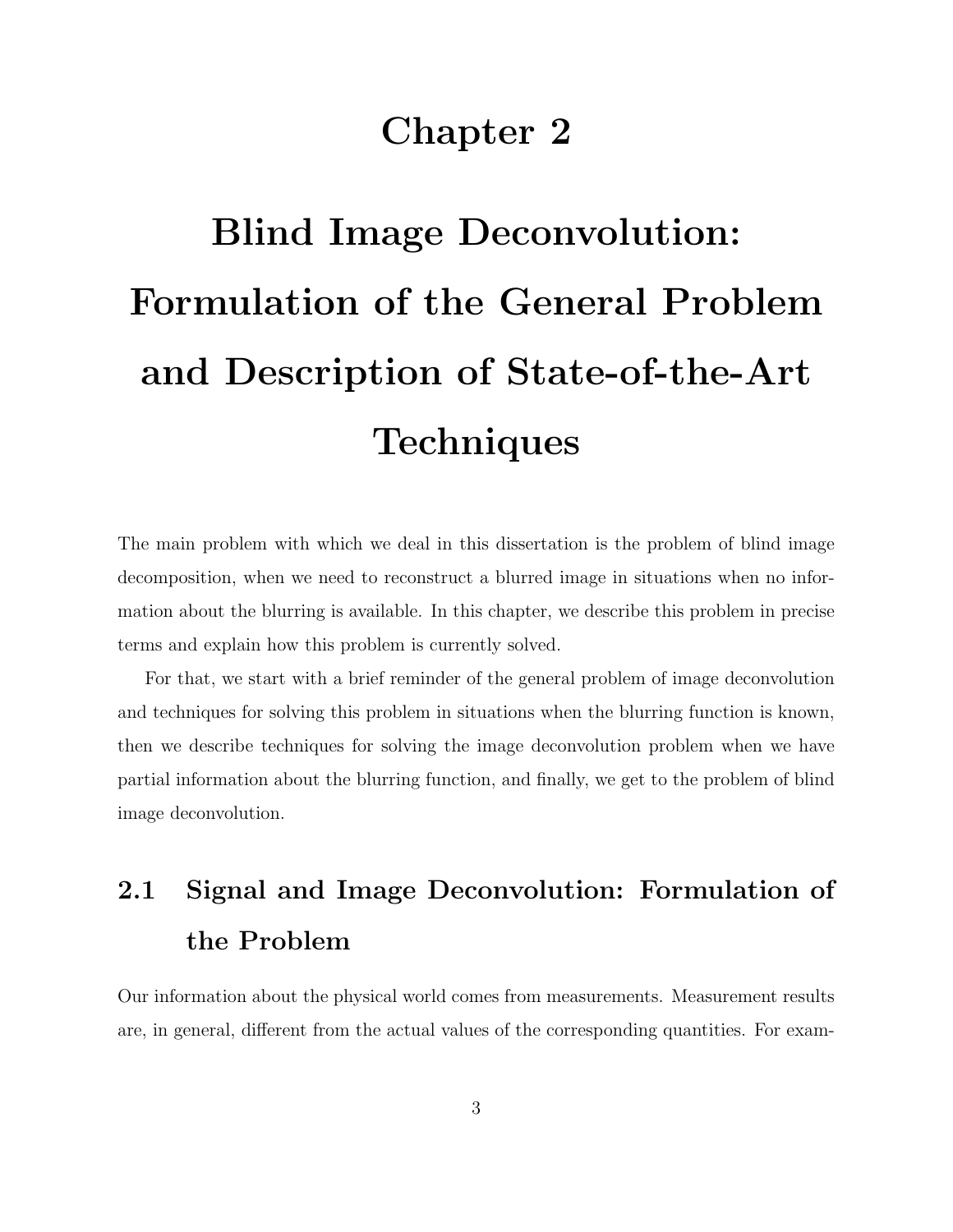# Chapter 2

# Blind Image Deconvolution: Formulation of the General Problem and Description of State-of-the-Art Techniques

The main problem with which we deal in this dissertation is the problem of blind image decomposition, when we need to reconstruct a blurred image in situations when no information about the blurring is available. In this chapter, we describe this problem in precise terms and explain how this problem is currently solved.

For that, we start with a brief reminder of the general problem of image deconvolution and techniques for solving this problem in situations when the blurring function is known, then we describe techniques for solving the image deconvolution problem when we have partial information about the blurring function, and finally, we get to the problem of blind image deconvolution.

## 2.1 Signal and Image Deconvolution: Formulation of the Problem

Our information about the physical world comes from measurements. Measurement results are, in general, different from the actual values of the corresponding quantities. For exam-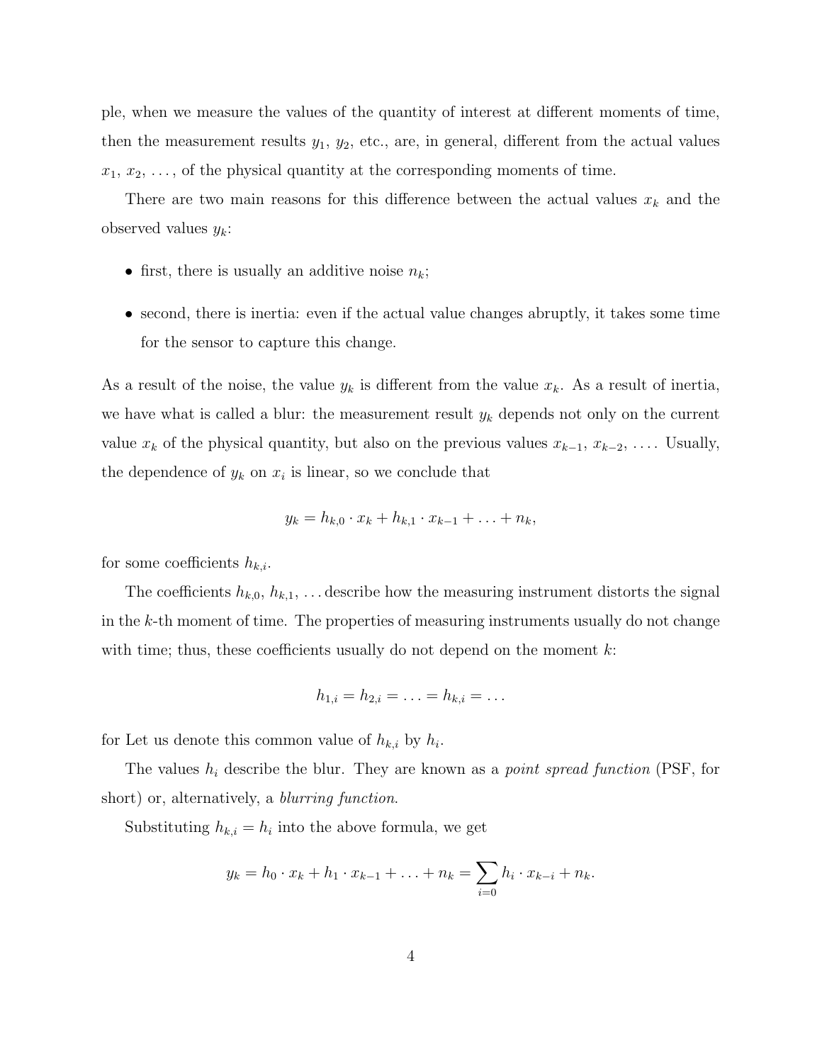ple, when we measure the values of the quantity of interest at different moments of time, then the measurement results $y_1$, $y_2$, etc., are, in general, different from the actual values $x_1$, $x_2$, ..., of the physical quantity at the corresponding moments of time.

There are two main reasons for this difference between the actual values $x_k$ and the observed values $y_k$:

- first, there is usually an additive noise $n_k$;
- second, there is inertia: even if the actual value changes abruptly, it takes some time for the sensor to capture this change.

As a result of the noise, the value $y_k$ is different from the value $x_k$. As a result of inertia, we have what is called a blur: the measurement result $y_k$ depends not only on the current value $x_k$ of the physical quantity, but also on the previous values $x_{k-1}$, $x_{k-2}$, .... Usually, the dependence of $y_k$ on $x_i$ is linear, so we conclude that

$$y_k = h_{k,0} \cdot x_k + h_{k,1} \cdot x_{k-1} + \ldots + n_k,$$

for some coefficients $h_{k,i}$.

The coefficients $h_{k,0}$, $h_{k,1}$, ... describe how the measuring instrument distorts the signal in the $k$-th moment of time. The properties of measuring instruments usually do not change with time; thus, these coefficients usually do not depend on the moment $k$:

$$h_{1,i} = h_{2,i} = \ldots = h_{k,i} = \ldots$$

for Let us denote this common value of $h_{k,i}$ by $h_i$.

The values $h_i$ describe the blur. They are known as a *point spread function* (PSF, for short) or, alternatively, a *blurring function*.

Substituting $h_{k,i} = h_i$ into the above formula, we get

$$y_k = h_0 \cdot x_k + h_1 \cdot x_{k-1} + \ldots + n_k = \sum_{i=0} h_i \cdot x_{k-i} + n_k.$$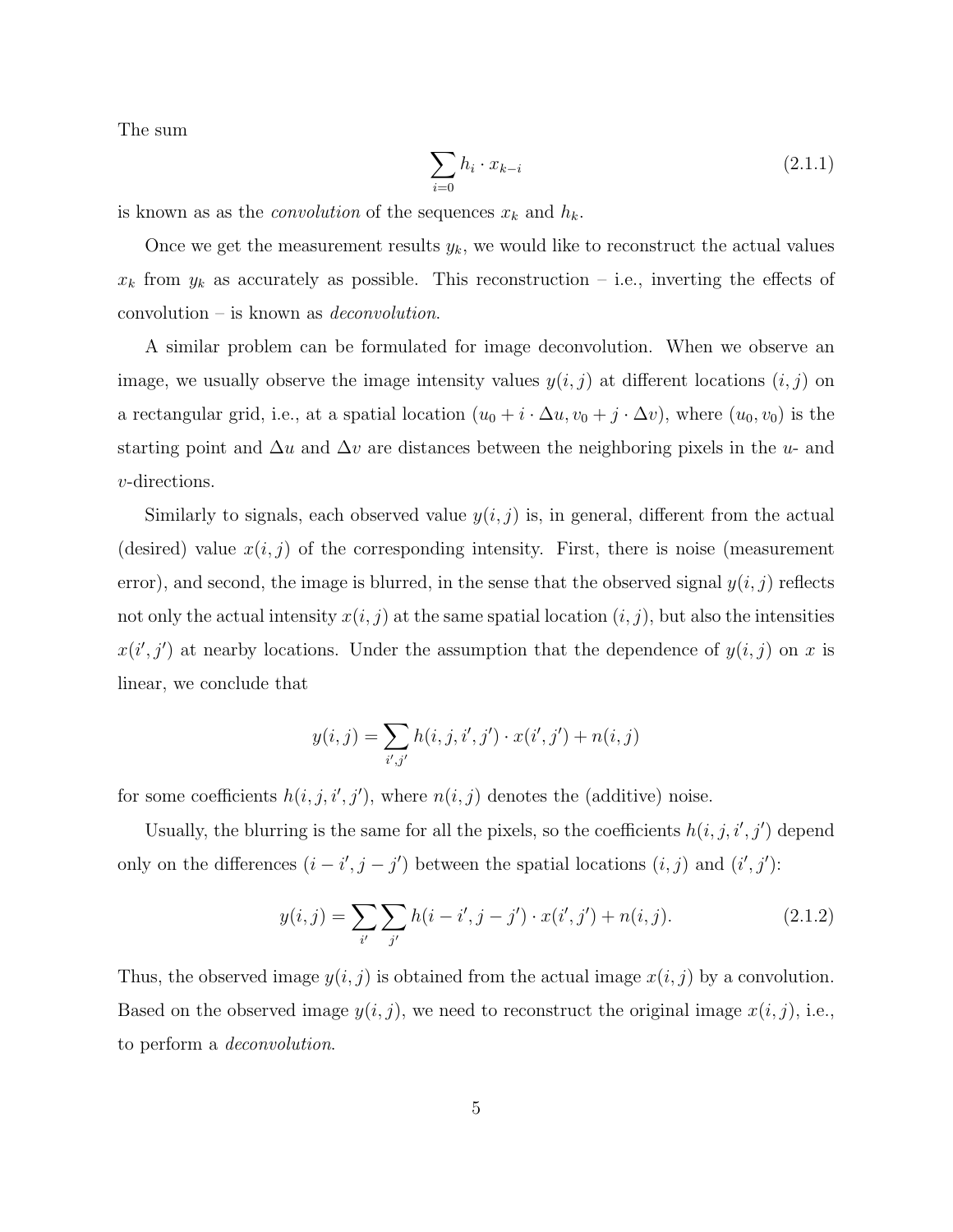The sum

$$\sum_{i=0} h_i \cdot x_{k-i} \tag{2.1.1}$$

is known as as the *convolution* of the sequences $x_k$ and $h_k$.

Once we get the measurement results $y_k$, we would like to reconstruct the actual values $x_k$ from $y_k$ as accurately as possible. This reconstruction – i.e., inverting the effects of convolution – is known as *deconvolution*.

A similar problem can be formulated for image deconvolution. When we observe an image, we usually observe the image intensity values $y(i, j)$ at different locations $(i, j)$ on a rectangular grid, i.e., at a spatial location $(u_0 + i \cdot \Delta u, v_0 + j \cdot \Delta v)$, where $(u_0, v_0)$ is the starting point and $\Delta u$ and $\Delta v$ are distances between the neighboring pixels in the $u$- and $v$-directions.

Similarly to signals, each observed value $y(i, j)$ is, in general, different from the actual (desired) value $x(i, j)$ of the corresponding intensity. First, there is noise (measurement error), and second, the image is blurred, in the sense that the observed signal $y(i, j)$ reflects not only the actual intensity $x(i, j)$ at the same spatial location $(i, j)$, but also the intensities $x(i', j')$ at nearby locations. Under the assumption that the dependence of $y(i, j)$ on $x$ is linear, we conclude that

$$y(i, j) = \sum_{i', j'} h(i, j, i', j') \cdot x(i', j') + n(i, j)$$

for some coefficients $h(i, j, i', j')$, where $n(i, j)$ denotes the (additive) noise.

Usually, the blurring is the same for all the pixels, so the coefficients $h(i, j, i', j')$ depend only on the differences $(i - i', j - j')$ between the spatial locations $(i, j)$ and $(i', j')$:

$$y(i, j) = \sum_{i'} \sum_{j'} h(i - i', j - j') \cdot x(i', j') + n(i, j). \tag{2.1.2}$$

Thus, the observed image $y(i, j)$ is obtained from the actual image $x(i, j)$ by a convolution. Based on the observed image $y(i, j)$, we need to reconstruct the original image $x(i, j)$, i.e., to perform a *deconvolution*.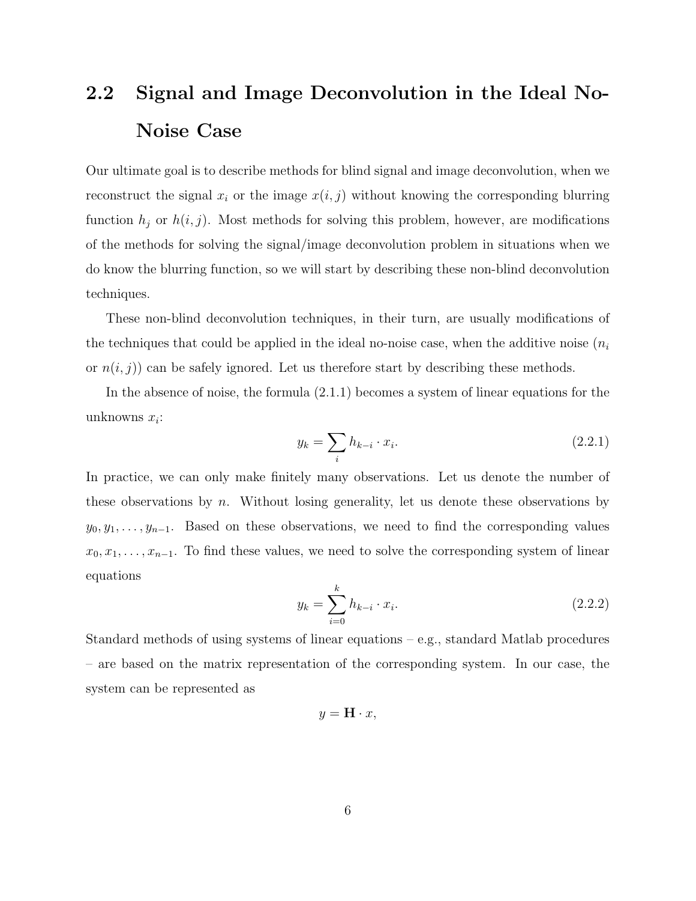## 2.2 Signal and Image Deconvolution in the Ideal No-Noise Case

Our ultimate goal is to describe methods for blind signal and image deconvolution, when we reconstruct the signal $x_i$ or the image $x(i,j)$ without knowing the corresponding blurring function $h_j$ or $h(i,j)$. Most methods for solving this problem, however, are modifications of the methods for solving the signal/image deconvolution problem in situations when we do know the blurring function, so we will start by describing these non-blind deconvolution techniques.

These non-blind deconvolution techniques, in their turn, are usually modifications of the techniques that could be applied in the ideal no-noise case, when the additive noise ($n_i$ or $n(i,j)$) can be safely ignored. Let us therefore start by describing these methods.

In the absence of noise, the formula (2.1.1) becomes a system of linear equations for the unknowns $x_i$:

$$y_k = \sum_i h_{k-i} \cdot x_i. \tag{2.2.1}$$

In practice, we can only make finitely many observations. Let us denote the number of these observations by $n$. Without losing generality, let us denote these observations by $y_0, y_1, \ldots, y_{n-1}$. Based on these observations, we need to find the corresponding values $x_0, x_1, \ldots, x_{n-1}$. To find these values, we need to solve the corresponding system of linear equations

$$y_k = \sum_{i=0}^{k} h_{k-i} \cdot x_i. \tag{2.2.2}$$

Standard methods of using systems of linear equations – e.g., standard Matlab procedures – are based on the matrix representation of the corresponding system. In our case, the system can be represented as

$$y = \mathbf{H} \cdot x,$$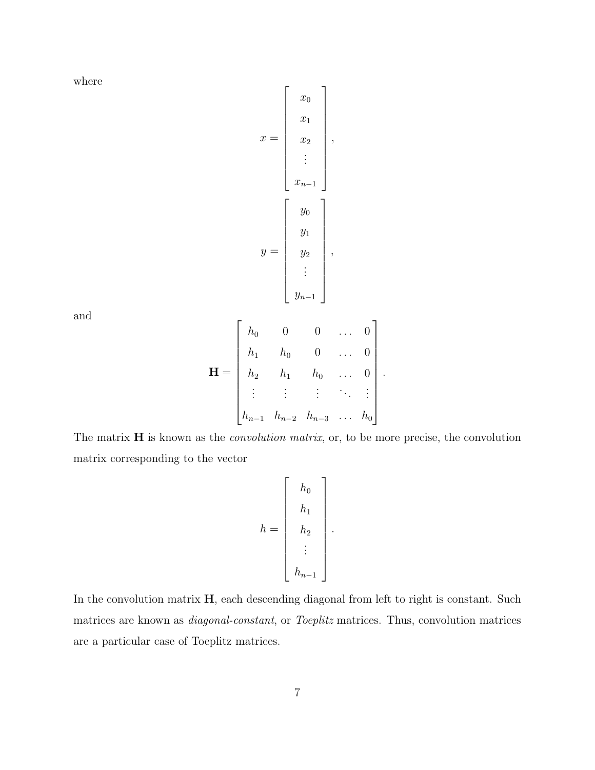where

$$x = \begin{bmatrix} x_0 \\ x_1 \\ x_2 \\ \vdots \\ x_{n-1} \end{bmatrix},$$

$$y = \begin{bmatrix} y_0 \\ y_1 \\ y_2 \\ \vdots \\ y_{n-1} \end{bmatrix},$$

and

$$\mathbf{H} = \begin{bmatrix} h_0 & 0 & 0 & \dots & 0 \\ h_1 & h_0 & 0 & \dots & 0 \\ h_2 & h_1 & h_0 & \dots & 0 \\ \vdots & \vdots & \vdots & \ddots & \vdots \\ h_{n-1} & h_{n-2} & h_{n-3} & \dots & h_0 \end{bmatrix}.$$

The matrix $\mathbf{H}$ is known as the *convolution matrix*, or, to be more precise, the convolution matrix corresponding to the vector

$$h = \begin{bmatrix} h_0 \\ h_1 \\ h_2 \\ \vdots \\ h_{n-1} \end{bmatrix}.$$

In the convolution matrix $\mathbf{H}$, each descending diagonal from left to right is constant. Such matrices are known as *diagonal-constant*, or *Toeplitz* matrices. Thus, convolution matrices are a particular case of Toeplitz matrices.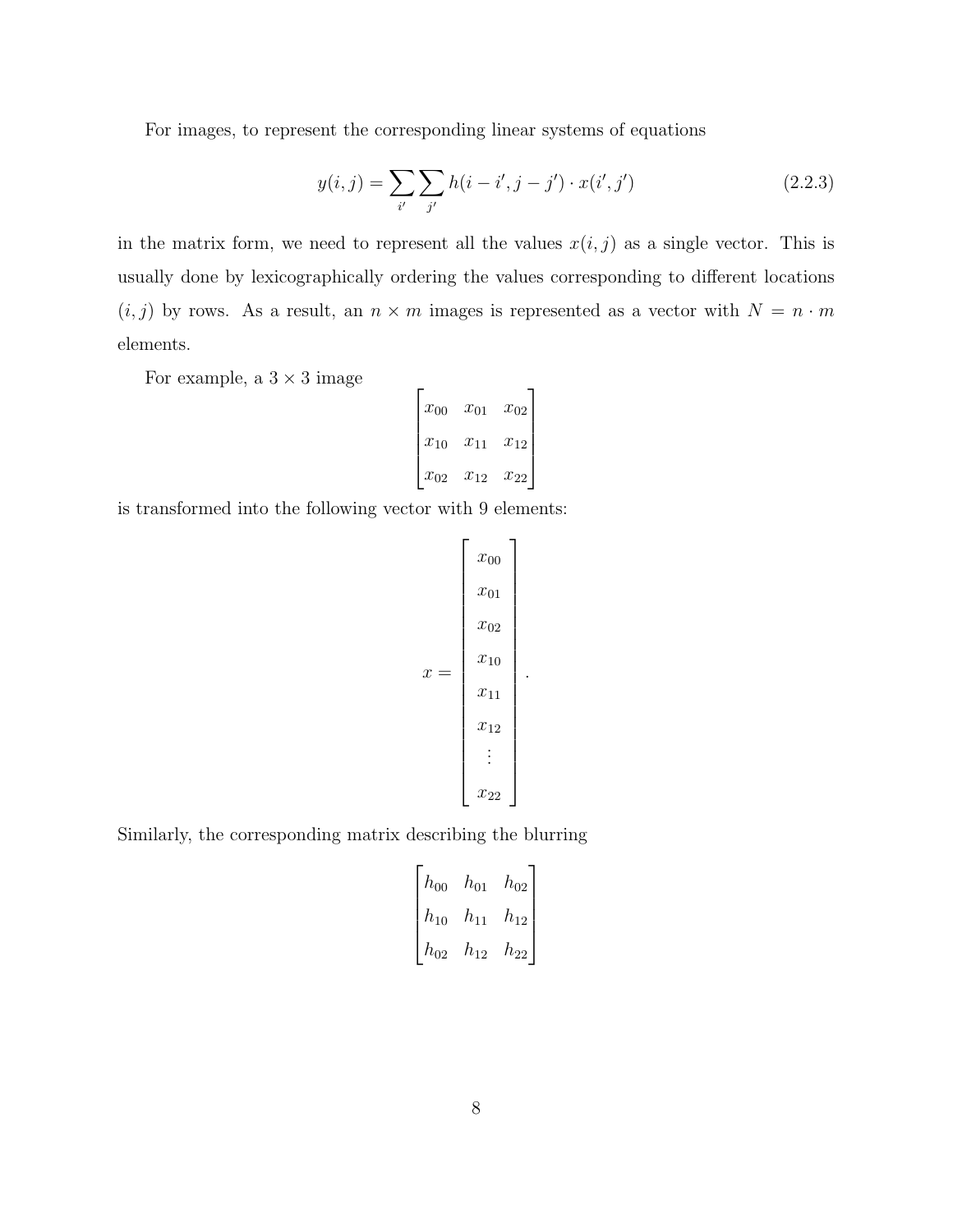For images, to represent the corresponding linear systems of equations

$$y(i,j) = \sum_{i'} \sum_{j'} h(i-i', j-j') \cdot x(i', j') \tag{2.2.3}$$

in the matrix form, we need to represent all the values $x(i,j)$ as a single vector. This is usually done by lexicographically ordering the values corresponding to different locations $(i,j)$ by rows. As a result, an $n \times m$ images is represented as a vector with $N = n \cdot m$ elements.

For example, a $3 \times 3$ image

$$\begin{bmatrix} x_{00} & x_{01} & x_{02} \\ x_{10} & x_{11} & x_{12} \\ x_{02} & x_{12} & x_{22} \end{bmatrix}$$

is transformed into the following vector with 9 elements:

$$x = \begin{bmatrix} x_{00} \\ x_{01} \\ x_{02} \\ x_{10} \\ x_{11} \\ x_{12} \\ \vdots \\ x_{22} \end{bmatrix}.$$

Similarly, the corresponding matrix describing the blurring

$$\begin{bmatrix} h_{00} & h_{01} & h_{02} \\ h_{10} & h_{11} & h_{12} \\ h_{02} & h_{12} & h_{22} \end{bmatrix}$$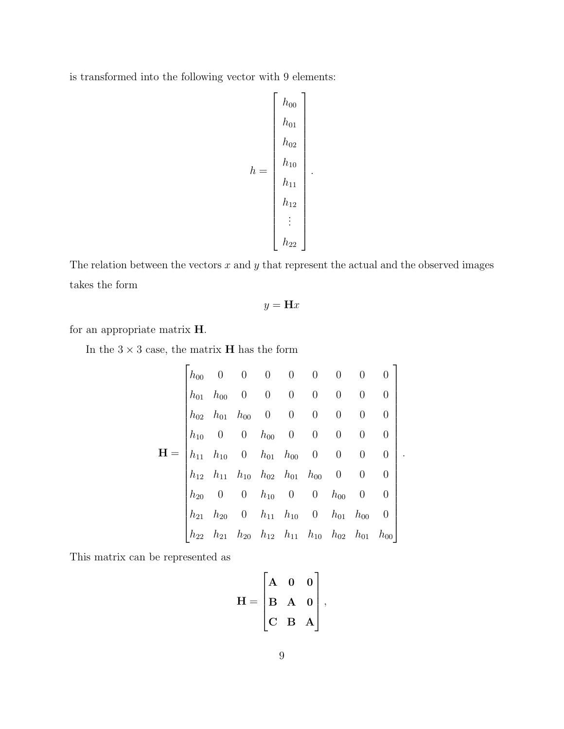is transformed into the following vector with 9 elements:

$$h = \begin{bmatrix} h_{00} \\ h_{01} \\ h_{02} \\ h_{10} \\ h_{11} \\ h_{12} \\ \vdots \\ h_{22} \end{bmatrix}.$$

The relation between the vectors $x$ and $y$ that represent the actual and the observed images takes the form

$$y = \mathbf{H}x$$

for an appropriate matrix $\mathbf{H}$.

In the $3 \times 3$ case, the matrix $\mathbf{H}$ has the form

$$\mathbf{H} = \begin{bmatrix} h_{00} & 0 & 0 & 0 & 0 & 0 & 0 & 0 & 0 \\ h_{01} & h_{00} & 0 & 0 & 0 & 0 & 0 & 0 & 0 \\ h_{02} & h_{01} & h_{00} & 0 & 0 & 0 & 0 & 0 & 0 \\ h_{10} & 0 & 0 & h_{00} & 0 & 0 & 0 & 0 & 0 \\ h_{11} & h_{10} & 0 & h_{01} & h_{00} & 0 & 0 & 0 & 0 \\ h_{12} & h_{11} & h_{10} & h_{02} & h_{01} & h_{00} & 0 & 0 & 0 \\ h_{20} & 0 & 0 & h_{10} & 0 & 0 & h_{00} & 0 & 0 \\ h_{21} & h_{20} & 0 & h_{11} & h_{10} & 0 & h_{01} & h_{00} & 0 \\ h_{22} & h_{21} & h_{20} & h_{12} & h_{11} & h_{10} & h_{02} & h_{01} & h_{00} \end{bmatrix}.$$

This matrix can be represented as

$$\mathbf{H} = \begin{bmatrix} \mathbf{A} & \mathbf{0} & \mathbf{0} \\ \mathbf{B} & \mathbf{A} & \mathbf{0} \\ \mathbf{C} & \mathbf{B} & \mathbf{A} \end{bmatrix},$$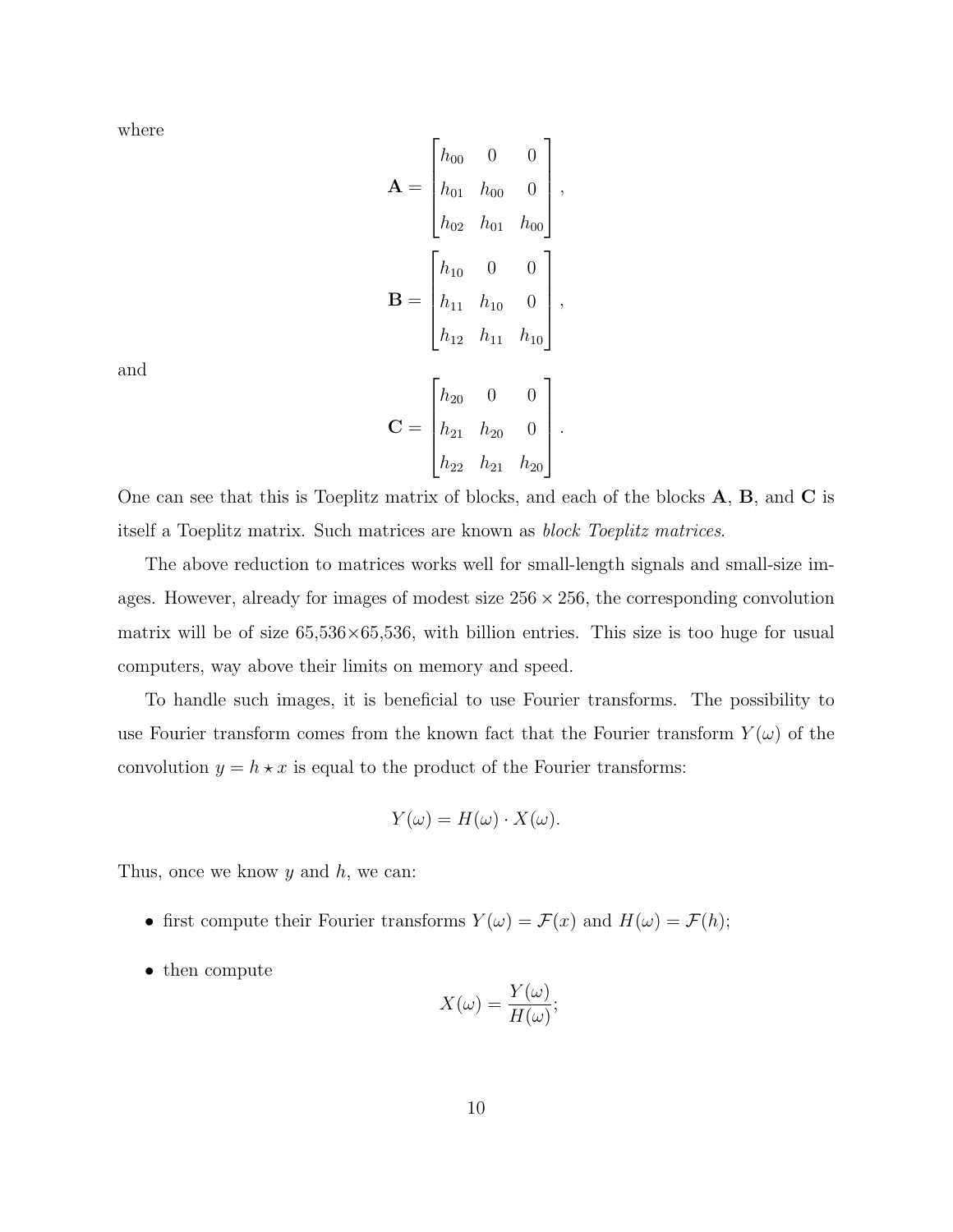where

$$\mathbf{A} = \begin{bmatrix} h_{00} & 0 & 0 \\ h_{01} & h_{00} & 0 \\ h_{02} & h_{01} & h_{00} \end{bmatrix},$$

$$\mathbf{B} = \begin{bmatrix} h_{10} & 0 & 0 \\ h_{11} & h_{10} & 0 \\ h_{12} & h_{11} & h_{10} \end{bmatrix},$$

and

$$\mathbf{C} = \begin{bmatrix} h_{20} & 0 & 0 \\ h_{21} & h_{20} & 0 \\ h_{22} & h_{21} & h_{20} \end{bmatrix}.$$

One can see that this is Toeplitz matrix of blocks, and each of the blocks $\mathbf{A}$, $\mathbf{B}$, and $\mathbf{C}$ is itself a Toeplitz matrix. Such matrices are known as *block Toeplitz matrices*.

The above reduction to matrices works well for small-length signals and small-size images. However, already for images of modest size $256 \times 256$, the corresponding convolution matrix will be of size 65,536×65,536, with billion entries. This size is too huge for usual computers, way above their limits on memory and speed.

To handle such images, it is beneficial to use Fourier transforms. The possibility to use Fourier transform comes from the known fact that the Fourier transform $Y(\omega)$ of the convolution $y = h \star x$ is equal to the product of the Fourier transforms:

$$Y(\omega) = H(\omega) \cdot X(\omega).$$

Thus, once we know $y$ and $h$, we can:

- first compute their Fourier transforms $Y(\omega) = \mathcal{F}(x)$ and $H(\omega) = \mathcal{F}(h)$;
- then compute

$$X(\omega) = \frac{Y(\omega)}{H(\omega)};$$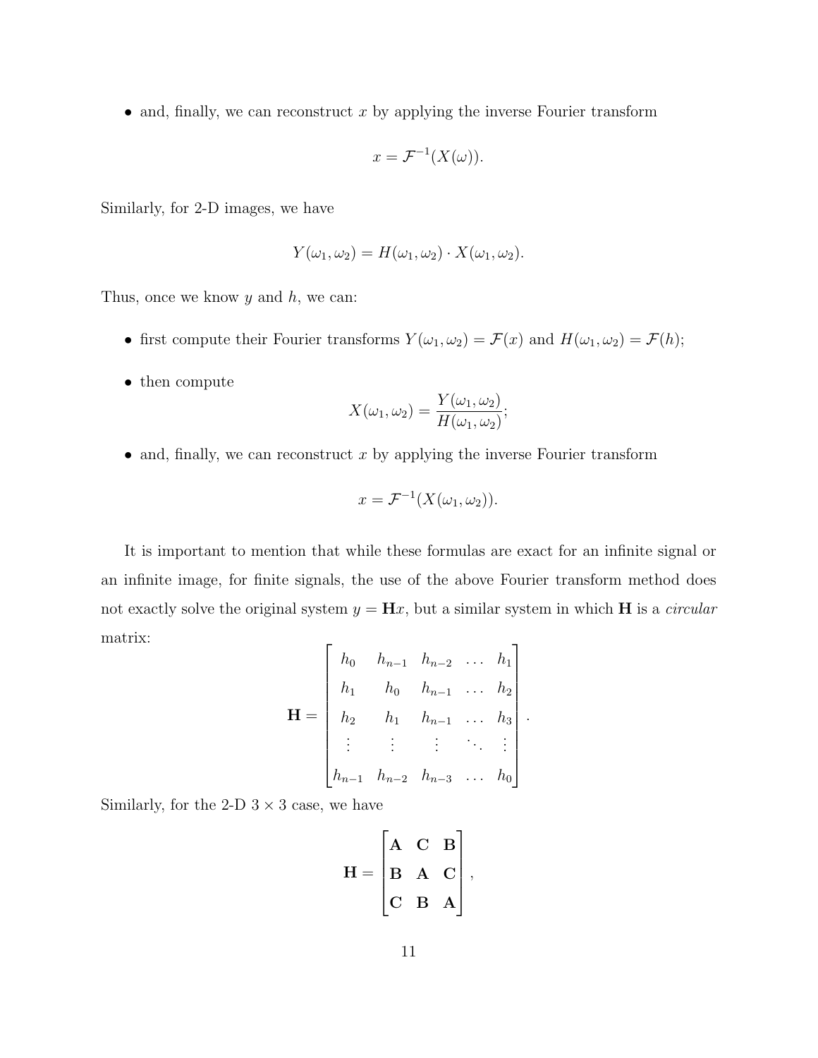- and, finally, we can reconstruct $x$ by applying the inverse Fourier transform

$$x = \mathcal{F}^{-1}(X(\omega)).$$

Similarly, for 2-D images, we have

$$Y(\omega_1, \omega_2) = H(\omega_1, \omega_2) \cdot X(\omega_1, \omega_2).$$

Thus, once we know $y$ and $h$, we can:

- first compute their Fourier transforms $Y(\omega_1, \omega_2) = \mathcal{F}(x)$ and $H(\omega_1, \omega_2) = \mathcal{F}(h)$;
- then compute
$$X(\omega_1, \omega_2) = \frac{Y(\omega_1, \omega_2)}{H(\omega_1, \omega_2)};$$
- and, finally, we can reconstruct $x$ by applying the inverse Fourier transform

$$x = \mathcal{F}^{-1}(X(\omega_1, \omega_2)).$$

It is important to mention that while these formulas are exact for an infinite signal or an infinite image, for finite signals, the use of the above Fourier transform method does not exactly solve the original system $y = \mathbf{H}x$, but a similar system in which $\mathbf{H}$ is a *circular* matrix:

$$\mathbf{H} = \begin{bmatrix} h_0 & h_{n-1} & h_{n-2} & \dots & h_1 \\ h_1 & h_0 & h_{n-1} & \dots & h_2 \\ h_2 & h_1 & h_{n-1} & \dots & h_3 \\ \vdots & \vdots & \vdots & \ddots & \vdots \\ h_{n-1} & h_{n-2} & h_{n-3} & \dots & h_0 \end{bmatrix}.$$

Similarly, for the 2-D $3 \times 3$ case, we have

$$\mathbf{H} = \begin{bmatrix} \mathbf{A} & \mathbf{C} & \mathbf{B} \\ \mathbf{B} & \mathbf{A} & \mathbf{C} \\ \mathbf{C} & \mathbf{B} & \mathbf{A} \end{bmatrix},$$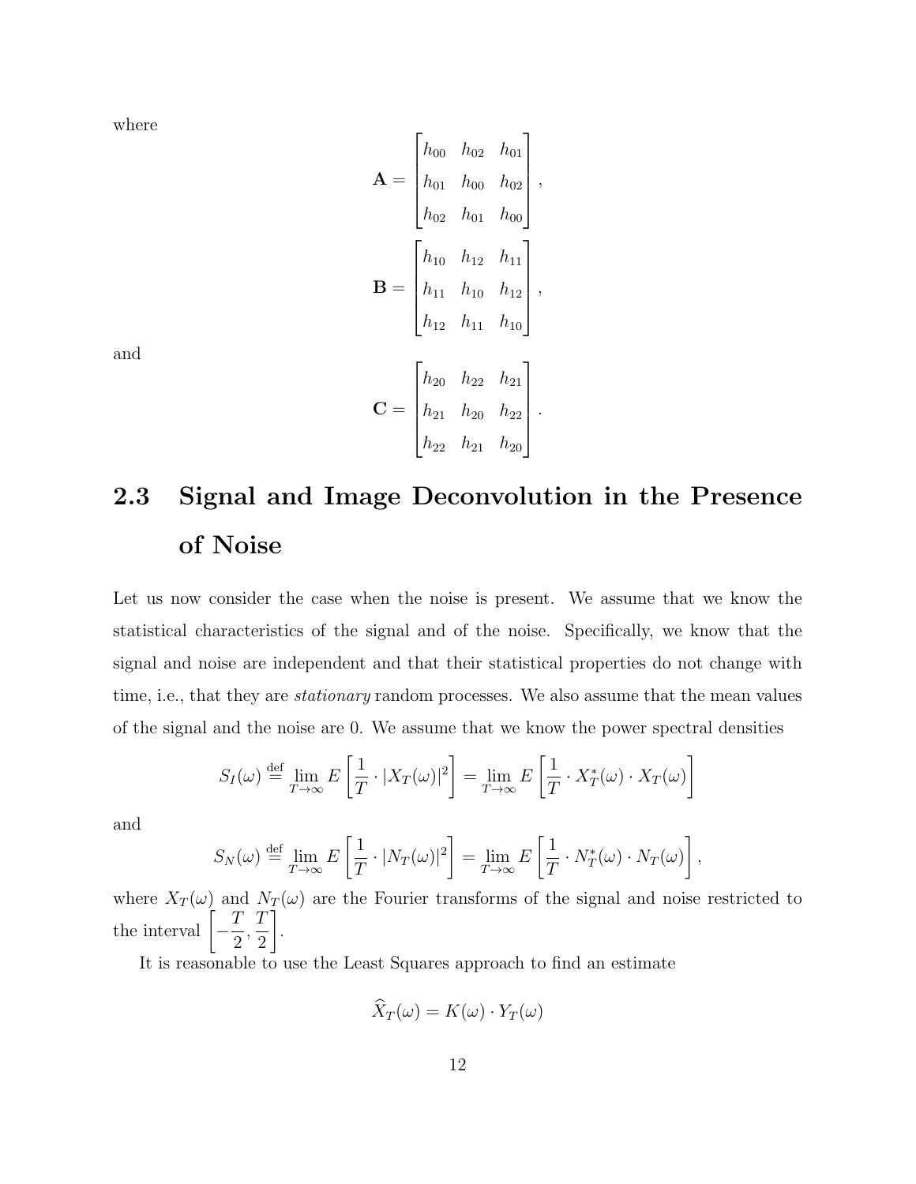where

$$
\mathbf{A} = \begin{bmatrix} h_{00} & h_{02} & h_{01} \\ h_{01} & h_{00} & h_{02} \\ h_{02} & h_{01} & h_{00} \end{bmatrix},
$$

$$
\mathbf{B} = \begin{bmatrix} h_{10} & h_{12} & h_{11} \\ h_{11} & h_{10} & h_{12} \\ h_{12} & h_{11} & h_{10} \end{bmatrix},
$$

and

$$
\mathbf{C} = \begin{bmatrix} h_{20} & h_{22} & h_{21} \\ h_{21} & h_{20} & h_{22} \\ h_{22} & h_{21} & h_{20} \end{bmatrix}.
$$

## 2.3 Signal and Image Deconvolution in the Presence of Noise

Let us now consider the case when the noise is present. We assume that we know the statistical characteristics of the signal and of the noise. Specifically, we know that the signal and noise are independent and that their statistical properties do not change with time, i.e., that they are *stationary* random processes. We also assume that the mean values of the signal and the noise are 0. We assume that we know the power spectral densities

$$
S_I(\omega) \stackrel{\text{def}}{=} \lim_{T\to\infty} E\left[\frac{1}{T}\cdot |X_T(\omega)|^2\right] = \lim_{T\to\infty} E\left[\frac{1}{T}\cdot X_T^*(\omega)\cdot X_T(\omega)\right]
$$

and

$$
S_N(\omega) \stackrel{\text{def}}{=} \lim_{T\to\infty} E\left[\frac{1}{T}\cdot |N_T(\omega)|^2\right] = \lim_{T\to\infty} E\left[\frac{1}{T}\cdot N_T^*(\omega)\cdot N_T(\omega)\right],
$$

where $X_T(\omega)$ and $N_T(\omega)$ are the Fourier transforms of the signal and noise restricted to the interval $\left[-\frac{T}{2}, \frac{T}{2}\right]$.

It is reasonable to use the Least Squares approach to find an estimate

$$
\widehat{X}_T(\omega) = K(\omega)\cdot Y_T(\omega)
$$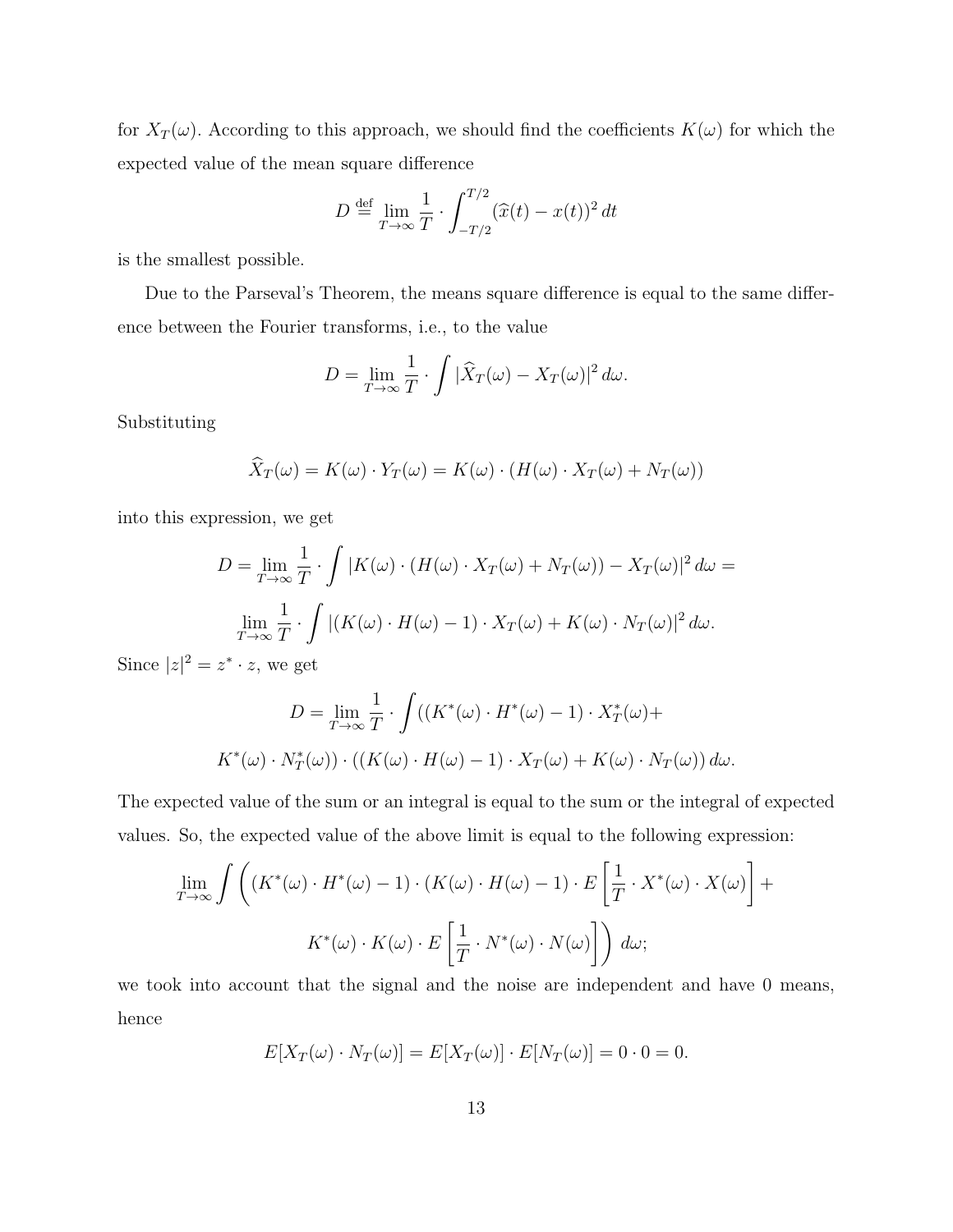for $X_T(\omega)$. According to this approach, we should find the coefficients $K(\omega)$ for which the expected value of the mean square difference

$$D \stackrel{\text{def}}{=} \lim_{T\to\infty} \frac{1}{T} \cdot \int_{-T/2}^{T/2} (\widehat{x}(t) - x(t))^2 \, dt$$

is the smallest possible.

Due to the Parseval's Theorem, the means square difference is equal to the same difference between the Fourier transforms, i.e., to the value

$$D = \lim_{T\to\infty} \frac{1}{T} \cdot \int |\widehat{X}_T(\omega) - X_T(\omega)|^2 \, d\omega.$$

Substituting

$$\widehat{X}_T(\omega) = K(\omega) \cdot Y_T(\omega) = K(\omega) \cdot (H(\omega) \cdot X_T(\omega) + N_T(\omega))$$

into this expression, we get

$$D = \lim_{T\to\infty} \frac{1}{T} \cdot \int |K(\omega) \cdot (H(\omega) \cdot X_T(\omega) + N_T(\omega)) - X_T(\omega)|^2 \, d\omega =$$

$$\lim_{T\to\infty} \frac{1}{T} \cdot \int |(K(\omega) \cdot H(\omega) - 1) \cdot X_T(\omega) + K(\omega) \cdot N_T(\omega)|^2 \, d\omega.$$

Since $|z|^2 = z^* \cdot z$, we get

$$D = \lim_{T\to\infty} \frac{1}{T} \cdot \int ((K^*(\omega) \cdot H^*(\omega) - 1) \cdot X_T^*(\omega) +$$

$$K^*(\omega) \cdot N_T^*(\omega)) \cdot ((K(\omega) \cdot H(\omega) - 1) \cdot X_T(\omega) + K(\omega) \cdot N_T(\omega)) \, d\omega.$$

The expected value of the sum or an integral is equal to the sum or the integral of expected values. So, the expected value of the above limit is equal to the following expression:

$$\lim_{T\to\infty} \int \left( (K^*(\omega) \cdot H^*(\omega) - 1) \cdot (K(\omega) \cdot H(\omega) - 1) \cdot E\left[\frac{1}{T} \cdot X^*(\omega) \cdot X(\omega)\right] + \right.$$

$$\left. K^*(\omega) \cdot K(\omega) \cdot E\left[\frac{1}{T} \cdot N^*(\omega) \cdot N(\omega)\right] \right) \, d\omega;$$

we took into account that the signal and the noise are independent and have 0 means, hence

$$E[X_T(\omega) \cdot N_T(\omega)] = E[X_T(\omega)] \cdot E[N_T(\omega)] = 0 \cdot 0 = 0.$$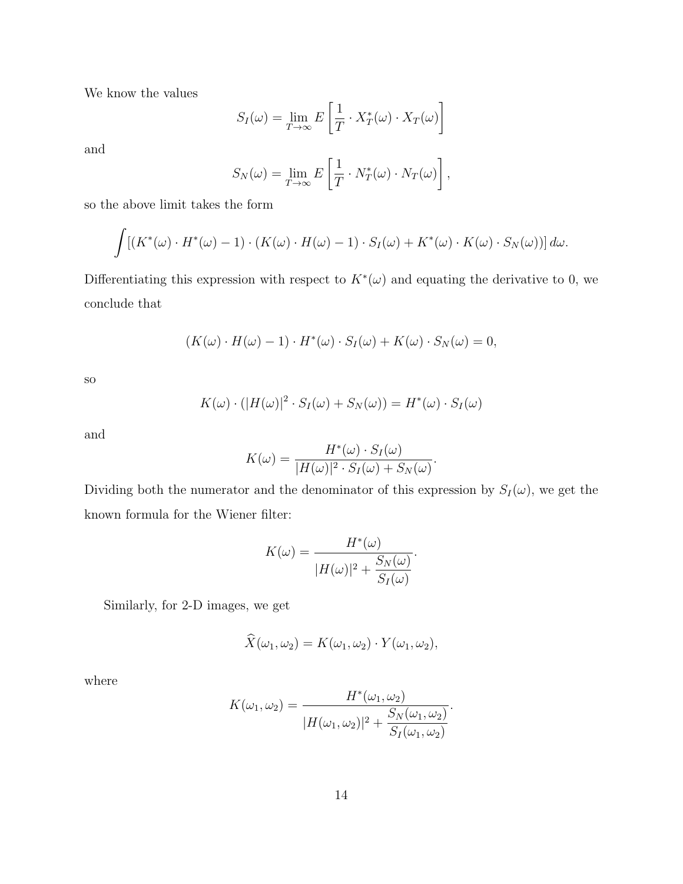We know the values

$$S_I(\omega) = \lim_{T \to \infty} E\left[\frac{1}{T} \cdot X_T^*(\omega) \cdot X_T(\omega)\right]$$

and

$$S_N(\omega) = \lim_{T \to \infty} E\left[\frac{1}{T} \cdot N_T^*(\omega) \cdot N_T(\omega)\right],$$

so the above limit takes the form

$$\int [(K^*(\omega) \cdot H^*(\omega) - 1) \cdot (K(\omega) \cdot H(\omega) - 1) \cdot S_I(\omega) + K^*(\omega) \cdot K(\omega) \cdot S_N(\omega))] \, d\omega.$$

Differentiating this expression with respect to $K^*(\omega)$ and equating the derivative to 0, we conclude that

$$(K(\omega) \cdot H(\omega) - 1) \cdot H^*(\omega) \cdot S_I(\omega) + K(\omega) \cdot S_N(\omega) = 0,$$

so

$$K(\omega) \cdot (|H(\omega)|^2 \cdot S_I(\omega) + S_N(\omega)) = H^*(\omega) \cdot S_I(\omega)$$

and

$$K(\omega) = \frac{H^*(\omega) \cdot S_I(\omega)}{|H(\omega)|^2 \cdot S_I(\omega) + S_N(\omega)}.$$

Dividing both the numerator and the denominator of this expression by $S_I(\omega)$, we get the known formula for the Wiener filter:

$$K(\omega) = \frac{H^*(\omega)}{|H(\omega)|^2 + \dfrac{S_N(\omega)}{S_I(\omega)}}.$$

Similarly, for 2-D images, we get

$$\widehat{X}(\omega_1, \omega_2) = K(\omega_1, \omega_2) \cdot Y(\omega_1, \omega_2),$$

where

$$K(\omega_1, \omega_2) = \frac{H^*(\omega_1, \omega_2)}{|H(\omega_1, \omega_2)|^2 + \dfrac{S_N(\omega_1, \omega_2)}{S_I(\omega_1, \omega_2)}}.$$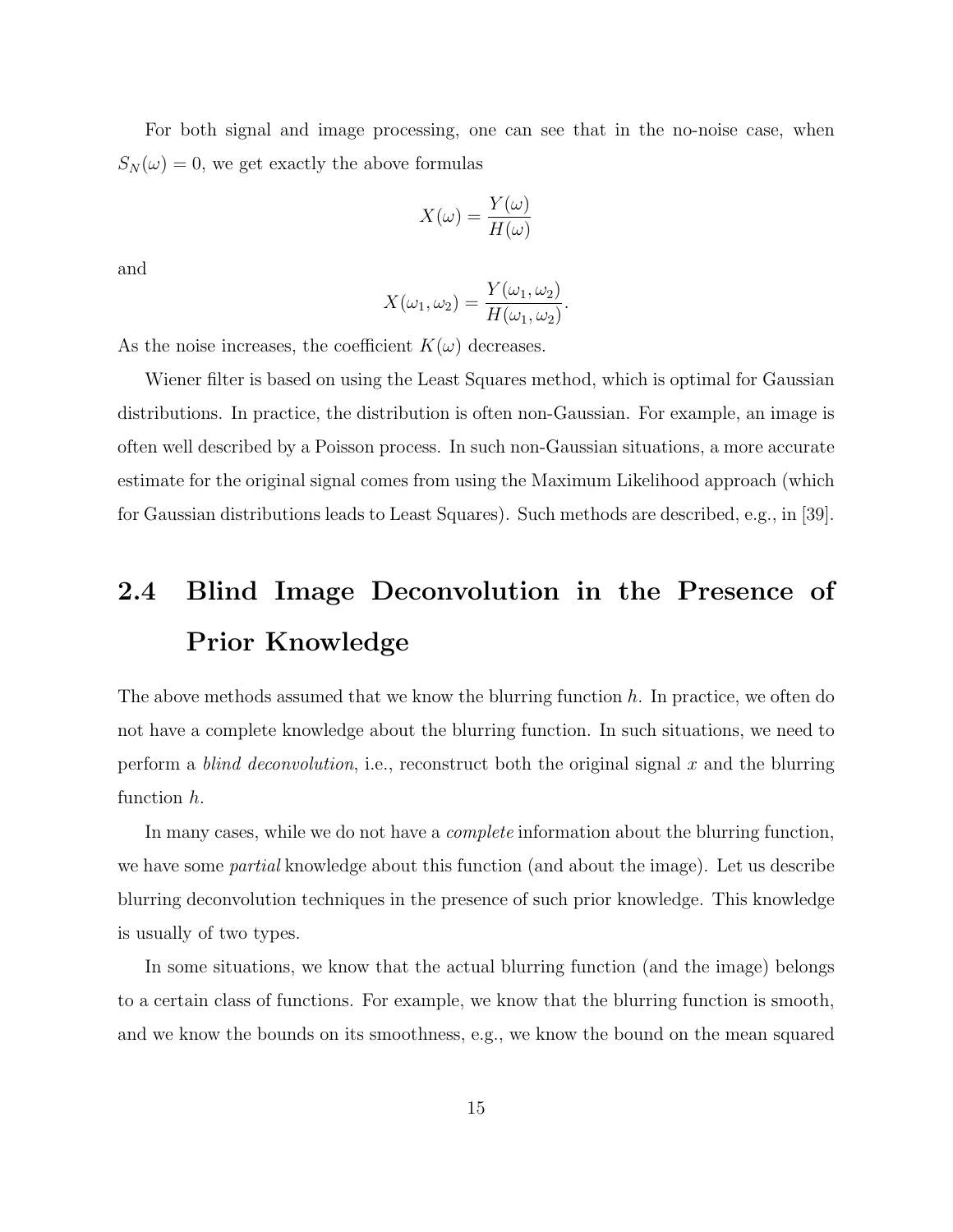For both signal and image processing, one can see that in the no-noise case, when $S_N(\omega) = 0$, we get exactly the above formulas

$$X(\omega) = \frac{Y(\omega)}{H(\omega)}$$

and

$$X(\omega_1, \omega_2) = \frac{Y(\omega_1, \omega_2)}{H(\omega_1, \omega_2)}.$$

As the noise increases, the coefficient $K(\omega)$ decreases.

Wiener filter is based on using the Least Squares method, which is optimal for Gaussian distributions. In practice, the distribution is often non-Gaussian. For example, an image is often well described by a Poisson process. In such non-Gaussian situations, a more accurate estimate for the original signal comes from using the Maximum Likelihood approach (which for Gaussian distributions leads to Least Squares). Such methods are described, e.g., in [39].

## 2.4 Blind Image Deconvolution in the Presence of Prior Knowledge

The above methods assumed that we know the blurring function $h$. In practice, we often do not have a complete knowledge about the blurring function. In such situations, we need to perform a *blind deconvolution*, i.e., reconstruct both the original signal $x$ and the blurring function $h$.

In many cases, while we do not have a *complete* information about the blurring function, we have some *partial* knowledge about this function (and about the image). Let us describe blurring deconvolution techniques in the presence of such prior knowledge. This knowledge is usually of two types.

In some situations, we know that the actual blurring function (and the image) belongs to a certain class of functions. For example, we know that the blurring function is smooth, and we know the bounds on its smoothness, e.g., we know the bound on the mean squared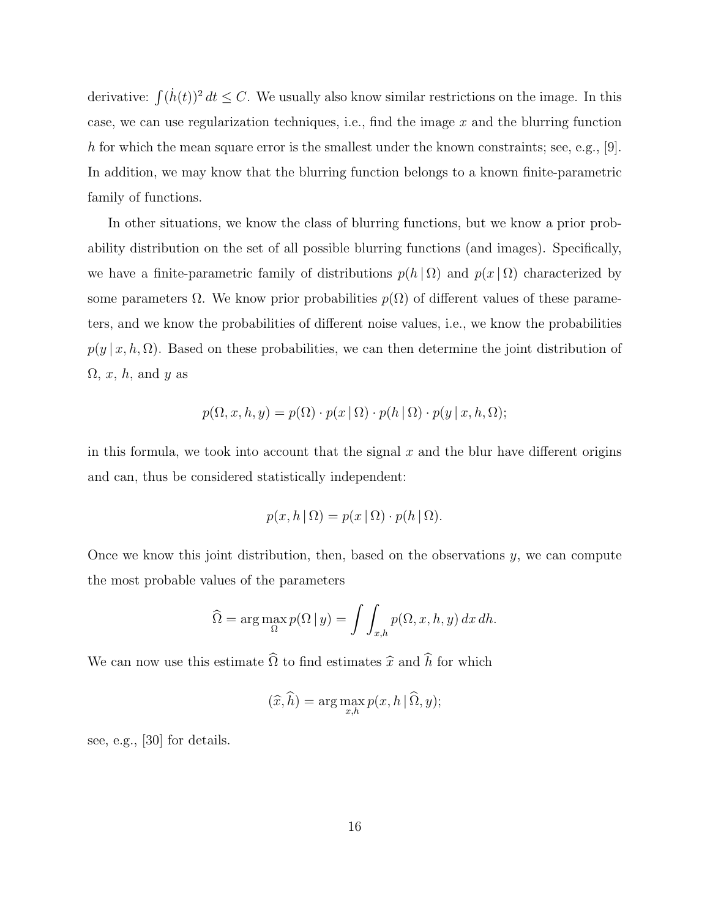derivative: $\int (\dot{h}(t))^2\,dt \le C$. We usually also know similar restrictions on the image. In this case, we can use regularization techniques, i.e., find the image $x$ and the blurring function $h$ for which the mean square error is the smallest under the known constraints; see, e.g., [9]. In addition, we may know that the blurring function belongs to a known finite-parametric family of functions.

In other situations, we know the class of blurring functions, but we know a prior probability distribution on the set of all possible blurring functions (and images). Specifically, we have a finite-parametric family of distributions $p(h\,|\,\Omega)$ and $p(x\,|\,\Omega)$ characterized by some parameters $\Omega$. We know prior probabilities $p(\Omega)$ of different values of these parameters, and we know the probabilities of different noise values, i.e., we know the probabilities $p(y\,|\,x,h,\Omega)$. Based on these probabilities, we can then determine the joint distribution of $\Omega$, $x$, $h$, and $y$ as

$$p(\Omega,x,h,y) = p(\Omega)\cdot p(x\,|\,\Omega)\cdot p(h\,|\,\Omega)\cdot p(y\,|\,x,h,\Omega);$$

in this formula, we took into account that the signal $x$ and the blur have different origins and can, thus be considered statistically independent:

$$p(x,h\,|\,\Omega) = p(x\,|\,\Omega)\cdot p(h\,|\,\Omega).$$

Once we know this joint distribution, then, based on the observations $y$, we can compute the most probable values of the parameters

$$\widehat{\Omega} = \arg\max_{\Omega} p(\Omega\,|\,y) = \int\int_{x,h} p(\Omega,x,h,y)\,dx\,dh.$$

We can now use this estimate $\widehat{\Omega}$ to find estimates $\widehat{x}$ and $\widehat{h}$ for which

$$(\widehat{x},\widehat{h}) = \arg\max_{x,h} p(x,h\,|\,\widehat{\Omega},y);$$

see, e.g., [30] for details.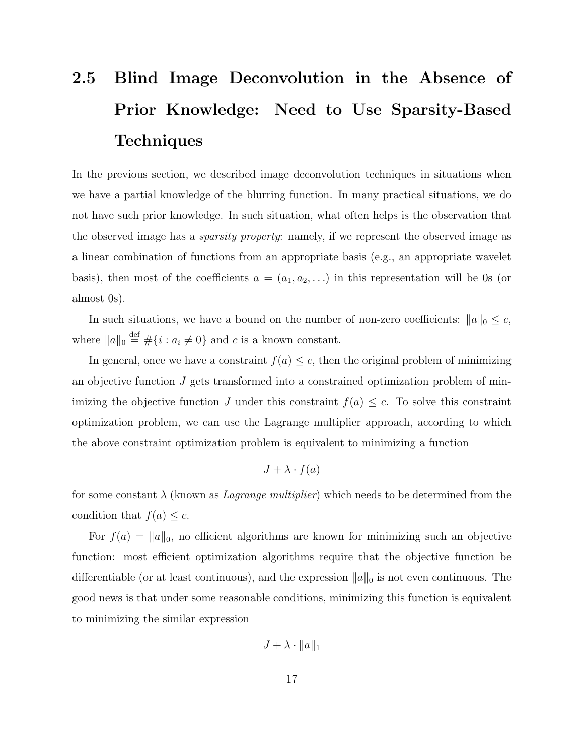## 2.5 Blind Image Deconvolution in the Absence of Prior Knowledge: Need to Use Sparsity-Based Techniques

In the previous section, we described image deconvolution techniques in situations when we have a partial knowledge of the blurring function. In many practical situations, we do not have such prior knowledge. In such situation, what often helps is the observation that the observed image has a *sparsity property*: namely, if we represent the observed image as a linear combination of functions from an appropriate basis (e.g., an appropriate wavelet basis), then most of the coefficients $a = (a_1, a_2, \ldots)$ in this representation will be 0s (or almost 0s).

In such situations, we have a bound on the number of non-zero coefficients: $\|a\|_0 \le c$, where $\|a\|_0 \stackrel{\text{def}}{=} \#\{i : a_i \ne 0\}$ and $c$ is a known constant.

In general, once we have a constraint $f(a) \le c$, then the original problem of minimizing an objective function $J$ gets transformed into a constrained optimization problem of minimizing the objective function $J$ under this constraint $f(a) \le c$. To solve this constraint optimization problem, we can use the Lagrange multiplier approach, according to which the above constraint optimization problem is equivalent to minimizing a function

$$J + \lambda \cdot f(a)$$

for some constant $\lambda$ (known as *Lagrange multiplier*) which needs to be determined from the condition that $f(a) \le c$.

For $f(a) = \|a\|_0$, no efficient algorithms are known for minimizing such an objective function: most efficient optimization algorithms require that the objective function be differentiable (or at least continuous), and the expression $\|a\|_0$ is not even continuous. The good news is that under some reasonable conditions, minimizing this function is equivalent to minimizing the similar expression

$$J + \lambda \cdot \|a\|_1$$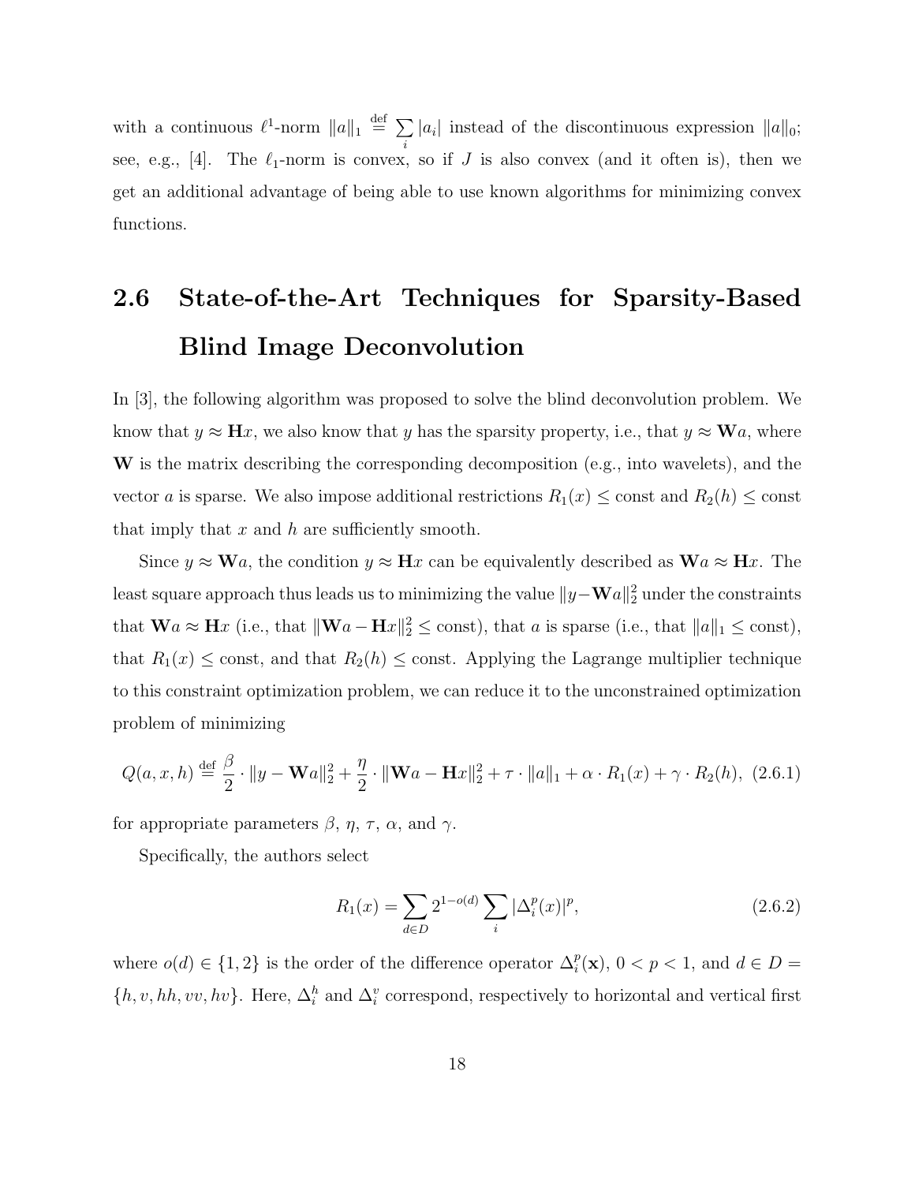with a continuous $\ell^1$-norm $\|a\|_1 \stackrel{\text{def}}{=} \sum_i |a_i|$ instead of the discontinuous expression $\|a\|_0$; see, e.g., [4]. The $\ell_1$-norm is convex, so if $J$ is also convex (and it often is), then we get an additional advantage of being able to use known algorithms for minimizing convex functions.

## 2.6 State-of-the-Art Techniques for Sparsity-Based Blind Image Deconvolution

In [3], the following algorithm was proposed to solve the blind deconvolution problem. We know that $y \approx \mathbf{H}x$, we also know that $y$ has the sparsity property, i.e., that $y \approx \mathbf{W}a$, where $\mathbf{W}$ is the matrix describing the corresponding decomposition (e.g., into wavelets), and the vector $a$ is sparse. We also impose additional restrictions $R_1(x) \le \text{const}$ and $R_2(h) \le \text{const}$ that imply that $x$ and $h$ are sufficiently smooth.

Since $y \approx \mathbf{W}a$, the condition $y \approx \mathbf{H}x$ can be equivalently described as $\mathbf{W}a \approx \mathbf{H}x$. The least square approach thus leads us to minimizing the value $\|y - \mathbf{W}a\|_2^2$ under the constraints that $\mathbf{W}a \approx \mathbf{H}x$ (i.e., that $\|\mathbf{W}a - \mathbf{H}x\|_2^2 \le \text{const}$), that $a$ is sparse (i.e., that $\|a\|_1 \le \text{const}$), that $R_1(x) \le \text{const}$, and that $R_2(h) \le \text{const}$. Applying the Lagrange multiplier technique to this constraint optimization problem, we can reduce it to the unconstrained optimization problem of minimizing

$$Q(a, x, h) \stackrel{\text{def}}{=} \frac{\beta}{2} \cdot \|y - \mathbf{W}a\|_2^2 + \frac{\eta}{2} \cdot \|\mathbf{W}a - \mathbf{H}x\|_2^2 + \tau \cdot \|a\|_1 + \alpha \cdot R_1(x) + \gamma \cdot R_2(h), \quad (2.6.1)$$

for appropriate parameters $\beta$, $\eta$, $\tau$, $\alpha$, and $\gamma$.

Specifically, the authors select

$$R_1(x) = \sum_{d \in D} 2^{1-o(d)} \sum_i |\Delta_i^p(x)|^p, \quad (2.6.2)$$

where $o(d) \in \{1, 2\}$ is the order of the difference operator $\Delta_i^p(\mathbf{x})$, $0 < p < 1$, and $d \in D = \{h, v, hh, vv, hv\}$. Here, $\Delta_i^h$ and $\Delta_i^v$ correspond, respectively to horizontal and vertical first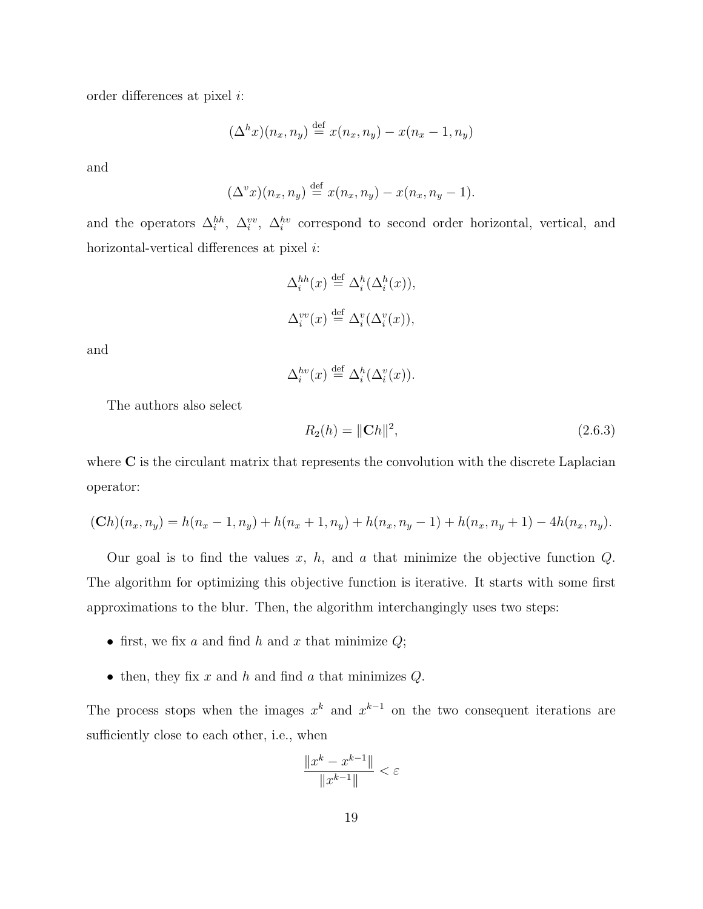order differences at pixel $i$:

$$(\Delta^h x)(n_x, n_y) \stackrel{\text{def}}{=} x(n_x, n_y) - x(n_x - 1, n_y)$$

and

$$(\Delta^v x)(n_x, n_y) \stackrel{\text{def}}{=} x(n_x, n_y) - x(n_x, n_y - 1).$$

and the operators $\Delta_i^{hh}$, $\Delta_i^{vv}$, $\Delta_i^{hv}$ correspond to second order horizontal, vertical, and horizontal-vertical differences at pixel $i$:

$$\Delta_i^{hh}(x) \stackrel{\text{def}}{=} \Delta_i^h(\Delta_i^h(x)),$$

$$\Delta_i^{vv}(x) \stackrel{\text{def}}{=} \Delta_i^v(\Delta_i^v(x)),$$

and

$$\Delta_i^{hv}(x) \stackrel{\text{def}}{=} \Delta_i^h(\Delta_i^v(x)).$$

The authors also select

$$R_2(h) = \|\mathbf{C}h\|^2, \tag{2.6.3}$$

where $\mathbf{C}$ is the circulant matrix that represents the convolution with the discrete Laplacian operator:

$$(\mathbf{C}h)(n_x, n_y) = h(n_x - 1, n_y) + h(n_x + 1, n_y) + h(n_x, n_y - 1) + h(n_x, n_y + 1) - 4h(n_x, n_y).$$

Our goal is to find the values $x$, $h$, and $a$ that minimize the objective function $Q$. The algorithm for optimizing this objective function is iterative. It starts with some first approximations to the blur. Then, the algorithm interchangingly uses two steps:

- first, we fix $a$ and find $h$ and $x$ that minimize $Q$;
- then, they fix $x$ and $h$ and find $a$ that minimizes $Q$.

The process stops when the images $x^k$ and $x^{k-1}$ on the two consequent iterations are sufficiently close to each other, i.e., when

$$\frac{\|x^k - x^{k-1}\|}{\|x^{k-1}\|} < \varepsilon$$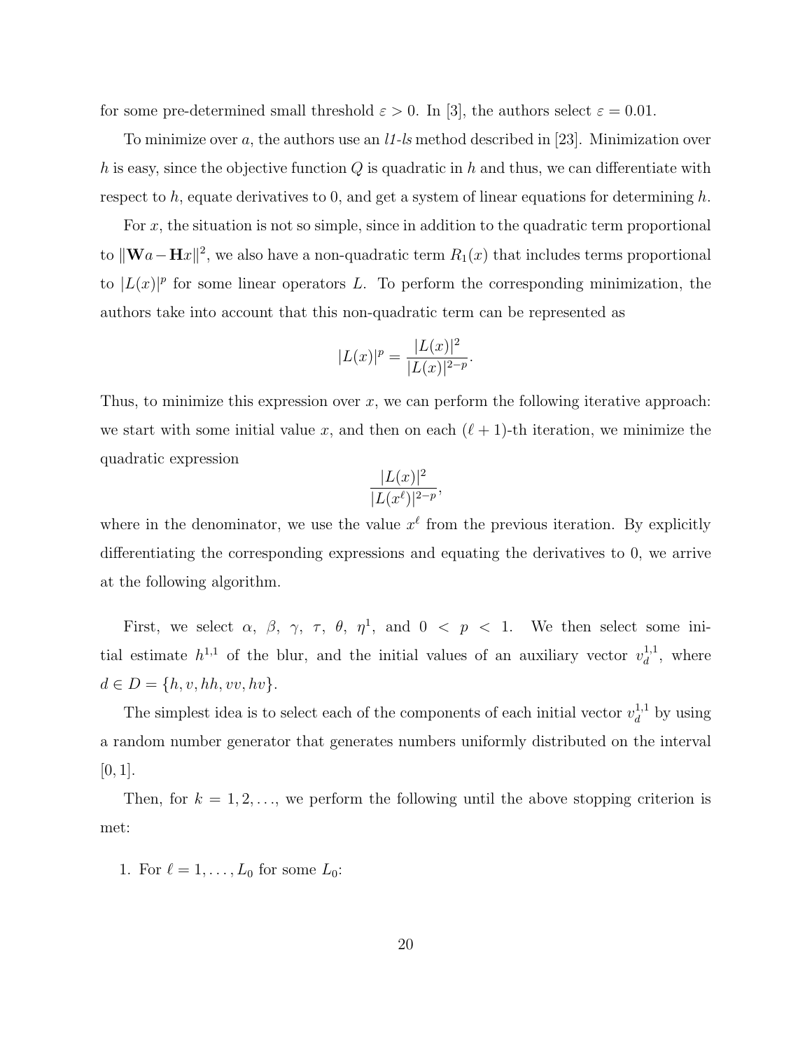for some pre-determined small threshold $\varepsilon > 0$. In [3], the authors select $\varepsilon = 0.01$.

To minimize over $a$, the authors use an *l1-ls* method described in [23]. Minimization over $h$ is easy, since the objective function $Q$ is quadratic in $h$ and thus, we can differentiate with respect to $h$, equate derivatives to 0, and get a system of linear equations for determining $h$.

For $x$, the situation is not so simple, since in addition to the quadratic term proportional to $\|\mathbf{W}a - \mathbf{H}x\|^2$, we also have a non-quadratic term $R_1(x)$ that includes terms proportional to $|L(x)|^p$ for some linear operators $L$. To perform the corresponding minimization, the authors take into account that this non-quadratic term can be represented as

$$|L(x)|^p = \frac{|L(x)|^2}{|L(x)|^{2-p}}.$$

Thus, to minimize this expression over $x$, we can perform the following iterative approach: we start with some initial value $x$, and then on each $(\ell+1)$-th iteration, we minimize the quadratic expression

$$\frac{|L(x)|^2}{|L(x^\ell)|^{2-p}},$$

where in the denominator, we use the value $x^\ell$ from the previous iteration. By explicitly differentiating the corresponding expressions and equating the derivatives to 0, we arrive at the following algorithm.

First, we select $\alpha$, $\beta$, $\gamma$, $\tau$, $\theta$, $\eta^1$, and $0 < p < 1$. We then select some initial estimate $h^{1,1}$ of the blur, and the initial values of an auxiliary vector $v_d^{1,1}$, where $d \in D = \{h, v, hh, vv, hv\}$.

The simplest idea is to select each of the components of each initial vector $v_d^{1,1}$ by using a random number generator that generates numbers uniformly distributed on the interval $[0,1]$.

Then, for $k = 1, 2, \ldots$, we perform the following until the above stopping criterion is met:

1. For $\ell = 1, \ldots, L_0$ for some $L_0$: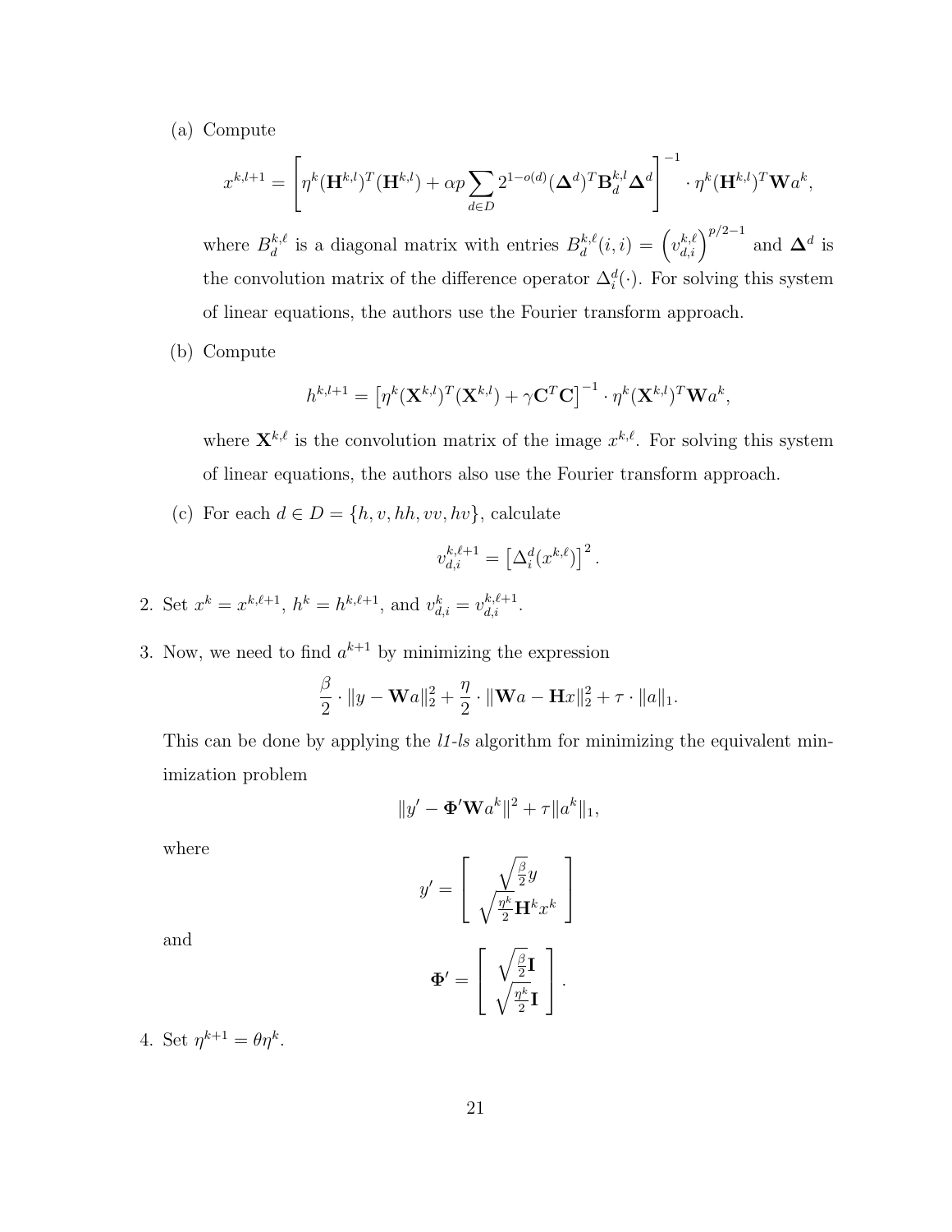(a) Compute

$$x^{k,l+1} = \left[\eta^k (\mathbf{H}^{k,l})^T (\mathbf{H}^{k,l}) + \alpha p \sum_{d \in D} 2^{1-o(d)} (\boldsymbol{\Delta}^d)^T \mathbf{B}_d^{k,l} \boldsymbol{\Delta}^d \right]^{-1} \cdot \eta^k (\mathbf{H}^{k,l})^T \mathbf{W} a^k,$$

where $B_d^{k,\ell}$ is a diagonal matrix with entries $B_d^{k,\ell}(i,i) = \left(v_{d,i}^{k,\ell}\right)^{p/2-1}$ and $\boldsymbol{\Delta}^d$ is the convolution matrix of the difference operator $\Delta_i^d(\cdot)$. For solving this system of linear equations, the authors use the Fourier transform approach.

(b) Compute

$$h^{k,l+1} = \left[\eta^k (\mathbf{X}^{k,l})^T (\mathbf{X}^{k,l}) + \gamma \mathbf{C}^T \mathbf{C}\right]^{-1} \cdot \eta^k (\mathbf{X}^{k,l})^T \mathbf{W} a^k,$$

where $\mathbf{X}^{k,\ell}$ is the convolution matrix of the image $x^{k,\ell}$. For solving this system of linear equations, the authors also use the Fourier transform approach.

(c) For each $d \in D = \{h, v, hh, vv, hv\}$, calculate

$$v_{d,i}^{k,\ell+1} = \left[\Delta_i^d(x^{k,\ell})\right]^2.$$

2. Set $x^k = x^{k,\ell+1}$, $h^k = h^{k,\ell+1}$, and $v_{d,i}^k = v_{d,i}^{k,\ell+1}$.

3. Now, we need to find $a^{k+1}$ by minimizing the expression

$$\frac{\beta}{2} \cdot \|y - \mathbf{W}a\|_2^2 + \frac{\eta}{2} \cdot \|\mathbf{W}a - \mathbf{H}x\|_2^2 + \tau \cdot \|a\|_1.$$

This can be done by applying the *l1-ls* algorithm for minimizing the equivalent minimization problem

$$\|y' - \boldsymbol{\Phi}' \mathbf{W} a^k\|^2 + \tau \|a^k\|_1,$$

where

$$y' = \begin{bmatrix} \sqrt{\frac{\beta}{2}} y \\ \sqrt{\frac{\eta^k}{2}} \mathbf{H}^k x^k \end{bmatrix}$$

and

$$\boldsymbol{\Phi}' = \begin{bmatrix} \sqrt{\frac{\beta}{2}} \mathbf{I} \\ \sqrt{\frac{\eta^k}{2}} \mathbf{I} \end{bmatrix}.$$

4. Set $\eta^{k+1} = \theta \eta^k$.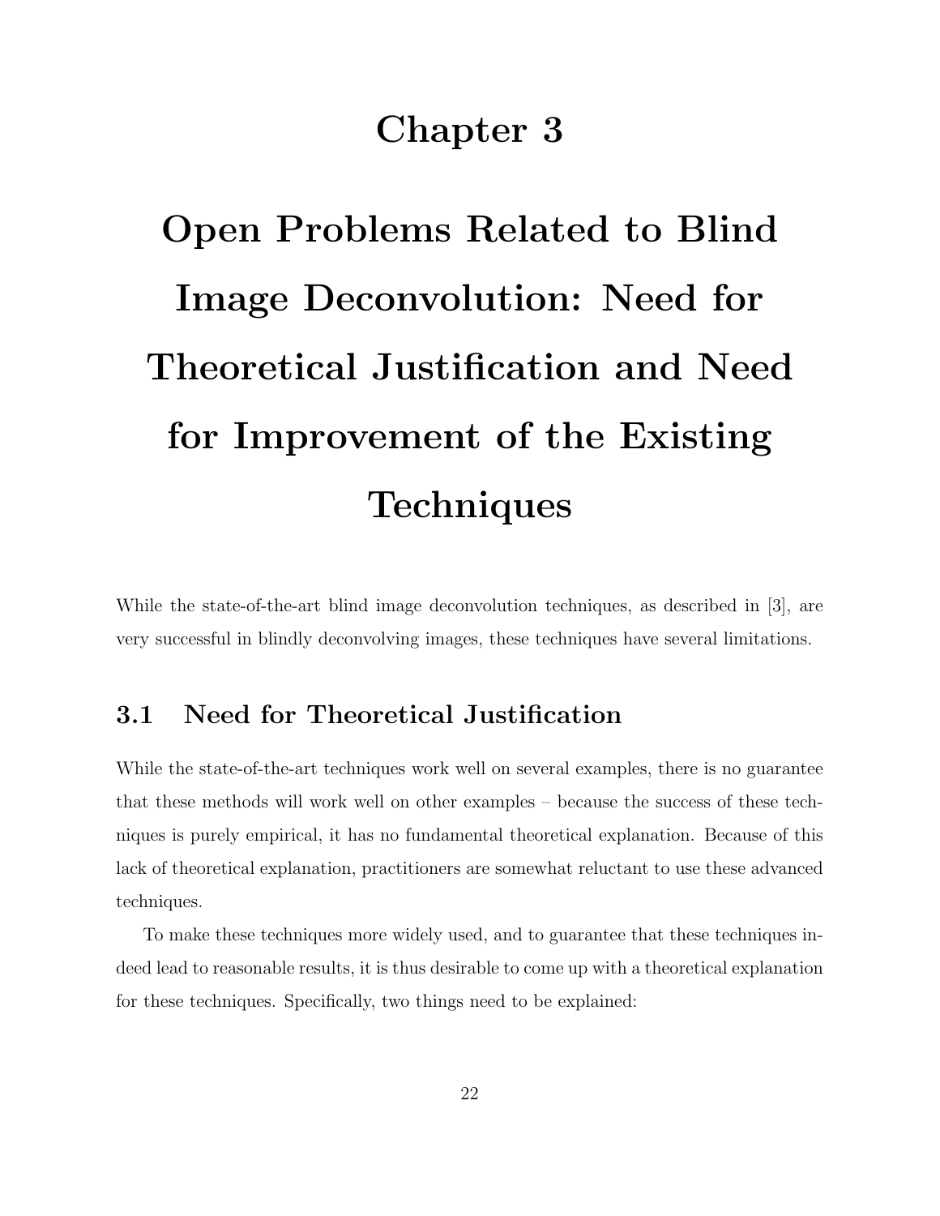# Chapter 3

# Open Problems Related to Blind Image Deconvolution: Need for Theoretical Justification and Need for Improvement of the Existing Techniques

While the state-of-the-art blind image deconvolution techniques, as described in [3], are very successful in blindly deconvolving images, these techniques have several limitations.

## 3.1 Need for Theoretical Justification

While the state-of-the-art techniques work well on several examples, there is no guarantee that these methods will work well on other examples – because the success of these techniques is purely empirical, it has no fundamental theoretical explanation. Because of this lack of theoretical explanation, practitioners are somewhat reluctant to use these advanced techniques.

To make these techniques more widely used, and to guarantee that these techniques indeed lead to reasonable results, it is thus desirable to come up with a theoretical explanation for these techniques. Specifically, two things need to be explained: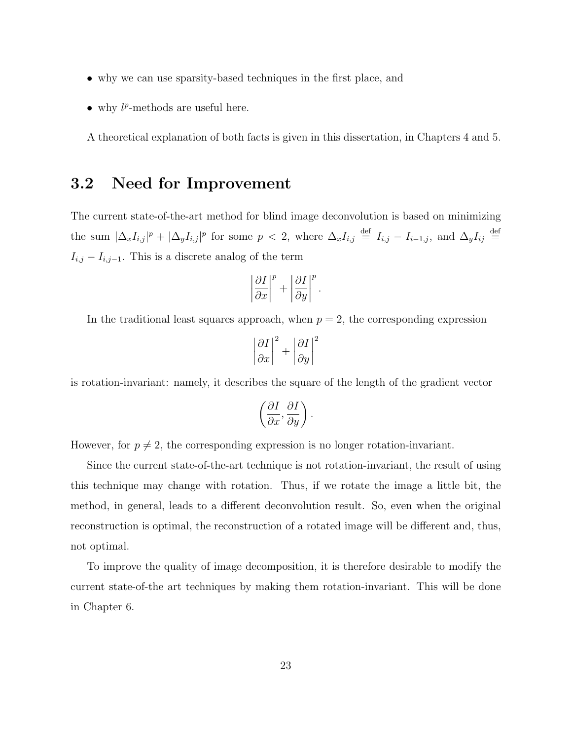- why we can use sparsity-based techniques in the first place, and
- why $l^p$-methods are useful here.

A theoretical explanation of both facts is given in this dissertation, in Chapters 4 and 5.

## 3.2 Need for Improvement

The current state-of-the-art method for blind image deconvolution is based on minimizing the sum $|\Delta_x I_{i,j}|^p + |\Delta_y I_{i,j}|^p$ for some $p < 2$, where $\Delta_x I_{i,j} \stackrel{\text{def}}{=} I_{i,j} - I_{i-1,j}$, and $\Delta_y I_{ij} \stackrel{\text{def}}{=} I_{i,j} - I_{i,j-1}$. This is a discrete analog of the term

$$\left|\frac{\partial I}{\partial x}\right|^p + \left|\frac{\partial I}{\partial y}\right|^p.$$

In the traditional least squares approach, when $p = 2$, the corresponding expression

$$\left|\frac{\partial I}{\partial x}\right|^2 + \left|\frac{\partial I}{\partial y}\right|^2$$

is rotation-invariant: namely, it describes the square of the length of the gradient vector

$$\left(\frac{\partial I}{\partial x}, \frac{\partial I}{\partial y}\right).$$

However, for $p \neq 2$, the corresponding expression is no longer rotation-invariant.

Since the current state-of-the-art technique is not rotation-invariant, the result of using this technique may change with rotation. Thus, if we rotate the image a little bit, the method, in general, leads to a different deconvolution result. So, even when the original reconstruction is optimal, the reconstruction of a rotated image will be different and, thus, not optimal.

To improve the quality of image decomposition, it is therefore desirable to modify the current state-of-the art techniques by making them rotation-invariant. This will be done in Chapter 6.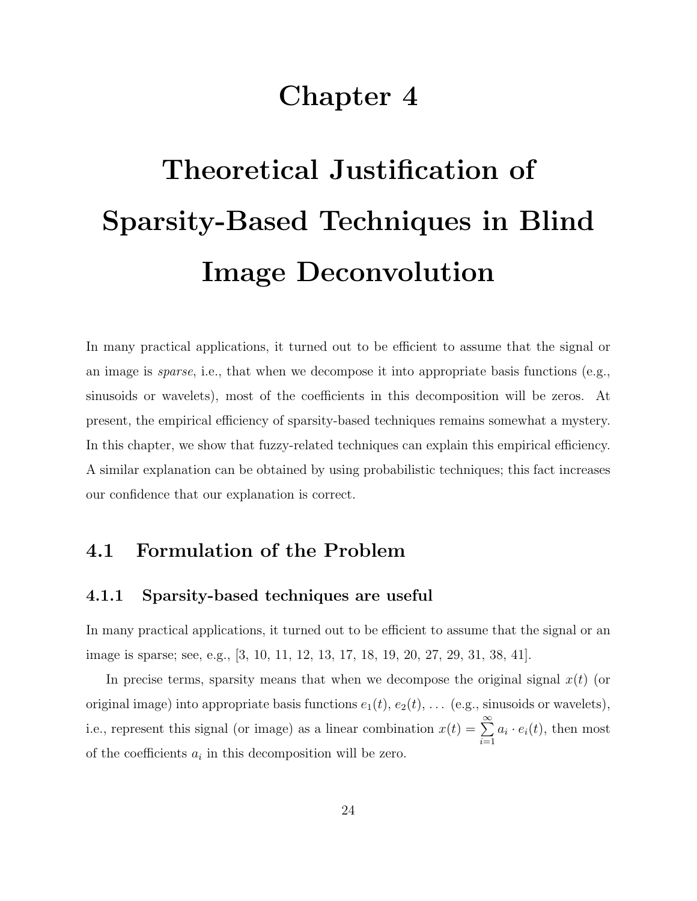# Chapter 4

# Theoretical Justification of Sparsity-Based Techniques in Blind Image Deconvolution

In many practical applications, it turned out to be efficient to assume that the signal or an image is *sparse*, i.e., that when we decompose it into appropriate basis functions (e.g., sinusoids or wavelets), most of the coefficients in this decomposition will be zeros. At present, the empirical efficiency of sparsity-based techniques remains somewhat a mystery. In this chapter, we show that fuzzy-related techniques can explain this empirical efficiency. A similar explanation can be obtained by using probabilistic techniques; this fact increases our confidence that our explanation is correct.

## 4.1 Formulation of the Problem

### 4.1.1 Sparsity-based techniques are useful

In many practical applications, it turned out to be efficient to assume that the signal or an image is sparse; see, e.g., [3, 10, 11, 12, 13, 17, 18, 19, 20, 27, 29, 31, 38, 41].

In precise terms, sparsity means that when we decompose the original signal $x(t)$ (or original image) into appropriate basis functions $e_1(t)$, $e_2(t)$, ... (e.g., sinusoids or wavelets), i.e., represent this signal (or image) as a linear combination $x(t) = \sum_{i=1}^{\infty} a_i \cdot e_i(t)$, then most of the coefficients $a_i$ in this decomposition will be zero.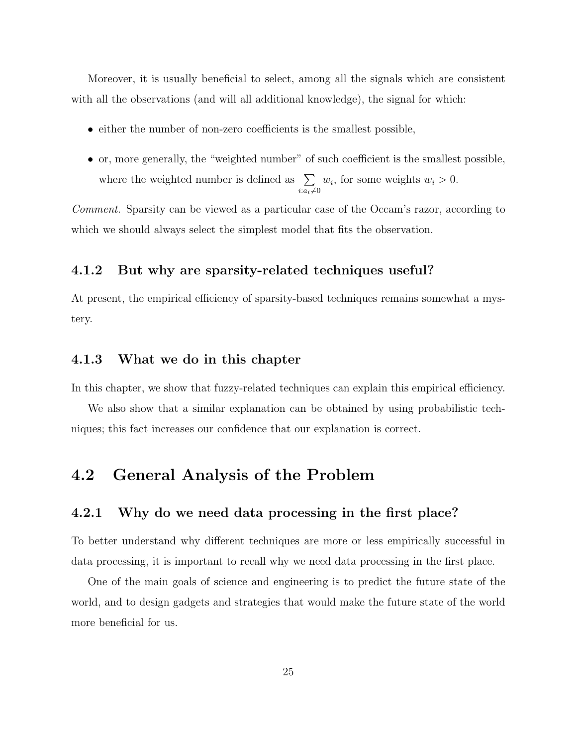Moreover, it is usually beneficial to select, among all the signals which are consistent with all the observations (and will all additional knowledge), the signal for which:

- either the number of non-zero coefficients is the smallest possible,
- or, more generally, the "weighted number" of such coefficient is the smallest possible, where the weighted number is defined as $\sum\limits_{i:a_i \neq 0} w_i$, for some weights $w_i > 0$.

*Comment.* Sparsity can be viewed as a particular case of the Occam's razor, according to which we should always select the simplest model that fits the observation.

### 4.1.2 But why are sparsity-related techniques useful?

At present, the empirical efficiency of sparsity-based techniques remains somewhat a mystery.

### 4.1.3 What we do in this chapter

In this chapter, we show that fuzzy-related techniques can explain this empirical efficiency.

We also show that a similar explanation can be obtained by using probabilistic techniques; this fact increases our confidence that our explanation is correct.

## 4.2 General Analysis of the Problem

### 4.2.1 Why do we need data processing in the first place?

To better understand why different techniques are more or less empirically successful in data processing, it is important to recall why we need data processing in the first place.

One of the main goals of science and engineering is to predict the future state of the world, and to design gadgets and strategies that would make the future state of the world more beneficial for us.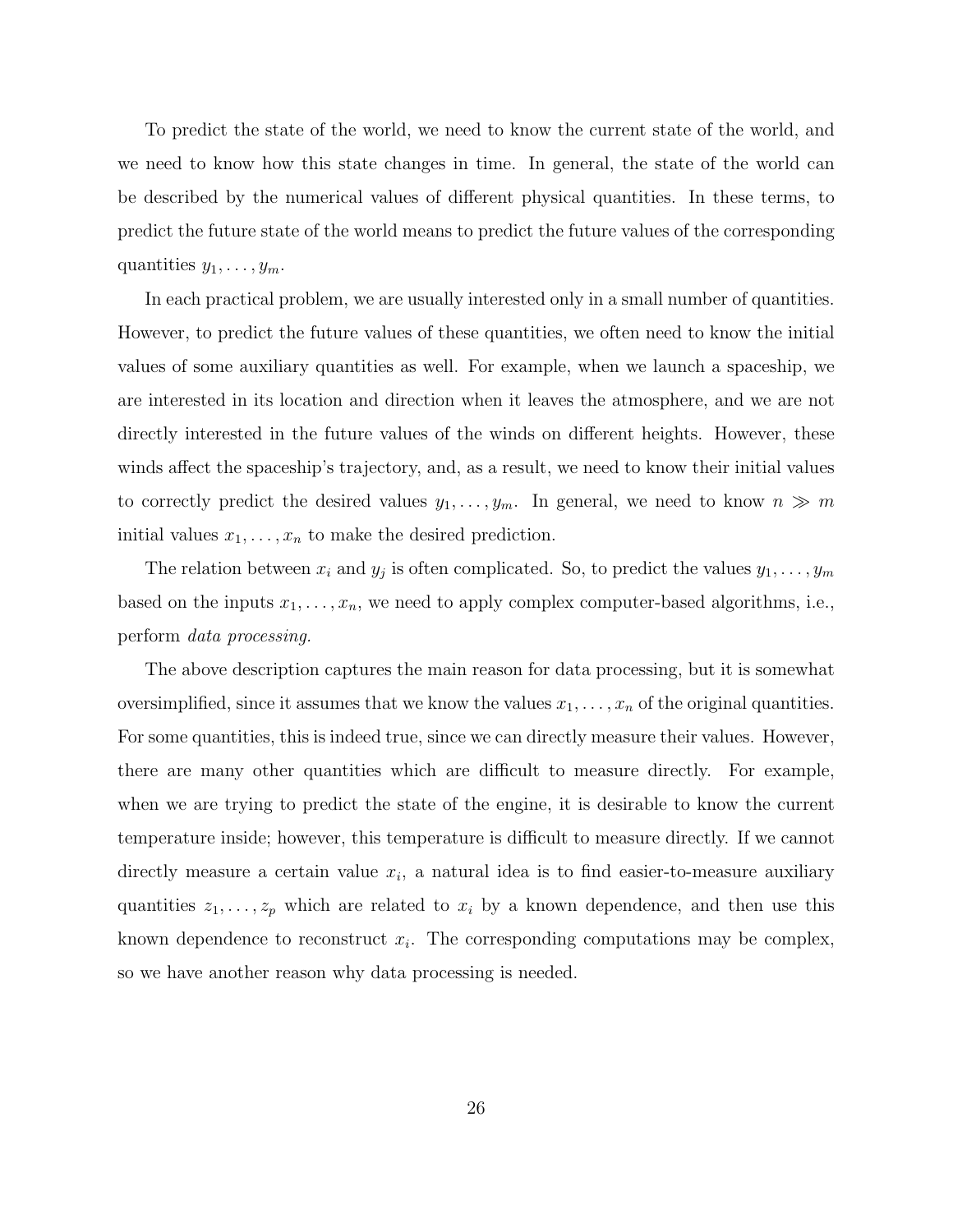To predict the state of the world, we need to know the current state of the world, and we need to know how this state changes in time. In general, the state of the world can be described by the numerical values of different physical quantities. In these terms, to predict the future state of the world means to predict the future values of the corresponding quantities $y_1, \ldots, y_m$.

In each practical problem, we are usually interested only in a small number of quantities. However, to predict the future values of these quantities, we often need to know the initial values of some auxiliary quantities as well. For example, when we launch a spaceship, we are interested in its location and direction when it leaves the atmosphere, and we are not directly interested in the future values of the winds on different heights. However, these winds affect the spaceship's trajectory, and, as a result, we need to know their initial values to correctly predict the desired values $y_1, \ldots, y_m$. In general, we need to know $n \gg m$ initial values $x_1, \ldots, x_n$ to make the desired prediction.

The relation between $x_i$ and $y_j$ is often complicated. So, to predict the values $y_1, \ldots, y_m$ based on the inputs $x_1, \ldots, x_n$, we need to apply complex computer-based algorithms, i.e., perform *data processing.*

The above description captures the main reason for data processing, but it is somewhat oversimplified, since it assumes that we know the values $x_1, \ldots, x_n$ of the original quantities. For some quantities, this is indeed true, since we can directly measure their values. However, there are many other quantities which are difficult to measure directly. For example, when we are trying to predict the state of the engine, it is desirable to know the current temperature inside; however, this temperature is difficult to measure directly. If we cannot directly measure a certain value $x_i$, a natural idea is to find easier-to-measure auxiliary quantities $z_1, \ldots, z_p$ which are related to $x_i$ by a known dependence, and then use this known dependence to reconstruct $x_i$. The corresponding computations may be complex, so we have another reason why data processing is needed.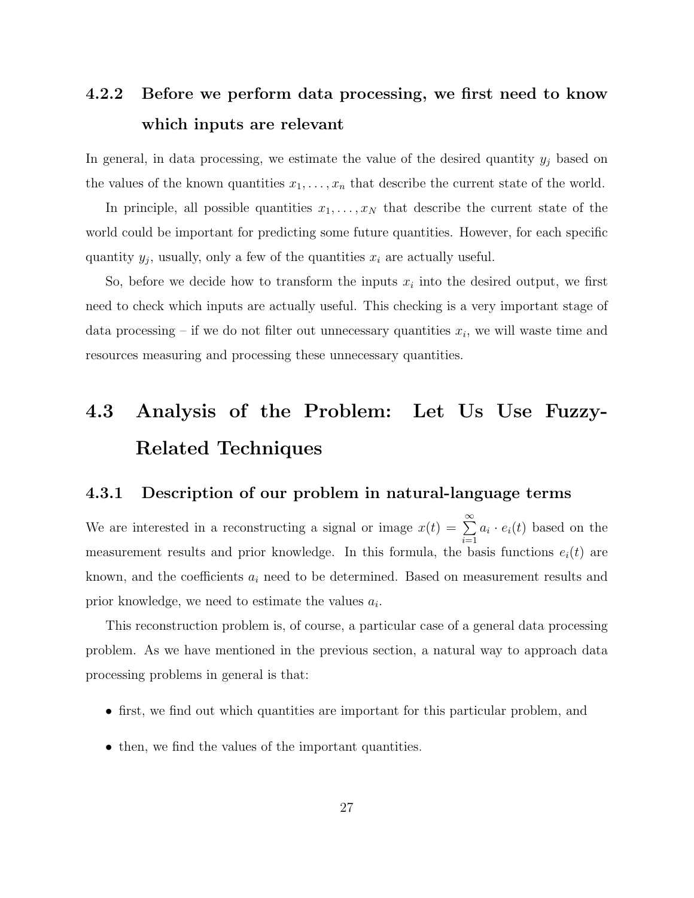### 4.2.2 Before we perform data processing, we first need to know which inputs are relevant

In general, in data processing, we estimate the value of the desired quantity $y_j$ based on the values of the known quantities $x_1, \ldots, x_n$ that describe the current state of the world.

In principle, all possible quantities $x_1, \ldots, x_N$ that describe the current state of the world could be important for predicting some future quantities. However, for each specific quantity $y_j$, usually, only a few of the quantities $x_i$ are actually useful.

So, before we decide how to transform the inputs $x_i$ into the desired output, we first need to check which inputs are actually useful. This checking is a very important stage of data processing – if we do not filter out unnecessary quantities $x_i$, we will waste time and resources measuring and processing these unnecessary quantities.

## 4.3 Analysis of the Problem: Let Us Use Fuzzy-Related Techniques

### 4.3.1 Description of our problem in natural-language terms

We are interested in a reconstructing a signal or image $x(t) = \sum\limits_{i=1}^{\infty} a_i \cdot e_i(t)$ based on the measurement results and prior knowledge. In this formula, the basis functions $e_i(t)$ are known, and the coefficients $a_i$ need to be determined. Based on measurement results and prior knowledge, we need to estimate the values $a_i$.

This reconstruction problem is, of course, a particular case of a general data processing problem. As we have mentioned in the previous section, a natural way to approach data processing problems in general is that:

- first, we find out which quantities are important for this particular problem, and
- then, we find the values of the important quantities.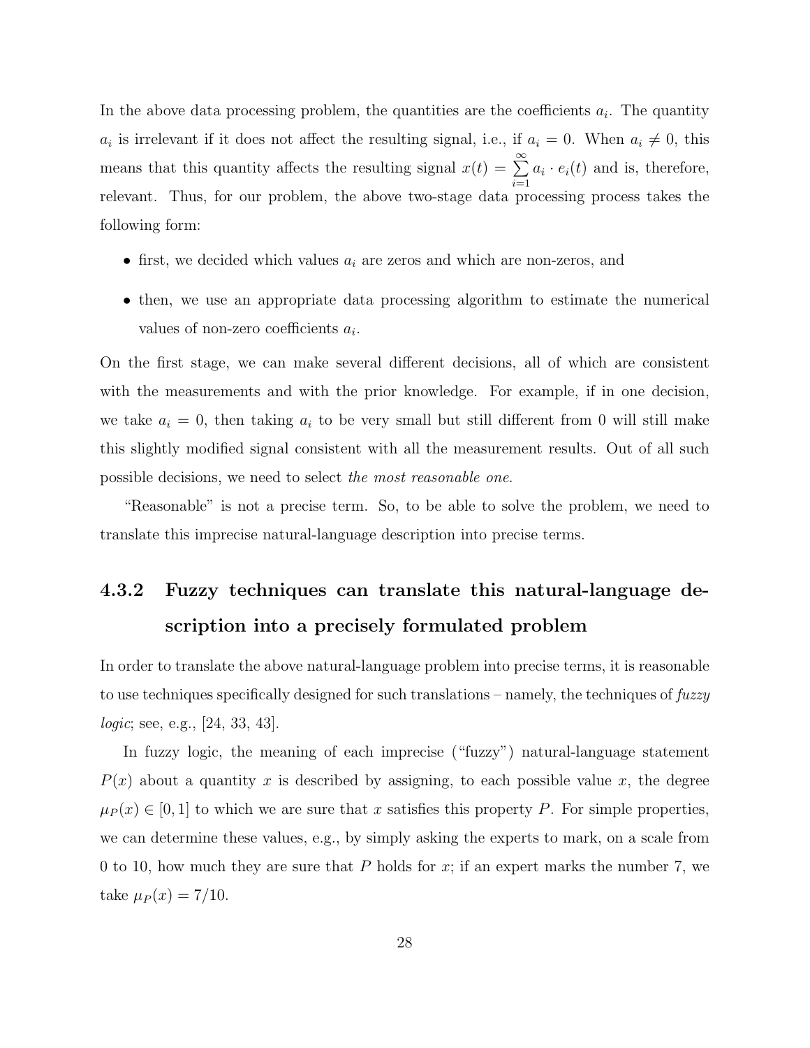In the above data processing problem, the quantities are the coefficients $a_i$. The quantity $a_i$ is irrelevant if it does not affect the resulting signal, i.e., if $a_i = 0$. When $a_i \neq 0$, this means that this quantity affects the resulting signal $x(t) = \sum_{i=1}^{\infty} a_i \cdot e_i(t)$ and is, therefore, relevant. Thus, for our problem, the above two-stage data processing process takes the following form:

- first, we decided which values $a_i$ are zeros and which are non-zeros, and
- then, we use an appropriate data processing algorithm to estimate the numerical values of non-zero coefficients $a_i$.

On the first stage, we can make several different decisions, all of which are consistent with the measurements and with the prior knowledge. For example, if in one decision, we take $a_i = 0$, then taking $a_i$ to be very small but still different from 0 will still make this slightly modified signal consistent with all the measurement results. Out of all such possible decisions, we need to select *the most reasonable one*.

"Reasonable" is not a precise term. So, to be able to solve the problem, we need to translate this imprecise natural-language description into precise terms.

### 4.3.2 Fuzzy techniques can translate this natural-language description into a precisely formulated problem

In order to translate the above natural-language problem into precise terms, it is reasonable to use techniques specifically designed for such translations – namely, the techniques of *fuzzy logic*; see, e.g., [24, 33, 43].

In fuzzy logic, the meaning of each imprecise ("fuzzy") natural-language statement $P(x)$ about a quantity $x$ is described by assigning, to each possible value $x$, the degree $\mu_P(x) \in [0,1]$ to which we are sure that $x$ satisfies this property $P$. For simple properties, we can determine these values, e.g., by simply asking the experts to mark, on a scale from 0 to 10, how much they are sure that $P$ holds for $x$; if an expert marks the number 7, we take $\mu_P(x) = 7/10$.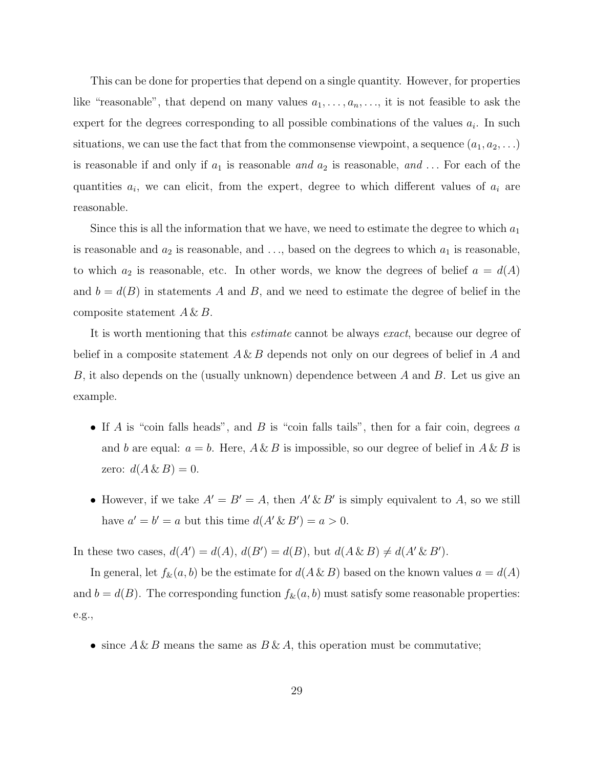This can be done for properties that depend on a single quantity. However, for properties like "reasonable", that depend on many values $a_1, \ldots, a_n, \ldots$, it is not feasible to ask the expert for the degrees corresponding to all possible combinations of the values $a_i$. In such situations, we can use the fact that from the commonsense viewpoint, a sequence $(a_1, a_2, \ldots)$ is reasonable if and only if $a_1$ is reasonable *and* $a_2$ is reasonable, *and* ... For each of the quantities $a_i$, we can elicit, from the expert, degree to which different values of $a_i$ are reasonable.

Since this is all the information that we have, we need to estimate the degree to which $a_1$ is reasonable and $a_2$ is reasonable, and ..., based on the degrees to which $a_1$ is reasonable, to which $a_2$ is reasonable, etc. In other words, we know the degrees of belief $a = d(A)$ and $b = d(B)$ in statements $A$ and $B$, and we need to estimate the degree of belief in the composite statement $A \,\&\, B$.

It is worth mentioning that this *estimate* cannot be always *exact*, because our degree of belief in a composite statement $A \,\&\, B$ depends not only on our degrees of belief in $A$ and $B$, it also depends on the (usually unknown) dependence between $A$ and $B$. Let us give an example.

- If $A$ is "coin falls heads", and $B$ is "coin falls tails", then for a fair coin, degrees $a$ and $b$ are equal: $a = b$. Here, $A \,\&\, B$ is impossible, so our degree of belief in $A \,\&\, B$ is zero: $d(A \,\&\, B) = 0$.
- However, if we take $A' = B' = A$, then $A' \,\&\, B'$ is simply equivalent to $A$, so we still have $a' = b' = a$ but this time $d(A' \,\&\, B') = a > 0$.

In these two cases, $d(A') = d(A)$, $d(B') = d(B)$, but $d(A \,\&\, B) \neq d(A' \,\&\, B')$.

In general, let $f_\&(a, b)$ be the estimate for $d(A \,\&\, B)$ based on the known values $a = d(A)$ and $b = d(B)$. The corresponding function $f_\&(a, b)$ must satisfy some reasonable properties: e.g.,

- since $A \,\&\, B$ means the same as $B \,\&\, A$, this operation must be commutative;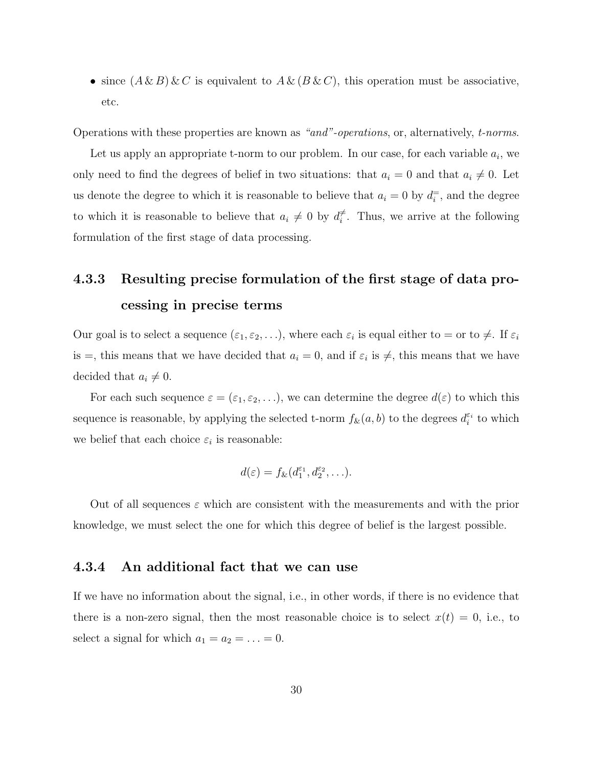- since $(A \,\&\, B) \,\&\, C$ is equivalent to $A \,\&\, (B \,\&\, C)$, this operation must be associative, etc.

Operations with these properties are known as *"and"-operations*, or, alternatively, *t-norms*.

Let us apply an appropriate t-norm to our problem. In our case, for each variable $a_i$, we only need to find the degrees of belief in two situations: that $a_i = 0$ and that $a_i \neq 0$. Let us denote the degree to which it is reasonable to believe that $a_i = 0$ by $d_i^=$, and the degree to which it is reasonable to believe that $a_i \neq 0$ by $d_i^{\neq}$. Thus, we arrive at the following formulation of the first stage of data processing.

### 4.3.3 Resulting precise formulation of the first stage of data processing in precise terms

Our goal is to select a sequence $(\varepsilon_1, \varepsilon_2, \ldots)$, where each $\varepsilon_i$ is equal either to $=$ or to $\neq$. If $\varepsilon_i$ is $=$, this means that we have decided that $a_i = 0$, and if $\varepsilon_i$ is $\neq$, this means that we have decided that $a_i \neq 0$.

For each such sequence $\varepsilon = (\varepsilon_1, \varepsilon_2, \ldots)$, we can determine the degree $d(\varepsilon)$ to which this sequence is reasonable, by applying the selected t-norm $f_\&(a, b)$ to the degrees $d_i^{\varepsilon_i}$ to which we belief that each choice $\varepsilon_i$ is reasonable:

$$d(\varepsilon) = f_\&(d_1^{\varepsilon_1}, d_2^{\varepsilon_2}, \ldots).$$

Out of all sequences $\varepsilon$ which are consistent with the measurements and with the prior knowledge, we must select the one for which this degree of belief is the largest possible.

### 4.3.4 An additional fact that we can use

If we have no information about the signal, i.e., in other words, if there is no evidence that there is a non-zero signal, then the most reasonable choice is to select $x(t) = 0$, i.e., to select a signal for which $a_1 = a_2 = \ldots = 0$.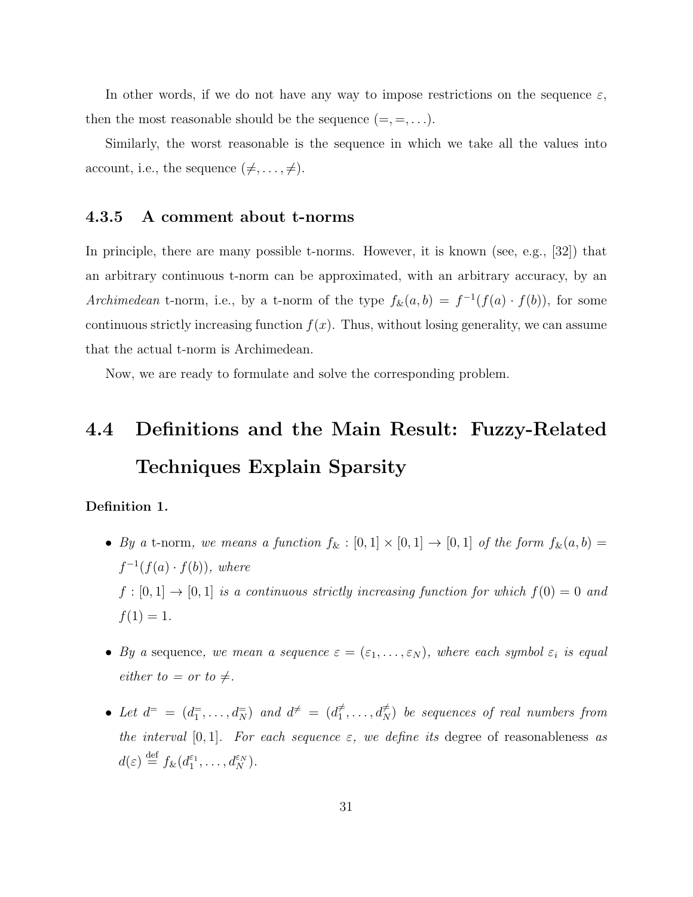In other words, if we do not have any way to impose restrictions on the sequence $\varepsilon$, then the most reasonable should be the sequence $(=, =, \ldots)$.

Similarly, the worst reasonable is the sequence in which we take all the values into account, i.e., the sequence $(\neq, \ldots, \neq)$.

### 4.3.5 A comment about t-norms

In principle, there are many possible t-norms. However, it is known (see, e.g., [32]) that an arbitrary continuous t-norm can be approximated, with an arbitrary accuracy, by an *Archimedean* t-norm, i.e., by a t-norm of the type $f_\&(a, b) = f^{-1}(f(a) \cdot f(b))$, for some continuous strictly increasing function $f(x)$. Thus, without losing generality, we can assume that the actual t-norm is Archimedean.

Now, we are ready to formulate and solve the corresponding problem.

## 4.4 Definitions and the Main Result: Fuzzy-Related Techniques Explain Sparsity

**Definition 1.**

- *By a* t-norm*, we means a function $f_\& : [0, 1] \times [0, 1] \to [0, 1]$ of the form $f_\&(a, b) = f^{-1}(f(a) \cdot f(b))$, where $f : [0, 1] \to [0, 1]$ is a continuous strictly increasing function for which $f(0) = 0$ and $f(1) = 1$.*

- *By a* sequence*, we mean a sequence $\varepsilon = (\varepsilon_1, \ldots, \varepsilon_N)$, where each symbol $\varepsilon_i$ is equal either to $=$ or to $\neq$.*

- *Let $d^= = (d_1^=, \ldots, d_N^=)$ and $d^{\neq} = (d_1^{\neq}, \ldots, d_N^{\neq})$ be sequences of real numbers from the interval $[0, 1]$. For each sequence $\varepsilon$, we define its* degree of reasonableness *as $d(\varepsilon) \stackrel{\text{def}}{=} f_\&(d_1^{\varepsilon_1}, \ldots, d_N^{\varepsilon_N})$.*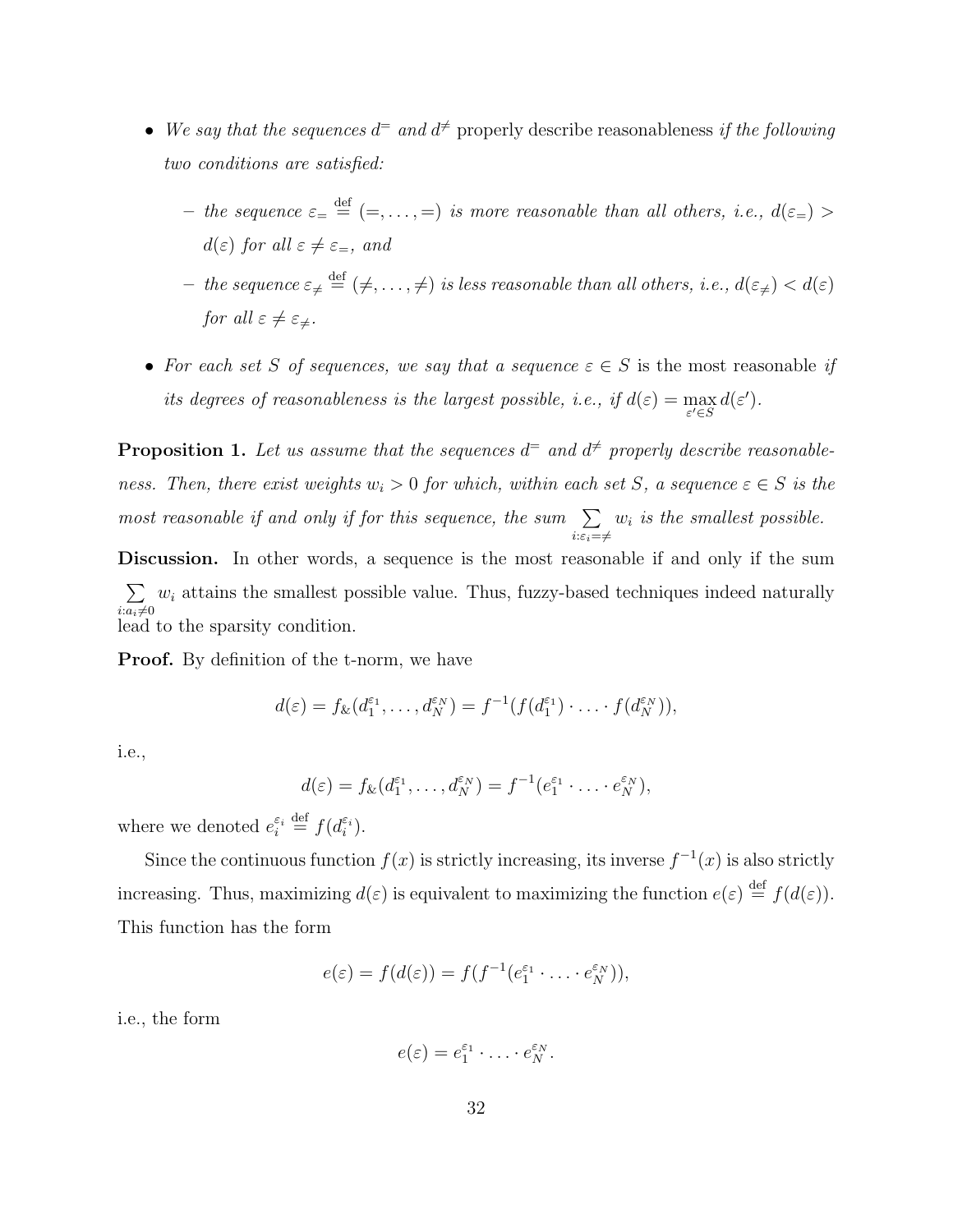- *We say that the sequences $d^=$ and $d^{\neq}$* properly describe reasonableness *if the following two conditions are satisfied:*
  - *the sequence $\varepsilon_= \stackrel{\text{def}}{=} (=, \ldots, =)$ is more reasonable than all others, i.e., $d(\varepsilon_=) > d(\varepsilon)$ for all $\varepsilon \neq \varepsilon_=$, and*
  - *the sequence $\varepsilon_{\neq} \stackrel{\text{def}}{=} (\neq, \ldots, \neq)$ is less reasonable than all others, i.e., $d(\varepsilon_{\neq}) < d(\varepsilon)$ for all $\varepsilon \neq \varepsilon_{\neq}$.*
- *For each set $S$ of sequences, we say that a sequence $\varepsilon \in S$* is the most reasonable *if its degrees of reasonableness is the largest possible, i.e., if $d(\varepsilon) = \max\limits_{\varepsilon' \in S} d(\varepsilon')$.*

**Proposition 1.** *Let us assume that the sequences $d^=$ and $d^{\neq}$ properly describe reasonableness. Then, there exist weights $w_i > 0$ for which, within each set $S$, a sequence $\varepsilon \in S$ is the most reasonable if and only if for this sequence, the sum $\sum\limits_{i:\varepsilon_i = \neq} w_i$ is the smallest possible.*

**Discussion.** In other words, a sequence is the most reasonable if and only if the sum $\sum\limits_{i:a_i \neq 0} w_i$ attains the smallest possible value. Thus, fuzzy-based techniques indeed naturally lead to the sparsity condition.

**Proof.** By definition of the t-norm, we have

$$d(\varepsilon) = f_{\&}(d_1^{\varepsilon_1}, \ldots, d_N^{\varepsilon_N}) = f^{-1}(f(d_1^{\varepsilon_1}) \cdot \ldots \cdot f(d_N^{\varepsilon_N})),$$

i.e.,

$$d(\varepsilon) = f_{\&}(d_1^{\varepsilon_1}, \ldots, d_N^{\varepsilon_N}) = f^{-1}(e_1^{\varepsilon_1} \cdot \ldots \cdot e_N^{\varepsilon_N}),$$

where we denoted $e_i^{\varepsilon_i} \stackrel{\text{def}}{=} f(d_i^{\varepsilon_i})$.

Since the continuous function $f(x)$ is strictly increasing, its inverse $f^{-1}(x)$ is also strictly increasing. Thus, maximizing $d(\varepsilon)$ is equivalent to maximizing the function $e(\varepsilon) \stackrel{\text{def}}{=} f(d(\varepsilon))$. This function has the form

$$e(\varepsilon) = f(d(\varepsilon)) = f(f^{-1}(e_1^{\varepsilon_1} \cdot \ldots \cdot e_N^{\varepsilon_N})),$$

i.e., the form

$$e(\varepsilon) = e_1^{\varepsilon_1} \cdot \ldots \cdot e_N^{\varepsilon_N}.$$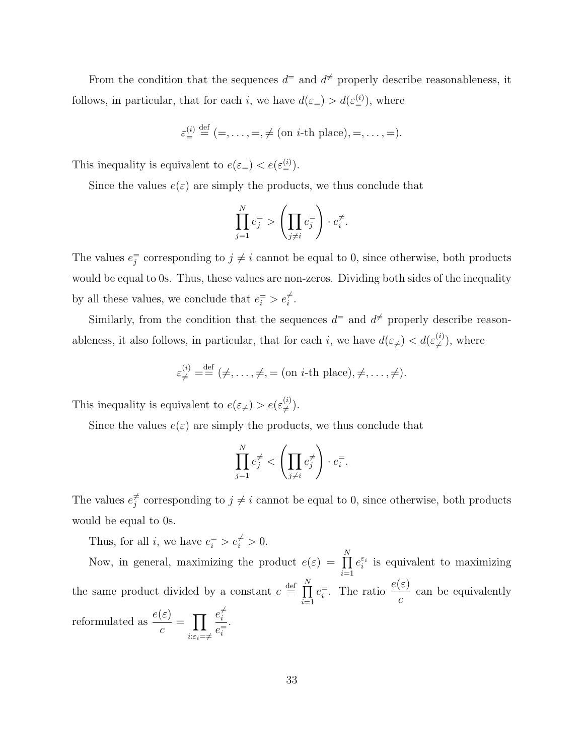From the condition that the sequences $d^=$ and $d^{\neq}$ properly describe reasonableness, it follows, in particular, that for each $i$, we have $d(\varepsilon_=) > d(\varepsilon_=^{(i)})$, where

$$\varepsilon_=^{(i)} \stackrel{\text{def}}{=} (=, \ldots, =, \neq \text{ (on } i\text{-th place)}, =, \ldots, =).$$

This inequality is equivalent to $e(\varepsilon_=) < e(\varepsilon_=^{(i)})$.

Since the values $e(\varepsilon)$ are simply the products, we thus conclude that

$$\prod_{j=1}^{N} e_j^= > \left( \prod_{j \neq i} e_j^= \right) \cdot e_i^{\neq}.$$

The values $e_j^=$ corresponding to $j \neq i$ cannot be equal to 0, since otherwise, both products would be equal to 0s. Thus, these values are non-zeros. Dividing both sides of the inequality by all these values, we conclude that $e_i^= > e_i^{\neq}$.

Similarly, from the condition that the sequences $d^=$ and $d^{\neq}$ properly describe reasonableness, it also follows, in particular, that for each $i$, we have $d(\varepsilon_{\neq}) < d(\varepsilon_{\neq}^{(i)})$, where

$$\varepsilon_{\neq}^{(i)} = \stackrel{\text{def}}{=} (\neq, \ldots, \neq, = \text{ (on } i\text{-th place)}, \neq, \ldots, \neq).$$

This inequality is equivalent to $e(\varepsilon_{\neq}) > e(\varepsilon_{\neq}^{(i)})$.

Since the values $e(\varepsilon)$ are simply the products, we thus conclude that

$$\prod_{j=1}^{N} e_j^{\neq} < \left( \prod_{j \neq i} e_j^{\neq} \right) \cdot e_i^=.$$

The values $e_j^{\neq}$ corresponding to $j \neq i$ cannot be equal to 0, since otherwise, both products would be equal to 0s.

Thus, for all $i$, we have $e_i^= > e_i^{\neq} > 0$.

Now, in general, maximizing the product $e(\varepsilon) = \prod\limits_{i=1}^{N} e_i^{\varepsilon_i}$ is equivalent to maximizing the same product divided by a constant $c \stackrel{\text{def}}{=} \prod\limits_{i=1}^{N} e_i^=$. The ratio $\dfrac{e(\varepsilon)}{c}$ can be equivalently reformulated as $\dfrac{e(\varepsilon)}{c} = \prod\limits_{i:\varepsilon_i = \neq} \dfrac{e_i^{\neq}}{e_i^=}$.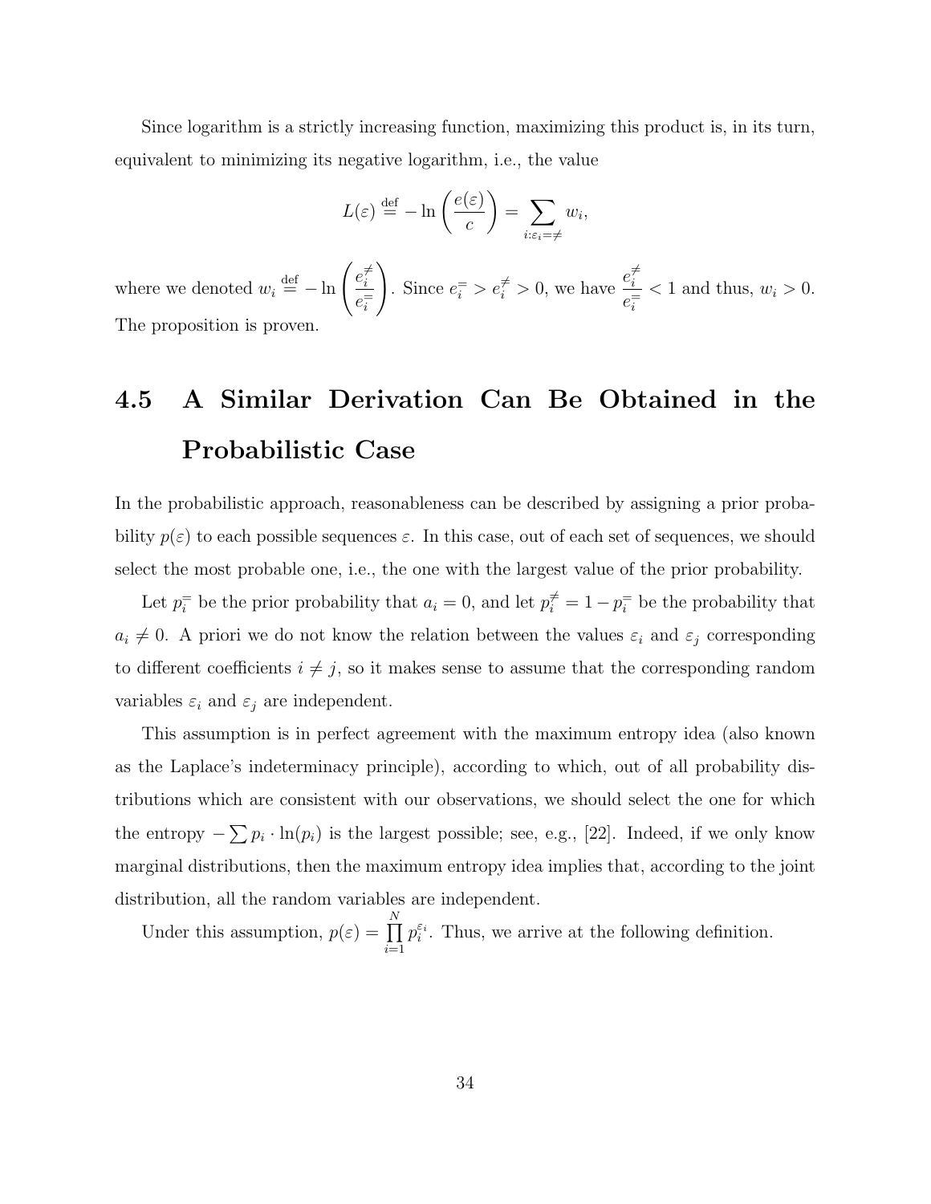Since logarithm is a strictly increasing function, maximizing this product is, in its turn, equivalent to minimizing its negative logarithm, i.e., the value

$$L(\varepsilon) \stackrel{\text{def}}{=} -\ln\left(\frac{e(\varepsilon)}{c}\right) = \sum_{i:\varepsilon_i=\neq} w_i,$$

where we denoted $w_i \stackrel{\text{def}}{=} -\ln\left(\dfrac{e_i^{\neq}}{e_i^{=}}\right)$. Since $e_i^{=} > e_i^{\neq} > 0$, we have $\dfrac{e_i^{\neq}}{e_i^{=}} < 1$ and thus, $w_i > 0$. The proposition is proven.

## 4.5 A Similar Derivation Can Be Obtained in the Probabilistic Case

In the probabilistic approach, reasonableness can be described by assigning a prior probability $p(\varepsilon)$ to each possible sequences $\varepsilon$. In this case, out of each set of sequences, we should select the most probable one, i.e., the one with the largest value of the prior probability.

Let $p_i^{=}$ be the prior probability that $a_i = 0$, and let $p_i^{\neq} = 1 - p_i^{=}$ be the probability that $a_i \neq 0$. A priori we do not know the relation between the values $\varepsilon_i$ and $\varepsilon_j$ corresponding to different coefficients $i \neq j$, so it makes sense to assume that the corresponding random variables $\varepsilon_i$ and $\varepsilon_j$ are independent.

This assumption is in perfect agreement with the maximum entropy idea (also known as the Laplace's indeterminacy principle), according to which, out of all probability distributions which are consistent with our observations, we should select the one for which the entropy $-\sum p_i \cdot \ln(p_i)$ is the largest possible; see, e.g., [22]. Indeed, if we only know marginal distributions, then the maximum entropy idea implies that, according to the joint distribution, all the random variables are independent.

Under this assumption, $p(\varepsilon) = \prod_{i=1}^{N} p_i^{\varepsilon_i}$. Thus, we arrive at the following definition.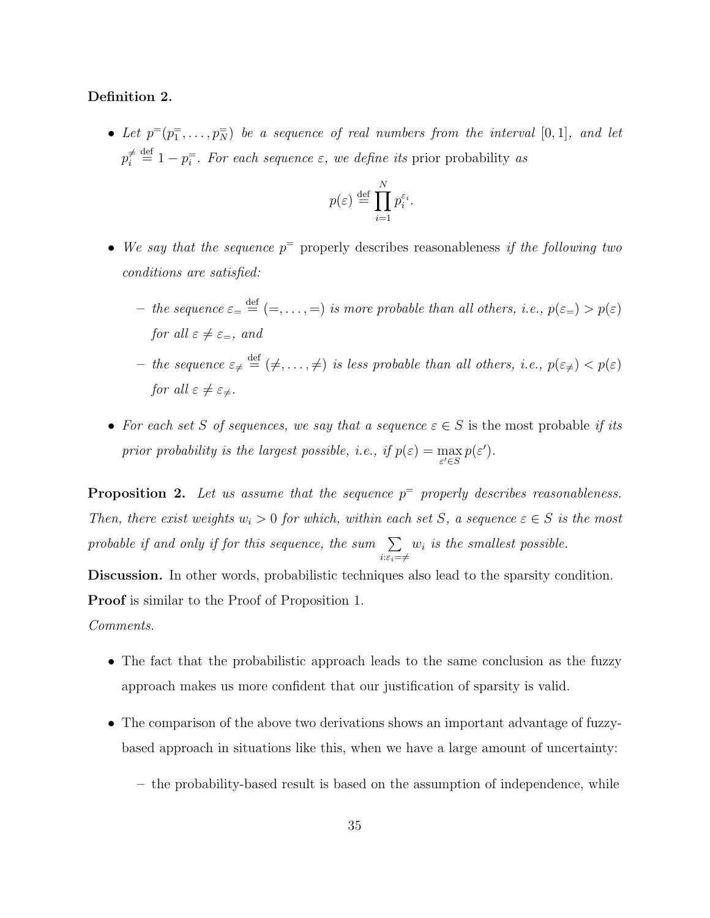**Definition 2.**

- *Let* $p^{=}(p_1^{=}, \ldots, p_N^{=})$ *be a sequence of real numbers from the interval* $[0,1]$*, and let* $p_i^{\neq} \stackrel{\text{def}}{=} 1 - p_i^{=}$*. For each sequence* $\varepsilon$*, we define its* prior probability *as*

$$p(\varepsilon) \stackrel{\text{def}}{=} \prod_{i=1}^{N} p_i^{\varepsilon_i}.$$

- *We say that the sequence* $p^{=}$ properly describes reasonableness *if the following two conditions are satisfied:*
  - *the sequence* $\varepsilon_{=} \stackrel{\text{def}}{=} (=, \ldots, =)$ *is more probable than all others, i.e.,* $p(\varepsilon_{=}) > p(\varepsilon)$ *for all* $\varepsilon \neq \varepsilon_{=}$*, and*
  - *the sequence* $\varepsilon_{\neq} \stackrel{\text{def}}{=} (\neq, \ldots, \neq)$ *is less probable than all others, i.e.,* $p(\varepsilon_{\neq}) < p(\varepsilon)$ *for all* $\varepsilon \neq \varepsilon_{\neq}$*.*
- *For each set* $S$ *of sequences, we say that a sequence* $\varepsilon \in S$ is the most probable *if its prior probability is the largest possible, i.e., if* $p(\varepsilon) = \max\limits_{\varepsilon' \in S} p(\varepsilon')$*.*

**Proposition 2.** *Let us assume that the sequence* $p^{=}$ *properly describes reasonableness. Then, there exist weights* $w_i > 0$ *for which, within each set* $S$*, a sequence* $\varepsilon \in S$ *is the most probable if and only if for this sequence, the sum* $\sum\limits_{i:\varepsilon_i = \neq} w_i$ *is the smallest possible.*

**Discussion.** In other words, probabilistic techniques also lead to the sparsity condition.

**Proof** is similar to the Proof of Proposition 1.

*Comments.*

- The fact that the probabilistic approach leads to the same conclusion as the fuzzy approach makes us more confident that our justification of sparsity is valid.
- The comparison of the above two derivations shows an important advantage of fuzzy-based approach in situations like this, when we have a large amount of uncertainty:
  - the probability-based result is based on the assumption of independence, while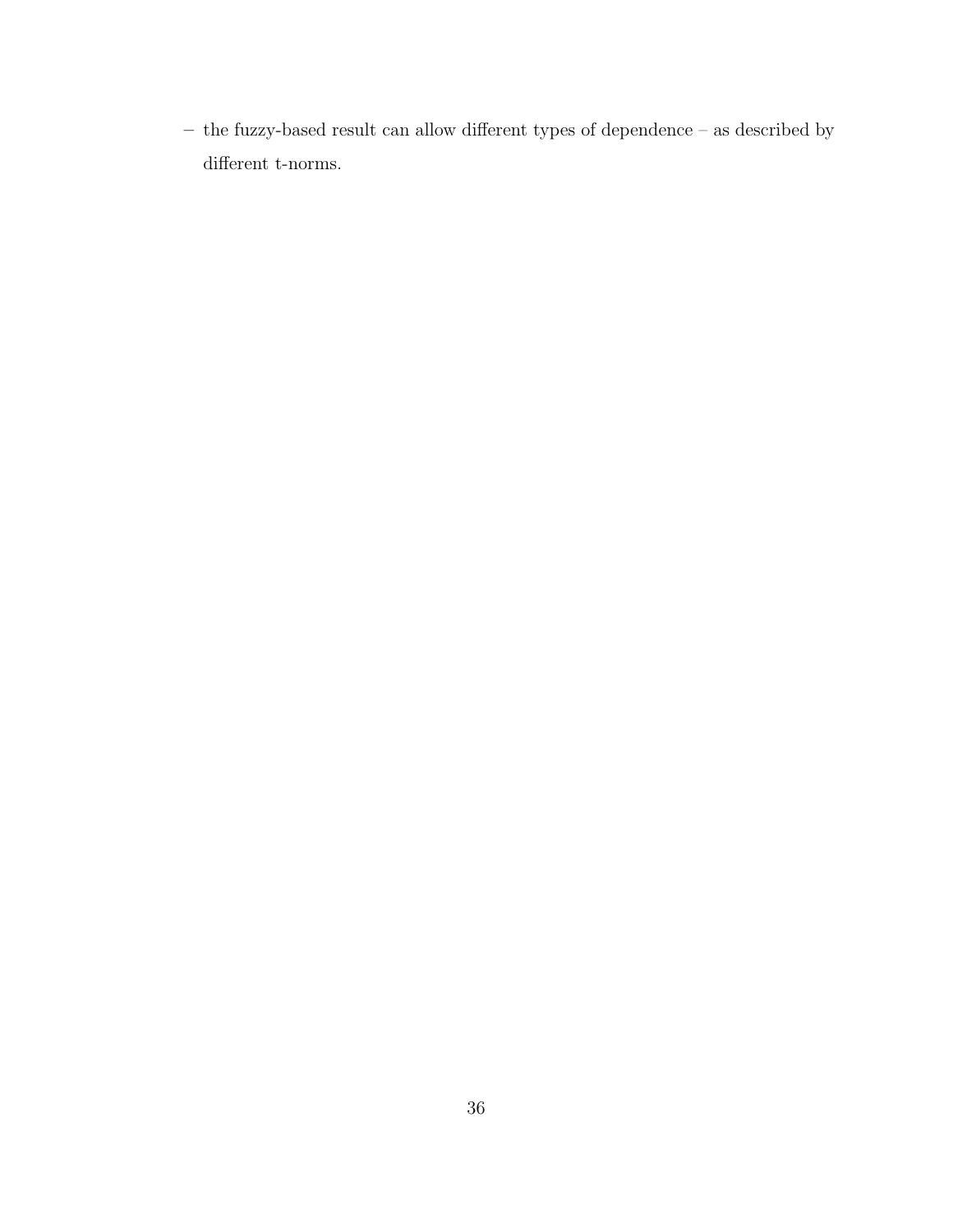- the fuzzy-based result can allow different types of dependence – as described by different t-norms.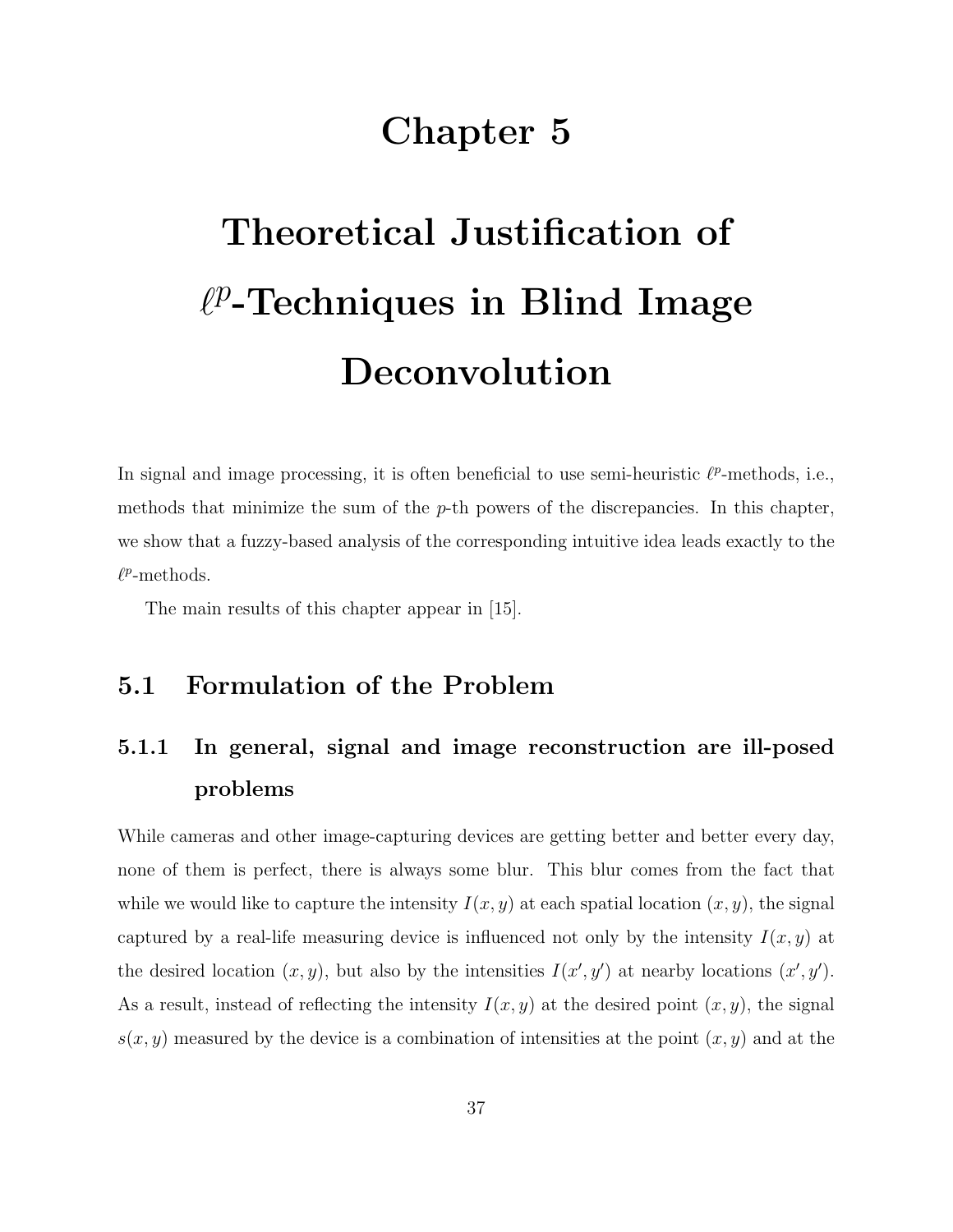# Chapter 5

# Theoretical Justification of $\ell^p$-Techniques in Blind Image Deconvolution

In signal and image processing, it is often beneficial to use semi-heuristic $\ell^p$-methods, i.e., methods that minimize the sum of the $p$-th powers of the discrepancies. In this chapter, we show that a fuzzy-based analysis of the corresponding intuitive idea leads exactly to the $\ell^p$-methods.

The main results of this chapter appear in [15].

## 5.1 Formulation of the Problem

### 5.1.1 In general, signal and image reconstruction are ill-posed problems

While cameras and other image-capturing devices are getting better and better every day, none of them is perfect, there is always some blur. This blur comes from the fact that while we would like to capture the intensity $I(x, y)$ at each spatial location $(x, y)$, the signal captured by a real-life measuring device is influenced not only by the intensity $I(x, y)$ at the desired location $(x, y)$, but also by the intensities $I(x', y')$ at nearby locations $(x', y')$. As a result, instead of reflecting the intensity $I(x, y)$ at the desired point $(x, y)$, the signal $s(x, y)$ measured by the device is a combination of intensities at the point $(x, y)$ and at the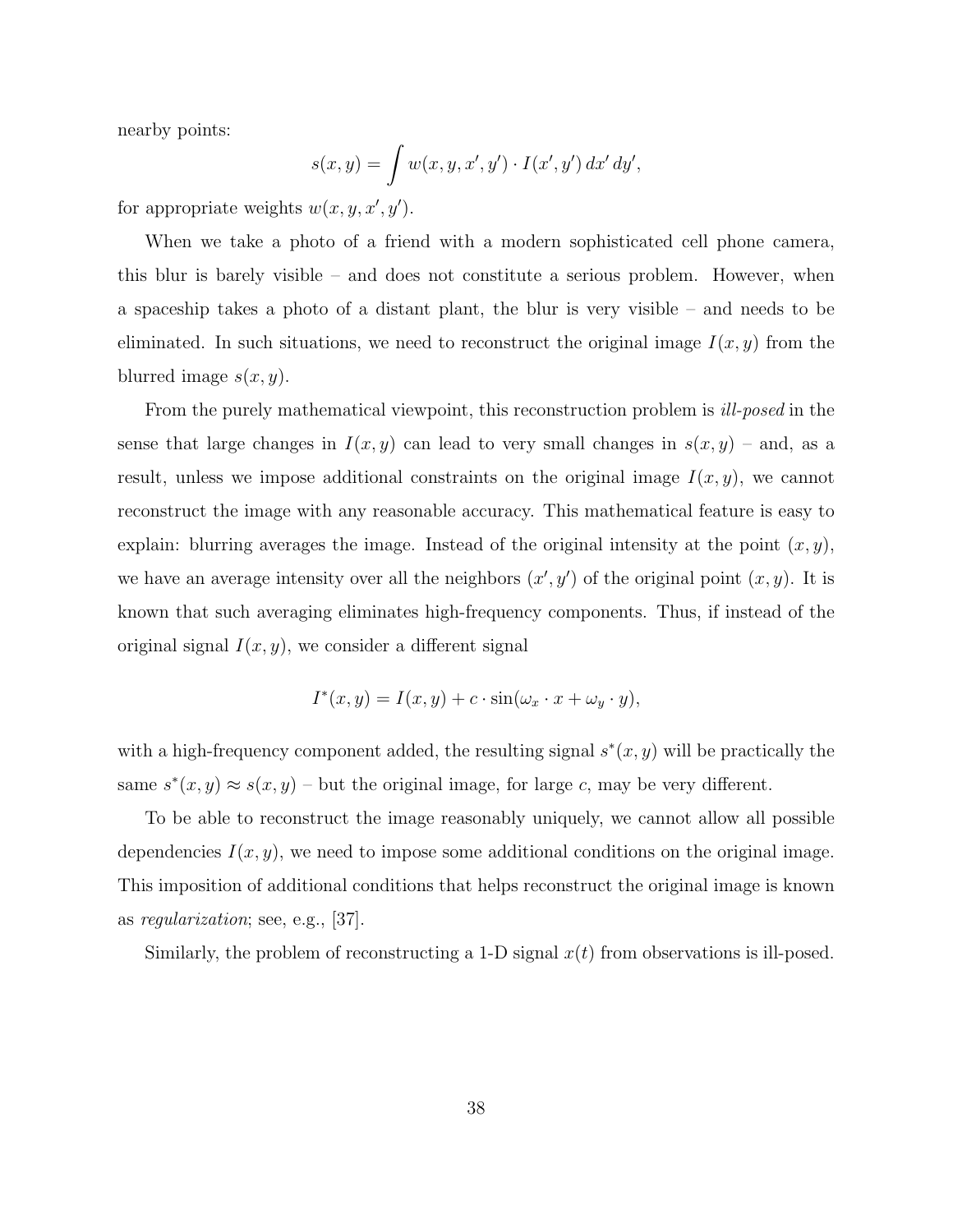nearby points:

$$s(x, y) = \int w(x, y, x', y') \cdot I(x', y') \, dx' \, dy',$$

for appropriate weights $w(x, y, x', y')$.

When we take a photo of a friend with a modern sophisticated cell phone camera, this blur is barely visible – and does not constitute a serious problem. However, when a spaceship takes a photo of a distant plant, the blur is very visible – and needs to be eliminated. In such situations, we need to reconstruct the original image $I(x, y)$ from the blurred image $s(x, y)$.

From the purely mathematical viewpoint, this reconstruction problem is *ill-posed* in the sense that large changes in $I(x, y)$ can lead to very small changes in $s(x, y)$ – and, as a result, unless we impose additional constraints on the original image $I(x, y)$, we cannot reconstruct the image with any reasonable accuracy. This mathematical feature is easy to explain: blurring averages the image. Instead of the original intensity at the point $(x, y)$, we have an average intensity over all the neighbors $(x', y')$ of the original point $(x, y)$. It is known that such averaging eliminates high-frequency components. Thus, if instead of the original signal $I(x, y)$, we consider a different signal

$$I^*(x, y) = I(x, y) + c \cdot \sin(\omega_x \cdot x + \omega_y \cdot y),$$

with a high-frequency component added, the resulting signal $s^*(x, y)$ will be practically the same $s^*(x, y) \approx s(x, y)$ – but the original image, for large $c$, may be very different.

To be able to reconstruct the image reasonably uniquely, we cannot allow all possible dependencies $I(x, y)$, we need to impose some additional conditions on the original image. This imposition of additional conditions that helps reconstruct the original image is known as *regularization*; see, e.g., [37].

Similarly, the problem of reconstructing a 1-D signal $x(t)$ from observations is ill-posed.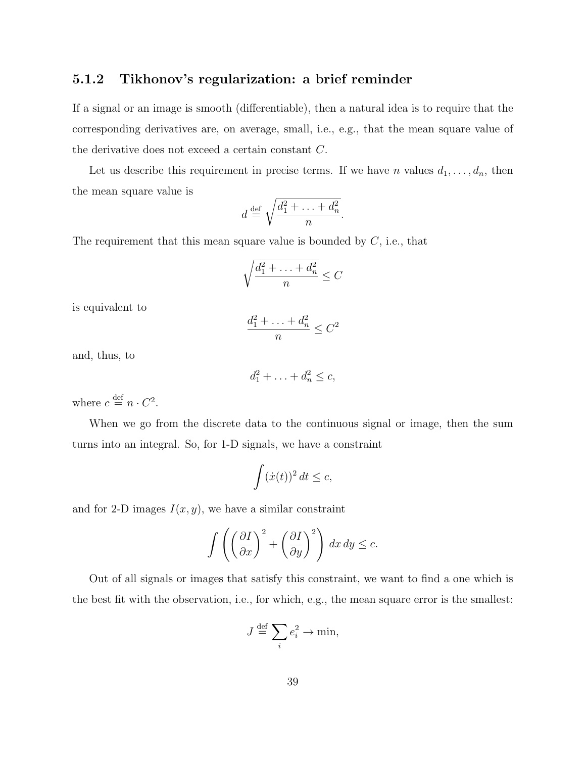### 5.1.2 Tikhonov's regularization: a brief reminder

If a signal or an image is smooth (differentiable), then a natural idea is to require that the corresponding derivatives are, on average, small, i.e., e.g., that the mean square value of the derivative does not exceed a certain constant $C$.

Let us describe this requirement in precise terms. If we have $n$ values $d_1, \ldots, d_n$, then the mean square value is

$$d \stackrel{\text{def}}{=} \sqrt{\frac{d_1^2 + \ldots + d_n^2}{n}}.$$

The requirement that this mean square value is bounded by $C$, i.e., that

$$\sqrt{\frac{d_1^2 + \ldots + d_n^2}{n}} \leq C$$

is equivalent to

$$\frac{d_1^2 + \ldots + d_n^2}{n} \leq C^2$$

and, thus, to

$$d_1^2 + \ldots + d_n^2 \leq c,$$

where $c \stackrel{\text{def}}{=} n \cdot C^2$.

When we go from the discrete data to the continuous signal or image, then the sum turns into an integral. So, for 1-D signals, we have a constraint

$$\int (\dot{x}(t))^2 \, dt \leq c,$$

and for 2-D images $I(x, y)$, we have a similar constraint

$$\int \left( \left( \frac{\partial I}{\partial x} \right)^2 + \left( \frac{\partial I}{\partial y} \right)^2 \right) \, dx \, dy \leq c.$$

Out of all signals or images that satisfy this constraint, we want to find a one which is the best fit with the observation, i.e., for which, e.g., the mean square error is the smallest:

$$J \stackrel{\text{def}}{=} \sum_i e_i^2 \to \min,$$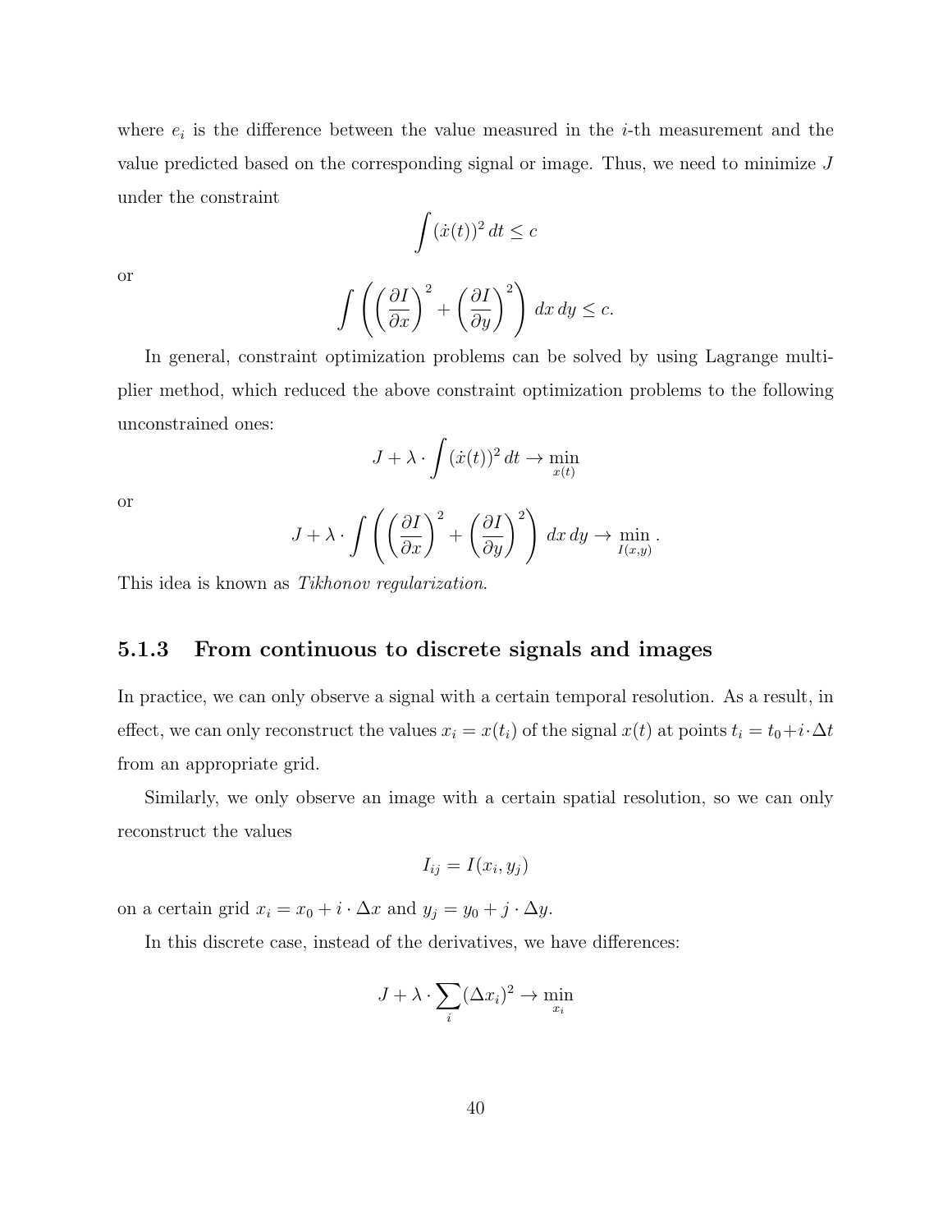where $e_i$ is the difference between the value measured in the $i$-th measurement and the value predicted based on the corresponding signal or image. Thus, we need to minimize $J$ under the constraint

$$\int (\dot{x}(t))^2 \, dt \leq c$$

or

$$\int \left( \left( \frac{\partial I}{\partial x} \right)^2 + \left( \frac{\partial I}{\partial y} \right)^2 \right) \, dx \, dy \leq c.$$

In general, constraint optimization problems can be solved by using Lagrange multiplier method, which reduced the above constraint optimization problems to the following unconstrained ones:

$$J + \lambda \cdot \int (\dot{x}(t))^2 \, dt \to \min_{x(t)}$$

or

$$J + \lambda \cdot \int \left( \left( \frac{\partial I}{\partial x} \right)^2 + \left( \frac{\partial I}{\partial y} \right)^2 \right) \, dx \, dy \to \min_{I(x,y)} .$$

This idea is known as *Tikhonov regularization*.

### 5.1.3 From continuous to discrete signals and images

In practice, we can only observe a signal with a certain temporal resolution. As a result, in effect, we can only reconstruct the values $x_i = x(t_i)$ of the signal $x(t)$ at points $t_i = t_0 + i \cdot \Delta t$ from an appropriate grid.

Similarly, we only observe an image with a certain spatial resolution, so we can only reconstruct the values

$$I_{ij} = I(x_i, y_j)$$

on a certain grid $x_i = x_0 + i \cdot \Delta x$ and $y_j = y_0 + j \cdot \Delta y$.

In this discrete case, instead of the derivatives, we have differences:

$$J + \lambda \cdot \sum_i (\Delta x_i)^2 \to \min_{x_i}$$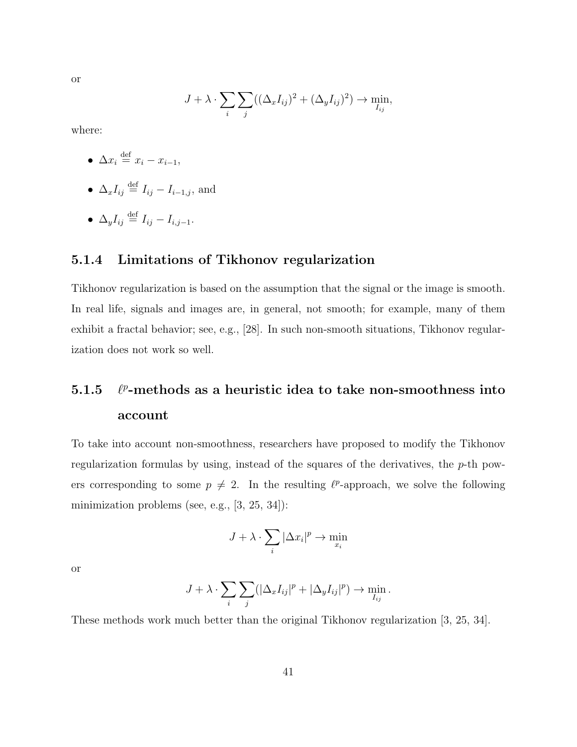or

$$J + \lambda \cdot \sum_i \sum_j ((\Delta_x I_{ij})^2 + (\Delta_y I_{ij})^2) \to \min_{I_{ij}},$$

where:

- $\Delta x_i \stackrel{\text{def}}{=} x_i - x_{i-1}$,
- $\Delta_x I_{ij} \stackrel{\text{def}}{=} I_{ij} - I_{i-1,j}$, and
- $\Delta_y I_{ij} \stackrel{\text{def}}{=} I_{ij} - I_{i,j-1}$.

### 5.1.4 Limitations of Tikhonov regularization

Tikhonov regularization is based on the assumption that the signal or the image is smooth. In real life, signals and images are, in general, not smooth; for example, many of them exhibit a fractal behavior; see, e.g., [28]. In such non-smooth situations, Tikhonov regularization does not work so well.

### 5.1.5 $\ell^p$-methods as a heuristic idea to take non-smoothness into account

To take into account non-smoothness, researchers have proposed to modify the Tikhonov regularization formulas by using, instead of the squares of the derivatives, the $p$-th powers corresponding to some $p \neq 2$. In the resulting $\ell^p$-approach, we solve the following minimization problems (see, e.g., [3, 25, 34]):

$$J + \lambda \cdot \sum_i |\Delta x_i|^p \to \min_{x_i}$$

or

$$J + \lambda \cdot \sum_i \sum_j (|\Delta_x I_{ij}|^p + |\Delta_y I_{ij}|^p) \to \min_{I_{ij}}.$$

These methods work much better than the original Tikhonov regularization [3, 25, 34].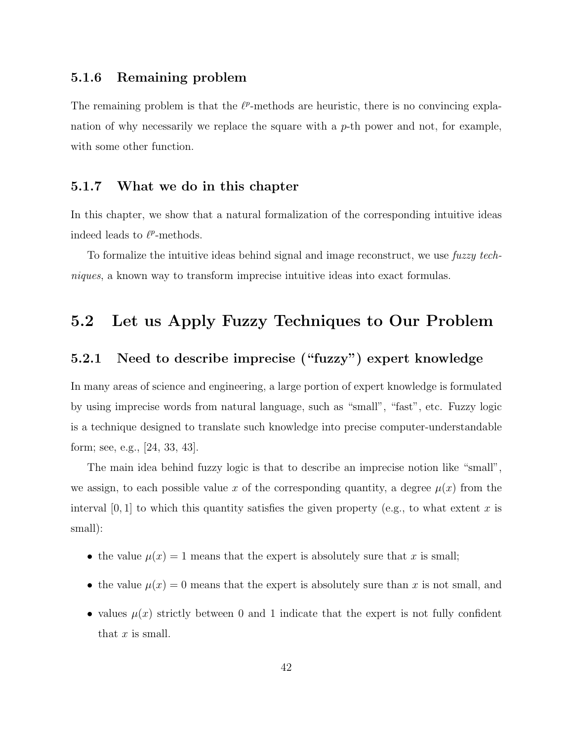### 5.1.6 Remaining problem

The remaining problem is that the $\ell^p$-methods are heuristic, there is no convincing explanation of why necessarily we replace the square with a $p$-th power and not, for example, with some other function.

### 5.1.7 What we do in this chapter

In this chapter, we show that a natural formalization of the corresponding intuitive ideas indeed leads to $\ell^p$-methods.

To formalize the intuitive ideas behind signal and image reconstruct, we use *fuzzy techniques*, a known way to transform imprecise intuitive ideas into exact formulas.

## 5.2 Let us Apply Fuzzy Techniques to Our Problem

### 5.2.1 Need to describe imprecise ("fuzzy") expert knowledge

In many areas of science and engineering, a large portion of expert knowledge is formulated by using imprecise words from natural language, such as "small", "fast", etc. Fuzzy logic is a technique designed to translate such knowledge into precise computer-understandable form; see, e.g., [24, 33, 43].

The main idea behind fuzzy logic is that to describe an imprecise notion like "small", we assign, to each possible value $x$ of the corresponding quantity, a degree $\mu(x)$ from the interval $[0, 1]$ to which this quantity satisfies the given property (e.g., to what extent $x$ is small):

- the value $\mu(x) = 1$ means that the expert is absolutely sure that $x$ is small;
- the value $\mu(x) = 0$ means that the expert is absolutely sure than $x$ is not small, and
- values $\mu(x)$ strictly between 0 and 1 indicate that the expert is not fully confident that $x$ is small.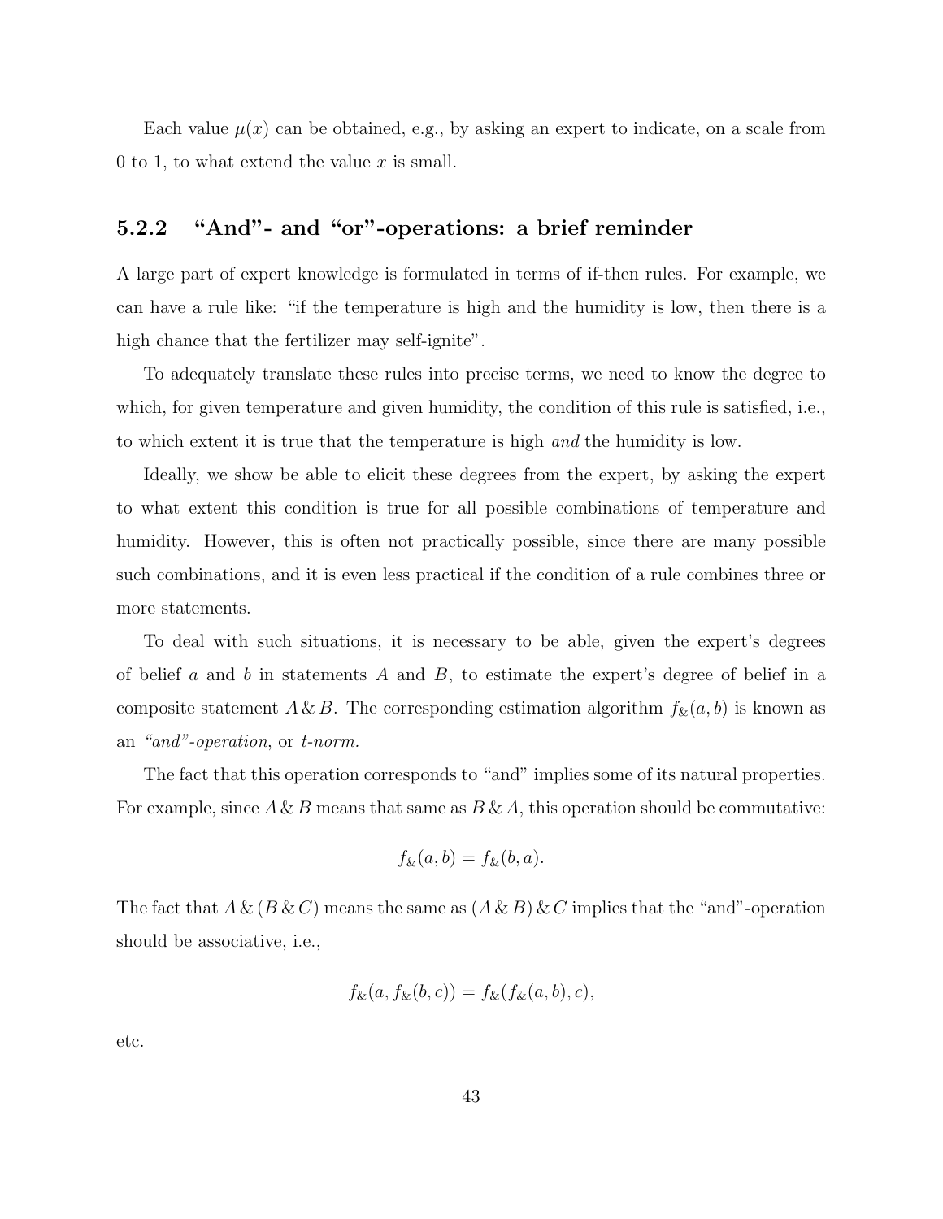Each value $\mu(x)$ can be obtained, e.g., by asking an expert to indicate, on a scale from 0 to 1, to what extend the value $x$ is small.

### 5.2.2 "And"- and "or"-operations: a brief reminder

A large part of expert knowledge is formulated in terms of if-then rules. For example, we can have a rule like: "if the temperature is high and the humidity is low, then there is a high chance that the fertilizer may self-ignite".

To adequately translate these rules into precise terms, we need to know the degree to which, for given temperature and given humidity, the condition of this rule is satisfied, i.e., to which extent it is true that the temperature is high *and* the humidity is low.

Ideally, we show be able to elicit these degrees from the expert, by asking the expert to what extent this condition is true for all possible combinations of temperature and humidity. However, this is often not practically possible, since there are many possible such combinations, and it is even less practical if the condition of a rule combines three or more statements.

To deal with such situations, it is necessary to be able, given the expert's degrees of belief $a$ and $b$ in statements $A$ and $B$, to estimate the expert's degree of belief in a composite statement $A \,\&\, B$. The corresponding estimation algorithm $f_\&(a,b)$ is known as an *"and"-operation*, or *t-norm.*

The fact that this operation corresponds to "and" implies some of its natural properties. For example, since $A \,\&\, B$ means that same as $B \,\&\, A$, this operation should be commutative:

$$f_\&(a,b) = f_\&(b,a).$$

The fact that $A \,\&\, (B \,\&\, C)$ means the same as $(A \,\&\, B) \,\&\, C$ implies that the "and"-operation should be associative, i.e.,

$$f_\&(a, f_\&(b,c)) = f_\&(f_\&(a,b), c),$$

etc.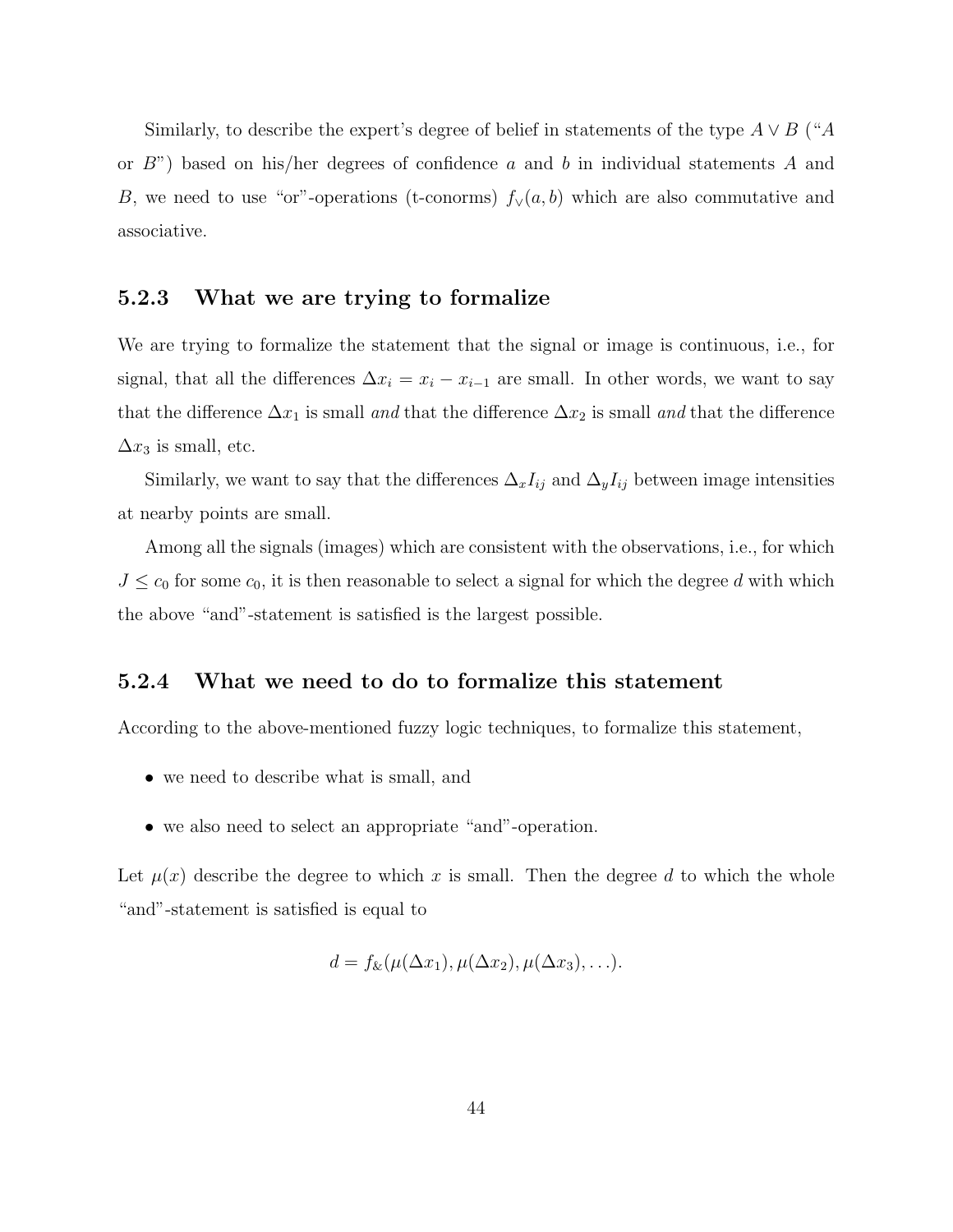Similarly, to describe the expert's degree of belief in statements of the type $A \vee B$ ("$A$ or $B$") based on his/her degrees of confidence $a$ and $b$ in individual statements $A$ and $B$, we need to use "or"-operations (t-conorms) $f_\vee(a, b)$ which are also commutative and associative.

### 5.2.3 What we are trying to formalize

We are trying to formalize the statement that the signal or image is continuous, i.e., for signal, that all the differences $\Delta x_i = x_i - x_{i-1}$ are small. In other words, we want to say that the difference $\Delta x_1$ is small *and* that the difference $\Delta x_2$ is small *and* that the difference $\Delta x_3$ is small, etc.

Similarly, we want to say that the differences $\Delta_x I_{ij}$ and $\Delta_y I_{ij}$ between image intensities at nearby points are small.

Among all the signals (images) which are consistent with the observations, i.e., for which $J \le c_0$ for some $c_0$, it is then reasonable to select a signal for which the degree $d$ with which the above "and"-statement is satisfied is the largest possible.

### 5.2.4 What we need to do to formalize this statement

According to the above-mentioned fuzzy logic techniques, to formalize this statement,

- we need to describe what is small, and
- we also need to select an appropriate "and"-operation.

Let $\mu(x)$ describe the degree to which $x$ is small. Then the degree $d$ to which the whole "and"-statement is satisfied is equal to

$$d = f_\&(\mu(\Delta x_1), \mu(\Delta x_2), \mu(\Delta x_3), \ldots).$$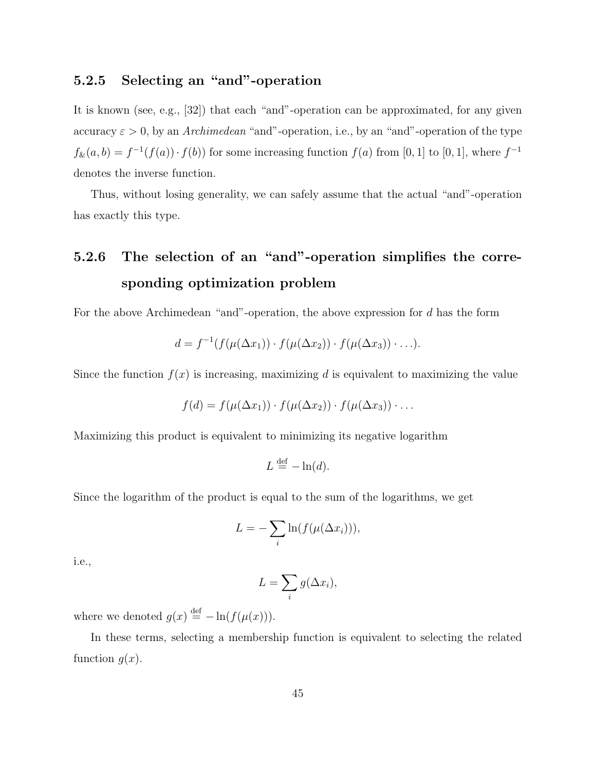### 5.2.5 Selecting an "and"-operation

It is known (see, e.g., [32]) that each "and"-operation can be approximated, for any given accuracy $\varepsilon > 0$, by an *Archimedean* "and"-operation, i.e., by an "and"-operation of the type $f_\&(a,b) = f^{-1}(f(a)) \cdot f(b))$ for some increasing function $f(a)$ from $[0,1]$ to $[0,1]$, where $f^{-1}$ denotes the inverse function.

Thus, without losing generality, we can safely assume that the actual "and"-operation has exactly this type.

### 5.2.6 The selection of an "and"-operation simplifies the corresponding optimization problem

For the above Archimedean "and"-operation, the above expression for $d$ has the form

$$d = f^{-1}(f(\mu(\Delta x_1)) \cdot f(\mu(\Delta x_2)) \cdot f(\mu(\Delta x_3)) \cdot \ldots).$$

Since the function $f(x)$ is increasing, maximizing $d$ is equivalent to maximizing the value

$$f(d) = f(\mu(\Delta x_1)) \cdot f(\mu(\Delta x_2)) \cdot f(\mu(\Delta x_3)) \cdot \ldots$$

Maximizing this product is equivalent to minimizing its negative logarithm

$$L \stackrel{\text{def}}{=} -\ln(d).$$

Since the logarithm of the product is equal to the sum of the logarithms, we get

$$L = -\sum_i \ln(f(\mu(\Delta x_i))),$$

i.e.,

$$L = \sum_i g(\Delta x_i),$$

where we denoted $g(x) \stackrel{\text{def}}{=} -\ln(f(\mu(x)))$.

In these terms, selecting a membership function is equivalent to selecting the related function $g(x)$.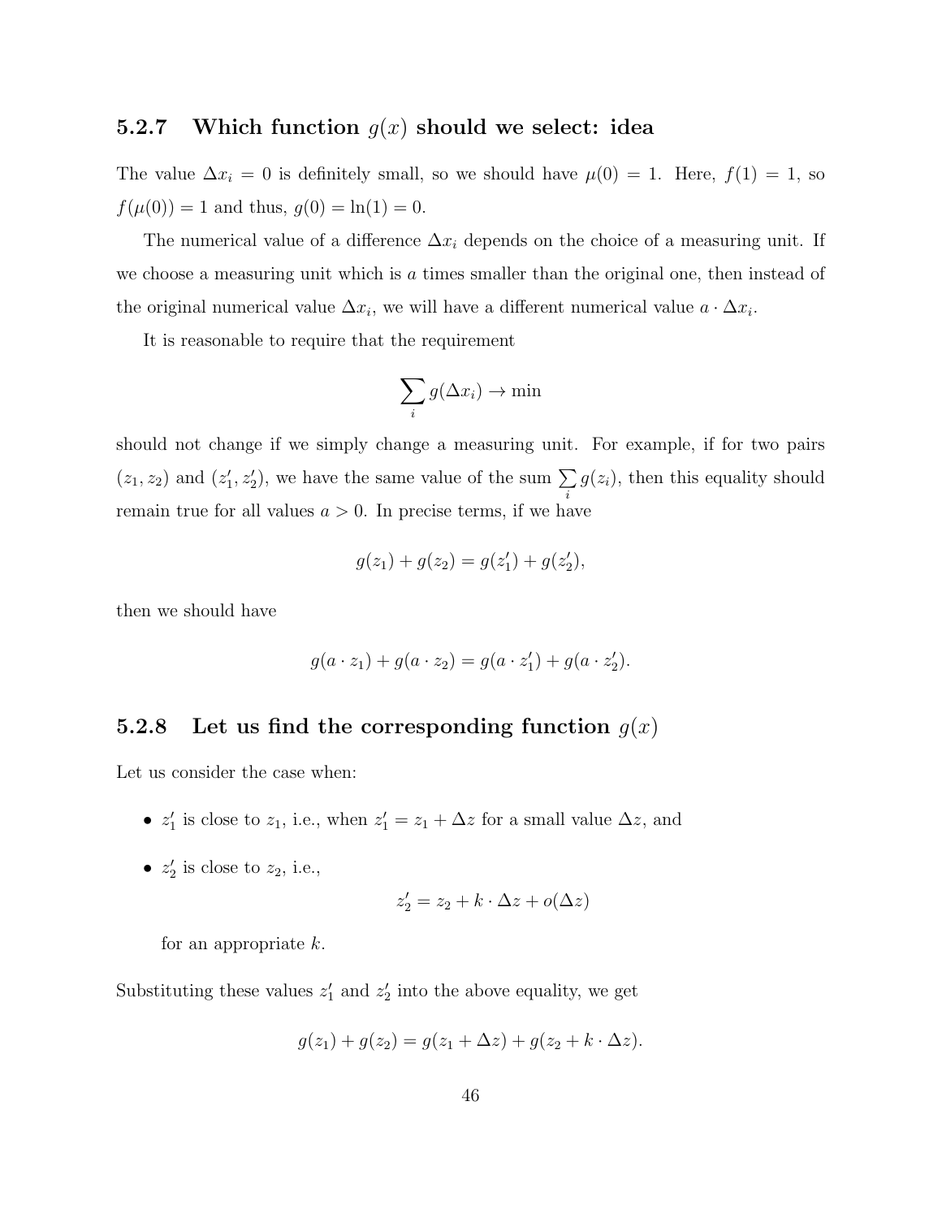### 5.2.7 Which function $g(x)$ should we select: idea

The value $\Delta x_i = 0$ is definitely small, so we should have $\mu(0) = 1$. Here, $f(1) = 1$, so $f(\mu(0)) = 1$ and thus, $g(0) = \ln(1) = 0$.

The numerical value of a difference $\Delta x_i$ depends on the choice of a measuring unit. If we choose a measuring unit which is $a$ times smaller than the original one, then instead of the original numerical value $\Delta x_i$, we will have a different numerical value $a \cdot \Delta x_i$.

It is reasonable to require that the requirement

$$\sum_i g(\Delta x_i) \to \min$$

should not change if we simply change a measuring unit. For example, if for two pairs $(z_1, z_2)$ and $(z'_1, z'_2)$, we have the same value of the sum $\sum\limits_i g(z_i)$, then this equality should remain true for all values $a > 0$. In precise terms, if we have

$$g(z_1) + g(z_2) = g(z'_1) + g(z'_2),$$

then we should have

$$g(a \cdot z_1) + g(a \cdot z_2) = g(a \cdot z'_1) + g(a \cdot z'_2).$$

### 5.2.8 Let us find the corresponding function $g(x)$

Let us consider the case when:

- $z'_1$ is close to $z_1$, i.e., when $z'_1 = z_1 + \Delta z$ for a small value $\Delta z$, and
- $z'_2$ is close to $z_2$, i.e.,

  $$z'_2 = z_2 + k \cdot \Delta z + o(\Delta z)$$

  for an appropriate $k$.

Substituting these values $z'_1$ and $z'_2$ into the above equality, we get

$$g(z_1) + g(z_2) = g(z_1 + \Delta z) + g(z_2 + k \cdot \Delta z).$$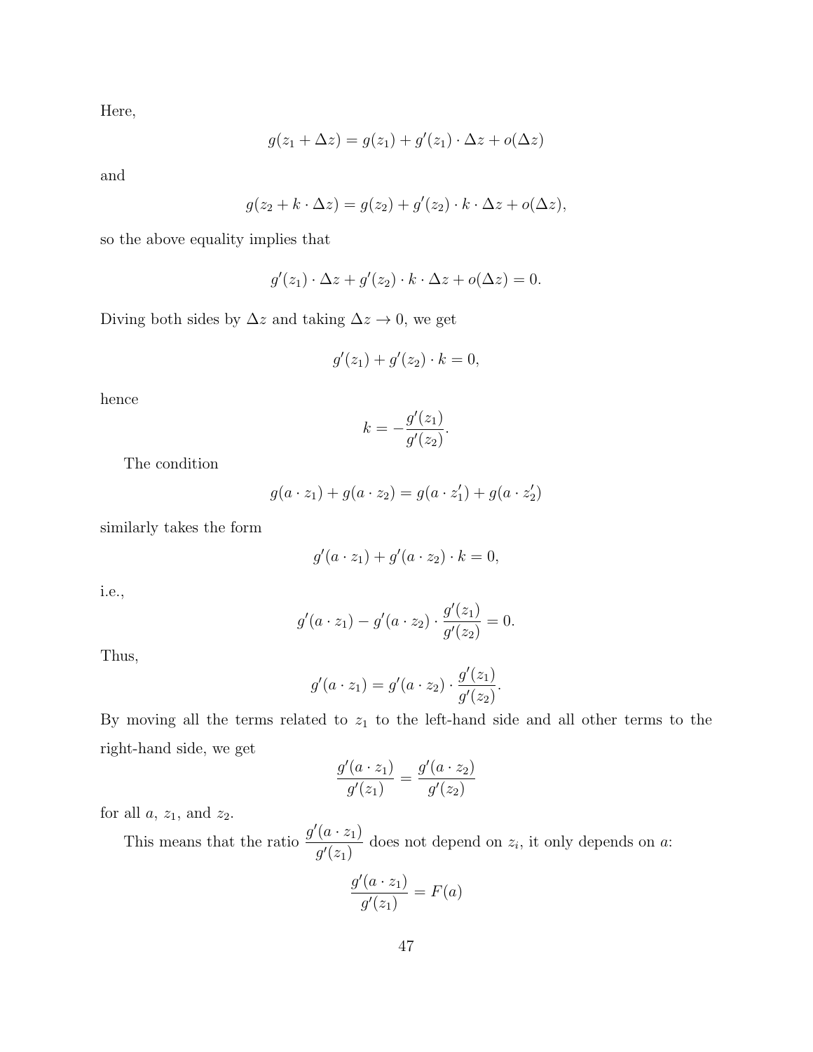Here,

$$g(z_1 + \Delta z) = g(z_1) + g'(z_1) \cdot \Delta z + o(\Delta z)$$

and

$$g(z_2 + k \cdot \Delta z) = g(z_2) + g'(z_2) \cdot k \cdot \Delta z + o(\Delta z),$$

so the above equality implies that

$$g'(z_1) \cdot \Delta z + g'(z_2) \cdot k \cdot \Delta z + o(\Delta z) = 0.$$

Diving both sides by $\Delta z$ and taking $\Delta z \to 0$, we get

$$g'(z_1) + g'(z_2) \cdot k = 0,$$

hence

$$k = -\frac{g'(z_1)}{g'(z_2)}.$$

The condition

$$g(a \cdot z_1) + g(a \cdot z_2) = g(a \cdot z_1') + g(a \cdot z_2')$$

similarly takes the form

$$g'(a \cdot z_1) + g'(a \cdot z_2) \cdot k = 0,$$

i.e.,

$$g'(a \cdot z_1) - g'(a \cdot z_2) \cdot \frac{g'(z_1)}{g'(z_2)} = 0.$$

Thus,

$$g'(a \cdot z_1) = g'(a \cdot z_2) \cdot \frac{g'(z_1)}{g'(z_2)}.$$

By moving all the terms related to $z_1$ to the left-hand side and all other terms to the right-hand side, we get

$$\frac{g'(a \cdot z_1)}{g'(z_1)} = \frac{g'(a \cdot z_2)}{g'(z_2)}$$

for all $a$, $z_1$, and $z_2$.

This means that the ratio $\dfrac{g'(a \cdot z_1)}{g'(z_1)}$ does not depend on $z_i$, it only depends on $a$:

$$\frac{g'(a \cdot z_1)}{g'(z_1)} = F(a)$$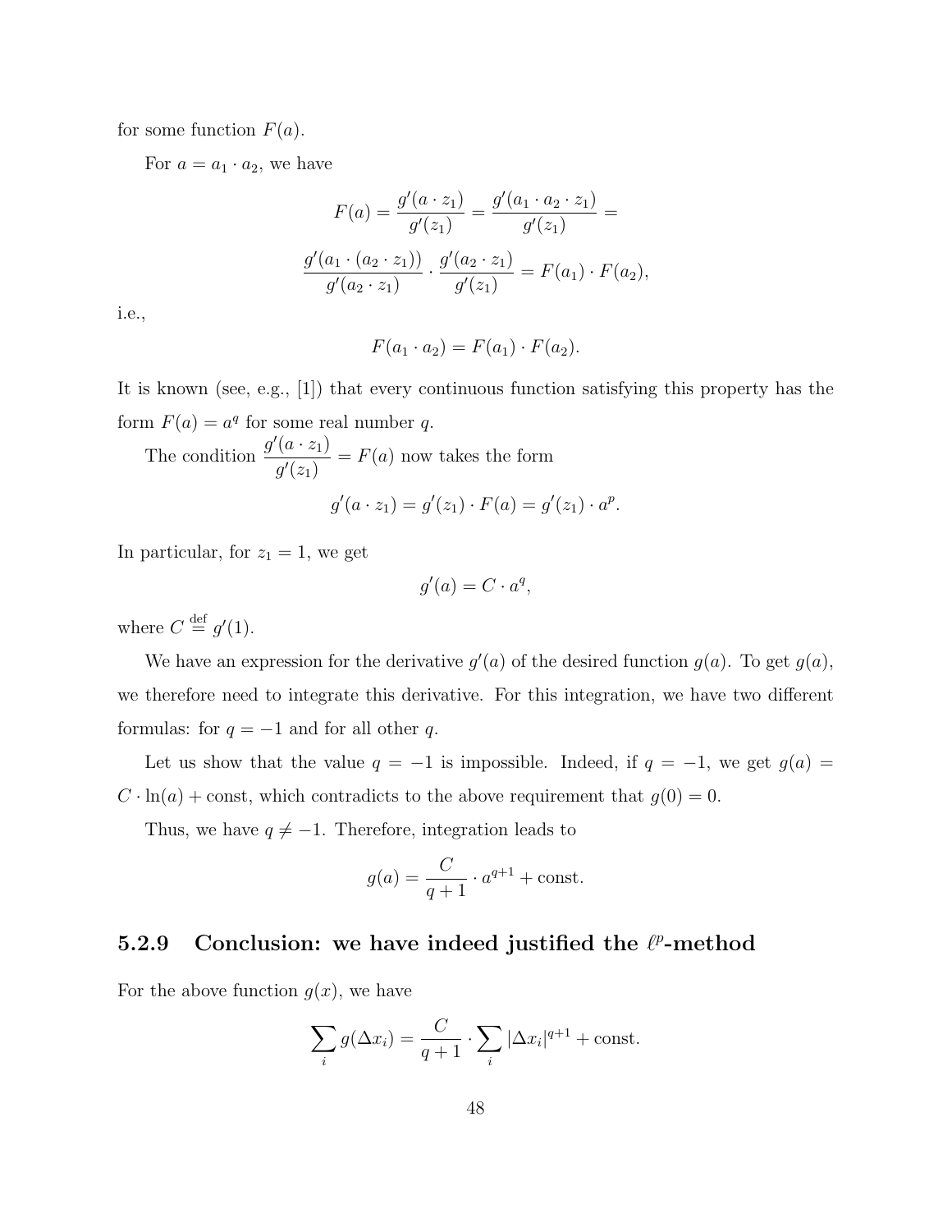for some function $F(a)$.

For $a = a_1 \cdot a_2$, we have

$$F(a) = \frac{g'(a \cdot z_1)}{g'(z_1)} = \frac{g'(a_1 \cdot a_2 \cdot z_1)}{g'(z_1)} =$$

$$\frac{g'(a_1 \cdot (a_2 \cdot z_1))}{g'(a_2 \cdot z_1)} \cdot \frac{g'(a_2 \cdot z_1)}{g'(z_1)} = F(a_1) \cdot F(a_2),$$

i.e.,

$$F(a_1 \cdot a_2) = F(a_1) \cdot F(a_2).$$

It is known (see, e.g., [1]) that every continuous function satisfying this property has the form $F(a) = a^q$ for some real number $q$.

The condition $\dfrac{g'(a \cdot z_1)}{g'(z_1)} = F(a)$ now takes the form

$$g'(a \cdot z_1) = g'(z_1) \cdot F(a) = g'(z_1) \cdot a^p.$$

In particular, for $z_1 = 1$, we get

$$g'(a) = C \cdot a^q,$$

where $C \stackrel{\text{def}}{=} g'(1)$.

We have an expression for the derivative $g'(a)$ of the desired function $g(a)$. To get $g(a)$, we therefore need to integrate this derivative. For this integration, we have two different formulas: for $q = -1$ and for all other $q$.

Let us show that the value $q = -1$ is impossible. Indeed, if $q = -1$, we get $g(a) = C \cdot \ln(a) + \text{const}$, which contradicts to the above requirement that $g(0) = 0$.

Thus, we have $q \neq -1$. Therefore, integration leads to

$$g(a) = \frac{C}{q+1} \cdot a^{q+1} + \text{const}.$$

### 5.2.9 Conclusion: we have indeed justified the $\ell^p$-method

For the above function $g(x)$, we have

$$\sum_i g(\Delta x_i) = \frac{C}{q+1} \cdot \sum_i |\Delta x_i|^{q+1} + \text{const}.$$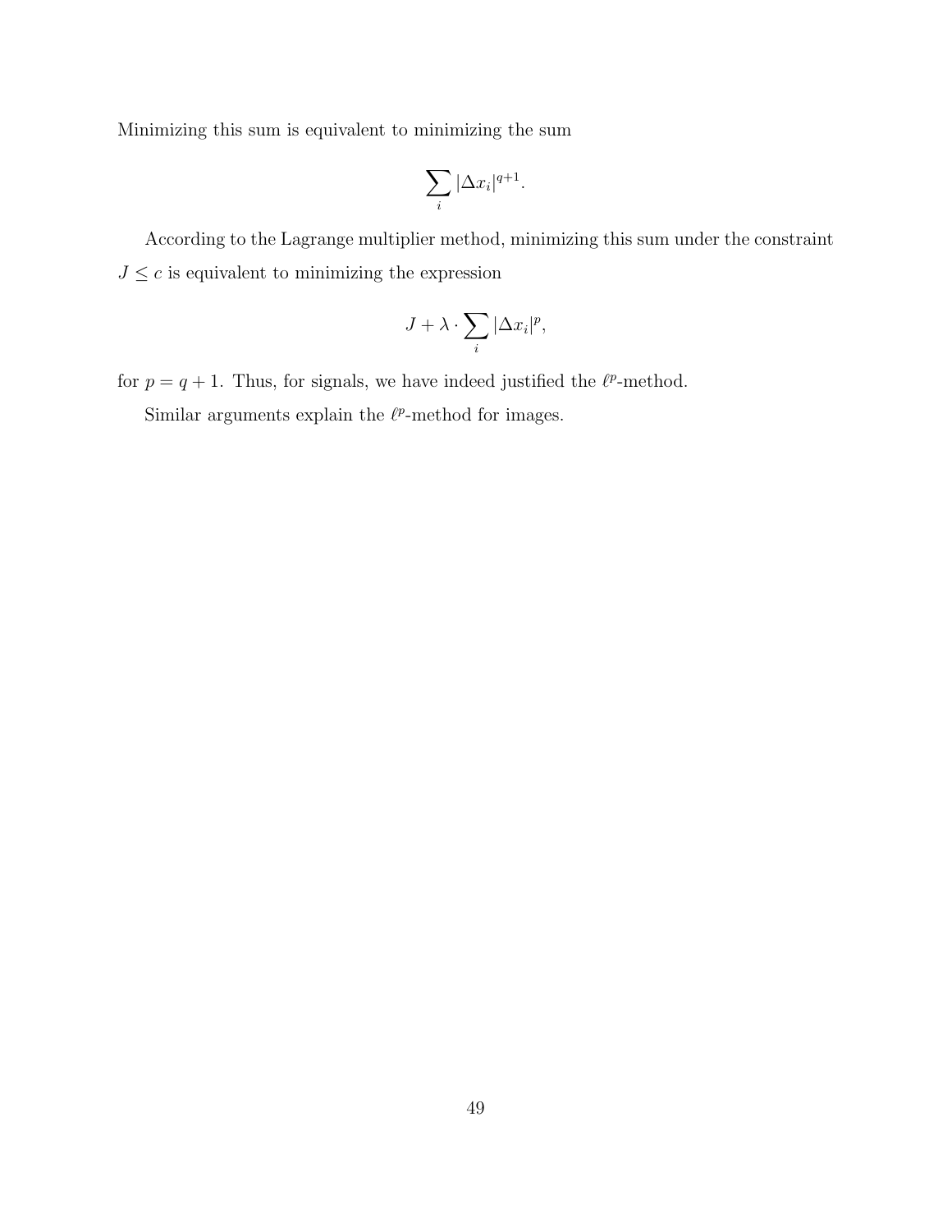Minimizing this sum is equivalent to minimizing the sum

$$\sum_i |\Delta x_i|^{q+1}.$$

According to the Lagrange multiplier method, minimizing this sum under the constraint $J \leq c$ is equivalent to minimizing the expression

$$J + \lambda \cdot \sum_i |\Delta x_i|^p,$$

for $p = q + 1$. Thus, for signals, we have indeed justified the $\ell^p$-method.

Similar arguments explain the $\ell^p$-method for images.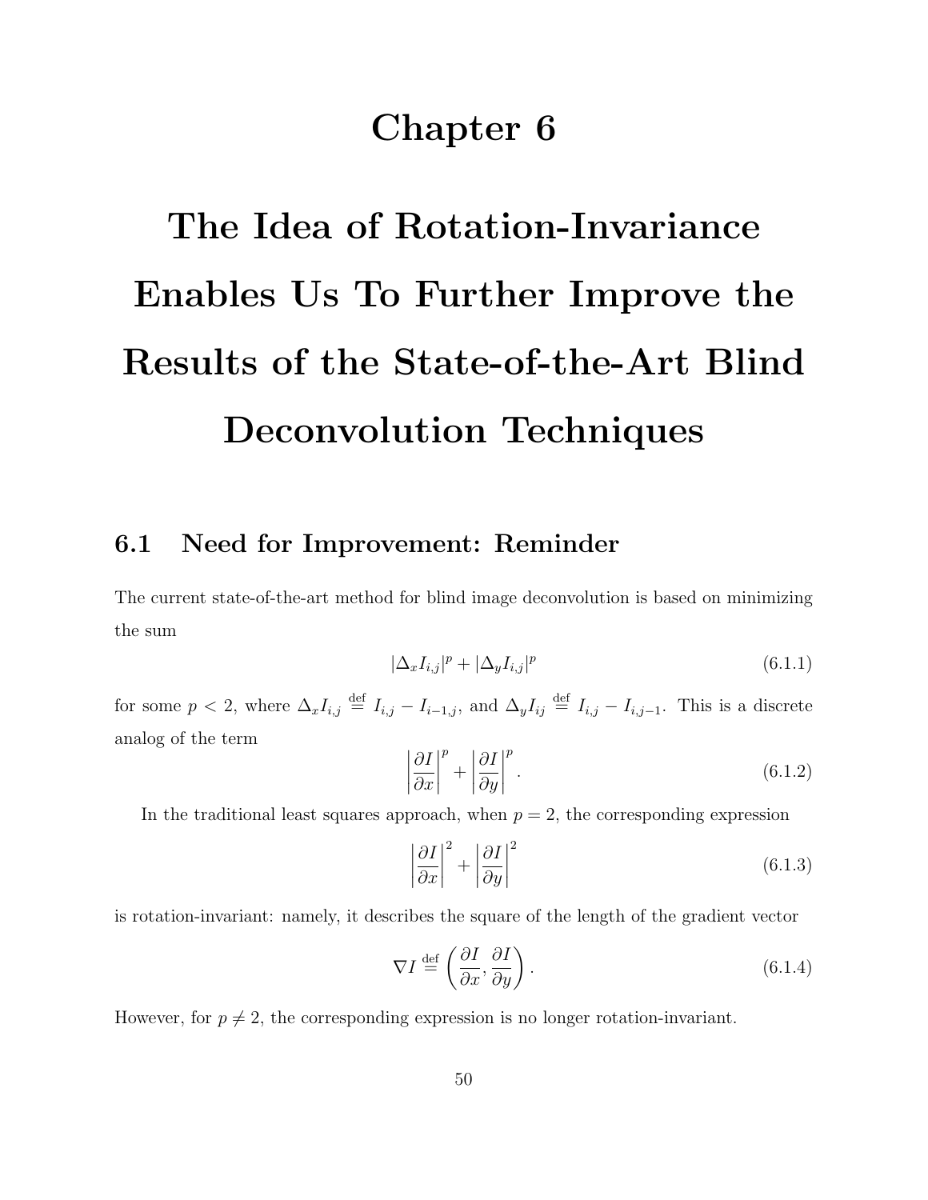# Chapter 6

# The Idea of Rotation-Invariance Enables Us To Further Improve the Results of the State-of-the-Art Blind Deconvolution Techniques

## 6.1 Need for Improvement: Reminder

The current state-of-the-art method for blind image deconvolution is based on minimizing the sum

$$|\Delta_x I_{i,j}|^p + |\Delta_y I_{i,j}|^p \tag{6.1.1}$$

for some $p < 2$, where $\Delta_x I_{i,j} \stackrel{\text{def}}{=} I_{i,j} - I_{i-1,j}$, and $\Delta_y I_{ij} \stackrel{\text{def}}{=} I_{i,j} - I_{i,j-1}$. This is a discrete analog of the term

$$\left|\frac{\partial I}{\partial x}\right|^p + \left|\frac{\partial I}{\partial y}\right|^p. \tag{6.1.2}$$

In the traditional least squares approach, when $p = 2$, the corresponding expression

$$\left|\frac{\partial I}{\partial x}\right|^2 + \left|\frac{\partial I}{\partial y}\right|^2 \tag{6.1.3}$$

is rotation-invariant: namely, it describes the square of the length of the gradient vector

$$\nabla I \stackrel{\text{def}}{=} \left(\frac{\partial I}{\partial x}, \frac{\partial I}{\partial y}\right). \tag{6.1.4}$$

However, for $p \neq 2$, the corresponding expression is no longer rotation-invariant.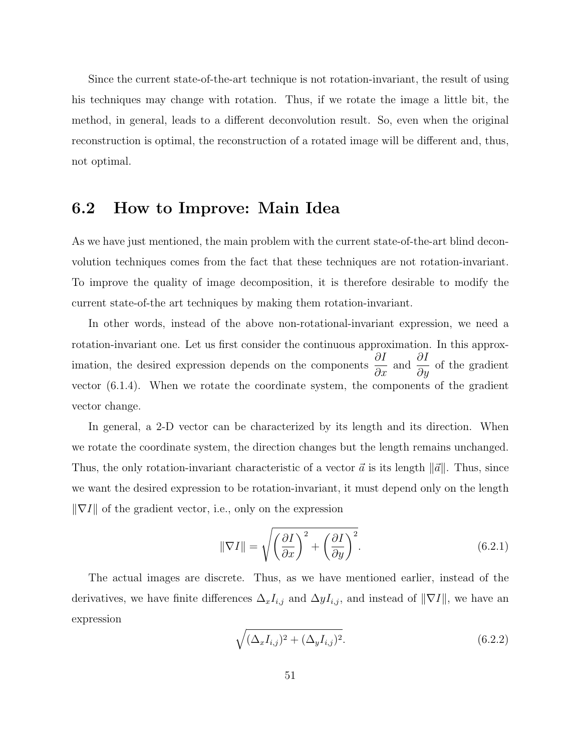Since the current state-of-the-art technique is not rotation-invariant, the result of using his techniques may change with rotation. Thus, if we rotate the image a little bit, the method, in general, leads to a different deconvolution result. So, even when the original reconstruction is optimal, the reconstruction of a rotated image will be different and, thus, not optimal.

## 6.2 How to Improve: Main Idea

As we have just mentioned, the main problem with the current state-of-the-art blind deconvolution techniques comes from the fact that these techniques are not rotation-invariant. To improve the quality of image decomposition, it is therefore desirable to modify the current state-of-the art techniques by making them rotation-invariant.

In other words, instead of the above non-rotational-invariant expression, we need a rotation-invariant one. Let us first consider the continuous approximation. In this approximation, the desired expression depends on the components $\dfrac{\partial I}{\partial x}$ and $\dfrac{\partial I}{\partial y}$ of the gradient vector (6.1.4). When we rotate the coordinate system, the components of the gradient vector change.

In general, a 2-D vector can be characterized by its length and its direction. When we rotate the coordinate system, the direction changes but the length remains unchanged. Thus, the only rotation-invariant characteristic of a vector $\vec{a}$ is its length $\|\vec{a}\|$. Thus, since we want the desired expression to be rotation-invariant, it must depend only on the length $\|\nabla I\|$ of the gradient vector, i.e., only on the expression

$$\|\nabla I\| = \sqrt{\left(\frac{\partial I}{\partial x}\right)^2 + \left(\frac{\partial I}{\partial y}\right)^2}. \tag{6.2.1}$$

The actual images are discrete. Thus, as we have mentioned earlier, instead of the derivatives, we have finite differences $\Delta_x I_{i,j}$ and $\Delta y I_{i,j}$, and instead of $\|\nabla I\|$, we have an expression

$$\sqrt{(\Delta_x I_{i,j})^2 + (\Delta_y I_{i,j})^2}. \tag{6.2.2}$$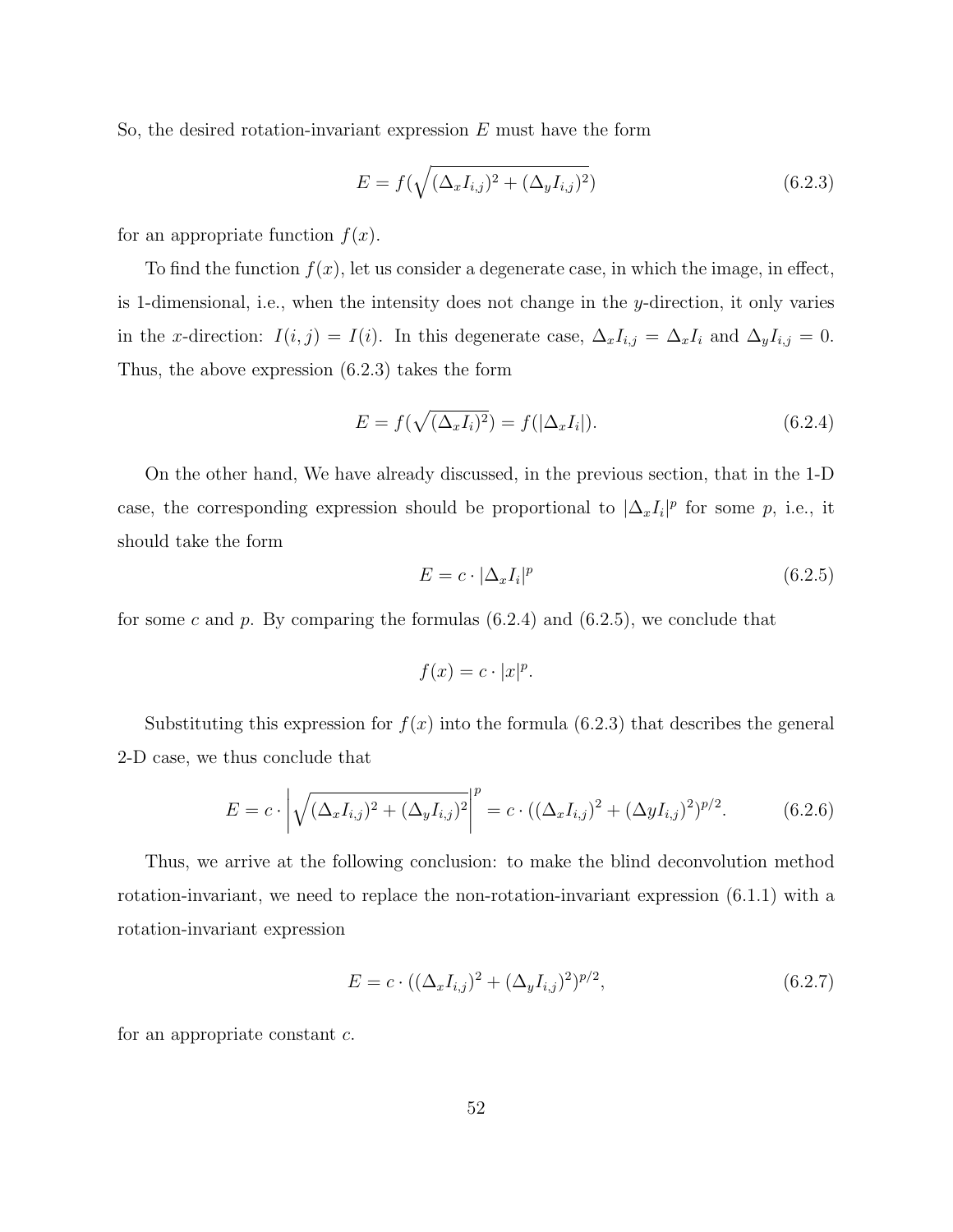So, the desired rotation-invariant expression $E$ must have the form

$$E = f(\sqrt{(\Delta_x I_{i,j})^2 + (\Delta_y I_{i,j})^2}) \tag{6.2.3}$$

for an appropriate function $f(x)$.

To find the function $f(x)$, let us consider a degenerate case, in which the image, in effect, is 1-dimensional, i.e., when the intensity does not change in the $y$-direction, it only varies in the $x$-direction: $I(i,j) = I(i)$. In this degenerate case, $\Delta_x I_{i,j} = \Delta_x I_i$ and $\Delta_y I_{i,j} = 0$. Thus, the above expression (6.2.3) takes the form

$$E = f(\sqrt{(\Delta_x I_i)^2}) = f(|\Delta_x I_i|). \tag{6.2.4}$$

On the other hand, We have already discussed, in the previous section, that in the 1-D case, the corresponding expression should be proportional to $|\Delta_x I_i|^p$ for some $p$, i.e., it should take the form

$$E = c \cdot |\Delta_x I_i|^p \tag{6.2.5}$$

for some $c$ and $p$. By comparing the formulas (6.2.4) and (6.2.5), we conclude that

$$f(x) = c \cdot |x|^p.$$

Substituting this expression for $f(x)$ into the formula (6.2.3) that describes the general 2-D case, we thus conclude that

$$E = c \cdot \left| \sqrt{(\Delta_x I_{i,j})^2 + (\Delta_y I_{i,j})^2} \right|^p = c \cdot ((\Delta_x I_{i,j})^2 + (\Delta y I_{i,j})^2)^{p/2}. \tag{6.2.6}$$

Thus, we arrive at the following conclusion: to make the blind deconvolution method rotation-invariant, we need to replace the non-rotation-invariant expression (6.1.1) with a rotation-invariant expression

$$E = c \cdot ((\Delta_x I_{i,j})^2 + (\Delta_y I_{i,j})^2)^{p/2}, \tag{6.2.7}$$

for an appropriate constant $c$.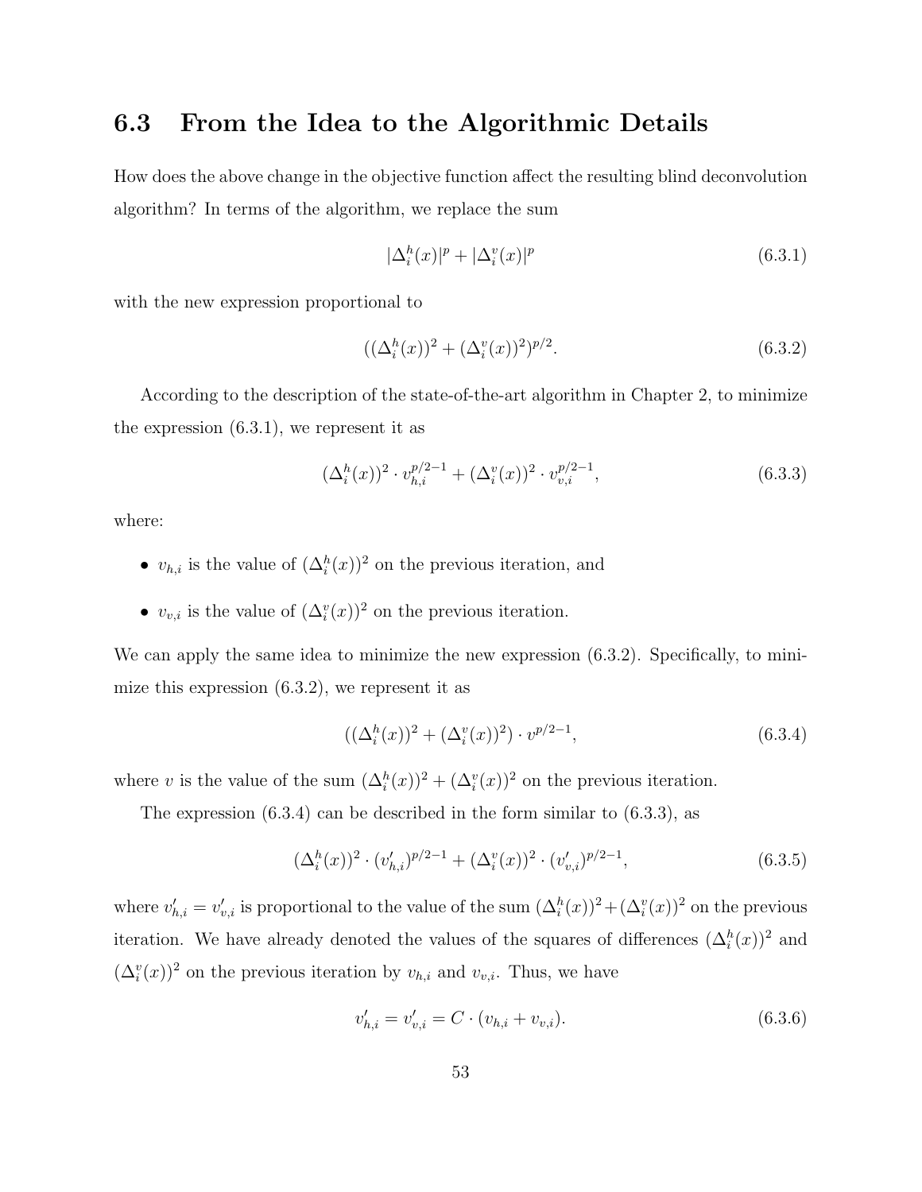## 6.3 From the Idea to the Algorithmic Details

How does the above change in the objective function affect the resulting blind deconvolution algorithm? In terms of the algorithm, we replace the sum

$$|\Delta_i^h(x)|^p + |\Delta_i^v(x)|^p \tag{6.3.1}$$

with the new expression proportional to

$$((\Delta_i^h(x))^2 + (\Delta_i^v(x))^2)^{p/2}. \tag{6.3.2}$$

According to the description of the state-of-the-art algorithm in Chapter 2, to minimize the expression (6.3.1), we represent it as

$$(\Delta_i^h(x))^2 \cdot v_{h,i}^{p/2-1} + (\Delta_i^v(x))^2 \cdot v_{v,i}^{p/2-1}, \tag{6.3.3}$$

where:

- $v_{h,i}$ is the value of $(\Delta_i^h(x))^2$ on the previous iteration, and
- $v_{v,i}$ is the value of $(\Delta_i^v(x))^2$ on the previous iteration.

We can apply the same idea to minimize the new expression (6.3.2). Specifically, to minimize this expression (6.3.2), we represent it as

$$((\Delta_i^h(x))^2 + (\Delta_i^v(x))^2) \cdot v^{p/2-1}, \tag{6.3.4}$$

where $v$ is the value of the sum $(\Delta_i^h(x))^2 + (\Delta_i^v(x))^2$ on the previous iteration.

The expression (6.3.4) can be described in the form similar to (6.3.3), as

$$(\Delta_i^h(x))^2 \cdot (v'_{h,i})^{p/2-1} + (\Delta_i^v(x))^2 \cdot (v'_{v,i})^{p/2-1}, \tag{6.3.5}$$

where $v'_{h,i} = v'_{v,i}$ is proportional to the value of the sum $(\Delta_i^h(x))^2 + (\Delta_i^v(x))^2$ on the previous iteration. We have already denoted the values of the squares of differences $(\Delta_i^h(x))^2$ and $(\Delta_i^v(x))^2$ on the previous iteration by $v_{h,i}$ and $v_{v,i}$. Thus, we have

$$v'_{h,i} = v'_{v,i} = C \cdot (v_{h,i} + v_{v,i}). \tag{6.3.6}$$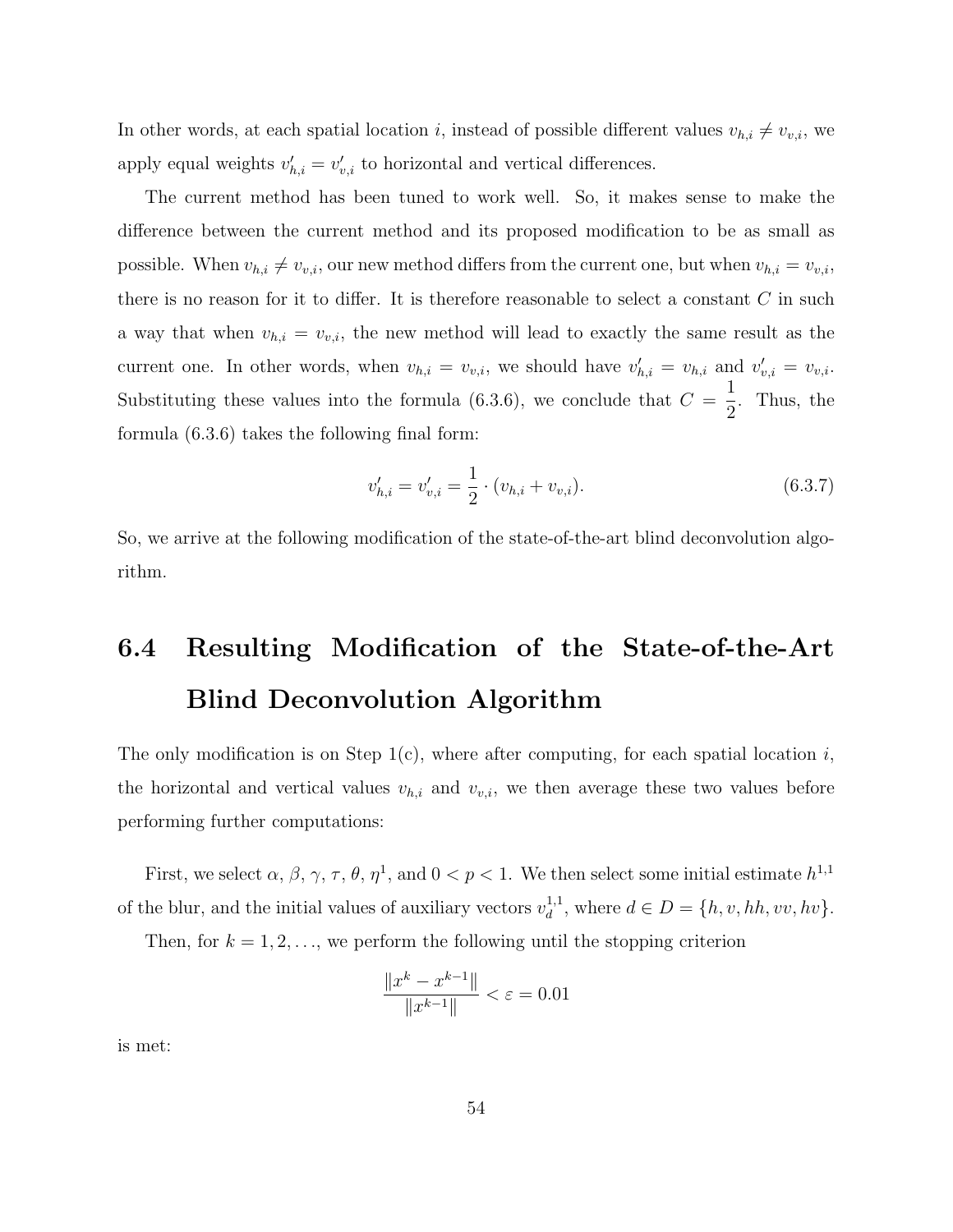In other words, at each spatial location $i$, instead of possible different values $v_{h,i} \neq v_{v,i}$, we apply equal weights $v'_{h,i} = v'_{v,i}$ to horizontal and vertical differences.

The current method has been tuned to work well. So, it makes sense to make the difference between the current method and its proposed modification to be as small as possible. When $v_{h,i} \neq v_{v,i}$, our new method differs from the current one, but when $v_{h,i} = v_{v,i}$, there is no reason for it to differ. It is therefore reasonable to select a constant $C$ in such a way that when $v_{h,i} = v_{v,i}$, the new method will lead to exactly the same result as the current one. In other words, when $v_{h,i} = v_{v,i}$, we should have $v'_{h,i} = v_{h,i}$ and $v'_{v,i} = v_{v,i}$. Substituting these values into the formula (6.3.6), we conclude that $C = \frac{1}{2}$. Thus, the formula (6.3.6) takes the following final form:

$$v'_{h,i} = v'_{v,i} = \frac{1}{2} \cdot (v_{h,i} + v_{v,i}). \tag{6.3.7}$$

So, we arrive at the following modification of the state-of-the-art blind deconvolution algorithm.

## 6.4 Resulting Modification of the State-of-the-Art Blind Deconvolution Algorithm

The only modification is on Step 1(c), where after computing, for each spatial location $i$, the horizontal and vertical values $v_{h,i}$ and $v_{v,i}$, we then average these two values before performing further computations:

First, we select $\alpha$, $\beta$, $\gamma$, $\tau$, $\theta$, $\eta^1$, and $0 < p < 1$. We then select some initial estimate $h^{1,1}$ of the blur, and the initial values of auxiliary vectors $v_d^{1,1}$, where $d \in D = \{h, v, hh, vv, hv\}$.

Then, for $k = 1, 2, \ldots$, we perform the following until the stopping criterion

$$\frac{\|x^k - x^{k-1}\|}{\|x^{k-1}\|} < \varepsilon = 0.01$$

is met: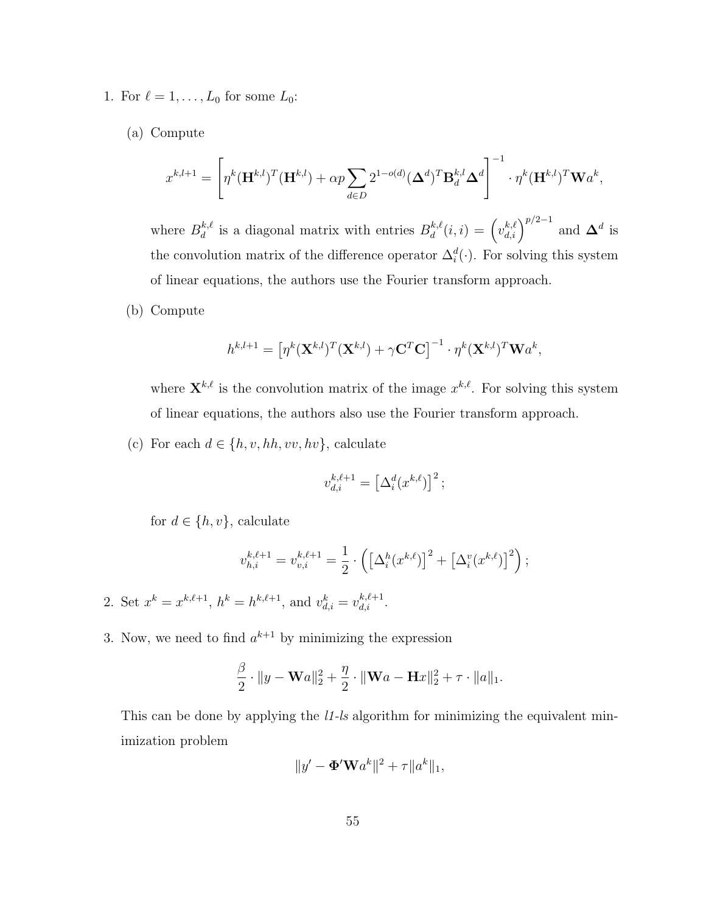1. For $\ell = 1, \ldots, L_0$ for some $L_0$:

   (a) Compute

   $$x^{k,l+1} = \left[\eta^k (\mathbf{H}^{k,l})^T (\mathbf{H}^{k,l}) + \alpha p \sum_{d \in D} 2^{1-o(d)} (\mathbf{\Delta}^d)^T \mathbf{B}_d^{k,l} \mathbf{\Delta}^d\right]^{-1} \cdot \eta^k (\mathbf{H}^{k,l})^T \mathbf{W} a^k,$$

   where $B_d^{k,\ell}$ is a diagonal matrix with entries $B_d^{k,\ell}(i,i) = \left(v_{d,i}^{k,\ell}\right)^{p/2-1}$ and $\mathbf{\Delta}^d$ is the convolution matrix of the difference operator $\Delta_i^d(\cdot)$. For solving this system of linear equations, the authors use the Fourier transform approach.

   (b) Compute

   $$h^{k,l+1} = \left[\eta^k (\mathbf{X}^{k,l})^T (\mathbf{X}^{k,l}) + \gamma \mathbf{C}^T \mathbf{C}\right]^{-1} \cdot \eta^k (\mathbf{X}^{k,l})^T \mathbf{W} a^k,$$

   where $\mathbf{X}^{k,\ell}$ is the convolution matrix of the image $x^{k,\ell}$. For solving this system of linear equations, the authors also use the Fourier transform approach.

   (c) For each $d \in \{h, v, hh, vv, hv\}$, calculate

   $$v_{d,i}^{k,\ell+1} = \left[\Delta_i^d (x^{k,\ell})\right]^2;$$

   for $d \in \{h, v\}$, calculate

   $$v_{h,i}^{k,\ell+1} = v_{v,i}^{k,\ell+1} = \frac{1}{2} \cdot \left(\left[\Delta_i^h (x^{k,\ell})\right]^2 + \left[\Delta_i^v (x^{k,\ell})\right]^2\right);$$

2. Set $x^k = x^{k,\ell+1}$, $h^k = h^{k,\ell+1}$, and $v_{d,i}^k = v_{d,i}^{k,\ell+1}$.

3. Now, we need to find $a^{k+1}$ by minimizing the expression

   $$\frac{\beta}{2} \cdot \|y - \mathbf{W}a\|_2^2 + \frac{\eta}{2} \cdot \|\mathbf{W}a - \mathbf{H}x\|_2^2 + \tau \cdot \|a\|_1.$$

   This can be done by applying the *l1-ls* algorithm for minimizing the equivalent minimization problem

   $$\|y' - \mathbf{\Phi}' \mathbf{W} a^k\|^2 + \tau \|a^k\|_1,$$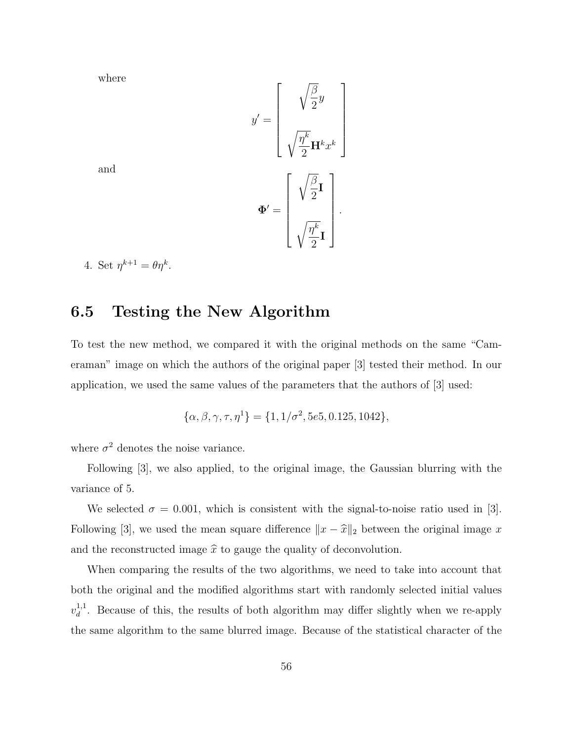where

$$
y' = \begin{bmatrix} \sqrt{\dfrac{\beta}{2}} y \\ \\ \sqrt{\dfrac{\eta^k}{2}} \mathbf{H}^k x^k \end{bmatrix}
$$

and

$$
\mathbf{\Phi}' = \begin{bmatrix} \sqrt{\dfrac{\beta}{2}} \mathbf{I} \\ \\ \sqrt{\dfrac{\eta^k}{2}} \mathbf{I} \end{bmatrix}.
$$

4. Set $\eta^{k+1} = \theta \eta^k$.

## 6.5 Testing the New Algorithm

To test the new method, we compared it with the original methods on the same "Cameraman" image on which the authors of the original paper [3] tested their method. In our application, we used the same values of the parameters that the authors of [3] used:

$$
\{\alpha, \beta, \gamma, \tau, \eta^1\} = \{1, 1/\sigma^2, 5e5, 0.125, 1042\},
$$

where $\sigma^2$ denotes the noise variance.

Following [3], we also applied, to the original image, the Gaussian blurring with the variance of 5.

We selected $\sigma = 0.001$, which is consistent with the signal-to-noise ratio used in [3]. Following [3], we used the mean square difference $\|x - \widehat{x}\|_2$ between the original image $x$ and the reconstructed image $\widehat{x}$ to gauge the quality of deconvolution.

When comparing the results of the two algorithms, we need to take into account that both the original and the modified algorithms start with randomly selected initial values $v_d^{1,1}$. Because of this, the results of both algorithm may differ slightly when we re-apply the same algorithm to the same blurred image. Because of the statistical character of the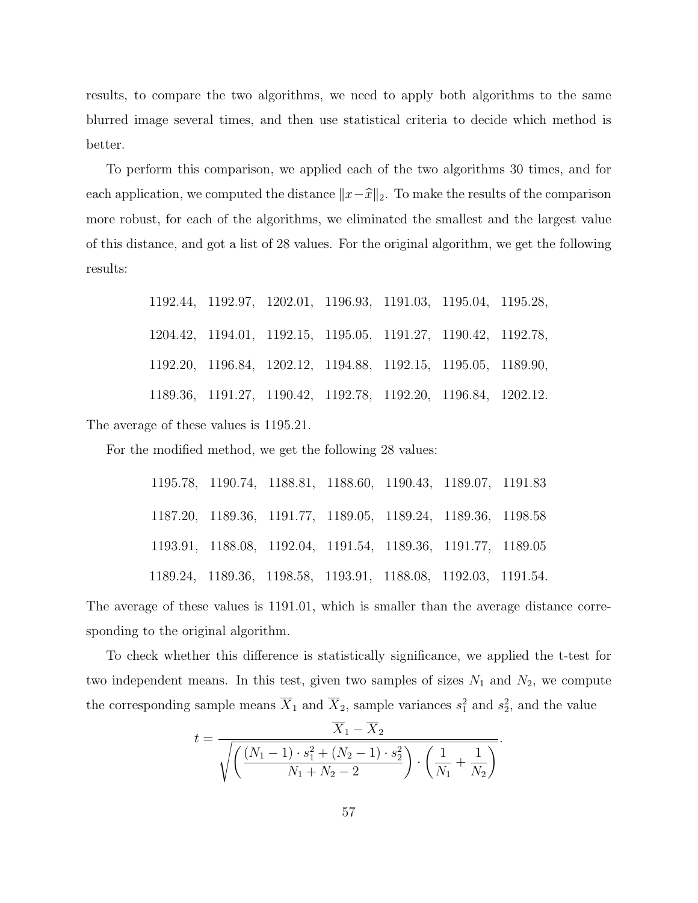results, to compare the two algorithms, we need to apply both algorithms to the same blurred image several times, and then use statistical criteria to decide which method is better.

To perform this comparison, we applied each of the two algorithms 30 times, and for each application, we computed the distance $\|x - \widehat{x}\|_2$. To make the results of the comparison more robust, for each of the algorithms, we eliminated the smallest and the largest value of this distance, and got a list of 28 values. For the original algorithm, we get the following results:

1192.44, 1192.97, 1202.01, 1196.93, 1191.03, 1195.04, 1195.28,

1204.42, 1194.01, 1192.15, 1195.05, 1191.27, 1190.42, 1192.78,

1192.20, 1196.84, 1202.12, 1194.88, 1192.15, 1195.05, 1189.90,

1189.36, 1191.27, 1190.42, 1192.78, 1192.20, 1196.84, 1202.12.

The average of these values is 1195.21.

For the modified method, we get the following 28 values:

1195.78, 1190.74, 1188.81, 1188.60, 1190.43, 1189.07, 1191.83

1187.20, 1189.36, 1191.77, 1189.05, 1189.24, 1189.36, 1198.58

1193.91, 1188.08, 1192.04, 1191.54, 1189.36, 1191.77, 1189.05

1189.24, 1189.36, 1198.58, 1193.91, 1188.08, 1192.03, 1191.54.

The average of these values is 1191.01, which is smaller than the average distance corresponding to the original algorithm.

To check whether this difference is statistically significance, we applied the t-test for two independent means. In this test, given two samples of sizes $N_1$ and $N_2$, we compute the corresponding sample means $\overline{X}_1$ and $\overline{X}_2$, sample variances $s_1^2$ and $s_2^2$, and the value

$$t = \frac{\overline{X}_1 - \overline{X}_2}{\sqrt{\left(\dfrac{(N_1 - 1) \cdot s_1^2 + (N_2 - 1) \cdot s_2^2}{N_1 + N_2 - 2}\right) \cdot \left(\dfrac{1}{N_1} + \dfrac{1}{N_2}\right)}}.$$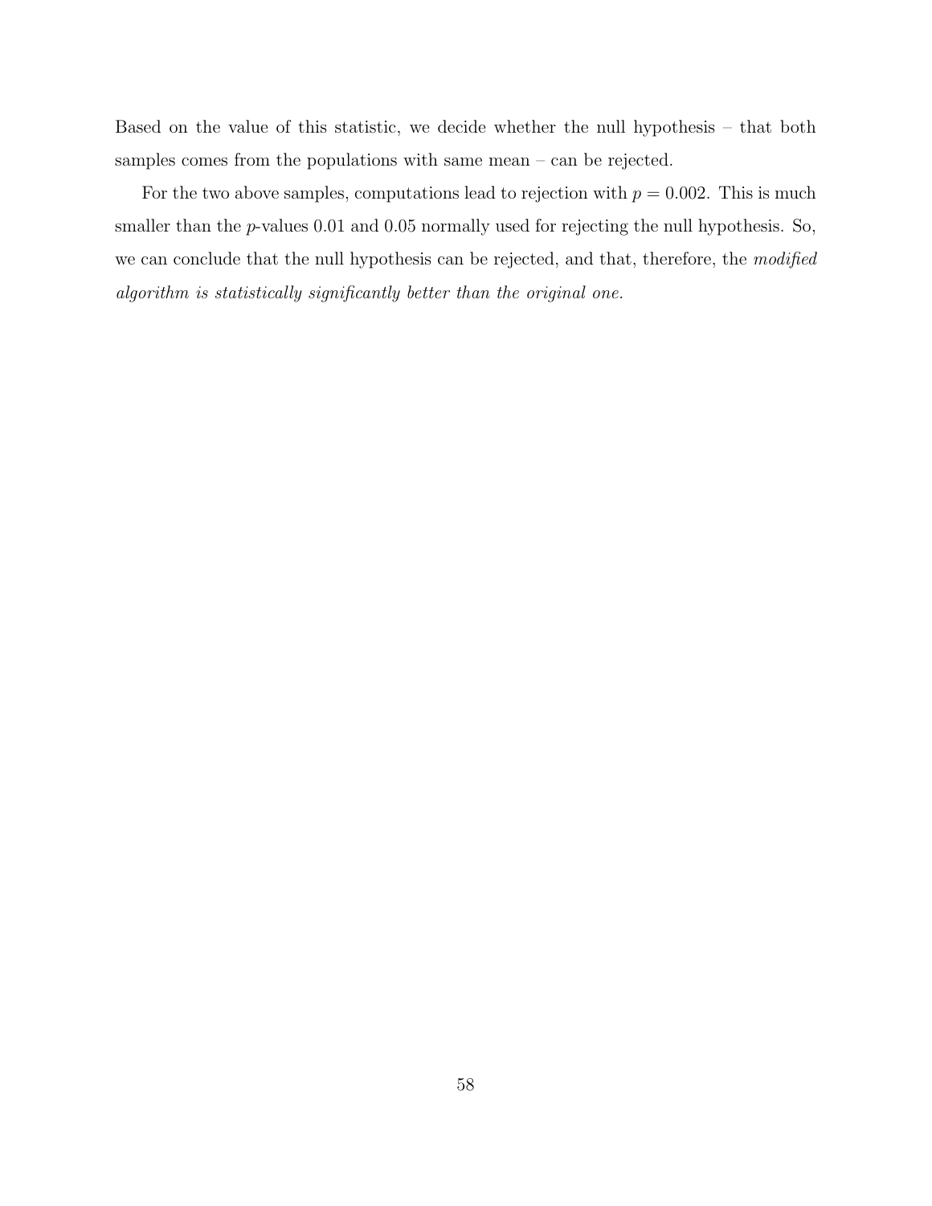Based on the value of this statistic, we decide whether the null hypothesis – that both samples comes from the populations with same mean – can be rejected.

For the two above samples, computations lead to rejection with $p = 0.002$. This is much smaller than the $p$-values 0.01 and 0.05 normally used for rejecting the null hypothesis. So, we can conclude that the null hypothesis can be rejected, and that, therefore, the *modified algorithm is statistically significantly better than the original one.*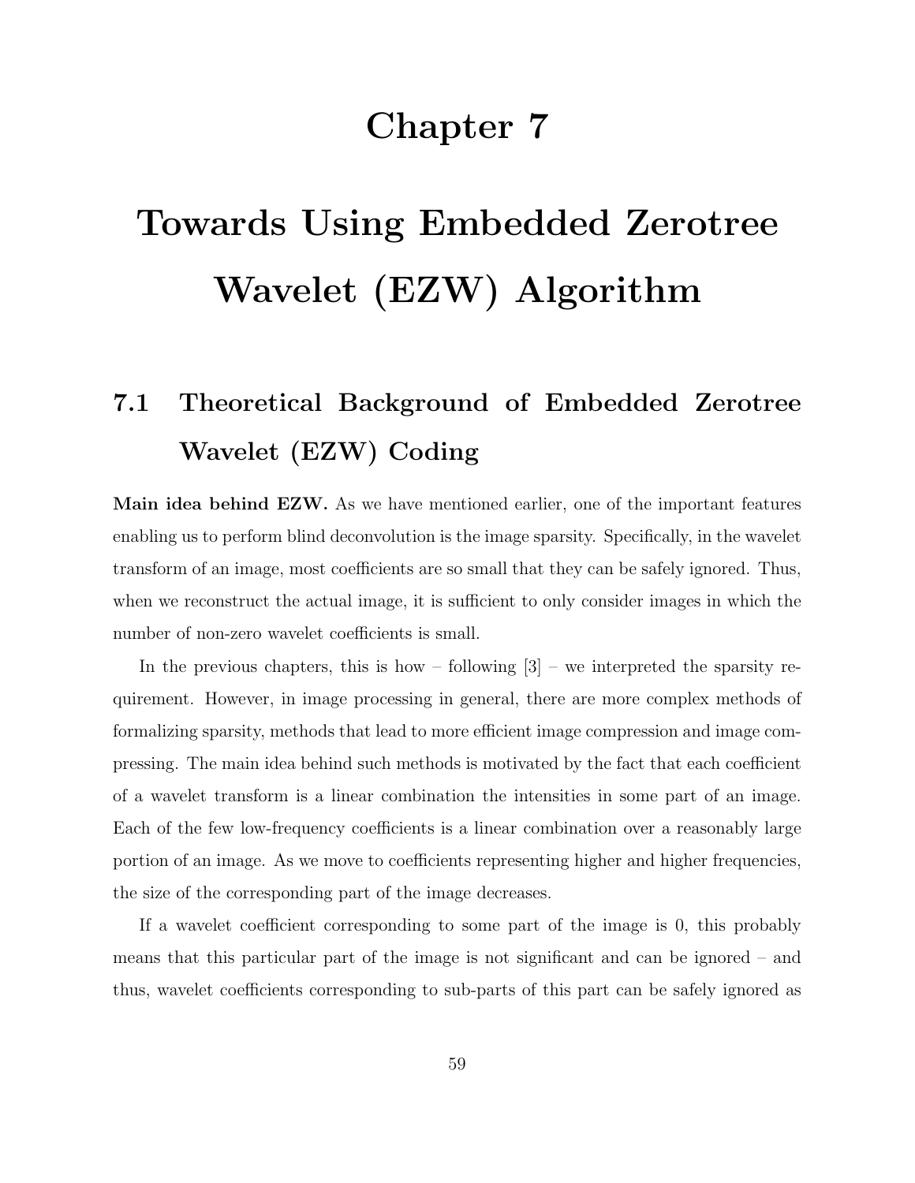# Chapter 7

# Towards Using Embedded Zerotree Wavelet (EZW) Algorithm

## 7.1 Theoretical Background of Embedded Zerotree Wavelet (EZW) Coding

**Main idea behind EZW.** As we have mentioned earlier, one of the important features enabling us to perform blind deconvolution is the image sparsity. Specifically, in the wavelet transform of an image, most coefficients are so small that they can be safely ignored. Thus, when we reconstruct the actual image, it is sufficient to only consider images in which the number of non-zero wavelet coefficients is small.

In the previous chapters, this is how – following [3] – we interpreted the sparsity requirement. However, in image processing in general, there are more complex methods of formalizing sparsity, methods that lead to more efficient image compression and image compressing. The main idea behind such methods is motivated by the fact that each coefficient of a wavelet transform is a linear combination the intensities in some part of an image. Each of the few low-frequency coefficients is a linear combination over a reasonably large portion of an image. As we move to coefficients representing higher and higher frequencies, the size of the corresponding part of the image decreases.

If a wavelet coefficient corresponding to some part of the image is 0, this probably means that this particular part of the image is not significant and can be ignored – and thus, wavelet coefficients corresponding to sub-parts of this part can be safely ignored as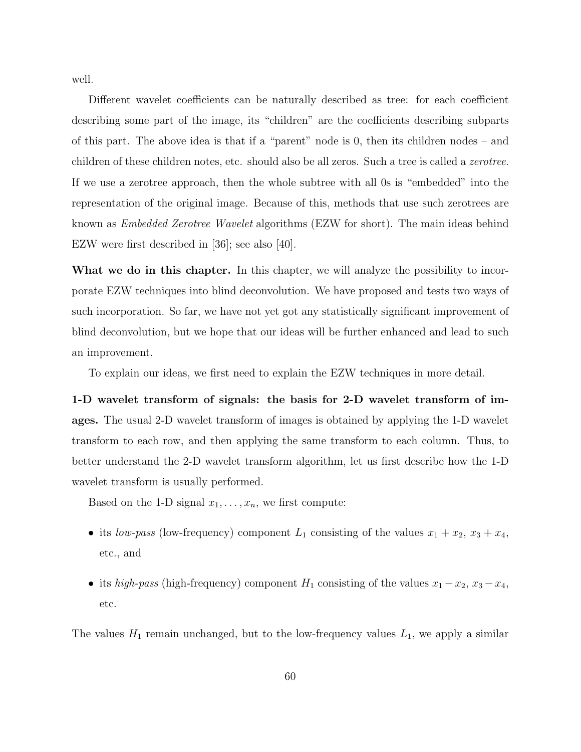well.

Different wavelet coefficients can be naturally described as tree: for each coefficient describing some part of the image, its "children" are the coefficients describing subparts of this part. The above idea is that if a "parent" node is 0, then its children nodes – and children of these children notes, etc. should also be all zeros. Such a tree is called a *zerotree*. If we use a zerotree approach, then the whole subtree with all 0s is "embedded" into the representation of the original image. Because of this, methods that use such zerotrees are known as *Embedded Zerotree Wavelet* algorithms (EZW for short). The main ideas behind EZW were first described in [36]; see also [40].

**What we do in this chapter.** In this chapter, we will analyze the possibility to incorporate EZW techniques into blind deconvolution. We have proposed and tests two ways of such incorporation. So far, we have not yet got any statistically significant improvement of blind deconvolution, but we hope that our ideas will be further enhanced and lead to such an improvement.

To explain our ideas, we first need to explain the EZW techniques in more detail.

**1-D wavelet transform of signals: the basis for 2-D wavelet transform of images.** The usual 2-D wavelet transform of images is obtained by applying the 1-D wavelet transform to each row, and then applying the same transform to each column. Thus, to better understand the 2-D wavelet transform algorithm, let us first describe how the 1-D wavelet transform is usually performed.

Based on the 1-D signal $x_1, \ldots, x_n$, we first compute:

- its *low-pass* (low-frequency) component $L_1$ consisting of the values $x_1 + x_2$, $x_3 + x_4$, etc., and
- its *high-pass* (high-frequency) component $H_1$ consisting of the values $x_1 - x_2$, $x_3 - x_4$, etc.

The values $H_1$ remain unchanged, but to the low-frequency values $L_1$, we apply a similar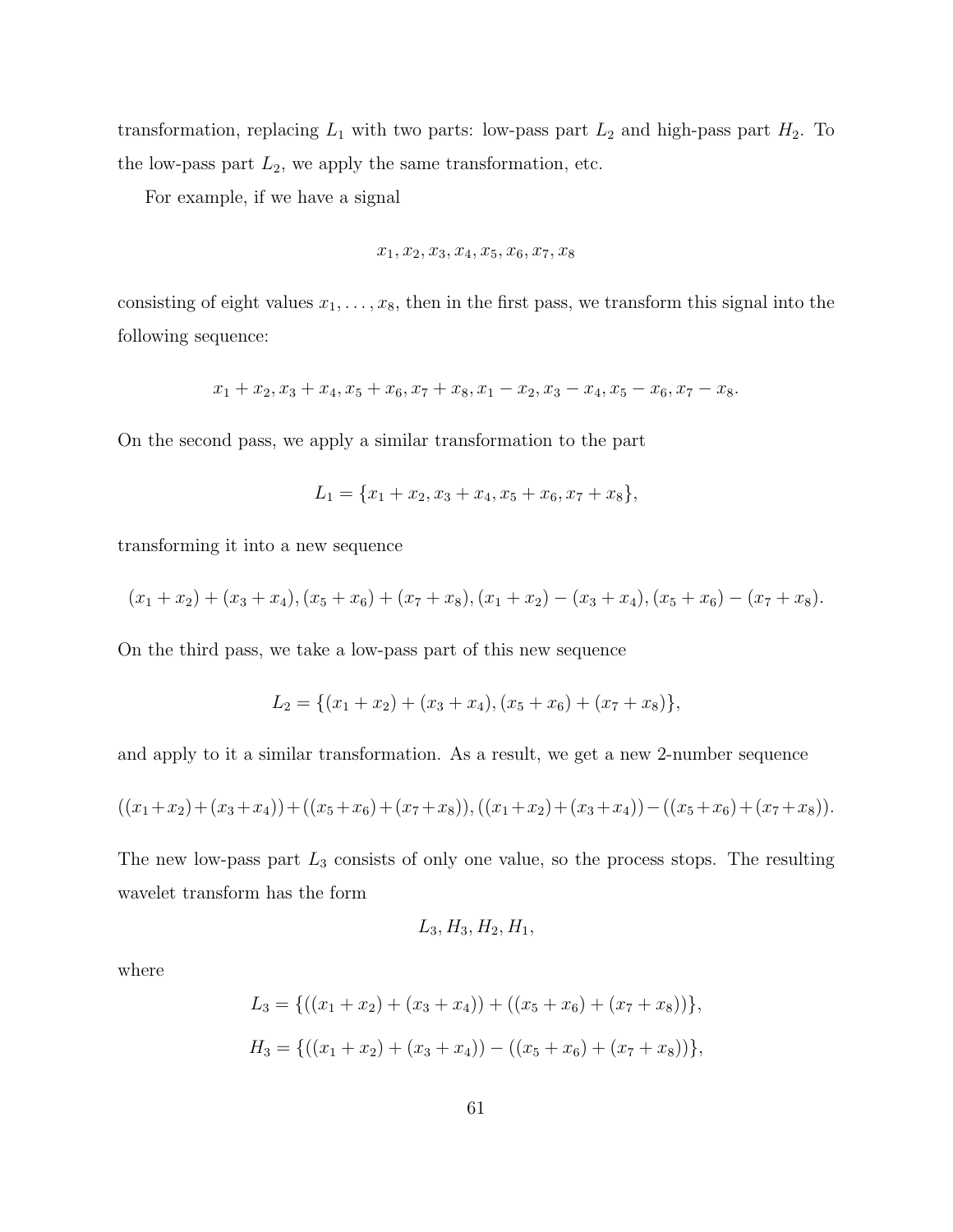transformation, replacing $L_1$ with two parts: low-pass part $L_2$ and high-pass part $H_2$. To the low-pass part $L_2$, we apply the same transformation, etc.

For example, if we have a signal

$$x_1, x_2, x_3, x_4, x_5, x_6, x_7, x_8$$

consisting of eight values $x_1, \ldots, x_8$, then in the first pass, we transform this signal into the following sequence:

$$x_1 + x_2, x_3 + x_4, x_5 + x_6, x_7 + x_8, x_1 - x_2, x_3 - x_4, x_5 - x_6, x_7 - x_8.$$

On the second pass, we apply a similar transformation to the part

$$L_1 = \{x_1 + x_2, x_3 + x_4, x_5 + x_6, x_7 + x_8\},$$

transforming it into a new sequence

$$(x_1 + x_2) + (x_3 + x_4), (x_5 + x_6) + (x_7 + x_8), (x_1 + x_2) - (x_3 + x_4), (x_5 + x_6) - (x_7 + x_8).$$

On the third pass, we take a low-pass part of this new sequence

$$L_2 = \{(x_1 + x_2) + (x_3 + x_4), (x_5 + x_6) + (x_7 + x_8)\},$$

and apply to it a similar transformation. As a result, we get a new 2-number sequence

$$((x_1+x_2)+(x_3+x_4))+((x_5+x_6)+(x_7+x_8)), ((x_1+x_2)+(x_3+x_4))-((x_5+x_6)+(x_7+x_8)).$$

The new low-pass part $L_3$ consists of only one value, so the process stops. The resulting wavelet transform has the form

$$L_3, H_3, H_2, H_1,$$

where

$$L_3 = \{((x_1 + x_2) + (x_3 + x_4)) + ((x_5 + x_6) + (x_7 + x_8))\},$$

$$H_3 = \{((x_1 + x_2) + (x_3 + x_4)) - ((x_5 + x_6) + (x_7 + x_8))\},$$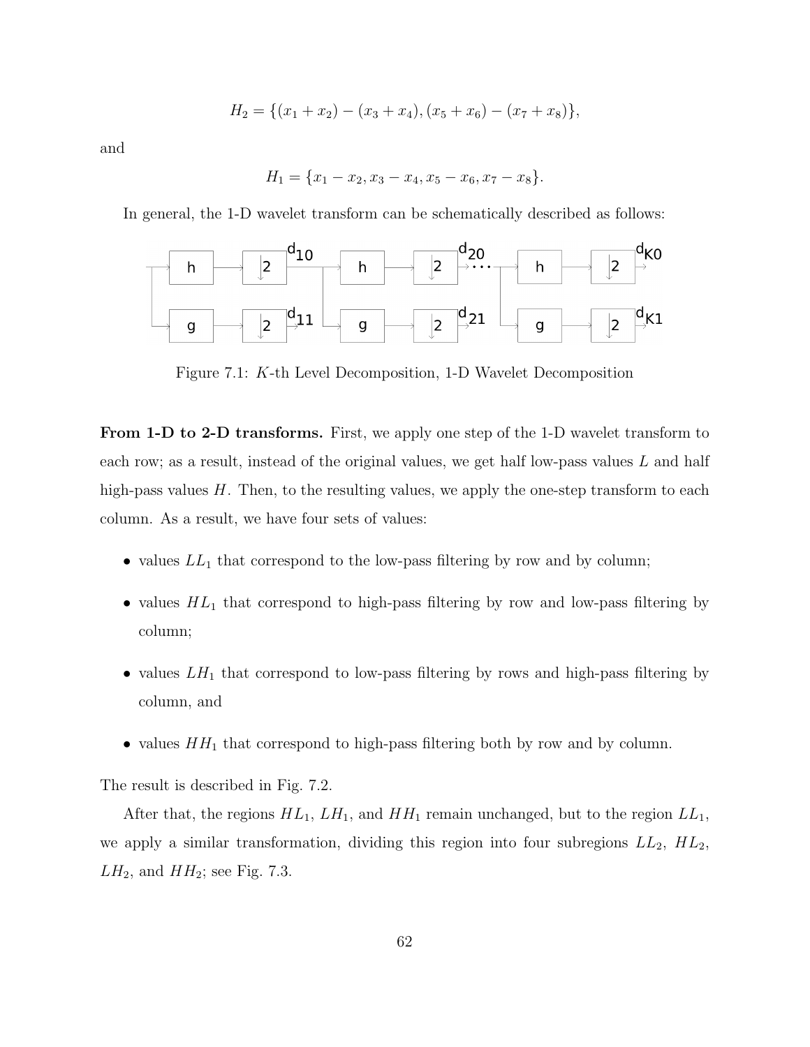$$H_2 = \{(x_1 + x_2) - (x_3 + x_4), (x_5 + x_6) - (x_7 + x_8)\},$$

and

$$H_1 = \{x_1 - x_2, x_3 - x_4, x_5 - x_6, x_7 - x_8\}.$$

In general, the 1-D wavelet transform can be schematically described as follows:

Figure 7.1: $K$-th Level Decomposition, 1-D Wavelet Decomposition

**From 1-D to 2-D transforms.** First, we apply one step of the 1-D wavelet transform to each row; as a result, instead of the original values, we get half low-pass values $L$ and half high-pass values $H$. Then, to the resulting values, we apply the one-step transform to each column. As a result, we have four sets of values:

- values $LL_1$ that correspond to the low-pass filtering by row and by column;
- values $HL_1$ that correspond to high-pass filtering by row and low-pass filtering by column;
- values $LH_1$ that correspond to low-pass filtering by rows and high-pass filtering by column, and
- values $HH_1$ that correspond to high-pass filtering both by row and by column.

The result is described in Fig. 7.2.

After that, the regions $HL_1$, $LH_1$, and $HH_1$ remain unchanged, but to the region $LL_1$, we apply a similar transformation, dividing this region into four subregions $LL_2$, $HL_2$, $LH_2$, and $HH_2$; see Fig. 7.3.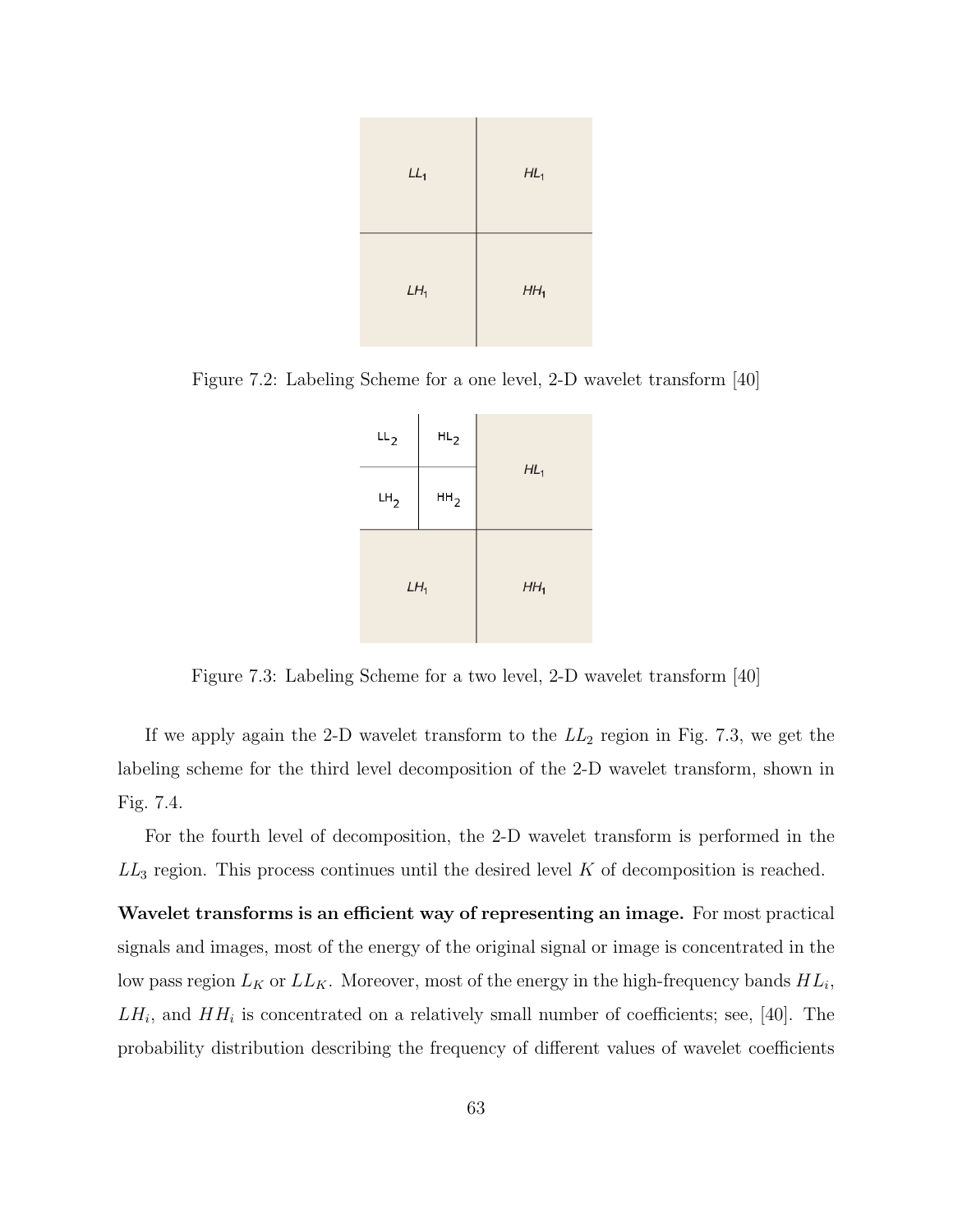Figure 7.2: Labeling Scheme for a one level, 2-D wavelet transform [40]

Figure 7.3: Labeling Scheme for a two level, 2-D wavelet transform [40]

If we apply again the 2-D wavelet transform to the $LL_2$ region in Fig. 7.3, we get the labeling scheme for the third level decomposition of the 2-D wavelet transform, shown in Fig. 7.4.

For the fourth level of decomposition, the 2-D wavelet transform is performed in the $LL_3$ region. This process continues until the desired level $K$ of decomposition is reached.

**Wavelet transforms is an efficient way of representing an image.** For most practical signals and images, most of the energy of the original signal or image is concentrated in the low pass region $L_K$ or $LL_K$. Moreover, most of the energy in the high-frequency bands $HL_i$, $LH_i$, and $HH_i$ is concentrated on a relatively small number of coefficients; see, [40]. The probability distribution describing the frequency of different values of wavelet coefficients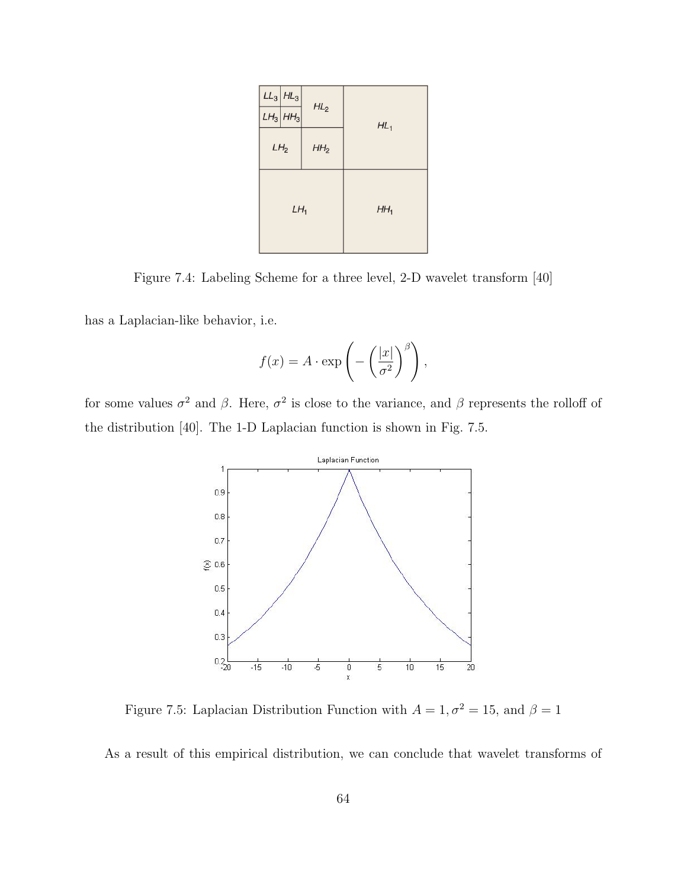Figure 7.4: Labeling Scheme for a three level, 2-D wavelet transform [40]

has a Laplacian-like behavior, i.e.

$$f(x) = A \cdot \exp\left(-\left(\frac{|x|}{\sigma^2}\right)^{\beta}\right),$$

for some values $\sigma^2$ and $\beta$. Here, $\sigma^2$ is close to the variance, and $\beta$ represents the rolloff of the distribution [40]. The 1-D Laplacian function is shown in Fig. 7.5.

Figure 7.5: Laplacian Distribution Function with $A = 1, \sigma^2 = 15$, and $\beta = 1$

As a result of this empirical distribution, we can conclude that wavelet transforms of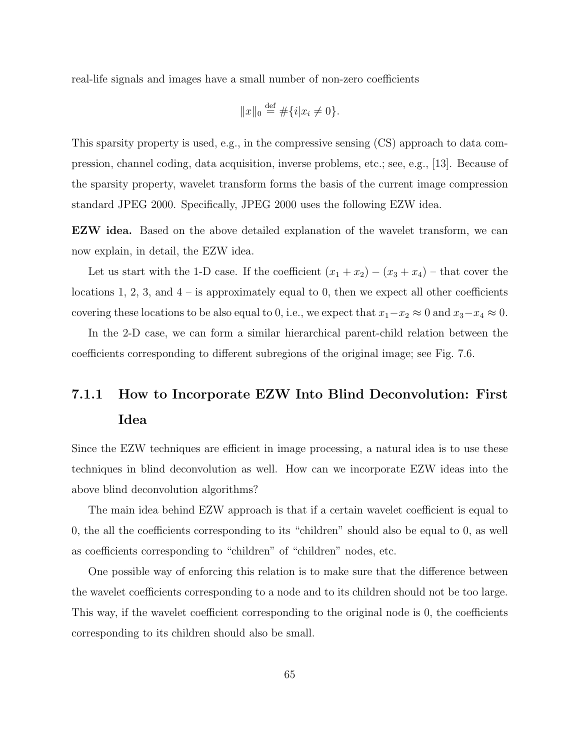real-life signals and images have a small number of non-zero coefficients

$$\|x\|_0 \stackrel{\text{def}}{=} \#\{i|x_i \neq 0\}.$$

This sparsity property is used, e.g., in the compressive sensing (CS) approach to data compression, channel coding, data acquisition, inverse problems, etc.; see, e.g., [13]. Because of the sparsity property, wavelet transform forms the basis of the current image compression standard JPEG 2000. Specifically, JPEG 2000 uses the following EZW idea.

**EZW idea.** Based on the above detailed explanation of the wavelet transform, we can now explain, in detail, the EZW idea.

Let us start with the 1-D case. If the coefficient $(x_1 + x_2) - (x_3 + x_4)$ – that cover the locations 1, 2, 3, and 4 – is approximately equal to 0, then we expect all other coefficients covering these locations to be also equal to 0, i.e., we expect that $x_1 - x_2 \approx 0$ and $x_3 - x_4 \approx 0$.

In the 2-D case, we can form a similar hierarchical parent-child relation between the coefficients corresponding to different subregions of the original image; see Fig. 7.6.

### 7.1.1 How to Incorporate EZW Into Blind Deconvolution: First Idea

Since the EZW techniques are efficient in image processing, a natural idea is to use these techniques in blind deconvolution as well. How can we incorporate EZW ideas into the above blind deconvolution algorithms?

The main idea behind EZW approach is that if a certain wavelet coefficient is equal to 0, the all the coefficients corresponding to its "children" should also be equal to 0, as well as coefficients corresponding to "children" of "children" nodes, etc.

One possible way of enforcing this relation is to make sure that the difference between the wavelet coefficients corresponding to a node and to its children should not be too large. This way, if the wavelet coefficient corresponding to the original node is 0, the coefficients corresponding to its children should also be small.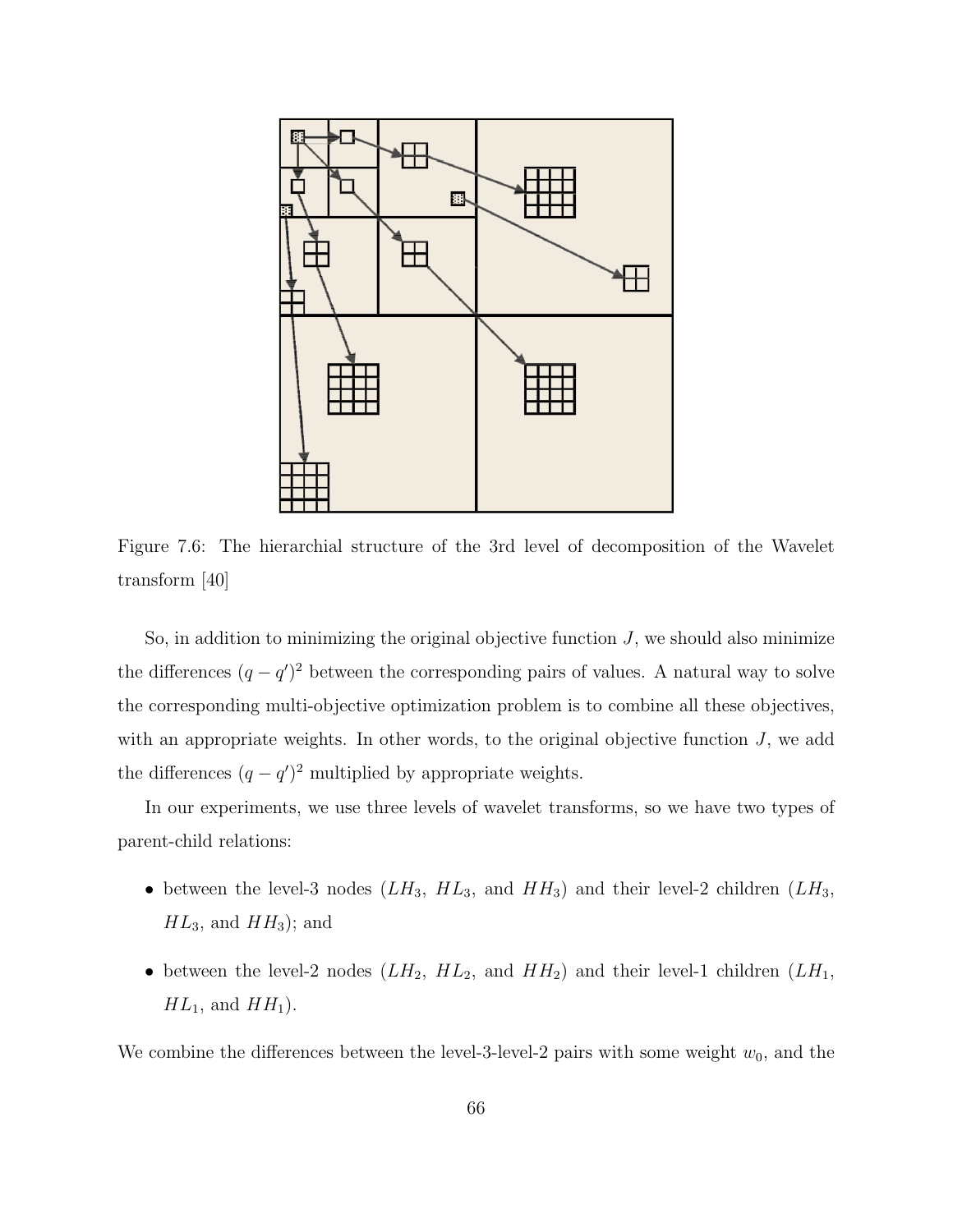Figure 7.6: The hierarchial structure of the 3rd level of decomposition of the Wavelet transform [40]

So, in addition to minimizing the original objective function $J$, we should also minimize the differences $(q - q')^2$ between the corresponding pairs of values. A natural way to solve the corresponding multi-objective optimization problem is to combine all these objectives, with an appropriate weights. In other words, to the original objective function $J$, we add the differences $(q - q')^2$ multiplied by appropriate weights.

In our experiments, we use three levels of wavelet transforms, so we have two types of parent-child relations:

- between the level-3 nodes ($LH_3$, $HL_3$, and $HH_3$) and their level-2 children ($LH_3$, $HL_3$, and $HH_3$); and
- between the level-2 nodes ($LH_2$, $HL_2$, and $HH_2$) and their level-1 children ($LH_1$, $HL_1$, and $HH_1$).

We combine the differences between the level-3-level-2 pairs with some weight $w_0$, and the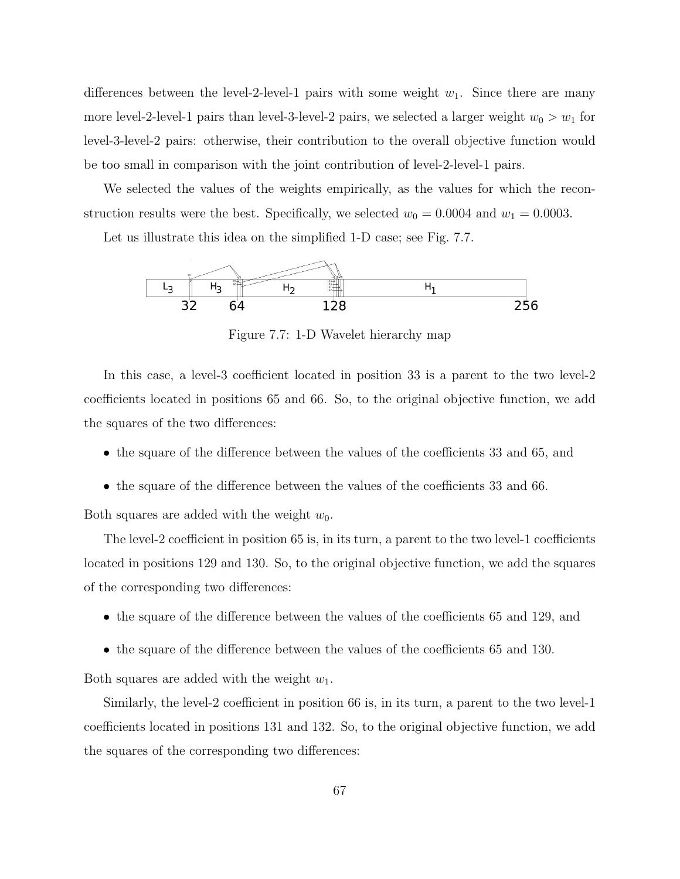differences between the level-2-level-1 pairs with some weight $w_1$. Since there are many more level-2-level-1 pairs than level-3-level-2 pairs, we selected a larger weight $w_0 > w_1$ for level-3-level-2 pairs: otherwise, their contribution to the overall objective function would be too small in comparison with the joint contribution of level-2-level-1 pairs.

We selected the values of the weights empirically, as the values for which the reconstruction results were the best. Specifically, we selected $w_0 = 0.0004$ and $w_1 = 0.0003$.

Let us illustrate this idea on the simplified 1-D case; see Fig. 7.7.

Figure 7.7: 1-D Wavelet hierarchy map

In this case, a level-3 coefficient located in position 33 is a parent to the two level-2 coefficients located in positions 65 and 66. So, to the original objective function, we add the squares of the two differences:

- the square of the difference between the values of the coefficients 33 and 65, and
- the square of the difference between the values of the coefficients 33 and 66.

Both squares are added with the weight $w_0$.

The level-2 coefficient in position 65 is, in its turn, a parent to the two level-1 coefficients located in positions 129 and 130. So, to the original objective function, we add the squares of the corresponding two differences:

- the square of the difference between the values of the coefficients 65 and 129, and
- the square of the difference between the values of the coefficients 65 and 130.

Both squares are added with the weight $w_1$.

Similarly, the level-2 coefficient in position 66 is, in its turn, a parent to the two level-1 coefficients located in positions 131 and 132. So, to the original objective function, we add the squares of the corresponding two differences: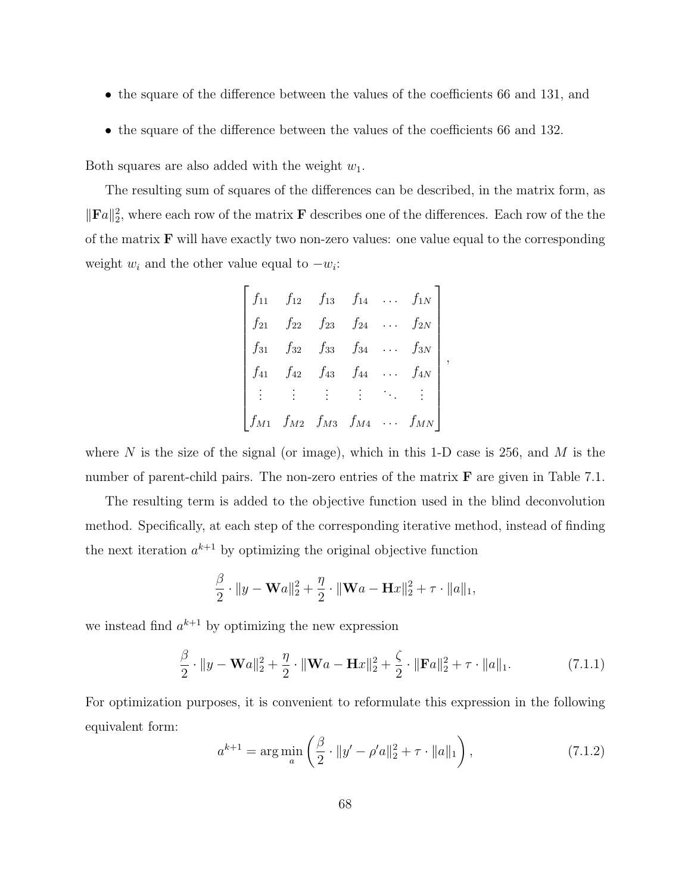- the square of the difference between the values of the coefficients 66 and 131, and
- the square of the difference between the values of the coefficients 66 and 132.

Both squares are also added with the weight $w_1$.

The resulting sum of squares of the differences can be described, in the matrix form, as $\|\mathbf{F}a\|_2^2$, where each row of the matrix $\mathbf{F}$ describes one of the differences. Each row of the the of the matrix $\mathbf{F}$ will have exactly two non-zero values: one value equal to the corresponding weight $w_i$ and the other value equal to $-w_i$:

$$\begin{bmatrix} f_{11} & f_{12} & f_{13} & f_{14} & \dots & f_{1N} \\ f_{21} & f_{22} & f_{23} & f_{24} & \dots & f_{2N} \\ f_{31} & f_{32} & f_{33} & f_{34} & \dots & f_{3N} \\ f_{41} & f_{42} & f_{43} & f_{44} & \dots & f_{4N} \\ \vdots & \vdots & \vdots & \vdots & \ddots & \vdots \\ f_{M1} & f_{M2} & f_{M3} & f_{M4} & \dots & f_{MN} \end{bmatrix},$$

where $N$ is the size of the signal (or image), which in this 1-D case is 256, and $M$ is the number of parent-child pairs. The non-zero entries of the matrix $\mathbf{F}$ are given in Table 7.1.

The resulting term is added to the objective function used in the blind deconvolution method. Specifically, at each step of the corresponding iterative method, instead of finding the next iteration $a^{k+1}$ by optimizing the original objective function

$$\frac{\beta}{2} \cdot \|y - \mathbf{W}a\|_2^2 + \frac{\eta}{2} \cdot \|\mathbf{W}a - \mathbf{H}x\|_2^2 + \tau \cdot \|a\|_1,$$

we instead find $a^{k+1}$ by optimizing the new expression

$$\frac{\beta}{2} \cdot \|y - \mathbf{W}a\|_2^2 + \frac{\eta}{2} \cdot \|\mathbf{W}a - \mathbf{H}x\|_2^2 + \frac{\zeta}{2} \cdot \|\mathbf{F}a\|_2^2 + \tau \cdot \|a\|_1. \tag{7.1.1}$$

For optimization purposes, it is convenient to reformulate this expression in the following equivalent form:

$$a^{k+1} = \arg\min_a \left( \frac{\beta}{2} \cdot \|y' - \rho' a\|_2^2 + \tau \cdot \|a\|_1 \right), \tag{7.1.2}$$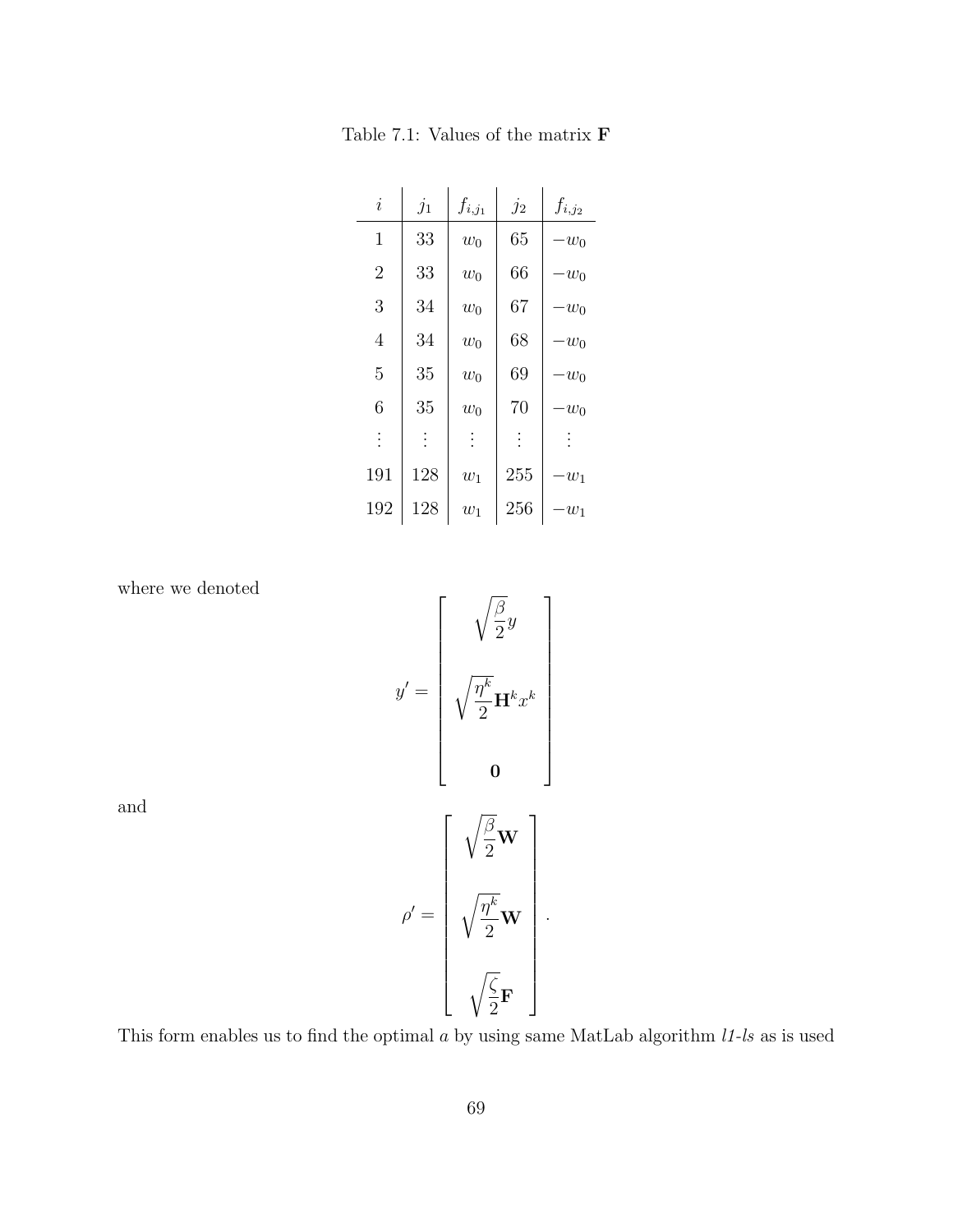Table 7.1: Values of the matrix $\mathbf{F}$

| $i$ | $j_1$ | $f_{i,j_1}$ | $j_2$ | $f_{i,j_2}$ |
|---|---|---|---|---|
| 1 | 33 | $w_0$ | 65 | $-w_0$ |
| 2 | 33 | $w_0$ | 66 | $-w_0$ |
| 3 | 34 | $w_0$ | 67 | $-w_0$ |
| 4 | 34 | $w_0$ | 68 | $-w_0$ |
| 5 | 35 | $w_0$ | 69 | $-w_0$ |
| 6 | 35 | $w_0$ | 70 | $-w_0$ |
| $\vdots$ | $\vdots$ | $\vdots$ | $\vdots$ | $\vdots$ |
| 191 | 128 | $w_1$ | 255 | $-w_1$ |
| 192 | 128 | $w_1$ | 256 | $-w_1$ |

where we denoted

$$y' = \begin{bmatrix} \sqrt{\dfrac{\beta}{2}} y \\ \\ \sqrt{\dfrac{\eta^k}{2}} \mathbf{H}^k x^k \\ \\ \mathbf{0} \end{bmatrix}$$

and

$$\rho' = \begin{bmatrix} \sqrt{\dfrac{\beta}{2}} \mathbf{W} \\ \\ \sqrt{\dfrac{\eta^k}{2}} \mathbf{W} \\ \\ \sqrt{\dfrac{\zeta}{2}} \mathbf{F} \end{bmatrix}.$$

This form enables us to find the optimal $a$ by using same MatLab algorithm *l1-ls* as is used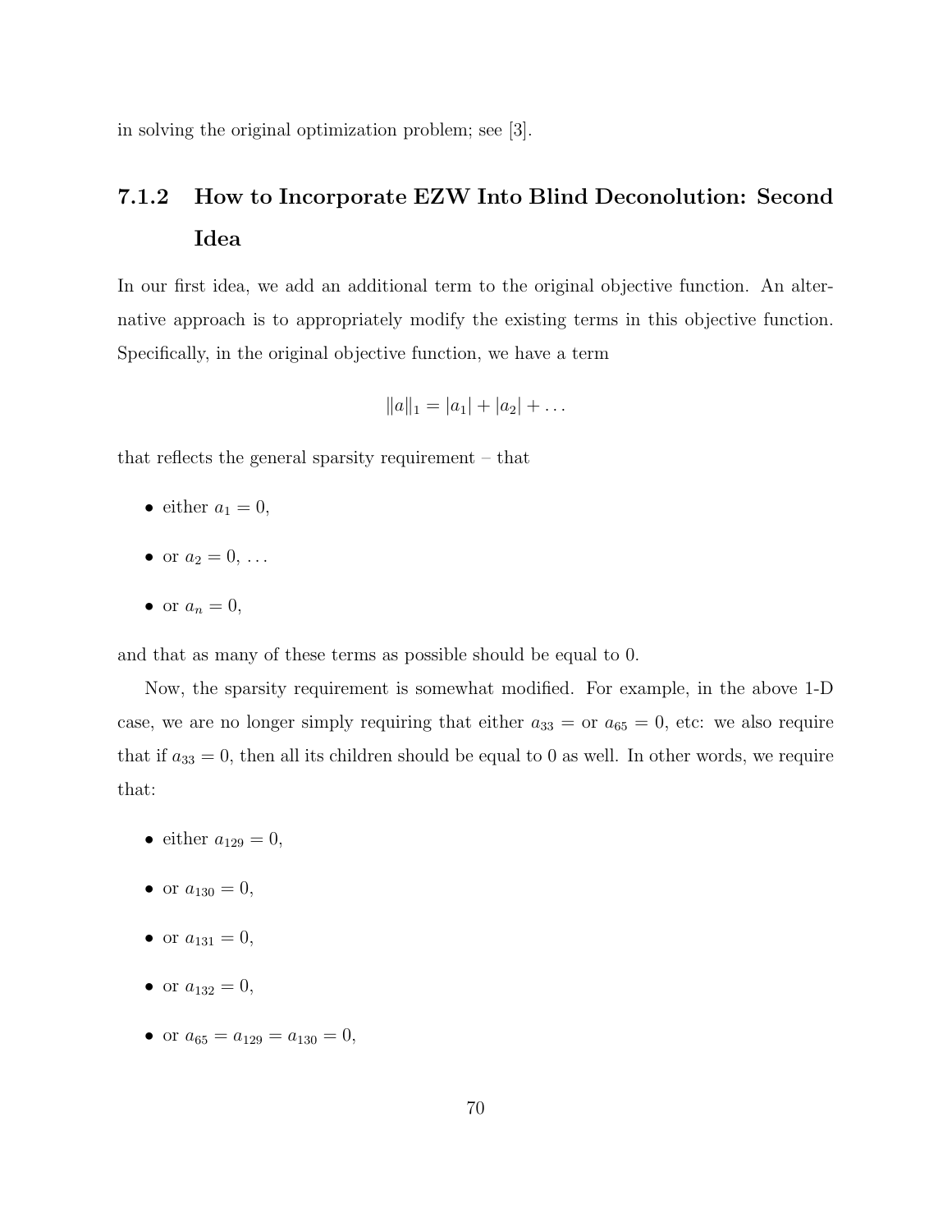in solving the original optimization problem; see [3].

### 7.1.2 How to Incorporate EZW Into Blind Deconolution: Second Idea

In our first idea, we add an additional term to the original objective function. An alternative approach is to appropriately modify the existing terms in this objective function. Specifically, in the original objective function, we have a term

$$\|a\|_1 = |a_1| + |a_2| + \ldots$$

that reflects the general sparsity requirement – that

- either $a_1 = 0$,
- or $a_2 = 0$, ...
- or $a_n = 0$,

and that as many of these terms as possible should be equal to 0.

Now, the sparsity requirement is somewhat modified. For example, in the above 1-D case, we are no longer simply requiring that either $a_{33} =$ or $a_{65} = 0$, etc: we also require that if $a_{33} = 0$, then all its children should be equal to 0 as well. In other words, we require that:

- either $a_{129} = 0$,
- or $a_{130} = 0$,
- or $a_{131} = 0$,
- or $a_{132} = 0$,
- or $a_{65} = a_{129} = a_{130} = 0$,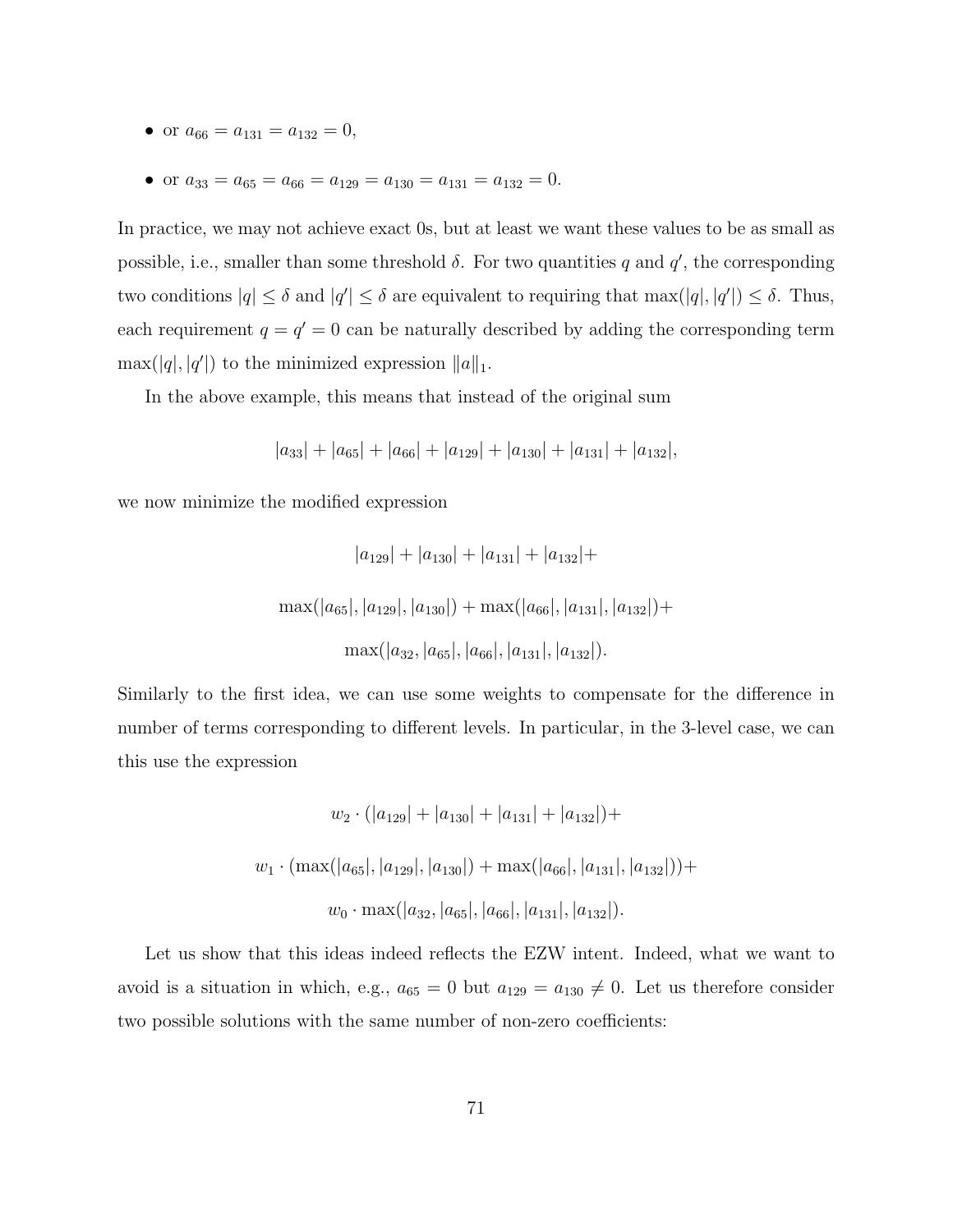- or $a_{66} = a_{131} = a_{132} = 0$,
- or $a_{33} = a_{65} = a_{66} = a_{129} = a_{130} = a_{131} = a_{132} = 0$.

In practice, we may not achieve exact 0s, but at least we want these values to be as small as possible, i.e., smaller than some threshold $\delta$. For two quantities $q$ and $q'$, the corresponding two conditions $|q| \le \delta$ and $|q'| \le \delta$ are equivalent to requiring that $\max(|q|, |q'|) \le \delta$. Thus, each requirement $q = q' = 0$ can be naturally described by adding the corresponding term $\max(|q|, |q'|)$ to the minimized expression $\|a\|_1$.

In the above example, this means that instead of the original sum

$$|a_{33}| + |a_{65}| + |a_{66}| + |a_{129}| + |a_{130}| + |a_{131}| + |a_{132}|,$$

we now minimize the modified expression

$$|a_{129}| + |a_{130}| + |a_{131}| + |a_{132}| +$$

$$\max(|a_{65}|, |a_{129}|, |a_{130}|) + \max(|a_{66}|, |a_{131}|, |a_{132}|) +$$

$$\max(|a_{32}, |a_{65}|, |a_{66}|, |a_{131}|, |a_{132}|).$$

Similarly to the first idea, we can use some weights to compensate for the difference in number of terms corresponding to different levels. In particular, in the 3-level case, we can this use the expression

$$w_2 \cdot (|a_{129}| + |a_{130}| + |a_{131}| + |a_{132}|) +$$

$$w_1 \cdot (\max(|a_{65}|, |a_{129}|, |a_{130}|) + \max(|a_{66}|, |a_{131}|, |a_{132}|)) +$$

$$w_0 \cdot \max(|a_{32}, |a_{65}|, |a_{66}|, |a_{131}|, |a_{132}|).$$

Let us show that this ideas indeed reflects the EZW intent. Indeed, what we want to avoid is a situation in which, e.g., $a_{65} = 0$ but $a_{129} = a_{130} \neq 0$. Let us therefore consider two possible solutions with the same number of non-zero coefficients: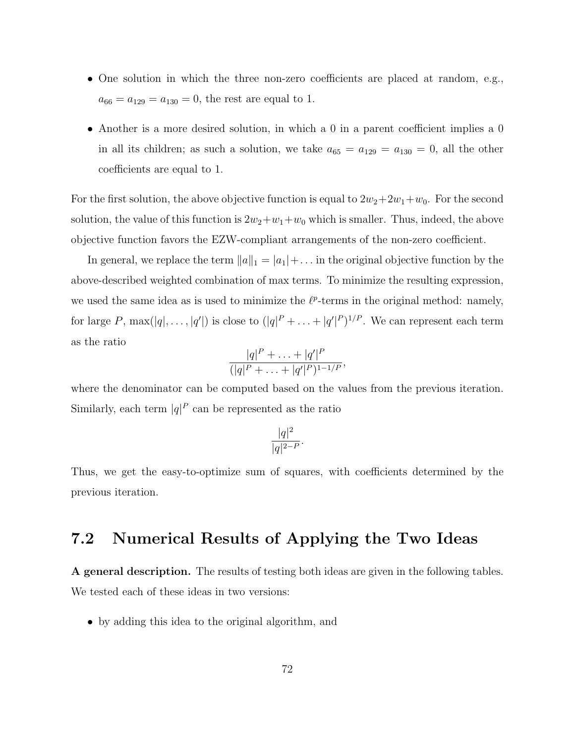- One solution in which the three non-zero coefficients are placed at random, e.g., $a_{66} = a_{129} = a_{130} = 0$, the rest are equal to 1.
- Another is a more desired solution, in which a 0 in a parent coefficient implies a 0 in all its children; as such a solution, we take $a_{65} = a_{129} = a_{130} = 0$, all the other coefficients are equal to 1.

For the first solution, the above objective function is equal to $2w_2+2w_1+w_0$. For the second solution, the value of this function is $2w_2+w_1+w_0$ which is smaller. Thus, indeed, the above objective function favors the EZW-compliant arrangements of the non-zero coefficient.

In general, we replace the term $\|a\|_1 = |a_1|+\ldots$ in the original objective function by the above-described weighted combination of max terms. To minimize the resulting expression, we used the same idea as is used to minimize the $\ell^p$-terms in the original method: namely, for large $P$, $\max(|q|, \ldots, |q'|)$ is close to $(|q|^P + \ldots + |q'|^P)^{1/P}$. We can represent each term as the ratio

$$\frac{|q|^P + \ldots + |q'|^P}{(|q|^P + \ldots + |q'|^P)^{1-1/P}},$$

where the denominator can be computed based on the values from the previous iteration. Similarly, each term $|q|^P$ can be represented as the ratio

$$\frac{|q|^2}{|q|^{2-P}}.$$

Thus, we get the easy-to-optimize sum of squares, with coefficients determined by the previous iteration.

## 7.2 Numerical Results of Applying the Two Ideas

**A general description.** The results of testing both ideas are given in the following tables. We tested each of these ideas in two versions:

- by adding this idea to the original algorithm, and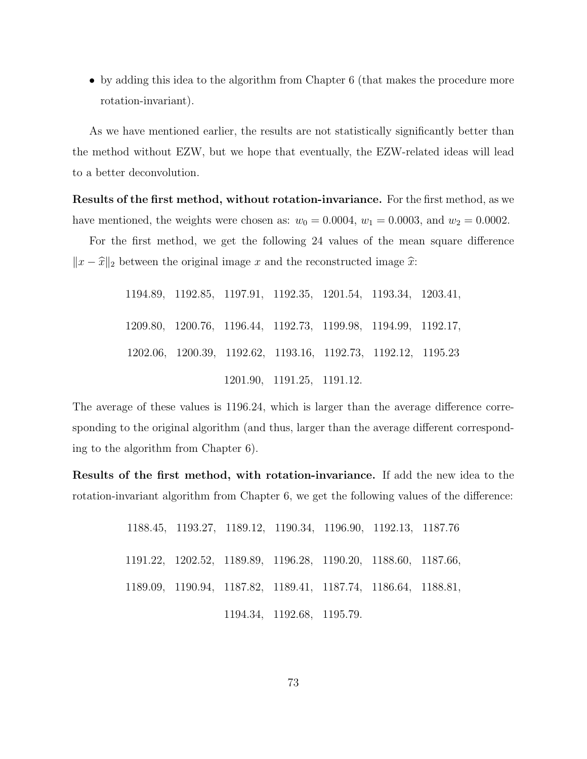- by adding this idea to the algorithm from Chapter 6 (that makes the procedure more rotation-invariant).

As we have mentioned earlier, the results are not statistically significantly better than the method without EZW, but we hope that eventually, the EZW-related ideas will lead to a better deconvolution.

**Results of the first method, without rotation-invariance.** For the first method, as we have mentioned, the weights were chosen as: $w_0 = 0.0004$, $w_1 = 0.0003$, and $w_2 = 0.0002$.

For the first method, we get the following 24 values of the mean square difference $\|x - \widehat{x}\|_2$ between the original image $x$ and the reconstructed image $\widehat{x}$:

1194.89, 1192.85, 1197.91, 1192.35, 1201.54, 1193.34, 1203.41,

1209.80, 1200.76, 1196.44, 1192.73, 1199.98, 1194.99, 1192.17,

1202.06, 1200.39, 1192.62, 1193.16, 1192.73, 1192.12, 1195.23

1201.90, 1191.25, 1191.12.

The average of these values is 1196.24, which is larger than the average difference corresponding to the original algorithm (and thus, larger than the average different corresponding to the algorithm from Chapter 6).

**Results of the first method, with rotation-invariance.** If add the new idea to the rotation-invariant algorithm from Chapter 6, we get the following values of the difference:

1188.45, 1193.27, 1189.12, 1190.34, 1196.90, 1192.13, 1187.76

1191.22, 1202.52, 1189.89, 1196.28, 1190.20, 1188.60, 1187.66,

1189.09, 1190.94, 1187.82, 1189.41, 1187.74, 1186.64, 1188.81,

1194.34, 1192.68, 1195.79.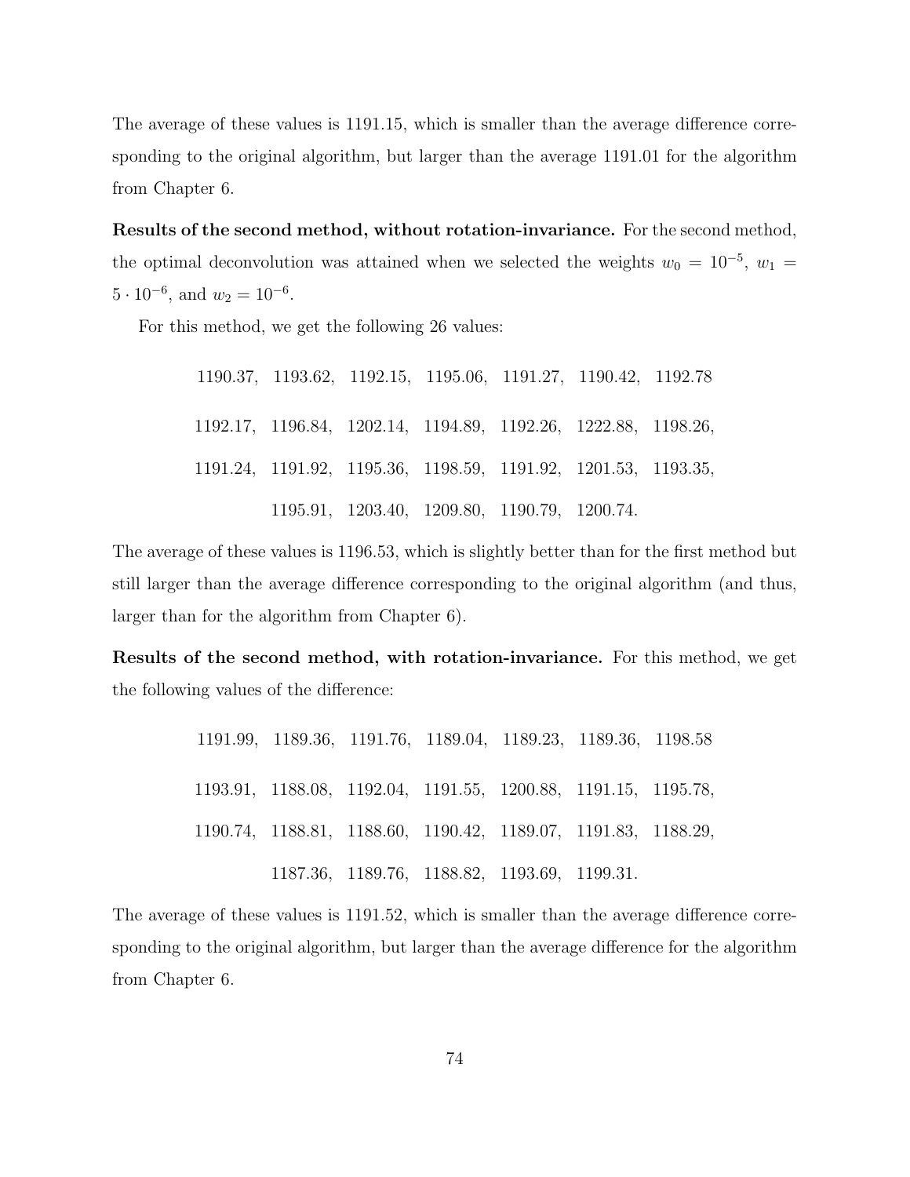The average of these values is 1191.15, which is smaller than the average difference corresponding to the original algorithm, but larger than the average 1191.01 for the algorithm from Chapter 6.

**Results of the second method, without rotation-invariance.** For the second method, the optimal deconvolution was attained when we selected the weights $w_0 = 10^{-5}$, $w_1 = 5 \cdot 10^{-6}$, and $w_2 = 10^{-6}$.

For this method, we get the following 26 values:

1190.37, 1193.62, 1192.15, 1195.06, 1191.27, 1190.42, 1192.78

1192.17, 1196.84, 1202.14, 1194.89, 1192.26, 1222.88, 1198.26,

1191.24, 1191.92, 1195.36, 1198.59, 1191.92, 1201.53, 1193.35,

1195.91, 1203.40, 1209.80, 1190.79, 1200.74.

The average of these values is 1196.53, which is slightly better than for the first method but still larger than the average difference corresponding to the original algorithm (and thus, larger than for the algorithm from Chapter 6).

**Results of the second method, with rotation-invariance.** For this method, we get the following values of the difference:

1191.99, 1189.36, 1191.76, 1189.04, 1189.23, 1189.36, 1198.58

1193.91, 1188.08, 1192.04, 1191.55, 1200.88, 1191.15, 1195.78,

1190.74, 1188.81, 1188.60, 1190.42, 1189.07, 1191.83, 1188.29,

1187.36, 1189.76, 1188.82, 1193.69, 1199.31.

The average of these values is 1191.52, which is smaller than the average difference corresponding to the original algorithm, but larger than the average difference for the algorithm from Chapter 6.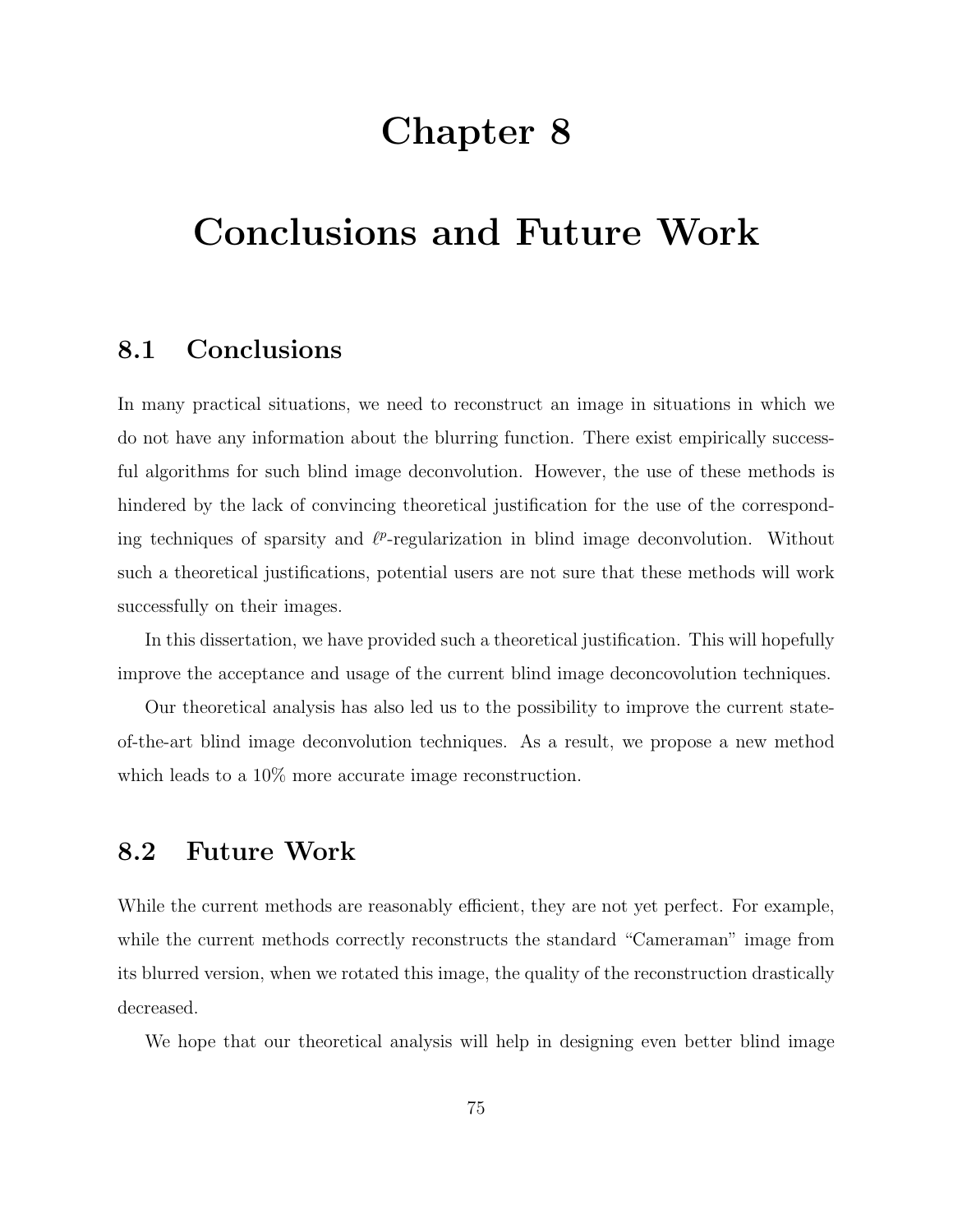# Chapter 8

# Conclusions and Future Work

## 8.1 Conclusions

In many practical situations, we need to reconstruct an image in situations in which we do not have any information about the blurring function. There exist empirically successful algorithms for such blind image deconvolution. However, the use of these methods is hindered by the lack of convincing theoretical justification for the use of the corresponding techniques of sparsity and $\ell^p$-regularization in blind image deconvolution. Without such a theoretical justifications, potential users are not sure that these methods will work successfully on their images.

In this dissertation, we have provided such a theoretical justification. This will hopefully improve the acceptance and usage of the current blind image deconcovolution techniques.

Our theoretical analysis has also led us to the possibility to improve the current state-of-the-art blind image deconvolution techniques. As a result, we propose a new method which leads to a 10% more accurate image reconstruction.

## 8.2 Future Work

While the current methods are reasonably efficient, they are not yet perfect. For example, while the current methods correctly reconstructs the standard "Cameraman" image from its blurred version, when we rotated this image, the quality of the reconstruction drastically decreased.

We hope that our theoretical analysis will help in designing even better blind image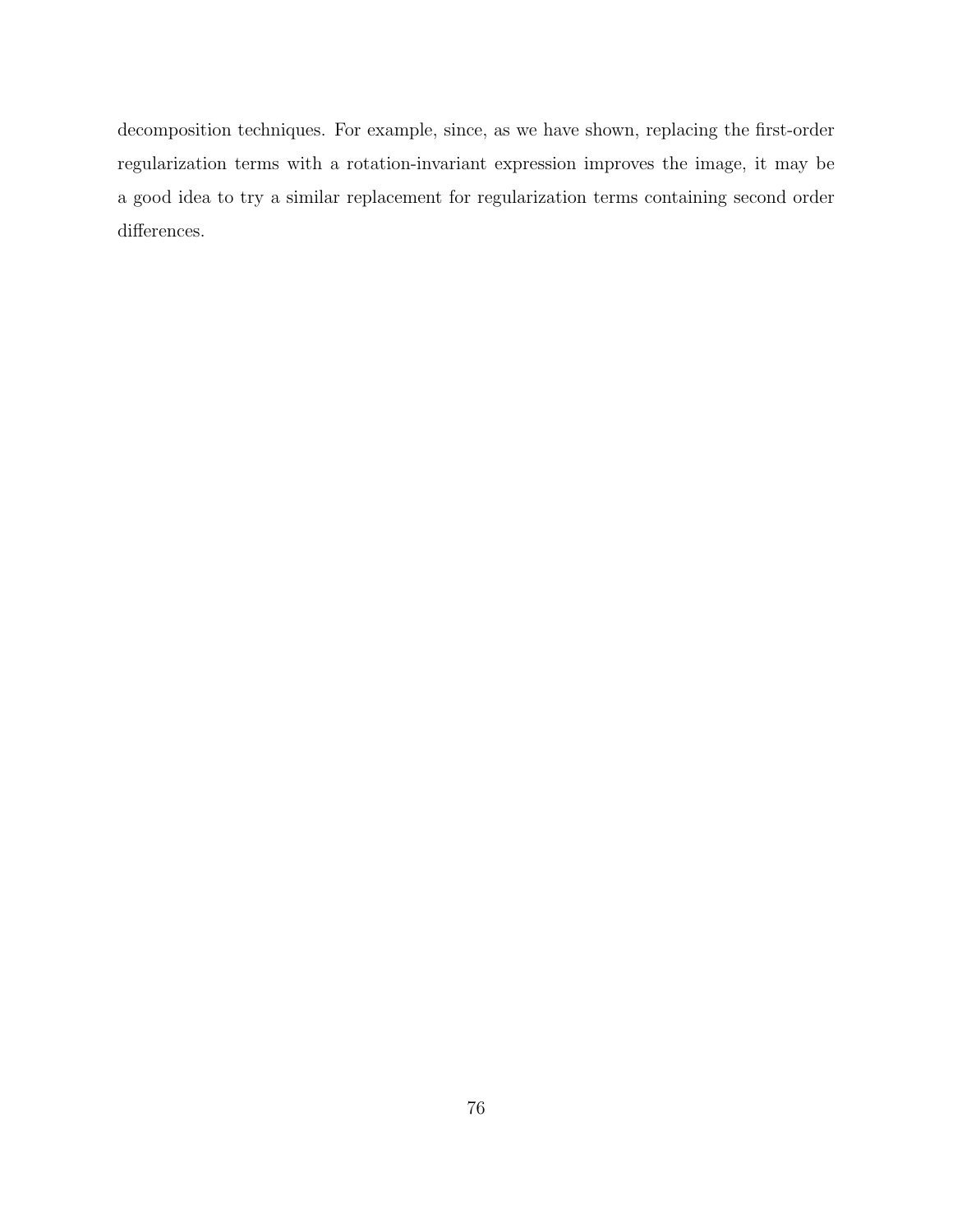decomposition techniques. For example, since, as we have shown, replacing the first-order regularization terms with a rotation-invariant expression improves the image, it may be a good idea to try a similar replacement for regularization terms containing second order differences.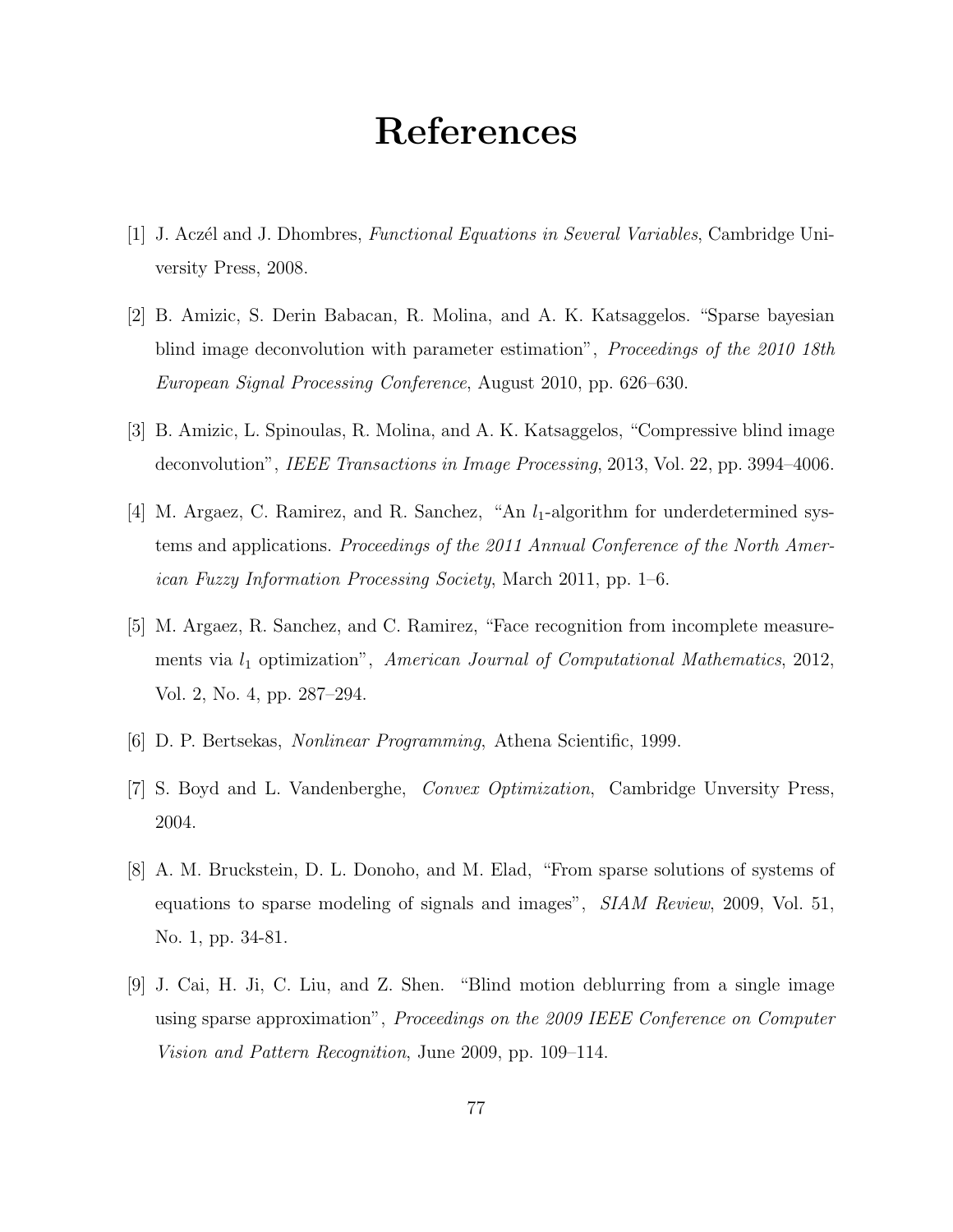# References

[1] J. Aczél and J. Dhombres, *Functional Equations in Several Variables*, Cambridge University Press, 2008.

[2] B. Amizic, S. Derin Babacan, R. Molina, and A. K. Katsaggelos. "Sparse bayesian blind image deconvolution with parameter estimation", *Proceedings of the 2010 18th European Signal Processing Conference*, August 2010, pp. 626–630.

[3] B. Amizic, L. Spinoulas, R. Molina, and A. K. Katsaggelos, "Compressive blind image deconvolution", *IEEE Transactions in Image Processing*, 2013, Vol. 22, pp. 3994–4006.

[4] M. Argaez, C. Ramirez, and R. Sanchez, "An $l_1$-algorithm for underdetermined systems and applications. *Proceedings of the 2011 Annual Conference of the North American Fuzzy Information Processing Society*, March 2011, pp. 1–6.

[5] M. Argaez, R. Sanchez, and C. Ramirez, "Face recognition from incomplete measurements via $l_1$ optimization", *American Journal of Computational Mathematics*, 2012, Vol. 2, No. 4, pp. 287–294.

[6] D. P. Bertsekas, *Nonlinear Programming*, Athena Scientific, 1999.

[7] S. Boyd and L. Vandenberghe, *Convex Optimization*, Cambridge Unversity Press, 2004.

[8] A. M. Bruckstein, D. L. Donoho, and M. Elad, "From sparse solutions of systems of equations to sparse modeling of signals and images", *SIAM Review*, 2009, Vol. 51, No. 1, pp. 34-81.

[9] J. Cai, H. Ji, C. Liu, and Z. Shen. "Blind motion deblurring from a single image using sparse approximation", *Proceedings on the 2009 IEEE Conference on Computer Vision and Pattern Recognition*, June 2009, pp. 109–114.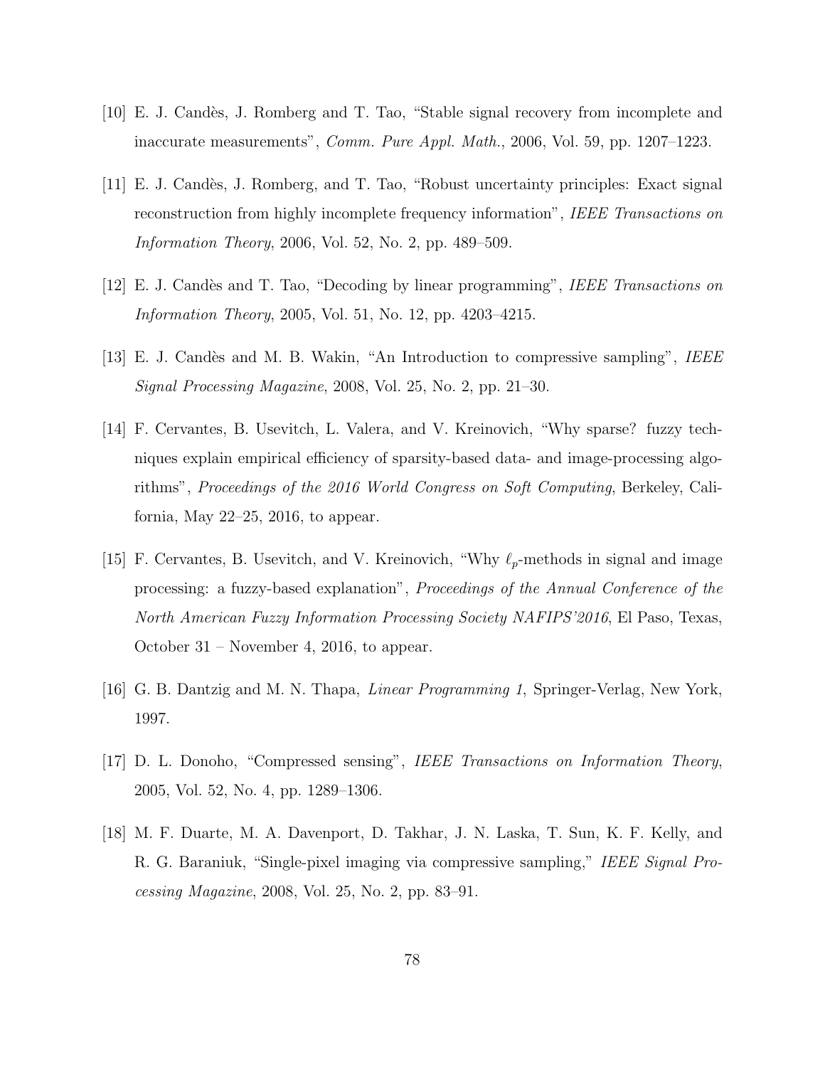[10] E. J. Candès, J. Romberg and T. Tao, "Stable signal recovery from incomplete and inaccurate measurements", *Comm. Pure Appl. Math.*, 2006, Vol. 59, pp. 1207–1223.

[11] E. J. Candès, J. Romberg, and T. Tao, "Robust uncertainty principles: Exact signal reconstruction from highly incomplete frequency information", *IEEE Transactions on Information Theory*, 2006, Vol. 52, No. 2, pp. 489–509.

[12] E. J. Candès and T. Tao, "Decoding by linear programming", *IEEE Transactions on Information Theory*, 2005, Vol. 51, No. 12, pp. 4203–4215.

[13] E. J. Candès and M. B. Wakin, "An Introduction to compressive sampling", *IEEE Signal Processing Magazine*, 2008, Vol. 25, No. 2, pp. 21–30.

[14] F. Cervantes, B. Usevitch, L. Valera, and V. Kreinovich, "Why sparse? fuzzy techniques explain empirical efficiency of sparsity-based data- and image-processing algorithms", *Proceedings of the 2016 World Congress on Soft Computing*, Berkeley, California, May 22–25, 2016, to appear.

[15] F. Cervantes, B. Usevitch, and V. Kreinovich, "Why $\ell_p$-methods in signal and image processing: a fuzzy-based explanation", *Proceedings of the Annual Conference of the North American Fuzzy Information Processing Society NAFIPS'2016*, El Paso, Texas, October 31 – November 4, 2016, to appear.

[16] G. B. Dantzig and M. N. Thapa, *Linear Programming 1*, Springer-Verlag, New York, 1997.

[17] D. L. Donoho, "Compressed sensing", *IEEE Transactions on Information Theory*, 2005, Vol. 52, No. 4, pp. 1289–1306.

[18] M. F. Duarte, M. A. Davenport, D. Takhar, J. N. Laska, T. Sun, K. F. Kelly, and R. G. Baraniuk, "Single-pixel imaging via compressive sampling," *IEEE Signal Processing Magazine*, 2008, Vol. 25, No. 2, pp. 83–91.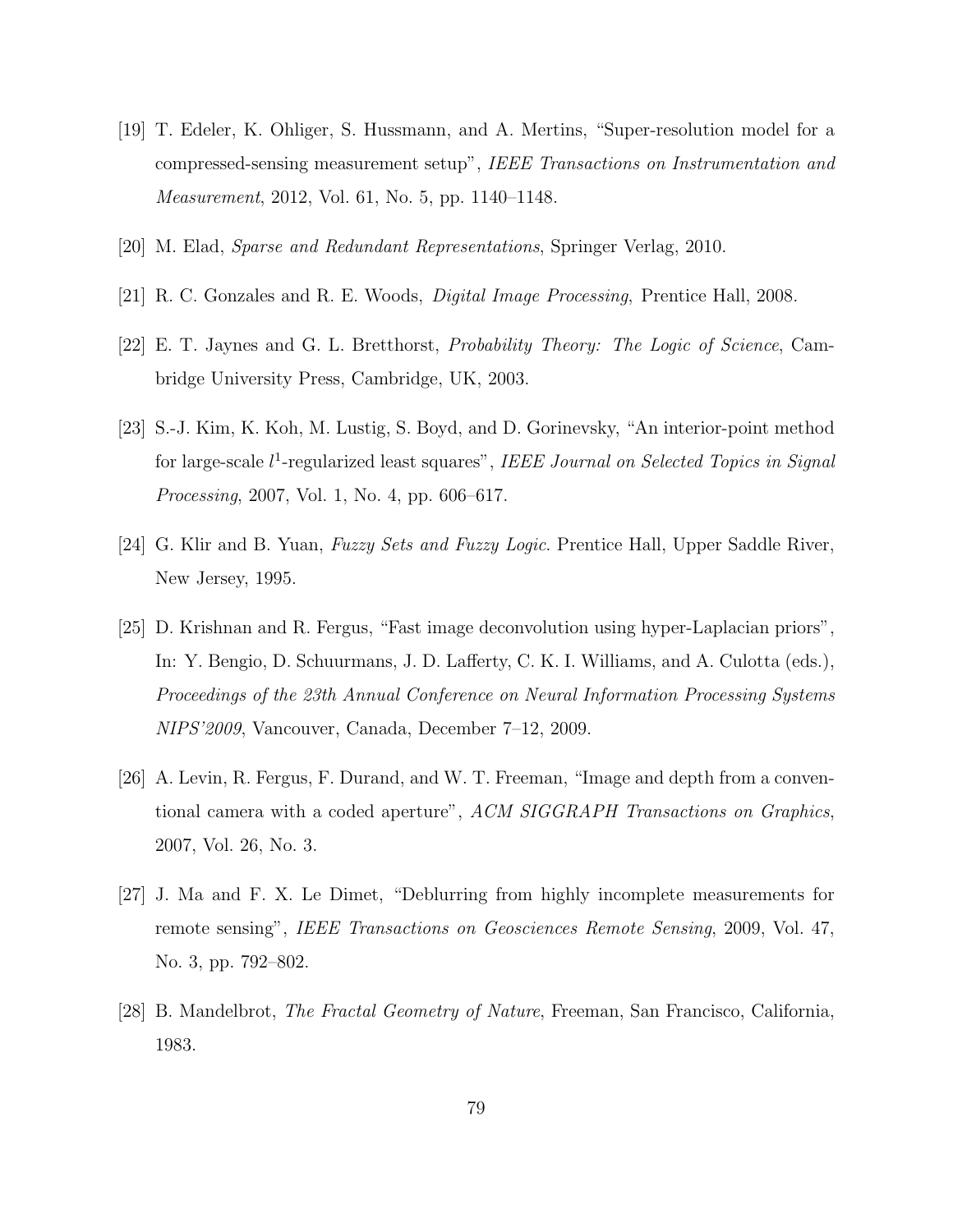[19] T. Edeler, K. Ohliger, S. Hussmann, and A. Mertins, “Super-resolution model for a compressed-sensing measurement setup”, *IEEE Transactions on Instrumentation and Measurement*, 2012, Vol. 61, No. 5, pp. 1140–1148.

[20] M. Elad, *Sparse and Redundant Representations*, Springer Verlag, 2010.

[21] R. C. Gonzales and R. E. Woods, *Digital Image Processing*, Prentice Hall, 2008.

[22] E. T. Jaynes and G. L. Bretthorst, *Probability Theory: The Logic of Science*, Cambridge University Press, Cambridge, UK, 2003.

[23] S.-J. Kim, K. Koh, M. Lustig, S. Boyd, and D. Gorinevsky, “An interior-point method for large-scale $l^1$-regularized least squares”, *IEEE Journal on Selected Topics in Signal Processing*, 2007, Vol. 1, No. 4, pp. 606–617.

[24] G. Klir and B. Yuan, *Fuzzy Sets and Fuzzy Logic*. Prentice Hall, Upper Saddle River, New Jersey, 1995.

[25] D. Krishnan and R. Fergus, “Fast image deconvolution using hyper-Laplacian priors”, In: Y. Bengio, D. Schuurmans, J. D. Lafferty, C. K. I. Williams, and A. Culotta (eds.), *Proceedings of the 23th Annual Conference on Neural Information Processing Systems NIPS'2009*, Vancouver, Canada, December 7–12, 2009.

[26] A. Levin, R. Fergus, F. Durand, and W. T. Freeman, “Image and depth from a conventional camera with a coded aperture”, *ACM SIGGRAPH Transactions on Graphics*, 2007, Vol. 26, No. 3.

[27] J. Ma and F. X. Le Dimet, “Deblurring from highly incomplete measurements for remote sensing”, *IEEE Transactions on Geosciences Remote Sensing*, 2009, Vol. 47, No. 3, pp. 792–802.

[28] B. Mandelbrot, *The Fractal Geometry of Nature*, Freeman, San Francisco, California, 1983.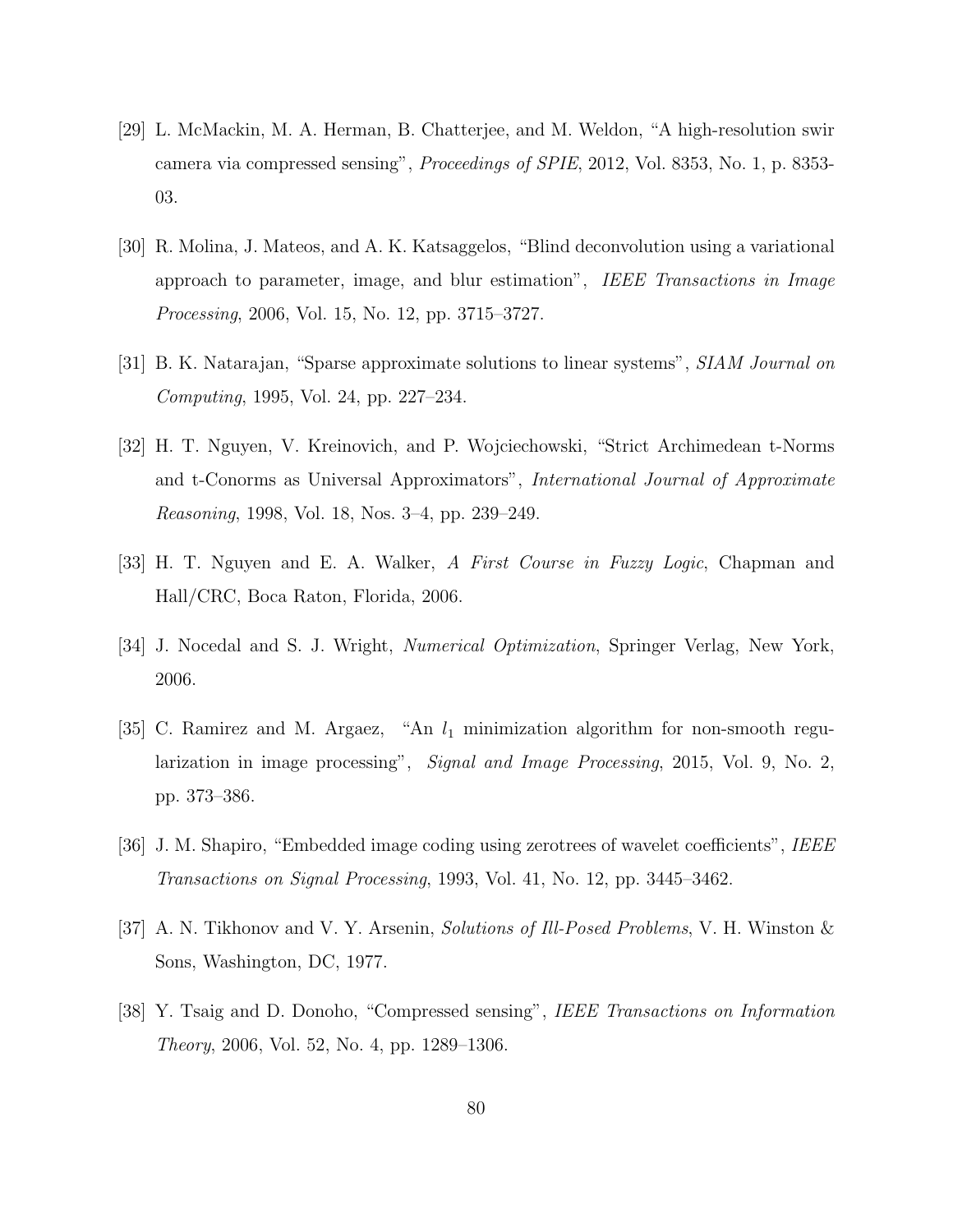[29] L. McMackin, M. A. Herman, B. Chatterjee, and M. Weldon, "A high-resolution swir camera via compressed sensing", *Proceedings of SPIE*, 2012, Vol. 8353, No. 1, p. 8353-03.

[30] R. Molina, J. Mateos, and A. K. Katsaggelos, "Blind deconvolution using a variational approach to parameter, image, and blur estimation", *IEEE Transactions in Image Processing*, 2006, Vol. 15, No. 12, pp. 3715–3727.

[31] B. K. Natarajan, "Sparse approximate solutions to linear systems", *SIAM Journal on Computing*, 1995, Vol. 24, pp. 227–234.

[32] H. T. Nguyen, V. Kreinovich, and P. Wojciechowski, "Strict Archimedean t-Norms and t-Conorms as Universal Approximators", *International Journal of Approximate Reasoning*, 1998, Vol. 18, Nos. 3–4, pp. 239–249.

[33] H. T. Nguyen and E. A. Walker, *A First Course in Fuzzy Logic*, Chapman and Hall/CRC, Boca Raton, Florida, 2006.

[34] J. Nocedal and S. J. Wright, *Numerical Optimization*, Springer Verlag, New York, 2006.

[35] C. Ramirez and M. Argaez, "An $l_1$ minimization algorithm for non-smooth regularization in image processing", *Signal and Image Processing*, 2015, Vol. 9, No. 2, pp. 373–386.

[36] J. M. Shapiro, "Embedded image coding using zerotrees of wavelet coefficients", *IEEE Transactions on Signal Processing*, 1993, Vol. 41, No. 12, pp. 3445–3462.

[37] A. N. Tikhonov and V. Y. Arsenin, *Solutions of Ill-Posed Problems*, V. H. Winston & Sons, Washington, DC, 1977.

[38] Y. Tsaig and D. Donoho, "Compressed sensing", *IEEE Transactions on Information Theory*, 2006, Vol. 52, No. 4, pp. 1289–1306.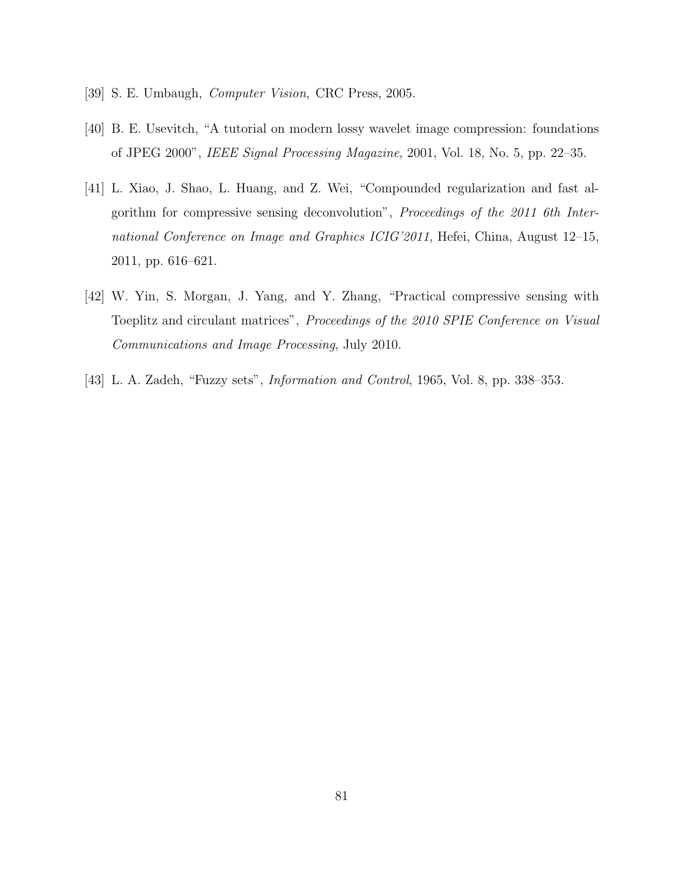[39] S. E. Umbaugh, *Computer Vision*, CRC Press, 2005.

[40] B. E. Usevitch, "A tutorial on modern lossy wavelet image compression: foundations of JPEG 2000", *IEEE Signal Processing Magazine*, 2001, Vol. 18, No. 5, pp. 22–35.

[41] L. Xiao, J. Shao, L. Huang, and Z. Wei, "Compounded regularization and fast algorithm for compressive sensing deconvolution", *Proceedings of the 2011 6th International Conference on Image and Graphics ICIG'2011*, Hefei, China, August 12–15, 2011, pp. 616–621.

[42] W. Yin, S. Morgan, J. Yang, and Y. Zhang, "Practical compressive sensing with Toeplitz and circulant matrices", *Proceedings of the 2010 SPIE Conference on Visual Communications and Image Processing*, July 2010.

[43] L. A. Zadeh, "Fuzzy sets", *Information and Control*, 1965, Vol. 8, pp. 338–353.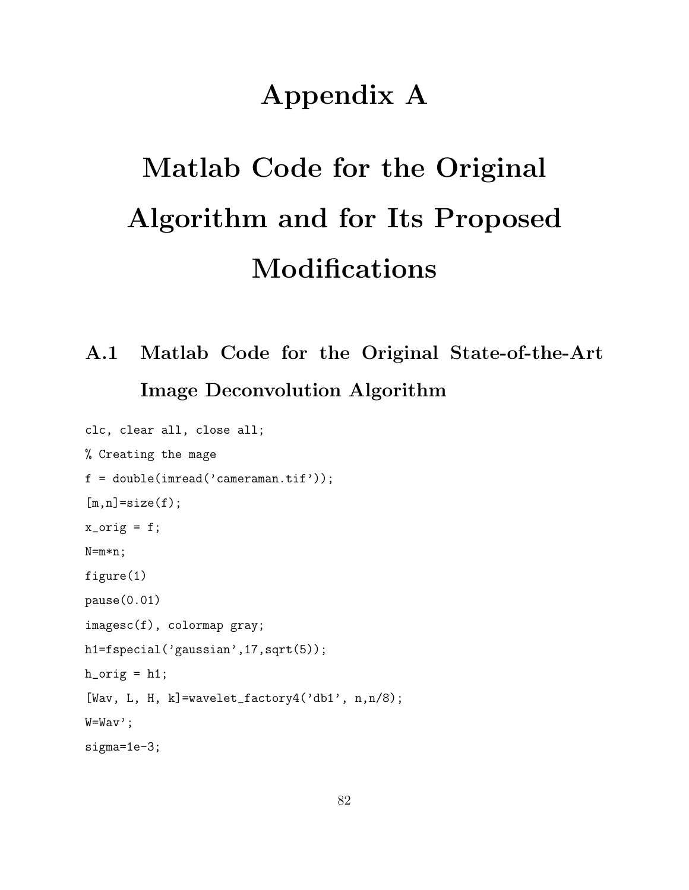# Appendix A

# Matlab Code for the Original Algorithm and for Its Proposed Modifications

## A.1 Matlab Code for the Original State-of-the-Art Image Deconvolution Algorithm

```
clc, clear all, close all;
% Creating the mage
f = double(imread('cameraman.tif'));
[m,n]=size(f);
x_orig = f;
N=m*n;
figure(1)
pause(0.01)
imagesc(f), colormap gray;
h1=fspecial('gaussian',17,sqrt(5));
h_orig = h1;
[Wav, L, H, k]=wavelet_factory4('db1', n,n/8);
W=Wav';
sigma=1e-3;
```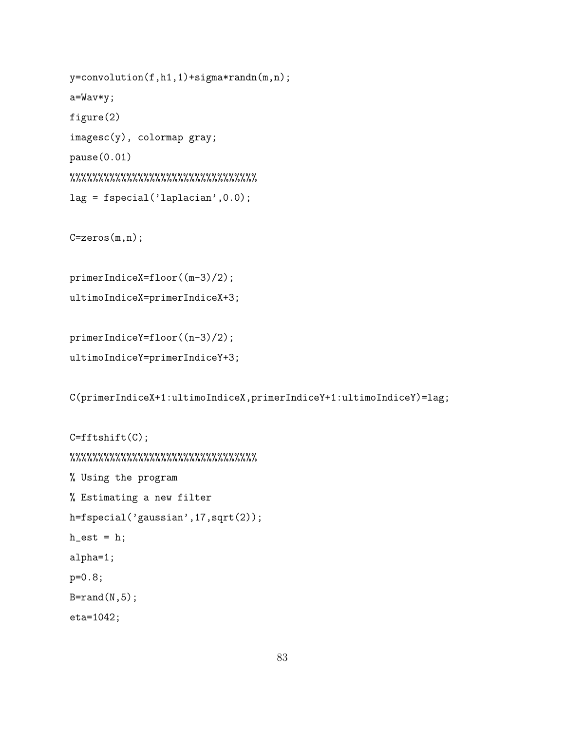```
y=convolution(f,h1,1)+sigma*randn(m,n);
a=Wav*y;
figure(2)
imagesc(y), colormap gray;
pause(0.01)
%%%%%%%%%%%%%%%%%%%%%%%%%%%%%%%%%%
lag = fspecial('laplacian',0.0);

C=zeros(m,n);

primerIndiceX=floor((m-3)/2);
ultimoIndiceX=primerIndiceX+3;

primerIndiceY=floor((n-3)/2);
ultimoIndiceY=primerIndiceY+3;

C(primerIndiceX+1:ultimoIndiceX,primerIndiceY+1:ultimoIndiceY)=lag;

C=fftshift(C);
%%%%%%%%%%%%%%%%%%%%%%%%%%%%%%%%%%
% Using the program
% Estimating a new filter
h=fspecial('gaussian',17,sqrt(2));
h_est = h;
alpha=1;
p=0.8;
B=rand(N,5);
eta=1042;
```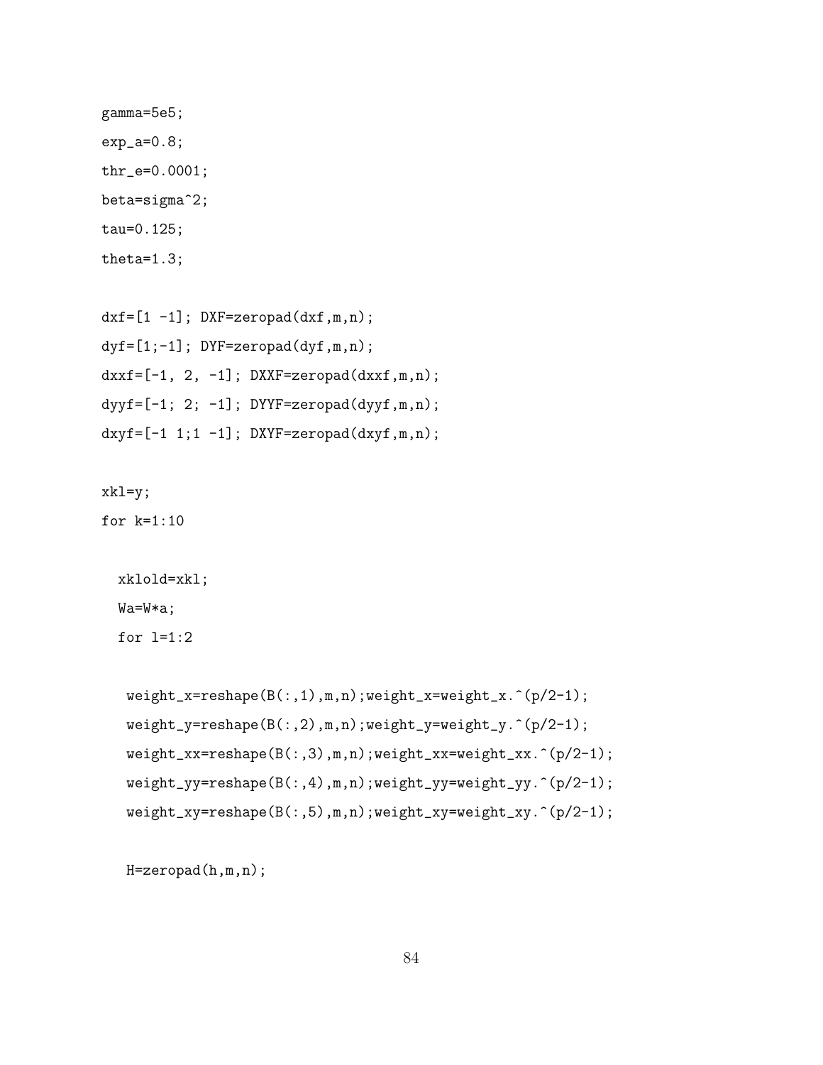```
gamma=5e5;
exp_a=0.8;
thr_e=0.0001;
beta=sigma^2;
tau=0.125;
theta=1.3;

dxf=[1 -1]; DXF=zeropad(dxf,m,n);
dyf=[1;-1]; DYF=zeropad(dyf,m,n);
dxxf=[-1, 2, -1]; DXXF=zeropad(dxxf,m,n);
dyyf=[-1; 2; -1]; DYYF=zeropad(dyyf,m,n);
dxyf=[-1 1;1 -1]; DXYF=zeropad(dxyf,m,n);

xkl=y;
for k=1:10

  xklold=xkl;
  Wa=W*a;
  for l=1:2

   weight_x=reshape(B(:,1),m,n);weight_x=weight_x.^(p/2-1);
   weight_y=reshape(B(:,2),m,n);weight_y=weight_y.^(p/2-1);
   weight_xx=reshape(B(:,3),m,n);weight_xx=weight_xx.^(p/2-1);
   weight_yy=reshape(B(:,4),m,n);weight_yy=weight_yy.^(p/2-1);
   weight_xy=reshape(B(:,5),m,n);weight_xy=weight_xy.^(p/2-1);

   H=zeropad(h,m,n);
```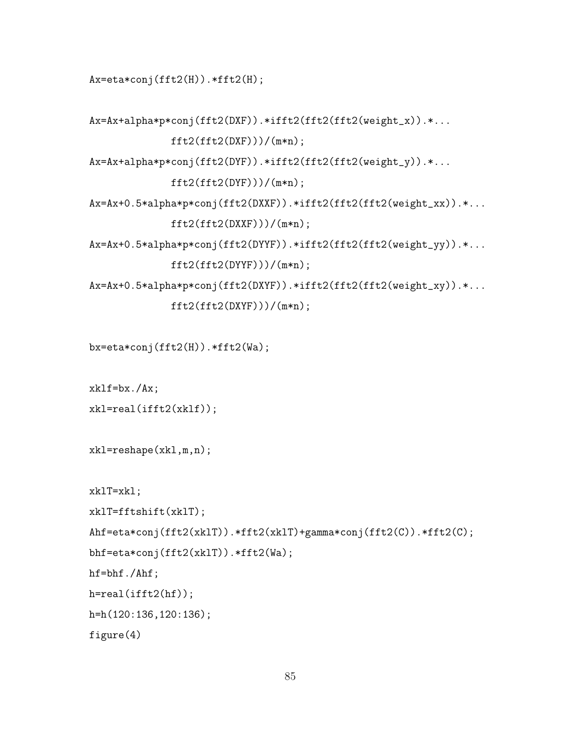```
Ax=eta*conj(fft2(H)).*fft2(H);

Ax=Ax+alpha*p*conj(fft2(DXF)).*ifft2(fft2(fft2(weight_x)).*...
            fft2(fft2(DXF)))/(m*n);
Ax=Ax+alpha*p*conj(fft2(DYF)).*ifft2(fft2(fft2(weight_y)).*...
            fft2(fft2(DYF)))/(m*n);
Ax=Ax+0.5*alpha*p*conj(fft2(DXXF)).*ifft2(fft2(fft2(weight_xx)).*...
            fft2(fft2(DXXF)))/(m*n);
Ax=Ax+0.5*alpha*p*conj(fft2(DYYF)).*ifft2(fft2(fft2(weight_yy)).*...
            fft2(fft2(DYYF)))/(m*n);
Ax=Ax+0.5*alpha*p*conj(fft2(DXYF)).*ifft2(fft2(fft2(weight_xy)).*...
            fft2(fft2(DXYF)))/(m*n);

bx=eta*conj(fft2(H)).*fft2(Wa);

xklf=bx./Ax;
xkl=real(ifft2(xklf));

xkl=reshape(xkl,m,n);

xklT=xkl;
xklT=fftshift(xklT);
Ahf=eta*conj(fft2(xklT)).*fft2(xklT)+gamma*conj(fft2(C)).*fft2(C);
bhf=eta*conj(fft2(xklT)).*fft2(Wa);
hf=bhf./Ahf;
h=real(ifft2(hf));
h=h(120:136,120:136);
figure(4)
```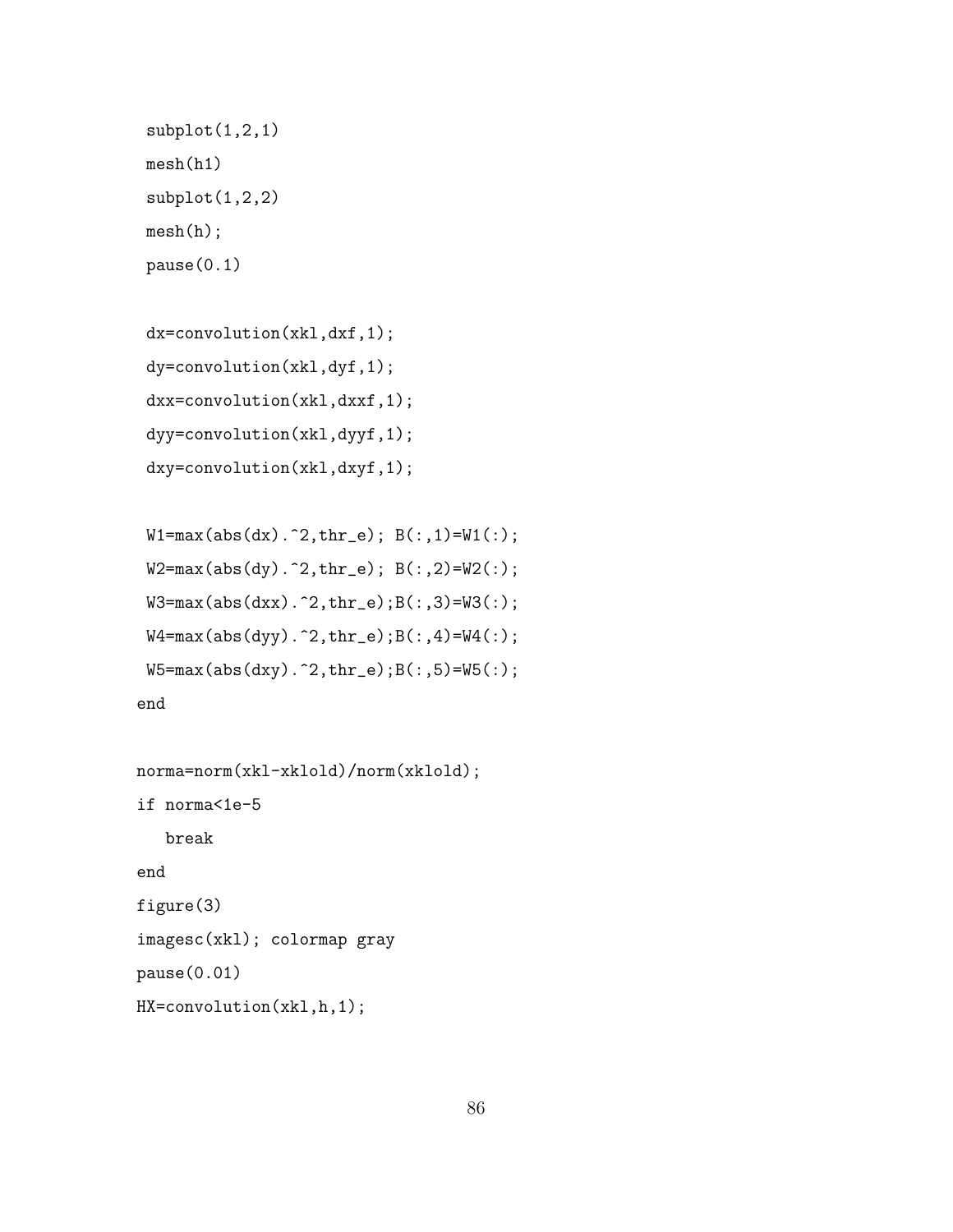```
 subplot(1,2,1)
 mesh(h1)
 subplot(1,2,2)
 mesh(h);
 pause(0.1)

 dx=convolution(xkl,dxf,1);
 dy=convolution(xkl,dyf,1);
 dxx=convolution(xkl,dxxf,1);
 dyy=convolution(xkl,dyyf,1);
 dxy=convolution(xkl,dxyf,1);

 W1=max(abs(dx).^2,thr_e); B(:,1)=W1(:);
 W2=max(abs(dy).^2,thr_e); B(:,2)=W2(:);
 W3=max(abs(dxx).^2,thr_e);B(:,3)=W3(:);
 W4=max(abs(dyy).^2,thr_e);B(:,4)=W4(:);
 W5=max(abs(dxy).^2,thr_e);B(:,5)=W5(:);
end

norma=norm(xkl-xklold)/norm(xklold);
if norma<1e-5
   break
end
figure(3)
imagesc(xkl); colormap gray
pause(0.01)
HX=convolution(xkl,h,1);
```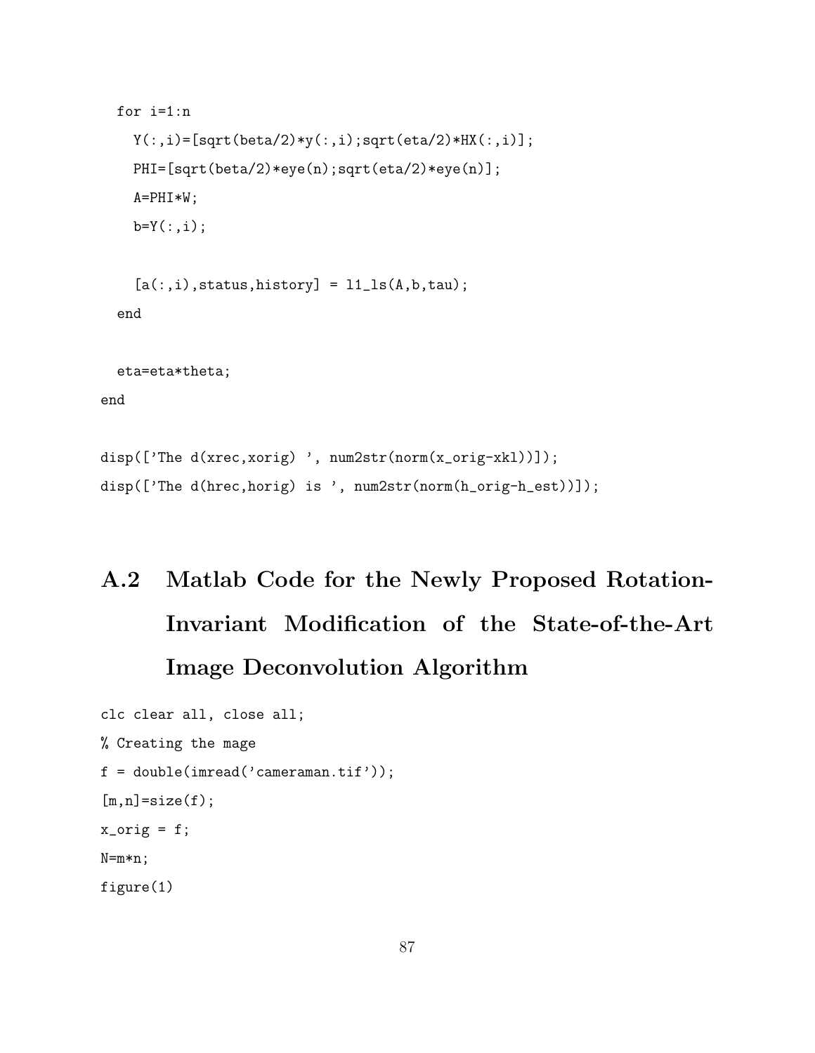```
  for i=1:n
    Y(:,i)=[sqrt(beta/2)*y(:,i);sqrt(eta/2)*HX(:,i)];
    PHI=[sqrt(beta/2)*eye(n);sqrt(eta/2)*eye(n)];
    A=PHI*W;
    b=Y(:,i);

    [a(:,i),status,history] = l1_ls(A,b,tau);
  end

  eta=eta*theta;
end

disp(['The d(xrec,xorig) ', num2str(norm(x_orig-xkl))]);
disp(['The d(hrec,horig) is ', num2str(norm(h_orig-h_est))]);
```

## A.2 Matlab Code for the Newly Proposed Rotation-Invariant Modification of the State-of-the-Art Image Deconvolution Algorithm

```
clc clear all, close all;
% Creating the mage
f = double(imread('cameraman.tif'));
[m,n]=size(f);
x_orig = f;
N=m*n;
figure(1)
```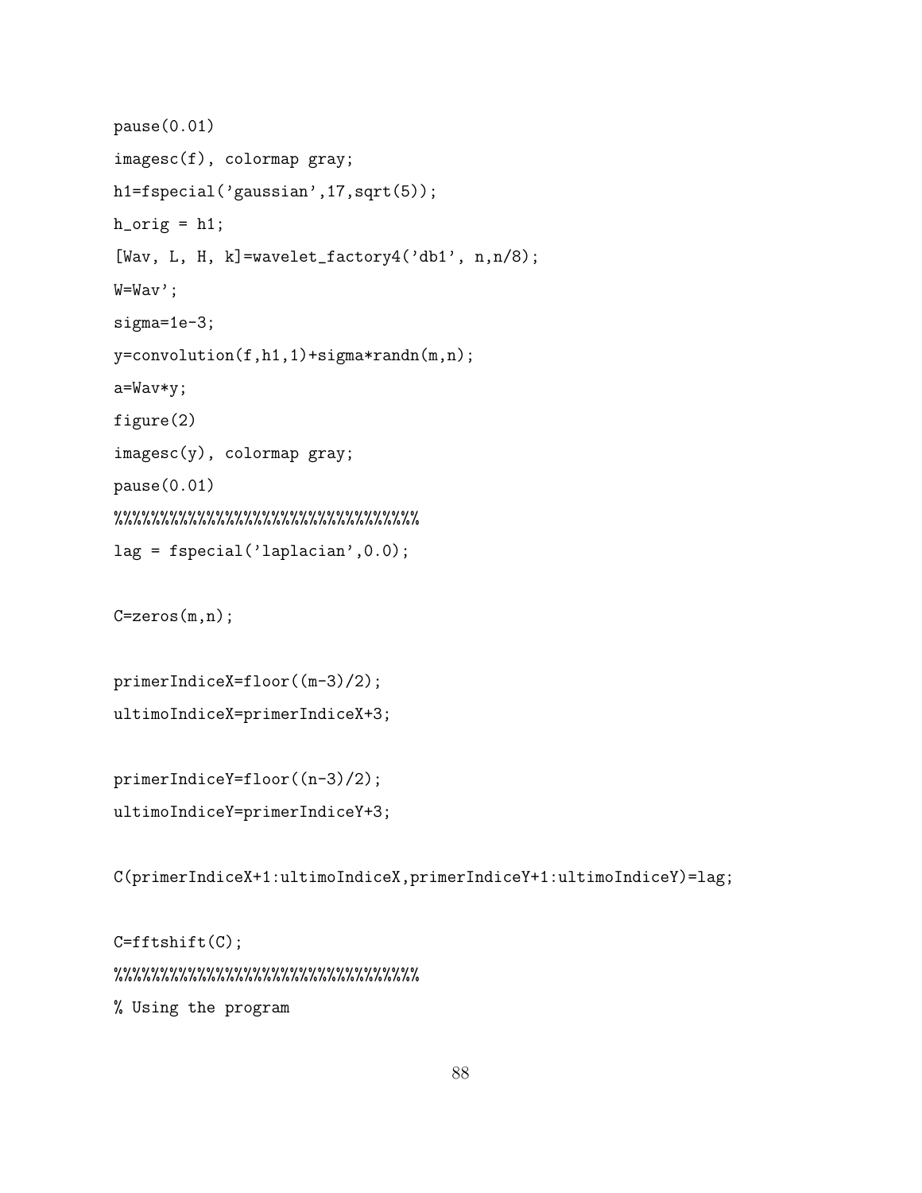```
pause(0.01)
imagesc(f), colormap gray;
h1=fspecial('gaussian',17,sqrt(5));
h_orig = h1;
[Wav, L, H, k]=wavelet_factory4('db1', n,n/8);
W=Wav';
sigma=1e-3;
y=convolution(f,h1,1)+sigma*randn(m,n);
a=Wav*y;
figure(2)
imagesc(y), colormap gray;
pause(0.01)
%%%%%%%%%%%%%%%%%%%%%%%%%%%%%%%%%
lag = fspecial('laplacian',0.0);

C=zeros(m,n);

primerIndiceX=floor((m-3)/2);
ultimoIndiceX=primerIndiceX+3;

primerIndiceY=floor((n-3)/2);
ultimoIndiceY=primerIndiceY+3;

C(primerIndiceX+1:ultimoIndiceX,primerIndiceY+1:ultimoIndiceY)=lag;

C=fftshift(C);
%%%%%%%%%%%%%%%%%%%%%%%%%%%%%%%%%
% Using the program
```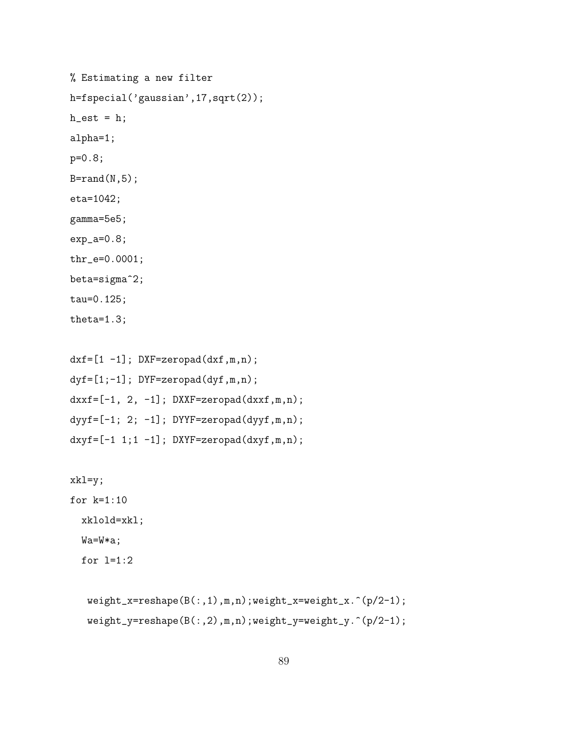```
% Estimating a new filter
h=fspecial('gaussian',17,sqrt(2));
h_est = h;
alpha=1;
p=0.8;
B=rand(N,5);
eta=1042;
gamma=5e5;
exp_a=0.8;
thr_e=0.0001;
beta=sigma^2;
tau=0.125;
theta=1.3;

dxf=[1 -1]; DXF=zeropad(dxf,m,n);
dyf=[1;-1]; DYF=zeropad(dyf,m,n);
dxxf=[-1, 2, -1]; DXXF=zeropad(dxxf,m,n);
dyyf=[-1; 2; -1]; DYYF=zeropad(dyyf,m,n);
dxyf=[-1 1;1 -1]; DXYF=zeropad(dxyf,m,n);

xkl=y;
for k=1:10
  xklold=xkl;
  Wa=W*a;
  for l=1:2

   weight_x=reshape(B(:,1),m,n);weight_x=weight_x.^(p/2-1);
   weight_y=reshape(B(:,2),m,n);weight_y=weight_y.^(p/2-1);
```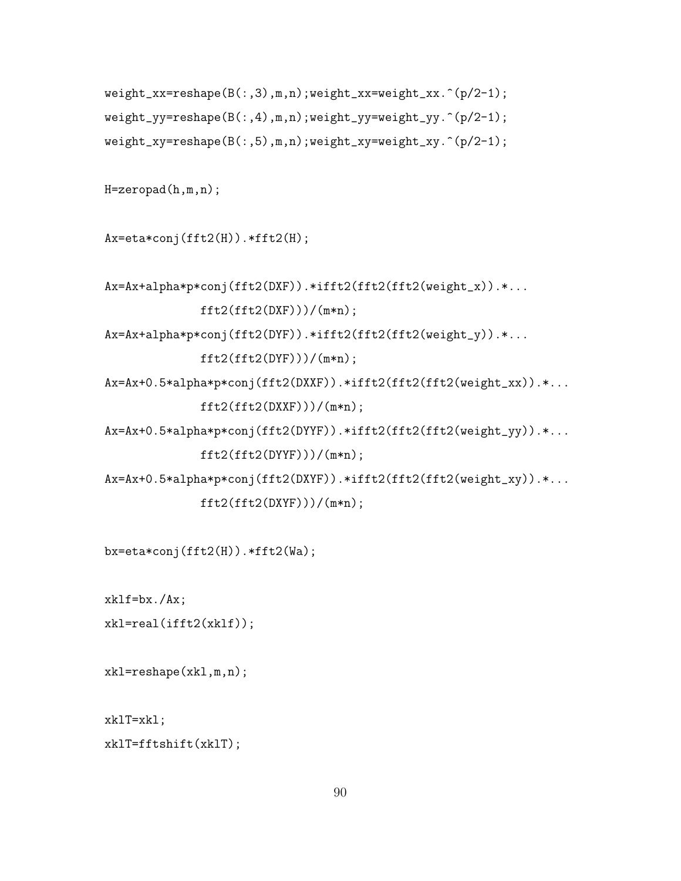```
weight_xx=reshape(B(:,3),m,n);weight_xx=weight_xx.^(p/2-1);
weight_yy=reshape(B(:,4),m,n);weight_yy=weight_yy.^(p/2-1);
weight_xy=reshape(B(:,5),m,n);weight_xy=weight_xy.^(p/2-1);

H=zeropad(h,m,n);

Ax=eta*conj(fft2(H)).*fft2(H);

Ax=Ax+alpha*p*conj(fft2(DXF)).*ifft2(fft2(fft2(weight_x)).*...
              fft2(fft2(DXF)))/(m*n);
Ax=Ax+alpha*p*conj(fft2(DYF)).*ifft2(fft2(fft2(weight_y)).*...
              fft2(fft2(DYF)))/(m*n);
Ax=Ax+0.5*alpha*p*conj(fft2(DXXF)).*ifft2(fft2(fft2(weight_xx)).*...
              fft2(fft2(DXXF)))/(m*n);
Ax=Ax+0.5*alpha*p*conj(fft2(DYYF)).*ifft2(fft2(fft2(weight_yy)).*...
              fft2(fft2(DYYF)))/(m*n);
Ax=Ax+0.5*alpha*p*conj(fft2(DXYF)).*ifft2(fft2(fft2(weight_xy)).*...
              fft2(fft2(DXYF)))/(m*n);

bx=eta*conj(fft2(H)).*fft2(Wa);

xklf=bx./Ax;
xkl=real(ifft2(xklf));

xkl=reshape(xkl,m,n);

xklT=xkl;
xklT=fftshift(xklT);
```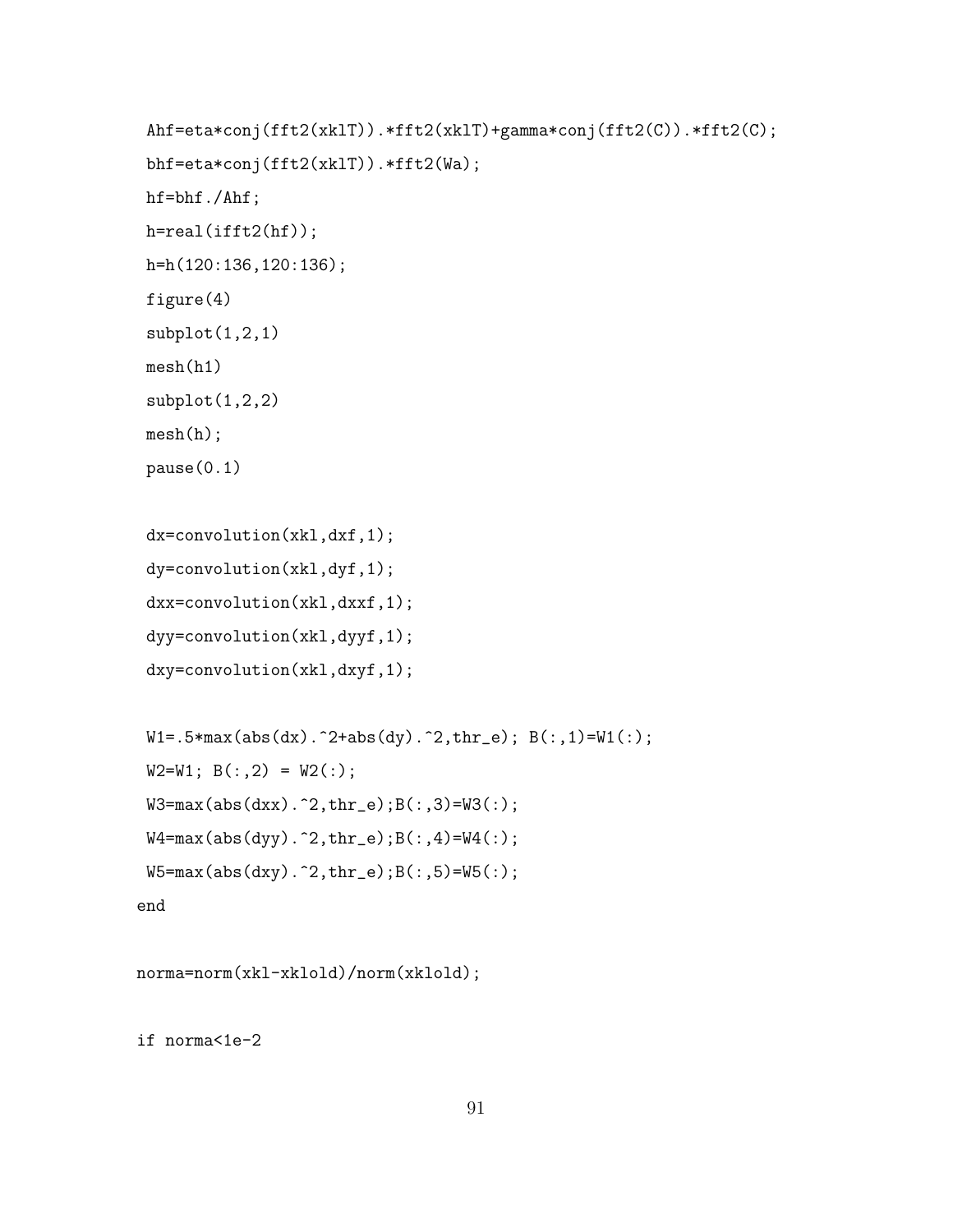```
 Ahf=eta*conj(fft2(xklT)).*fft2(xklT)+gamma*conj(fft2(C)).*fft2(C);
 bhf=eta*conj(fft2(xklT)).*fft2(Wa);
 hf=bhf./Ahf;
 h=real(ifft2(hf));
 h=h(120:136,120:136);
 figure(4)
 subplot(1,2,1)
 mesh(h1)
 subplot(1,2,2)
 mesh(h);
 pause(0.1)

 dx=convolution(xkl,dxf,1);
 dy=convolution(xkl,dyf,1);
 dxx=convolution(xkl,dxxf,1);
 dyy=convolution(xkl,dyyf,1);
 dxy=convolution(xkl,dxyf,1);

 W1=.5*max(abs(dx).^2+abs(dy).^2,thr_e); B(:,1)=W1(:);
 W2=W1; B(:,2) = W2(:);
 W3=max(abs(dxx).^2,thr_e);B(:,3)=W3(:);
 W4=max(abs(dyy).^2,thr_e);B(:,4)=W4(:);
 W5=max(abs(dxy).^2,thr_e);B(:,5)=W5(:);
end

norma=norm(xkl-xklold)/norm(xklold);

if norma<1e-2
```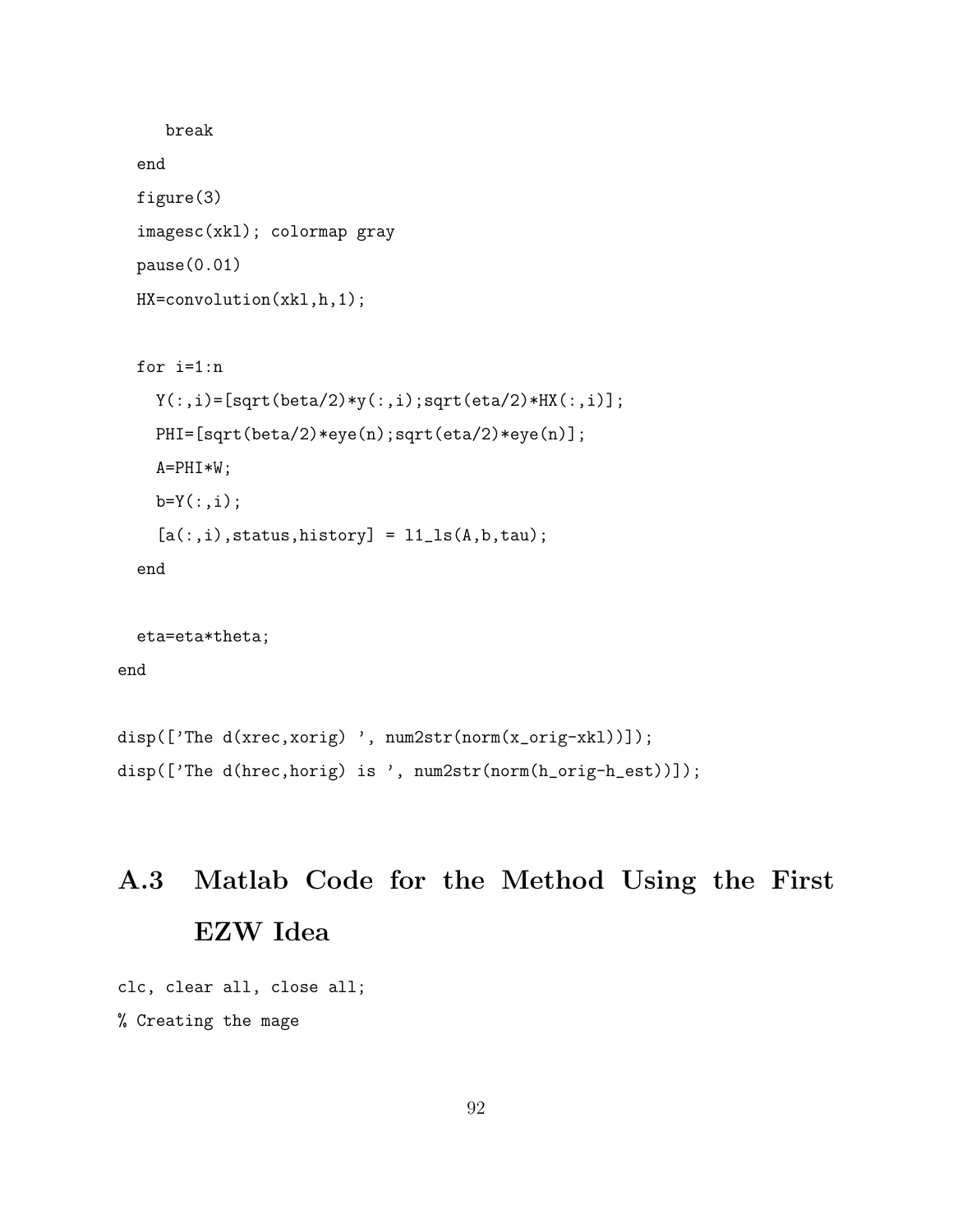```
    break
  end
  figure(3)
  imagesc(xkl); colormap gray
  pause(0.01)
  HX=convolution(xkl,h,1);

  for i=1:n
    Y(:,i)=[sqrt(beta/2)*y(:,i);sqrt(eta/2)*HX(:,i)];
    PHI=[sqrt(beta/2)*eye(n);sqrt(eta/2)*eye(n)];
    A=PHI*W;
    b=Y(:,i);
    [a(:,i),status,history] = l1_ls(A,b,tau);
  end

  eta=eta*theta;
end

disp(['The d(xrec,xorig) ', num2str(norm(x_orig-xkl))]);
disp(['The d(hrec,horig) is ', num2str(norm(h_orig-h_est))]);
```

## A.3 Matlab Code for the Method Using the First EZW Idea

```
clc, clear all, close all;
% Creating the mage
```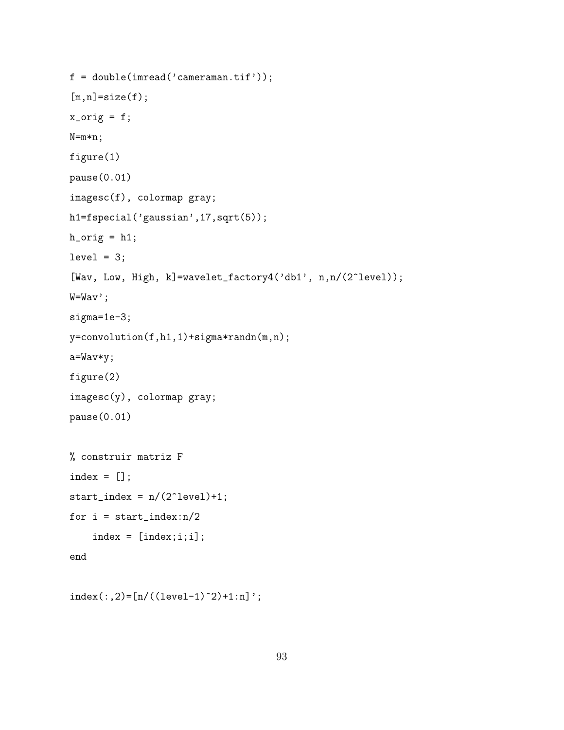```
f = double(imread('cameraman.tif'));

[m,n]=size(f);

x_orig = f;

N=m*n;

figure(1)

pause(0.01)

imagesc(f), colormap gray;

h1=fspecial('gaussian',17,sqrt(5));

h_orig = h1;

level = 3;

[Wav, Low, High, k]=wavelet_factory4('db1', n,n/(2^level));

W=Wav';

sigma=1e-3;

y=convolution(f,h1,1)+sigma*randn(m,n);

a=Wav*y;

figure(2)

imagesc(y), colormap gray;

pause(0.01)

% construir matriz F

index = [];

start_index = n/(2^level)+1;

for i = start_index:n/2

    index = [index;i;i];

end

index(:,2)=[n/((level-1)^2)+1:n]';
```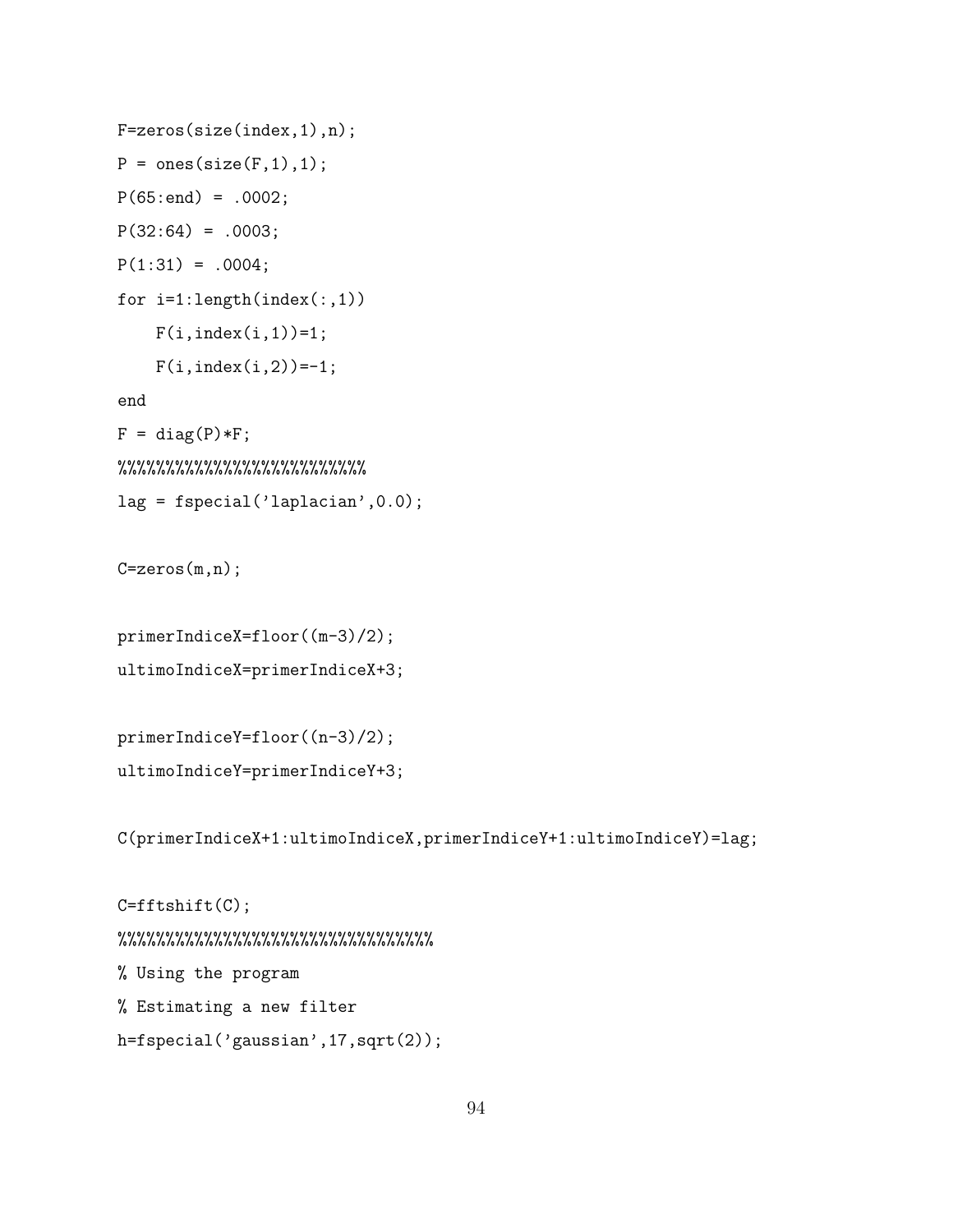```
F=zeros(size(index,1),n);
P = ones(size(F,1),1);
P(65:end) = .0002;
P(32:64) = .0003;
P(1:31) = .0004;
for i=1:length(index(:,1))
    F(i,index(i,1))=1;
    F(i,index(i,2))=-1;
end
F = diag(P)*F;
%%%%%%%%%%%%%%%%%%%%%%%%%%
lag = fspecial('laplacian',0.0);

C=zeros(m,n);

primerIndiceX=floor((m-3)/2);
ultimoIndiceX=primerIndiceX+3;

primerIndiceY=floor((n-3)/2);
ultimoIndiceY=primerIndiceY+3;

C(primerIndiceX+1:ultimoIndiceX,primerIndiceY+1:ultimoIndiceY)=lag;

C=fftshift(C);
%%%%%%%%%%%%%%%%%%%%%%%%%%%%%%%%%
% Using the program
% Estimating a new filter
h=fspecial('gaussian',17,sqrt(2));
```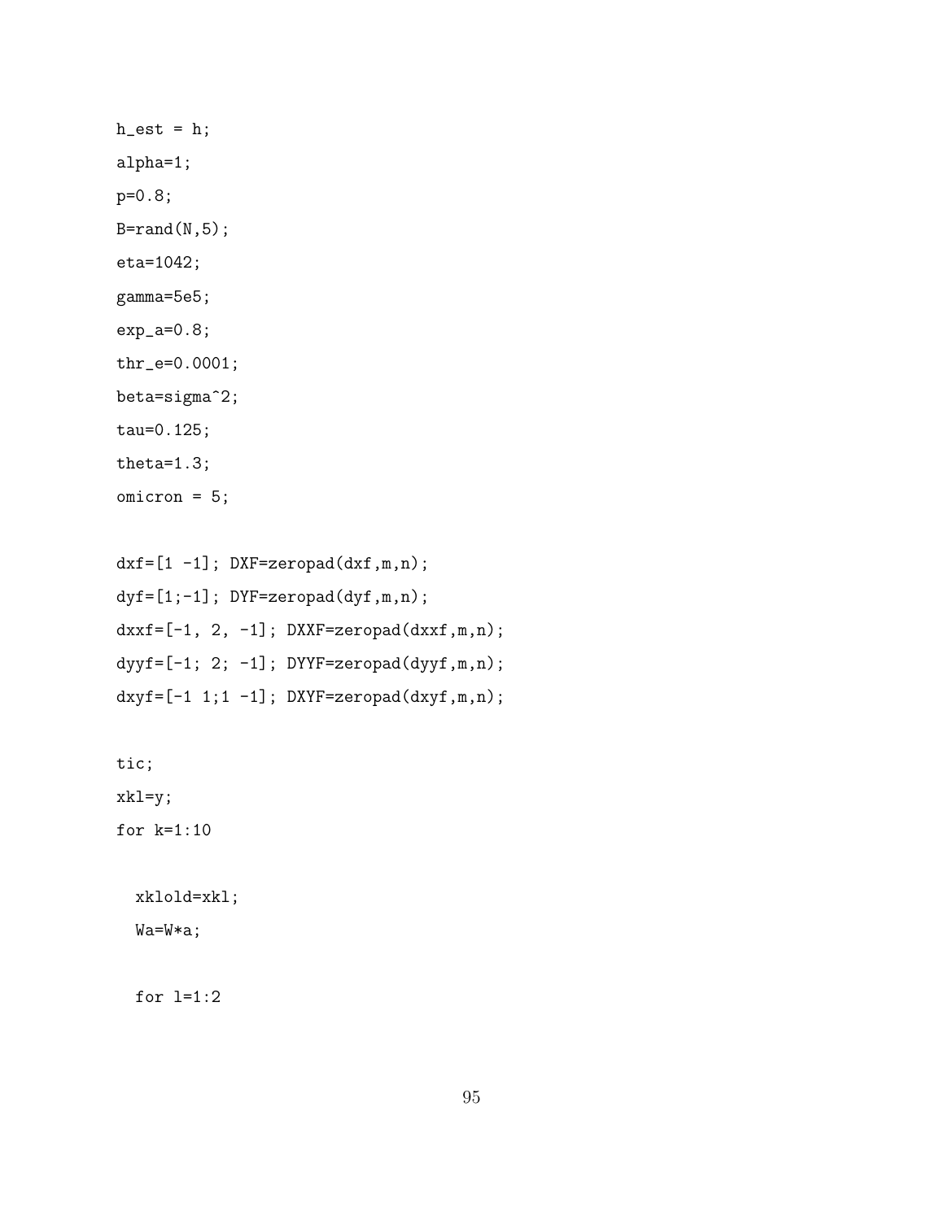```
h_est = h;
alpha=1;
p=0.8;
B=rand(N,5);
eta=1042;
gamma=5e5;
exp_a=0.8;
thr_e=0.0001;
beta=sigma^2;
tau=0.125;
theta=1.3;
omicron = 5;

dxf=[1 -1]; DXF=zeropad(dxf,m,n);
dyf=[1;-1]; DYF=zeropad(dyf,m,n);
dxxf=[-1, 2, -1]; DXXF=zeropad(dxxf,m,n);
dyyf=[-1; 2; -1]; DYYF=zeropad(dyyf,m,n);
dxyf=[-1 1;1 -1]; DXYF=zeropad(dxyf,m,n);

tic;
xkl=y;
for k=1:10

  xklold=xkl;
  Wa=W*a;

  for l=1:2
```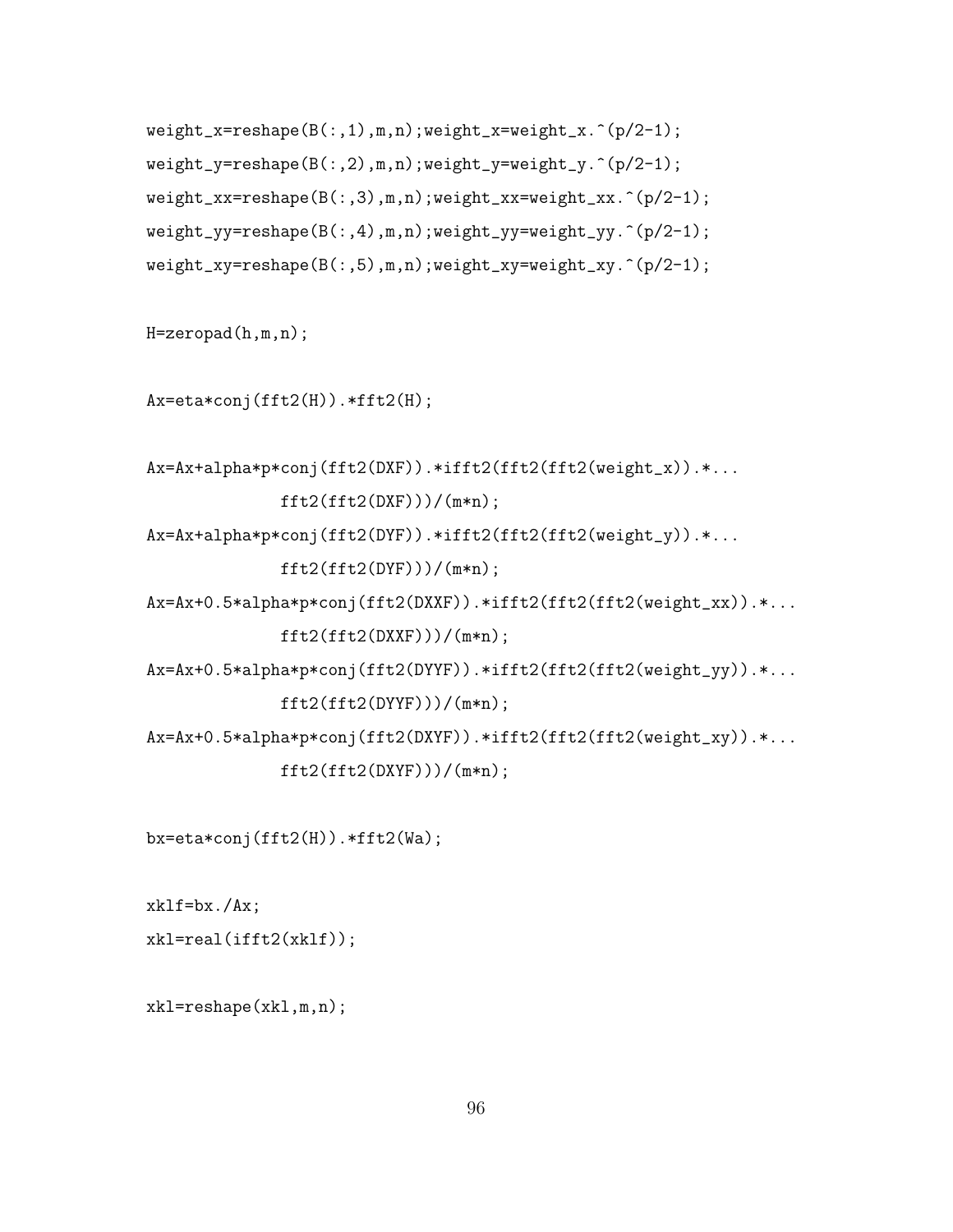```
weight_x=reshape(B(:,1),m,n);weight_x=weight_x.^(p/2-1);
weight_y=reshape(B(:,2),m,n);weight_y=weight_y.^(p/2-1);
weight_xx=reshape(B(:,3),m,n);weight_xx=weight_xx.^(p/2-1);
weight_yy=reshape(B(:,4),m,n);weight_yy=weight_yy.^(p/2-1);
weight_xy=reshape(B(:,5),m,n);weight_xy=weight_xy.^(p/2-1);

H=zeropad(h,m,n);

Ax=eta*conj(fft2(H)).*fft2(H);

Ax=Ax+alpha*p*conj(fft2(DXF)).*ifft2(fft2(fft2(weight_x)).*...
              fft2(fft2(DXF)))/(m*n);
Ax=Ax+alpha*p*conj(fft2(DYF)).*ifft2(fft2(fft2(weight_y)).*...
              fft2(fft2(DYF)))/(m*n);
Ax=Ax+0.5*alpha*p*conj(fft2(DXXF)).*ifft2(fft2(fft2(weight_xx)).*...
              fft2(fft2(DXXF)))/(m*n);
Ax=Ax+0.5*alpha*p*conj(fft2(DYYF)).*ifft2(fft2(fft2(weight_yy)).*...
              fft2(fft2(DYYF)))/(m*n);
Ax=Ax+0.5*alpha*p*conj(fft2(DXYF)).*ifft2(fft2(fft2(weight_xy)).*...
              fft2(fft2(DXYF)))/(m*n);

bx=eta*conj(fft2(H)).*fft2(Wa);

xklf=bx./Ax;
xkl=real(ifft2(xklf));

xkl=reshape(xkl,m,n);
```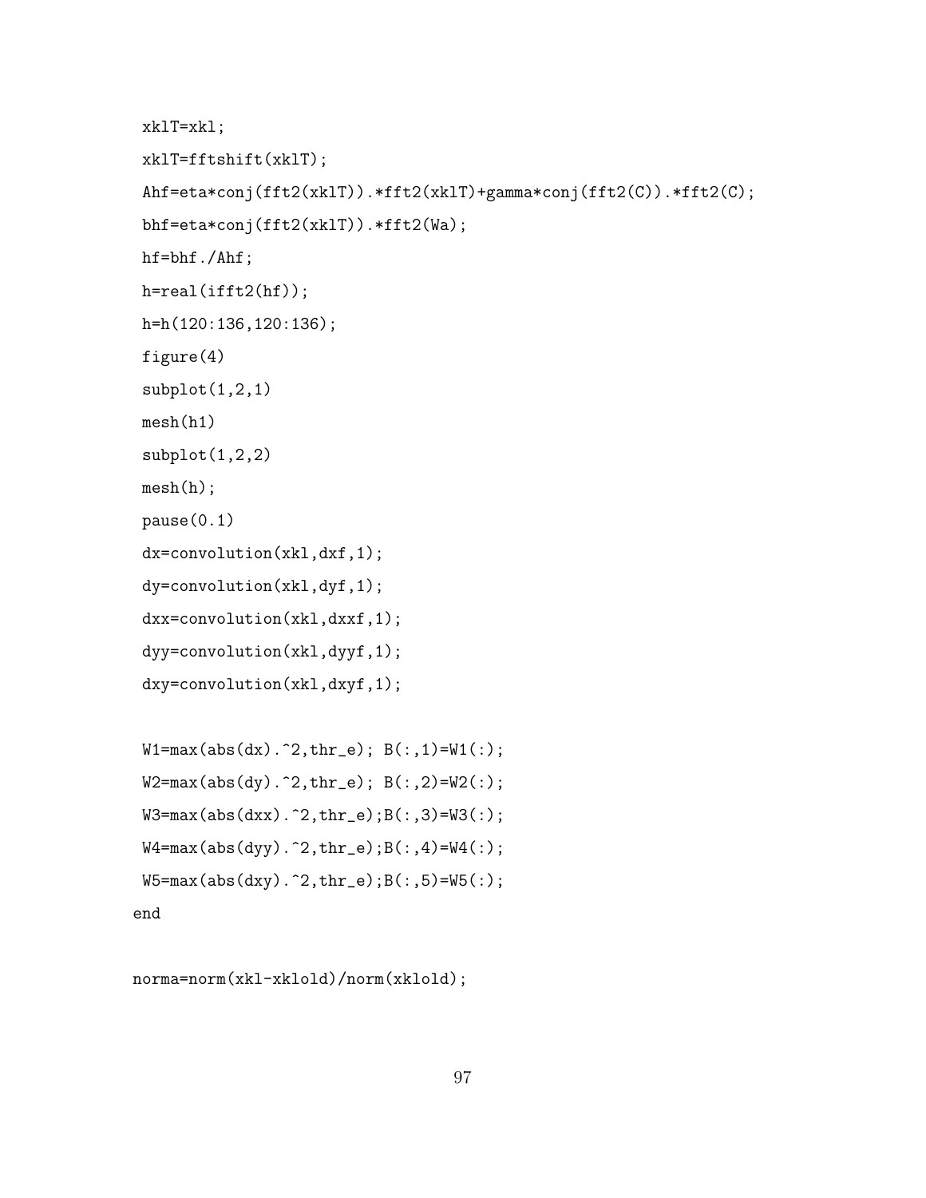```
 xklT=xkl;
 xklT=fftshift(xklT);
 Ahf=eta*conj(fft2(xklT)).*fft2(xklT)+gamma*conj(fft2(C)).*fft2(C);
 bhf=eta*conj(fft2(xklT)).*fft2(Wa);
 hf=bhf./Ahf;
 h=real(ifft2(hf));
 h=h(120:136,120:136);
 figure(4)
 subplot(1,2,1)
 mesh(h1)
 subplot(1,2,2)
 mesh(h);
 pause(0.1)
 dx=convolution(xkl,dxf,1);
 dy=convolution(xkl,dyf,1);
 dxx=convolution(xkl,dxxf,1);
 dyy=convolution(xkl,dyyf,1);
 dxy=convolution(xkl,dxyf,1);

 W1=max(abs(dx).^2,thr_e); B(:,1)=W1(:);
 W2=max(abs(dy).^2,thr_e); B(:,2)=W2(:);
 W3=max(abs(dxx).^2,thr_e);B(:,3)=W3(:);
 W4=max(abs(dyy).^2,thr_e);B(:,4)=W4(:);
 W5=max(abs(dxy).^2,thr_e);B(:,5)=W5(:);
end

norma=norm(xkl-xklold)/norm(xklold);
```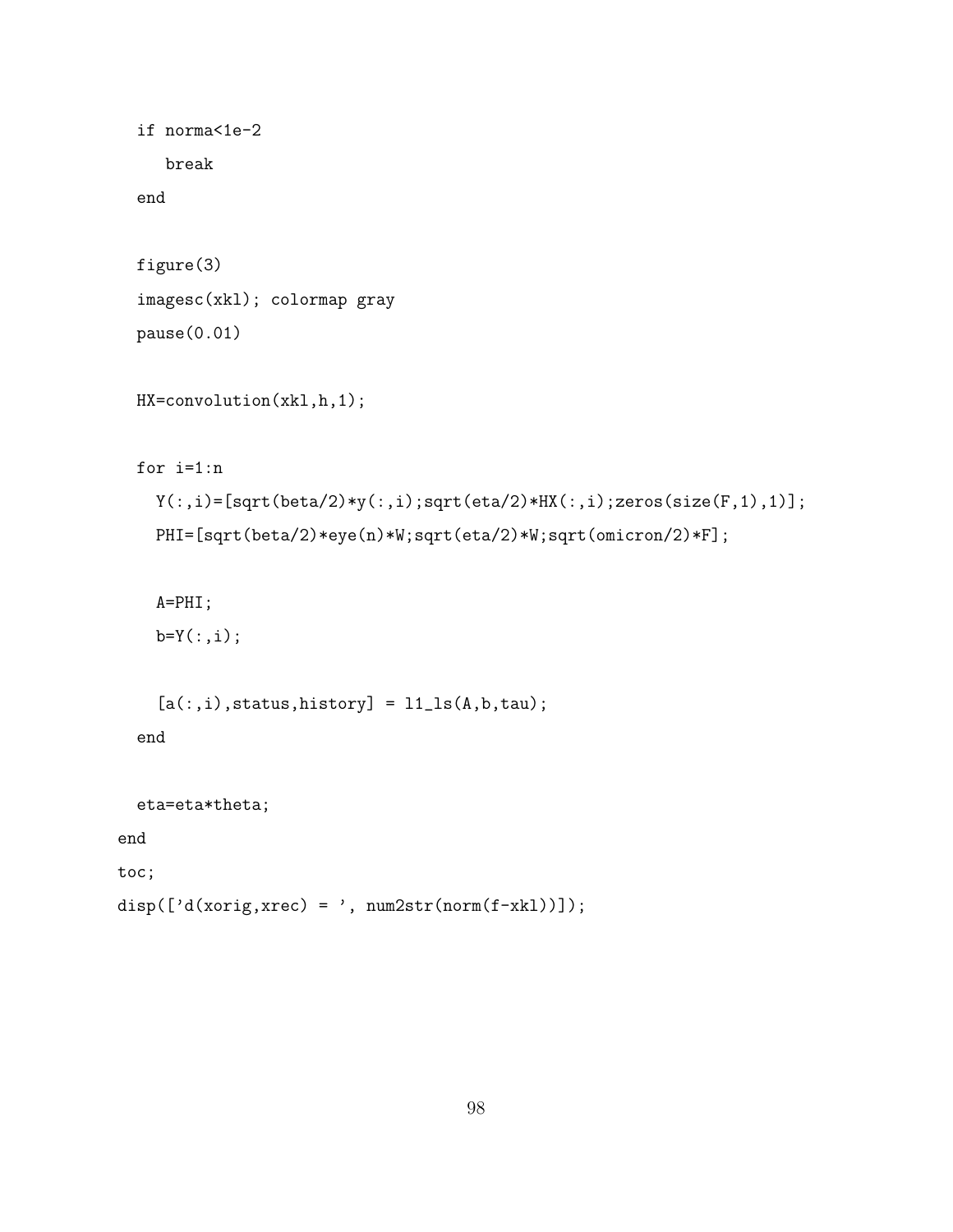```
  if norma<1e-2
     break
  end

  figure(3)
  imagesc(xkl); colormap gray
  pause(0.01)

  HX=convolution(xkl,h,1);

  for i=1:n
    Y(:,i)=[sqrt(beta/2)*y(:,i);sqrt(eta/2)*HX(:,i);zeros(size(F,1),1)];
    PHI=[sqrt(beta/2)*eye(n)*W;sqrt(eta/2)*W;sqrt(omicron/2)*F];

    A=PHI;
    b=Y(:,i);

    [a(:,i),status,history] = l1_ls(A,b,tau);
  end

  eta=eta*theta;
end
toc;
disp(['d(xorig,xrec) = ', num2str(norm(f-xkl))]);
```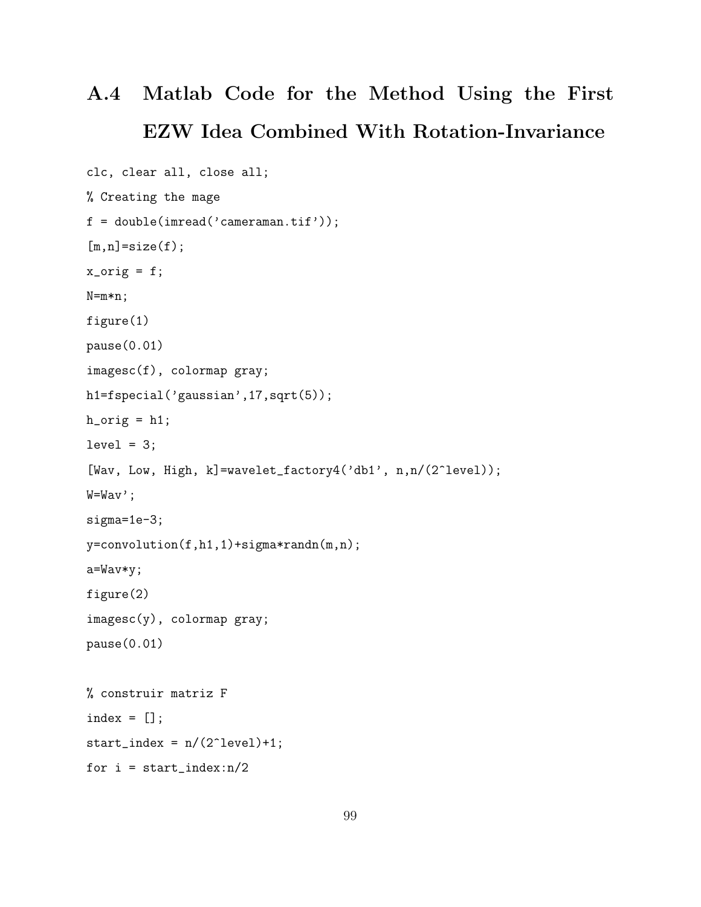## A.4 Matlab Code for the Method Using the First EZW Idea Combined With Rotation-Invariance

```
clc, clear all, close all;
% Creating the mage
f = double(imread('cameraman.tif'));
[m,n]=size(f);
x_orig = f;
N=m*n;
figure(1)
pause(0.01)
imagesc(f), colormap gray;
h1=fspecial('gaussian',17,sqrt(5));
h_orig = h1;
level = 3;
[Wav, Low, High, k]=wavelet_factory4('db1', n,n/(2^level));
W=Wav';
sigma=1e-3;
y=convolution(f,h1,1)+sigma*randn(m,n);
a=Wav*y;
figure(2)
imagesc(y), colormap gray;
pause(0.01)

% construir matriz F
index = [];
start_index = n/(2^level)+1;
for i = start_index:n/2
```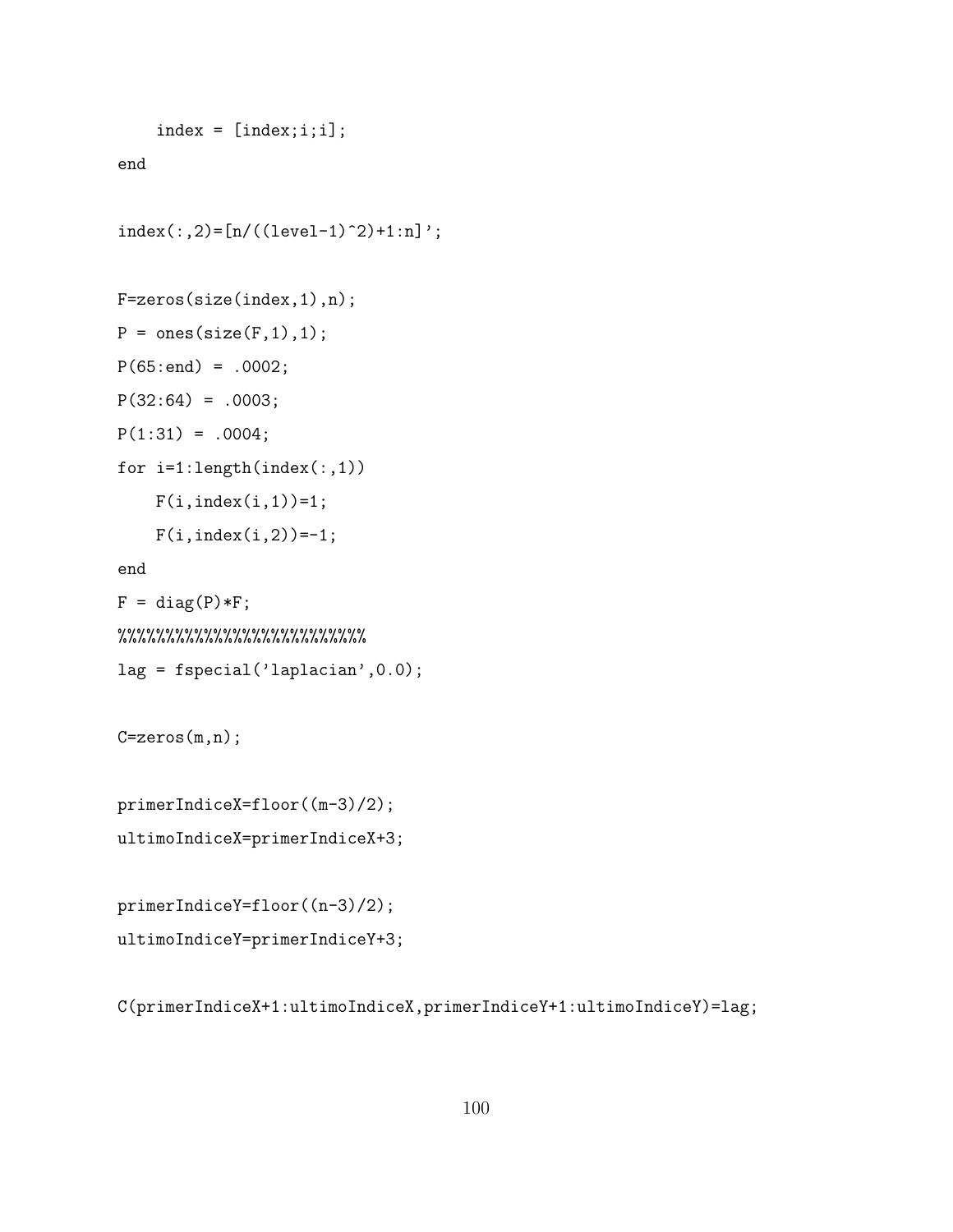```
    index = [index;i;i];
end

index(:,2)=[n/((level-1)^2)+1:n]';

F=zeros(size(index,1),n);
P = ones(size(F,1),1);
P(65:end) = .0002;
P(32:64) = .0003;
P(1:31) = .0004;
for i=1:length(index(:,1))
    F(i,index(i,1))=1;
    F(i,index(i,2))=-1;
end
F = diag(P)*F;
%%%%%%%%%%%%%%%%%%%%%%%%%%%%
lag = fspecial('laplacian',0.0);

C=zeros(m,n);

primerIndiceX=floor((m-3)/2);
ultimoIndiceX=primerIndiceX+3;

primerIndiceY=floor((n-3)/2);
ultimoIndiceY=primerIndiceY+3;

C(primerIndiceX+1:ultimoIndiceX,primerIndiceY+1:ultimoIndiceY)=lag;
```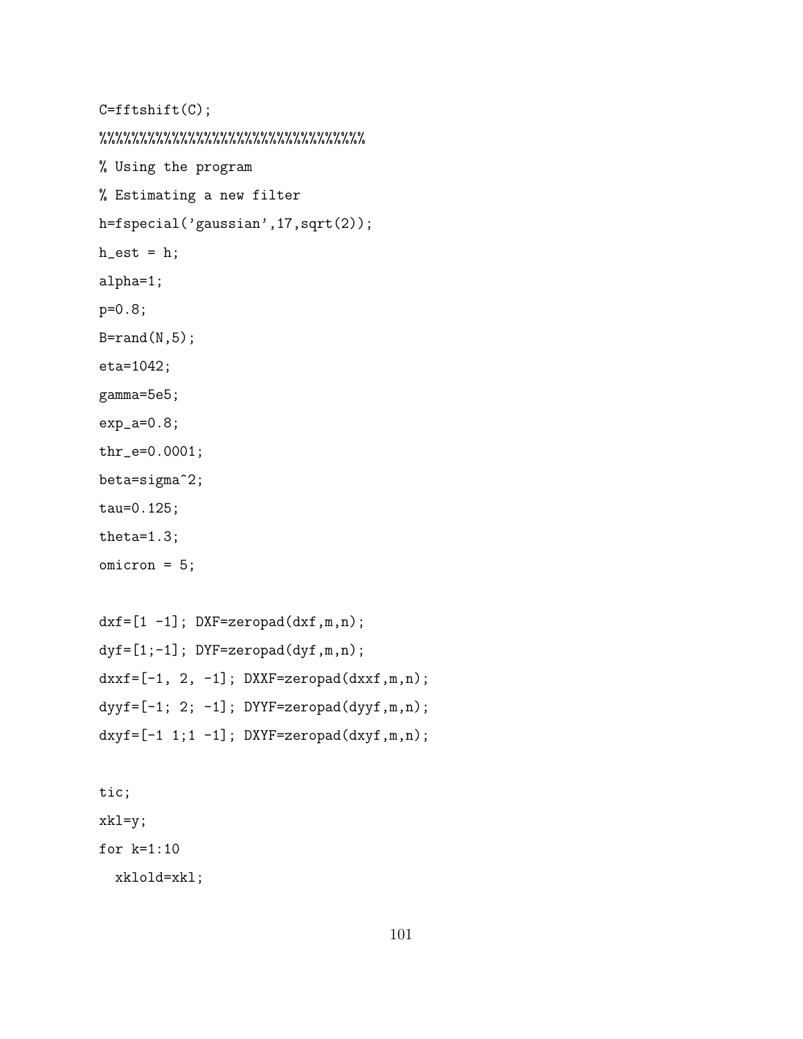```
C=fftshift(C);
%%%%%%%%%%%%%%%%%%%%%%%%%%%%%%%%%%%
% Using the program
% Estimating a new filter
h=fspecial('gaussian',17,sqrt(2));
h_est = h;
alpha=1;
p=0.8;
B=rand(N,5);
eta=1042;
gamma=5e5;
exp_a=0.8;
thr_e=0.0001;
beta=sigma^2;
tau=0.125;
theta=1.3;
omicron = 5;

dxf=[1 -1]; DXF=zeropad(dxf,m,n);
dyf=[1;-1]; DYF=zeropad(dyf,m,n);
dxxf=[-1, 2, -1]; DXXF=zeropad(dxxf,m,n);
dyyf=[-1; 2; -1]; DYYF=zeropad(dyyf,m,n);
dxyf=[-1 1;1 -1]; DXYF=zeropad(dxyf,m,n);

tic;
xkl=y;
for k=1:10
  xklold=xkl;
```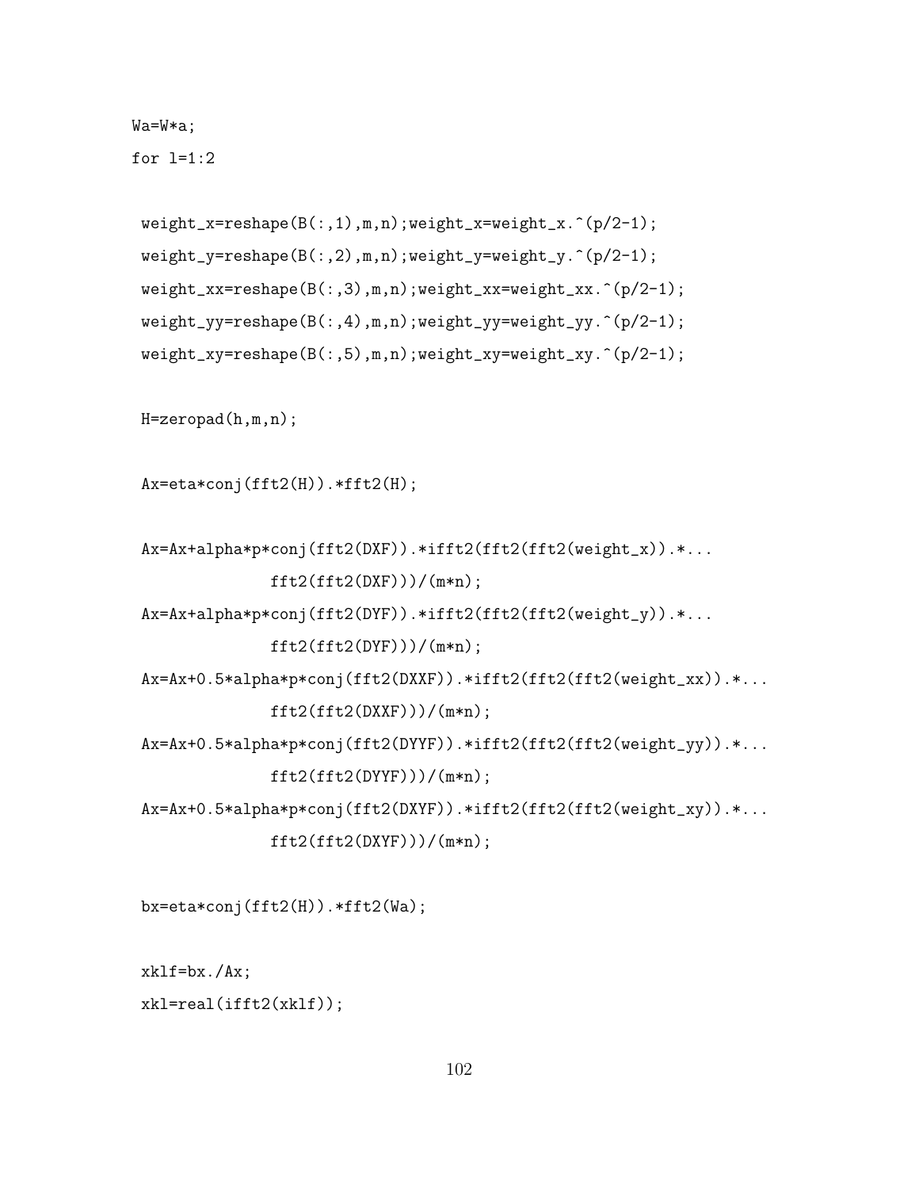```
Wa=W*a;
for l=1:2

 weight_x=reshape(B(:,1),m,n);weight_x=weight_x.^(p/2-1);
 weight_y=reshape(B(:,2),m,n);weight_y=weight_y.^(p/2-1);
 weight_xx=reshape(B(:,3),m,n);weight_xx=weight_xx.^(p/2-1);
 weight_yy=reshape(B(:,4),m,n);weight_yy=weight_yy.^(p/2-1);
 weight_xy=reshape(B(:,5),m,n);weight_xy=weight_xy.^(p/2-1);

 H=zeropad(h,m,n);

 Ax=eta*conj(fft2(H)).*fft2(H);

 Ax=Ax+alpha*p*conj(fft2(DXF)).*ifft2(fft2(fft2(weight_x)).*...
              fft2(fft2(DXF)))/(m*n);
 Ax=Ax+alpha*p*conj(fft2(DYF)).*ifft2(fft2(fft2(weight_y)).*...
              fft2(fft2(DYF)))/(m*n);
 Ax=Ax+0.5*alpha*p*conj(fft2(DXXF)).*ifft2(fft2(fft2(weight_xx)).*...
              fft2(fft2(DXXF)))/(m*n);
 Ax=Ax+0.5*alpha*p*conj(fft2(DYYF)).*ifft2(fft2(fft2(weight_yy)).*...
              fft2(fft2(DYYF)))/(m*n);
 Ax=Ax+0.5*alpha*p*conj(fft2(DXYF)).*ifft2(fft2(fft2(weight_xy)).*...
              fft2(fft2(DXYF)))/(m*n);

 bx=eta*conj(fft2(H)).*fft2(Wa);

 xklf=bx./Ax;
 xkl=real(ifft2(xklf));
```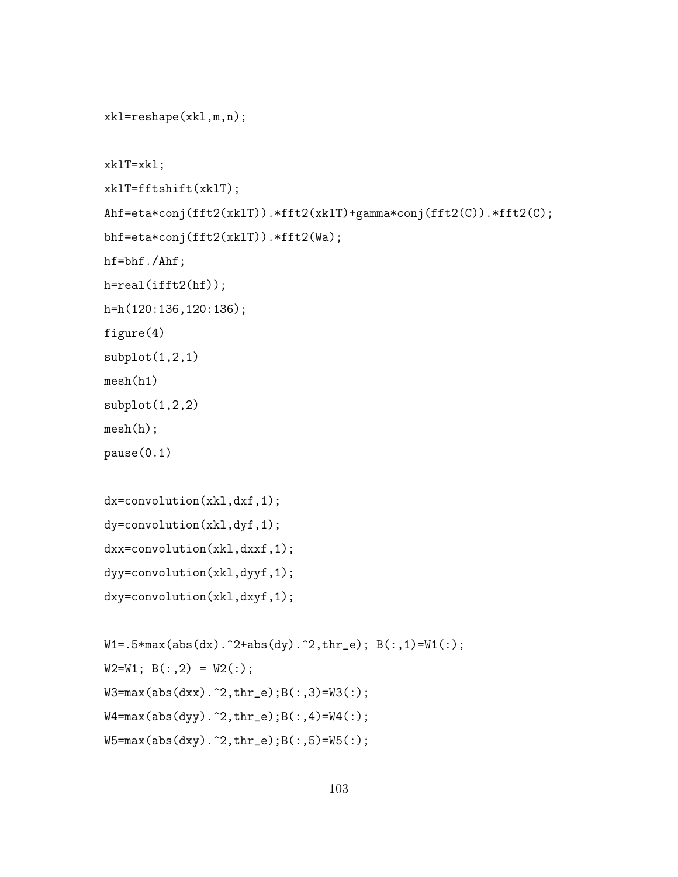```
xkl=reshape(xkl,m,n);

xklT=xkl;
xklT=fftshift(xklT);
Ahf=eta*conj(fft2(xklT)).*fft2(xklT)+gamma*conj(fft2(C)).*fft2(C);
bhf=eta*conj(fft2(xklT)).*fft2(Wa);
hf=bhf./Ahf;
h=real(ifft2(hf));
h=h(120:136,120:136);
figure(4)
subplot(1,2,1)
mesh(h1)
subplot(1,2,2)
mesh(h);
pause(0.1)

dx=convolution(xkl,dxf,1);
dy=convolution(xkl,dyf,1);
dxx=convolution(xkl,dxxf,1);
dyy=convolution(xkl,dyyf,1);
dxy=convolution(xkl,dxyf,1);

W1=.5*max(abs(dx).^2+abs(dy).^2,thr_e); B(:,1)=W1(:);
W2=W1; B(:,2) = W2(:);
W3=max(abs(dxx).^2,thr_e);B(:,3)=W3(:);
W4=max(abs(dyy).^2,thr_e);B(:,4)=W4(:);
W5=max(abs(dxy).^2,thr_e);B(:,5)=W5(:);
```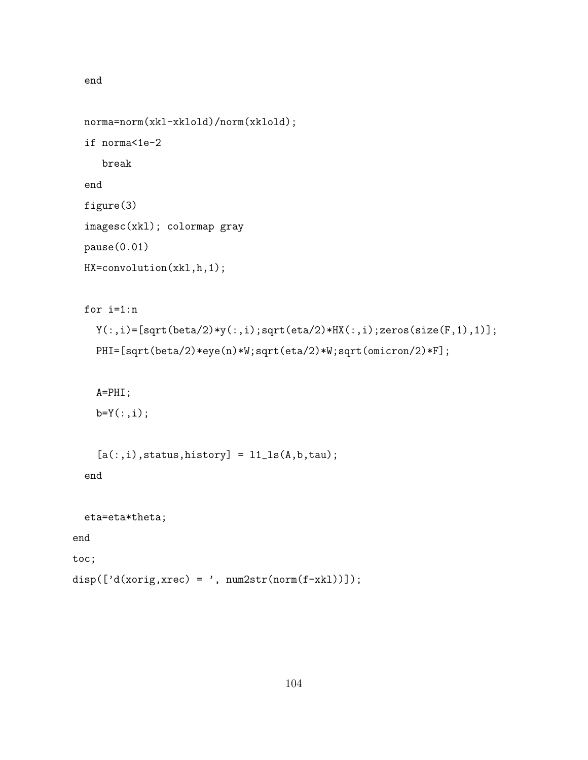```
  end

  norma=norm(xkl-xklold)/norm(xklold);
  if norma<1e-2
     break
  end
  figure(3)
  imagesc(xkl); colormap gray
  pause(0.01)
  HX=convolution(xkl,h,1);

  for i=1:n
    Y(:,i)=[sqrt(beta/2)*y(:,i);sqrt(eta/2)*HX(:,i);zeros(size(F,1),1)];
    PHI=[sqrt(beta/2)*eye(n)*W;sqrt(eta/2)*W;sqrt(omicron/2)*F];

    A=PHI;
    b=Y(:,i);

    [a(:,i),status,history] = l1_ls(A,b,tau);
  end

  eta=eta*theta;
end
toc;
disp(['d(xorig,xrec) = ', num2str(norm(f-xkl))]);
```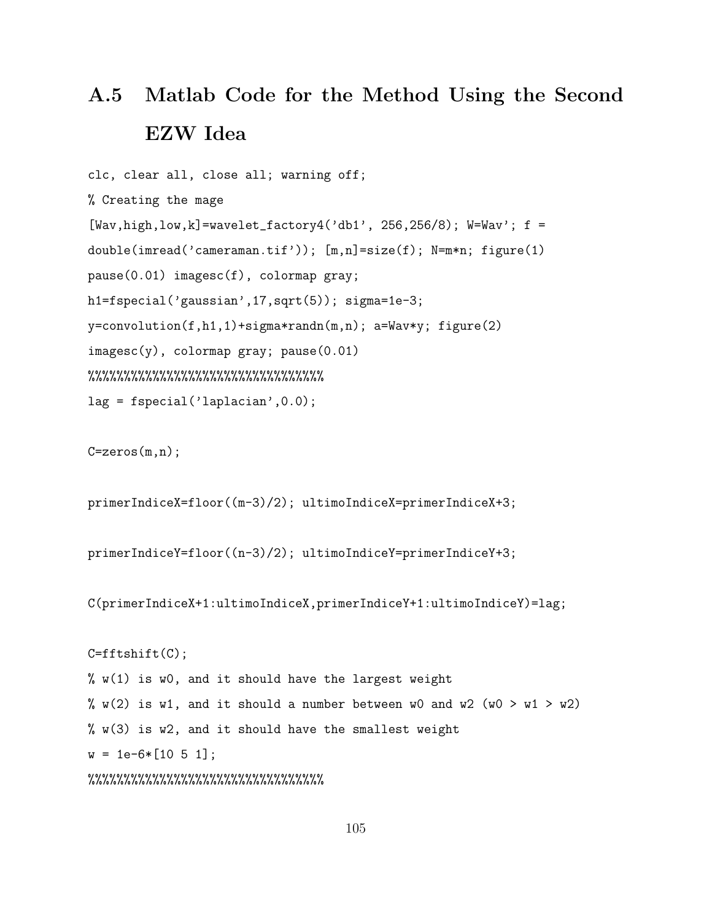## A.5 Matlab Code for the Method Using the Second EZW Idea

```
clc, clear all, close all; warning off;
% Creating the mage
[Wav,high,low,k]=wavelet_factory4('db1', 256,256/8); W=Wav'; f =
double(imread('cameraman.tif')); [m,n]=size(f); N=m*n; figure(1)
pause(0.01) imagesc(f), colormap gray;
h1=fspecial('gaussian',17,sqrt(5)); sigma=1e-3;
y=convolution(f,h1,1)+sigma*randn(m,n); a=Wav*y; figure(2)
imagesc(y), colormap gray; pause(0.01)
%%%%%%%%%%%%%%%%%%%%%%%%%%%%%%%%%
lag = fspecial('laplacian',0.0);

C=zeros(m,n);

primerIndiceX=floor((m-3)/2); ultimoIndiceX=primerIndiceX+3;

primerIndiceY=floor((n-3)/2); ultimoIndiceY=primerIndiceY+3;

C(primerIndiceX+1:ultimoIndiceX,primerIndiceY+1:ultimoIndiceY)=lag;

C=fftshift(C);
% w(1) is w0, and it should have the largest weight
% w(2) is w1, and it should a number between w0 and w2 (w0 > w1 > w2)
% w(3) is w2, and it should have the smallest weight
w = 1e-6*[10 5 1];
%%%%%%%%%%%%%%%%%%%%%%%%%%%%%%%%%
```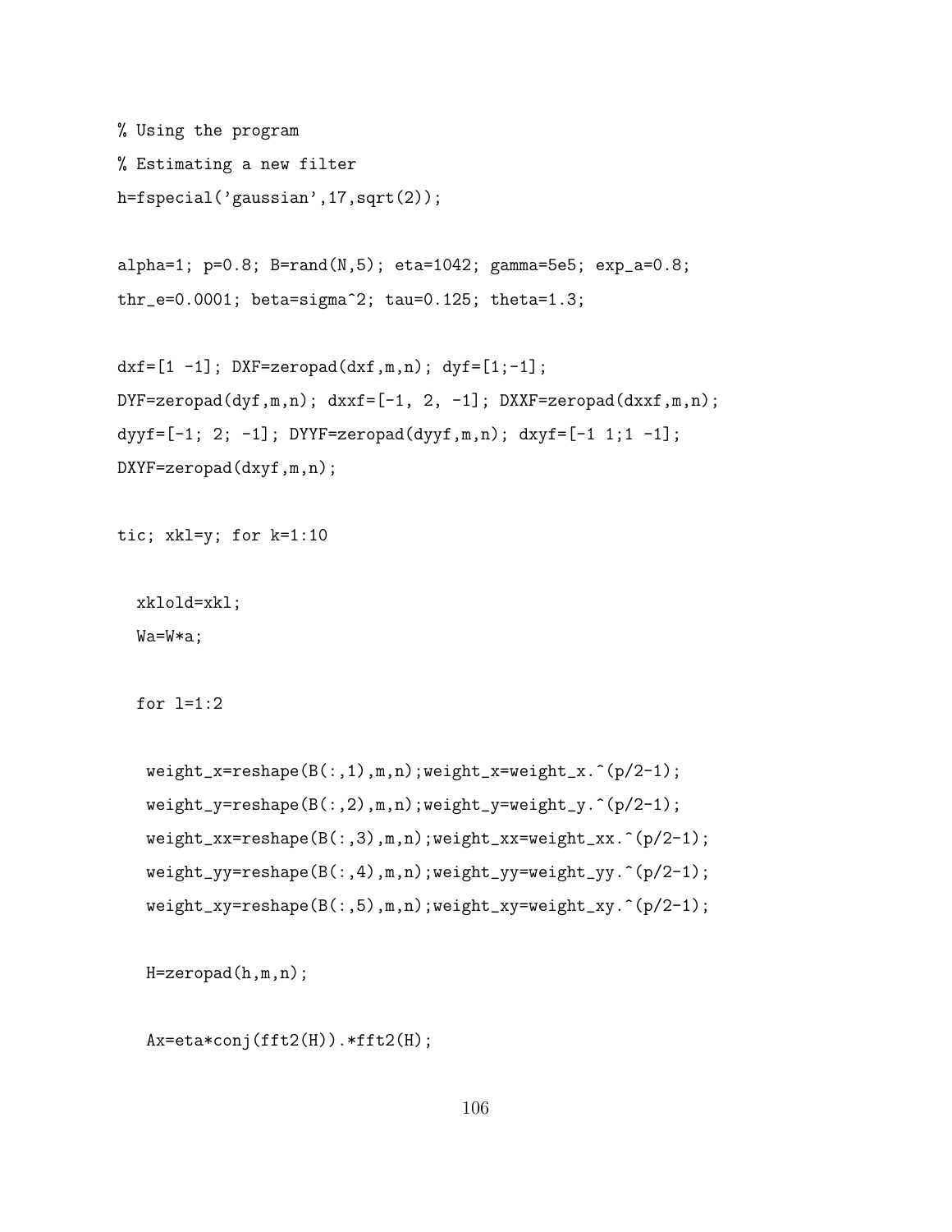```
% Using the program
% Estimating a new filter
h=fspecial('gaussian',17,sqrt(2));

alpha=1; p=0.8; B=rand(N,5); eta=1042; gamma=5e5; exp_a=0.8;
thr_e=0.0001; beta=sigma^2; tau=0.125; theta=1.3;

dxf=[1 -1]; DXF=zeropad(dxf,m,n); dyf=[1;-1];
DYF=zeropad(dyf,m,n); dxxf=[-1, 2, -1]; DXXF=zeropad(dxxf,m,n);
dyyf=[-1; 2; -1]; DYYF=zeropad(dyyf,m,n); dxyf=[-1 1;1 -1];
DXYF=zeropad(dxyf,m,n);

tic; xkl=y; for k=1:10

  xklold=xkl;
  Wa=W*a;

  for l=1:2

   weight_x=reshape(B(:,1),m,n);weight_x=weight_x.^(p/2-1);
   weight_y=reshape(B(:,2),m,n);weight_y=weight_y.^(p/2-1);
   weight_xx=reshape(B(:,3),m,n);weight_xx=weight_xx.^(p/2-1);
   weight_yy=reshape(B(:,4),m,n);weight_yy=weight_yy.^(p/2-1);
   weight_xy=reshape(B(:,5),m,n);weight_xy=weight_xy.^(p/2-1);

   H=zeropad(h,m,n);

   Ax=eta*conj(fft2(H)).*fft2(H);
```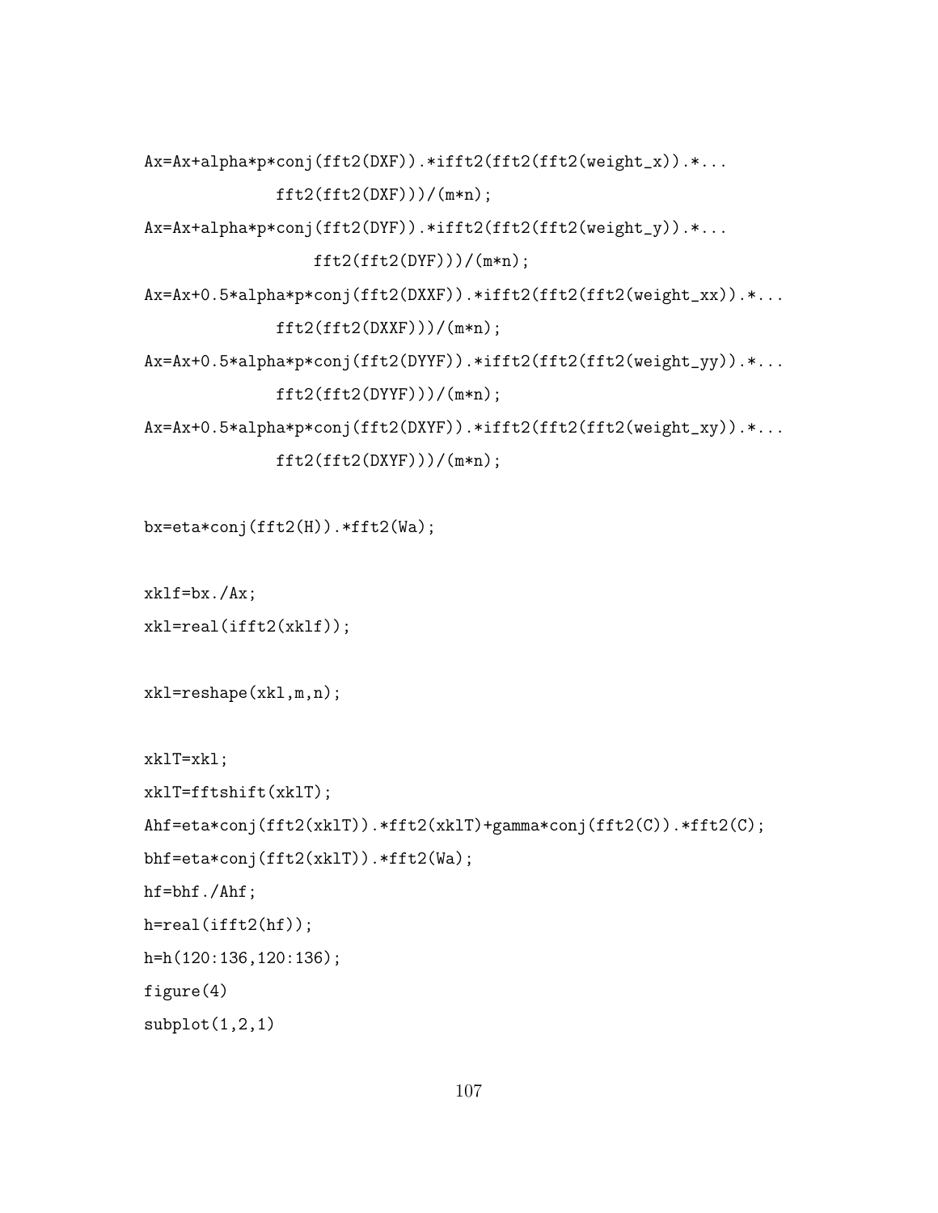```
Ax=Ax+alpha*p*conj(fft2(DXF)).*ifft2(fft2(fft2(weight_x)).*...
            fft2(fft2(DXF)))/(m*n);
Ax=Ax+alpha*p*conj(fft2(DYF)).*ifft2(fft2(fft2(weight_y)).*...
                fft2(fft2(DYF)))/(m*n);
Ax=Ax+0.5*alpha*p*conj(fft2(DXXF)).*ifft2(fft2(fft2(weight_xx)).*...
            fft2(fft2(DXXF)))/(m*n);
Ax=Ax+0.5*alpha*p*conj(fft2(DYYF)).*ifft2(fft2(fft2(weight_yy)).*...
            fft2(fft2(DYYF)))/(m*n);
Ax=Ax+0.5*alpha*p*conj(fft2(DXYF)).*ifft2(fft2(fft2(weight_xy)).*...
            fft2(fft2(DXYF)))/(m*n);

bx=eta*conj(fft2(H)).*fft2(Wa);

xklf=bx./Ax;
xkl=real(ifft2(xklf));

xkl=reshape(xkl,m,n);

xklT=xkl;
xklT=fftshift(xklT);
Ahf=eta*conj(fft2(xklT)).*fft2(xklT)+gamma*conj(fft2(C)).*fft2(C);
bhf=eta*conj(fft2(xklT)).*fft2(Wa);
hf=bhf./Ahf;
h=real(ifft2(hf));
h=h(120:136,120:136);
figure(4)
subplot(1,2,1)
```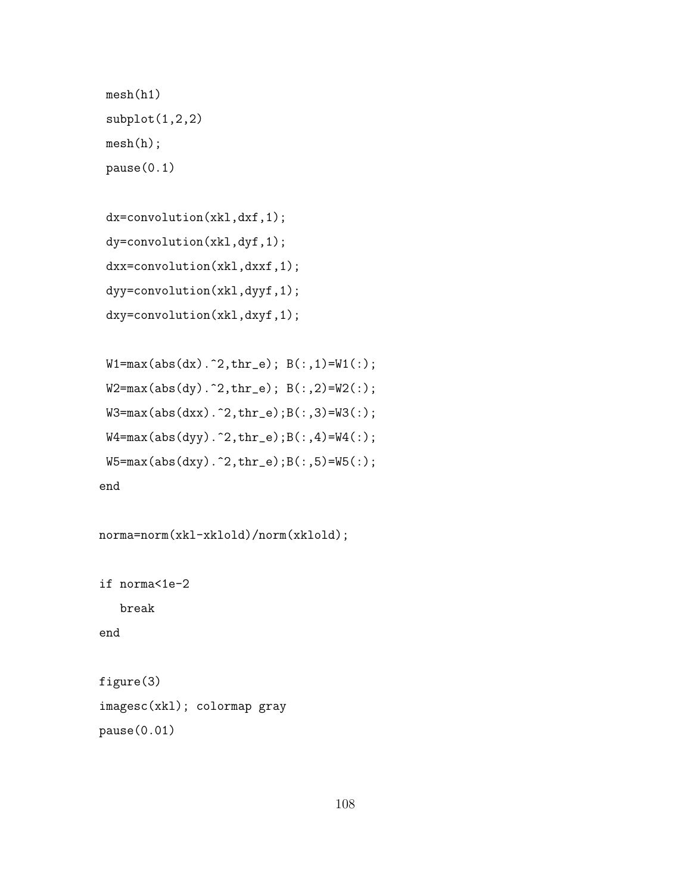```
 mesh(h1)
 subplot(1,2,2)
 mesh(h);
 pause(0.1)

 dx=convolution(xkl,dxf,1);
 dy=convolution(xkl,dyf,1);
 dxx=convolution(xkl,dxxf,1);
 dyy=convolution(xkl,dyyf,1);
 dxy=convolution(xkl,dxyf,1);

 W1=max(abs(dx).^2,thr_e); B(:,1)=W1(:);
 W2=max(abs(dy).^2,thr_e); B(:,2)=W2(:);
 W3=max(abs(dxx).^2,thr_e);B(:,3)=W3(:);
 W4=max(abs(dyy).^2,thr_e);B(:,4)=W4(:);
 W5=max(abs(dxy).^2,thr_e);B(:,5)=W5(:);
end

norma=norm(xkl-xklold)/norm(xklold);

if norma<1e-2
   break
end

figure(3)
imagesc(xkl); colormap gray
pause(0.01)
```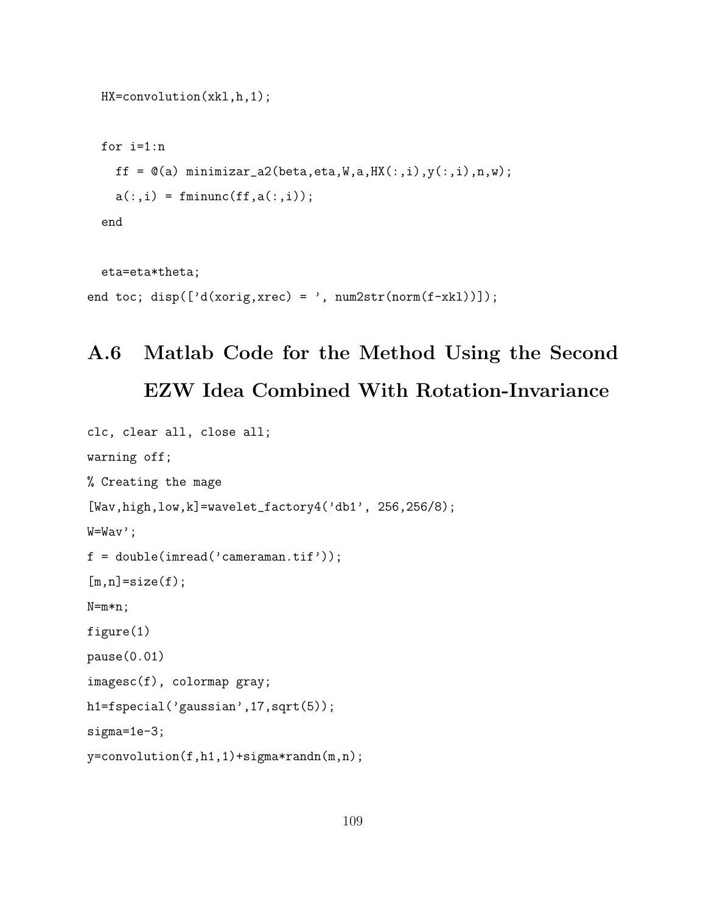```
  HX=convolution(xkl,h,1);

  for i=1:n
    ff = @(a) minimizar_a2(beta,eta,W,a,HX(:,i),y(:,i),n,w);
    a(:,i) = fminunc(ff,a(:,i));
  end

  eta=eta*theta;
end toc; disp(['d(xorig,xrec) = ', num2str(norm(f-xkl))]);
```

## A.6 Matlab Code for the Method Using the Second EZW Idea Combined With Rotation-Invariance

```
clc, clear all, close all;
warning off;
% Creating the mage
[Wav,high,low,k]=wavelet_factory4('db1', 256,256/8);
W=Wav';
f = double(imread('cameraman.tif'));
[m,n]=size(f);
N=m*n;
figure(1)
pause(0.01)
imagesc(f), colormap gray;
h1=fspecial('gaussian',17,sqrt(5));
sigma=1e-3;
y=convolution(f,h1,1)+sigma*randn(m,n);
```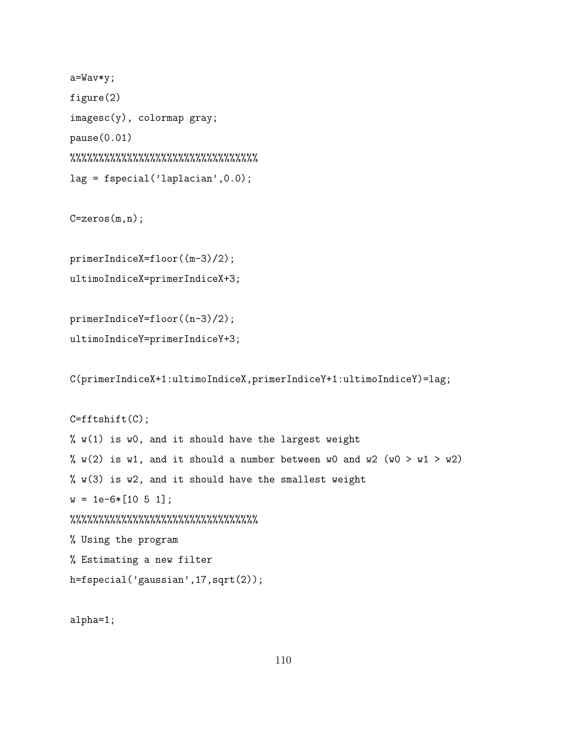```
a=Wav*y;
figure(2)
imagesc(y), colormap gray;
pause(0.01)
%%%%%%%%%%%%%%%%%%%%%%%%%%%%%%%%%
lag = fspecial('laplacian',0.0);

C=zeros(m,n);

primerIndiceX=floor((m-3)/2);
ultimoIndiceX=primerIndiceX+3;

primerIndiceY=floor((n-3)/2);
ultimoIndiceY=primerIndiceY+3;

C(primerIndiceX+1:ultimoIndiceX,primerIndiceY+1:ultimoIndiceY)=lag;

C=fftshift(C);
% w(1) is w0, and it should have the largest weight
% w(2) is w1, and it should a number between w0 and w2 (w0 > w1 > w2)
% w(3) is w2, and it should have the smallest weight
w = 1e-6*[10 5 1];
%%%%%%%%%%%%%%%%%%%%%%%%%%%%%%%%%
% Using the program
% Estimating a new filter
h=fspecial('gaussian',17,sqrt(2));

alpha=1;
```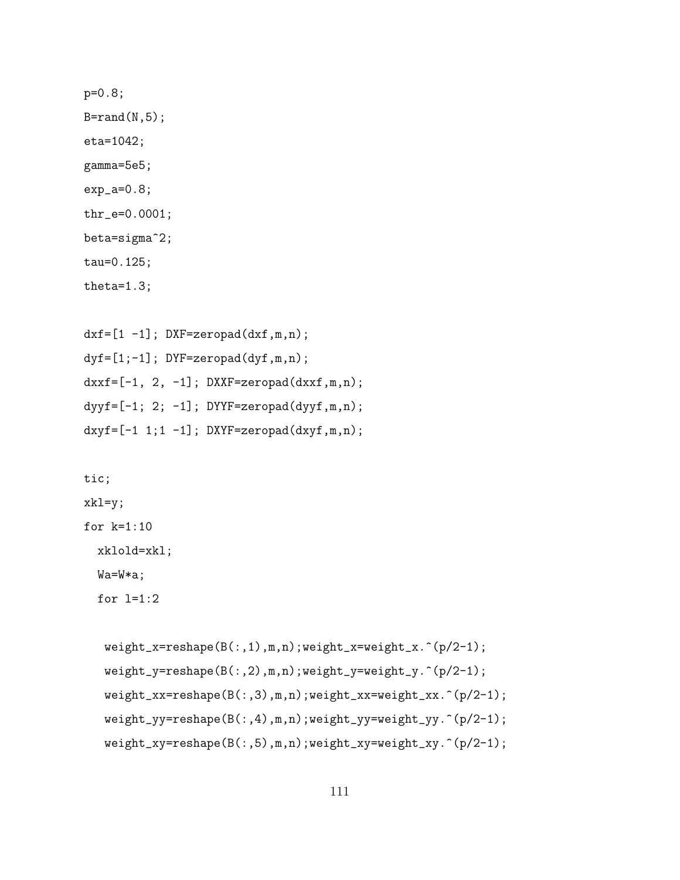```
p=0.8;
B=rand(N,5);
eta=1042;
gamma=5e5;
exp_a=0.8;
thr_e=0.0001;
beta=sigma^2;
tau=0.125;
theta=1.3;

dxf=[1 -1]; DXF=zeropad(dxf,m,n);
dyf=[1;-1]; DYF=zeropad(dyf,m,n);
dxxf=[-1, 2, -1]; DXXF=zeropad(dxxf,m,n);
dyyf=[-1; 2; -1]; DYYF=zeropad(dyyf,m,n);
dxyf=[-1 1;1 -1]; DXYF=zeropad(dxyf,m,n);

tic;
xkl=y;
for k=1:10
  xklold=xkl;
  Wa=W*a;
  for l=1:2

   weight_x=reshape(B(:,1),m,n);weight_x=weight_x.^(p/2-1);
   weight_y=reshape(B(:,2),m,n);weight_y=weight_y.^(p/2-1);
   weight_xx=reshape(B(:,3),m,n);weight_xx=weight_xx.^(p/2-1);
   weight_yy=reshape(B(:,4),m,n);weight_yy=weight_yy.^(p/2-1);
   weight_xy=reshape(B(:,5),m,n);weight_xy=weight_xy.^(p/2-1);
```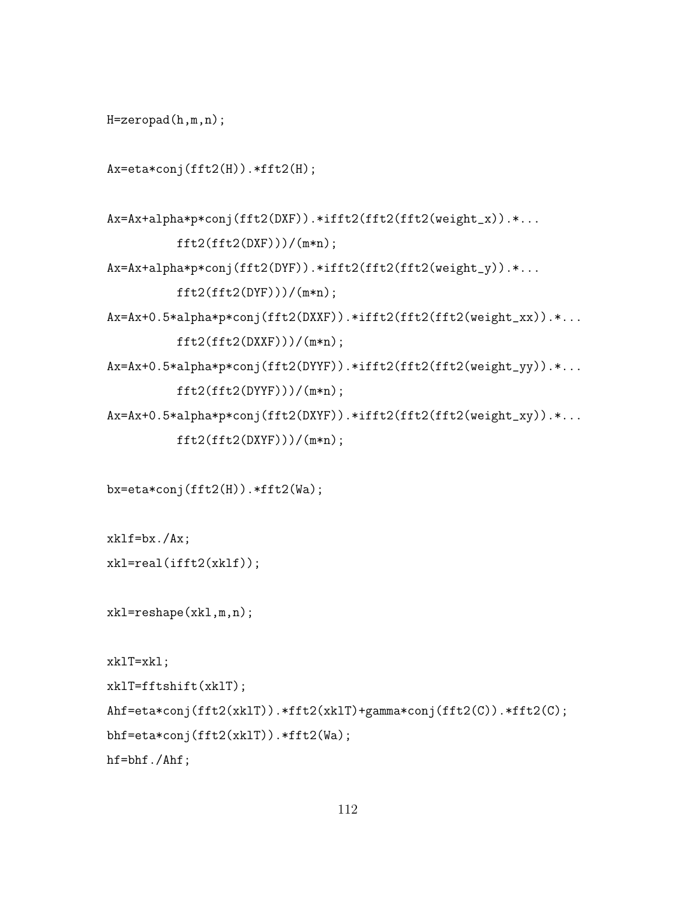```
H=zeropad(h,m,n);

Ax=eta*conj(fft2(H)).*fft2(H);

Ax=Ax+alpha*p*conj(fft2(DXF)).*ifft2(fft2(fft2(weight_x)).*...
          fft2(fft2(DXF)))/(m*n);
Ax=Ax+alpha*p*conj(fft2(DYF)).*ifft2(fft2(fft2(weight_y)).*...
          fft2(fft2(DYF)))/(m*n);
Ax=Ax+0.5*alpha*p*conj(fft2(DXXF)).*ifft2(fft2(fft2(weight_xx)).*...
          fft2(fft2(DXXF)))/(m*n);
Ax=Ax+0.5*alpha*p*conj(fft2(DYYF)).*ifft2(fft2(fft2(weight_yy)).*...
          fft2(fft2(DYYF)))/(m*n);
Ax=Ax+0.5*alpha*p*conj(fft2(DXYF)).*ifft2(fft2(fft2(weight_xy)).*...
          fft2(fft2(DXYF)))/(m*n);

bx=eta*conj(fft2(H)).*fft2(Wa);

xklf=bx./Ax;
xkl=real(ifft2(xklf));

xkl=reshape(xkl,m,n);

xklT=xkl;
xklT=fftshift(xklT);
Ahf=eta*conj(fft2(xklT)).*fft2(xklT)+gamma*conj(fft2(C)).*fft2(C);
bhf=eta*conj(fft2(xklT)).*fft2(Wa);
hf=bhf./Ahf;
```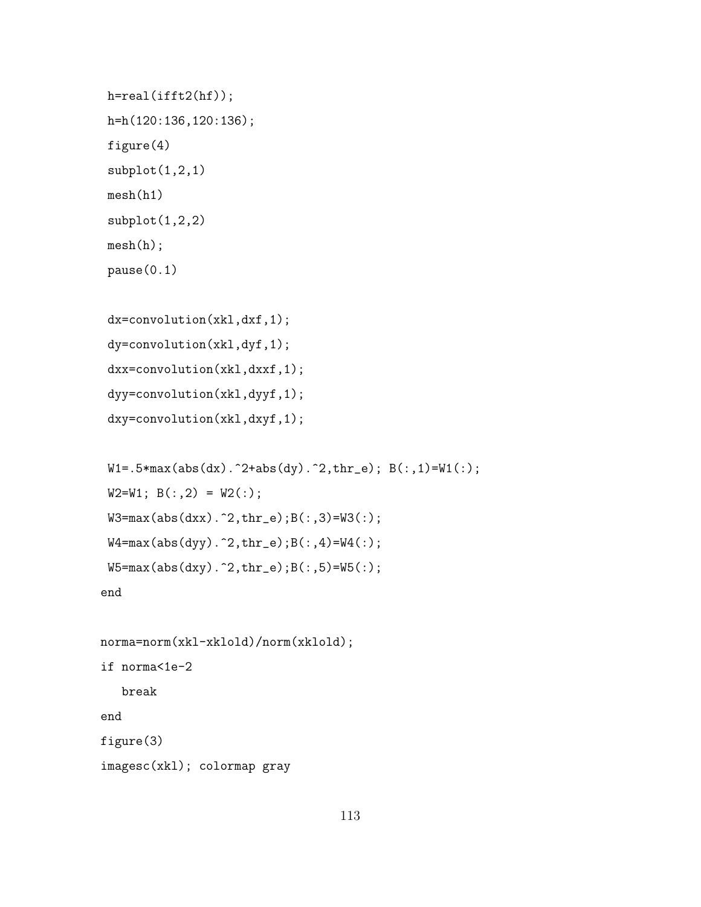```
 h=real(ifft2(hf));
 h=h(120:136,120:136);
 figure(4)
 subplot(1,2,1)
 mesh(h1)
 subplot(1,2,2)
 mesh(h);
 pause(0.1)

 dx=convolution(xkl,dxf,1);
 dy=convolution(xkl,dyf,1);
 dxx=convolution(xkl,dxxf,1);
 dyy=convolution(xkl,dyyf,1);
 dxy=convolution(xkl,dxyf,1);

 W1=.5*max(abs(dx).^2+abs(dy).^2,thr_e); B(:,1)=W1(:);
 W2=W1; B(:,2) = W2(:);
 W3=max(abs(dxx).^2,thr_e);B(:,3)=W3(:);
 W4=max(abs(dyy).^2,thr_e);B(:,4)=W4(:);
 W5=max(abs(dxy).^2,thr_e);B(:,5)=W5(:);
end

norma=norm(xkl-xklold)/norm(xklold);
if norma<1e-2
   break
end
figure(3)
imagesc(xkl); colormap gray
```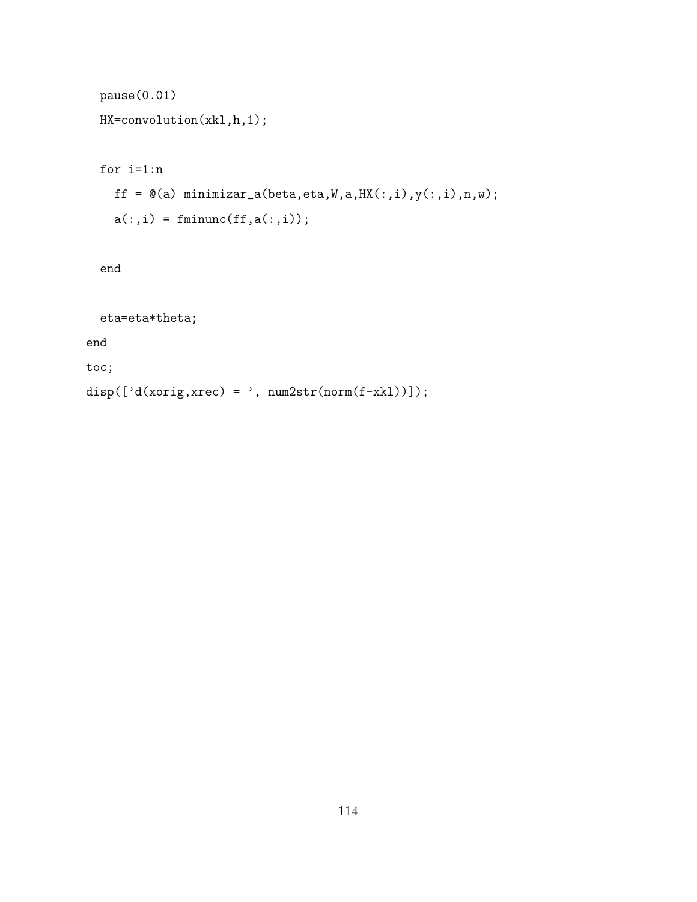```
  pause(0.01)
  HX=convolution(xkl,h,1);

  for i=1:n
    ff = @(a) minimizar_a(beta,eta,W,a,HX(:,i),y(:,i),n,w);
    a(:,i) = fminunc(ff,a(:,i));

  end

  eta=eta*theta;
end
toc;
disp(['d(xorig,xrec) = ', num2str(norm(f-xkl))]);
```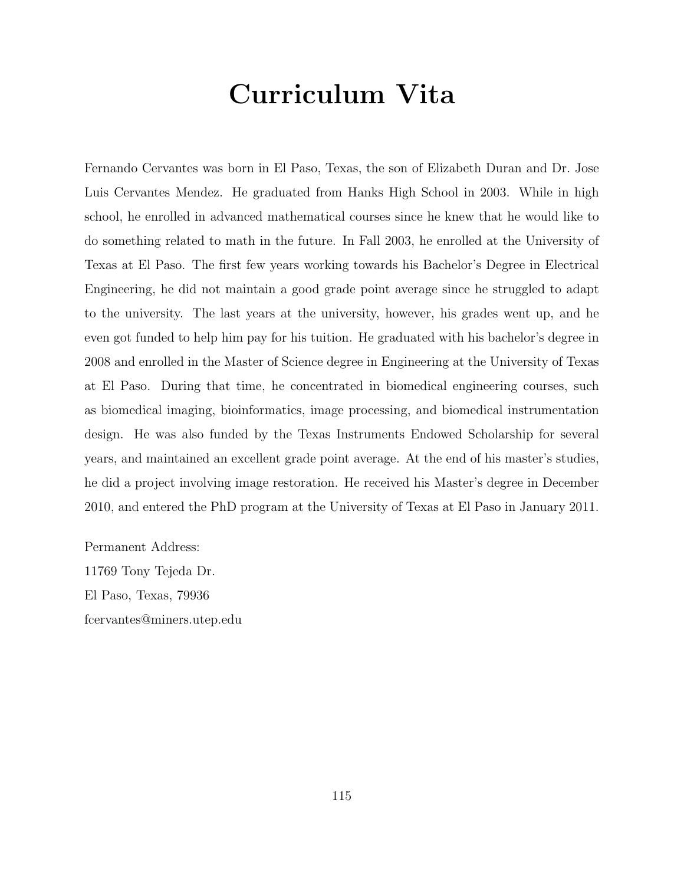# Curriculum Vita

Fernando Cervantes was born in El Paso, Texas, the son of Elizabeth Duran and Dr. Jose Luis Cervantes Mendez. He graduated from Hanks High School in 2003. While in high school, he enrolled in advanced mathematical courses since he knew that he would like to do something related to math in the future. In Fall 2003, he enrolled at the University of Texas at El Paso. The first few years working towards his Bachelor's Degree in Electrical Engineering, he did not maintain a good grade point average since he struggled to adapt to the university. The last years at the university, however, his grades went up, and he even got funded to help him pay for his tuition. He graduated with his bachelor's degree in 2008 and enrolled in the Master of Science degree in Engineering at the University of Texas at El Paso. During that time, he concentrated in biomedical engineering courses, such as biomedical imaging, bioinformatics, image processing, and biomedical instrumentation design. He was also funded by the Texas Instruments Endowed Scholarship for several years, and maintained an excellent grade point average. At the end of his master's studies, he did a project involving image restoration. He received his Master's degree in December 2010, and entered the PhD program at the University of Texas at El Paso in January 2011.

Permanent Address:
11769 Tony Tejeda Dr.
El Paso, Texas, 79936
fcervantes@miners.utep.edu